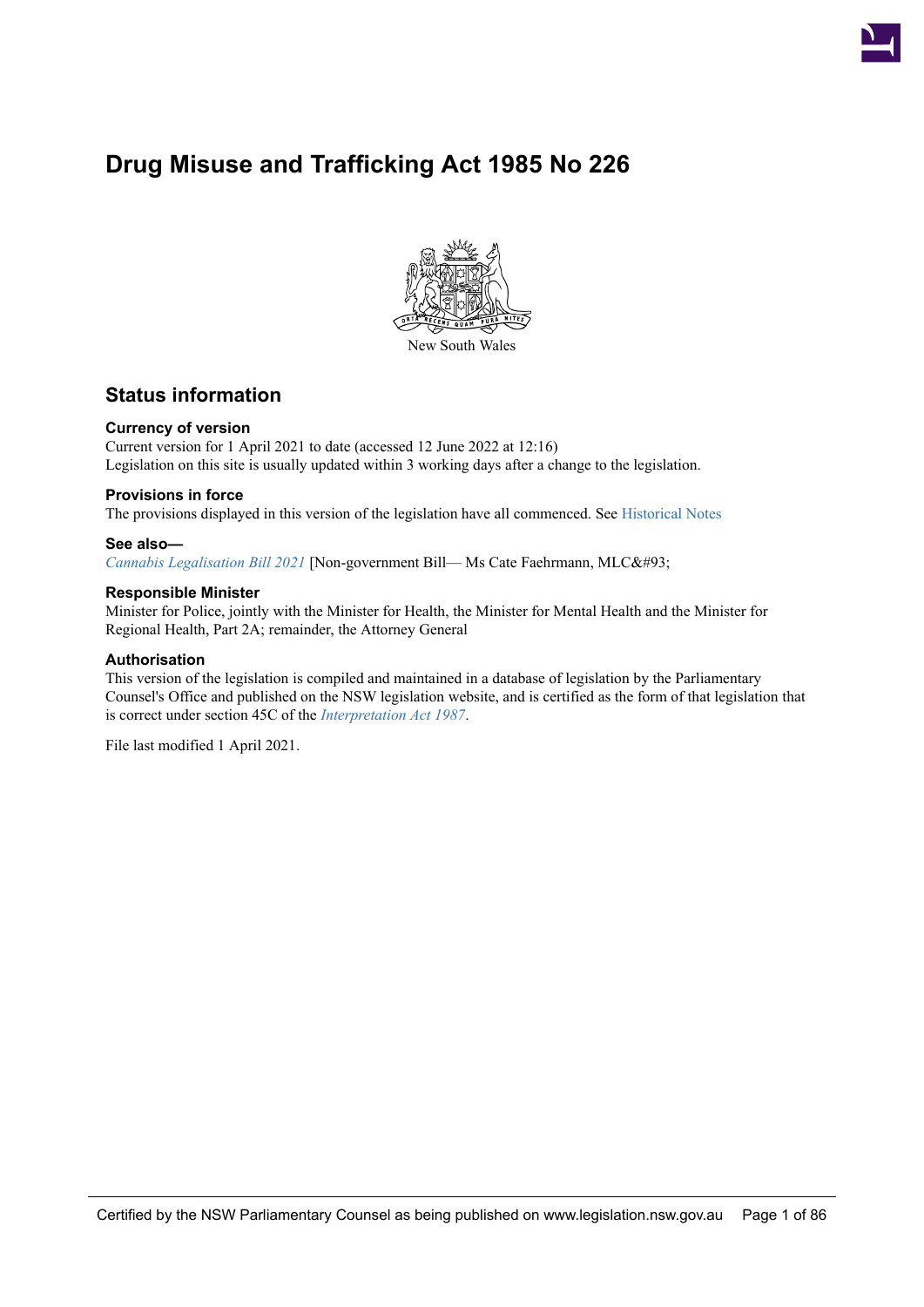# Drug Misuse and Trafficking Act 1985 No 226

New South Wales

## Status information

### Currency of version

Current version for 1 April 2021 to date (accessed 12 June 2022 at 12:16)
Legislation on this site is usually updated within 3 working days after a change to the legislation.

### Provisions in force

The provisions displayed in this version of the legislation have all commenced. See Historical Notes

### See also—

*Cannabis Legalisation Bill 2021* [Non-government Bill— Ms Cate Faehrmann, MLC&#93;

### Responsible Minister

Minister for Police, jointly with the Minister for Health, the Minister for Mental Health and the Minister for Regional Health, Part 2A; remainder, the Attorney General

### Authorisation

This version of the legislation is compiled and maintained in a database of legislation by the Parliamentary Counsel's Office and published on the NSW legislation website, and is certified as the form of that legislation that is correct under section 45C of the *Interpretation Act 1987*.

File last modified 1 April 2021.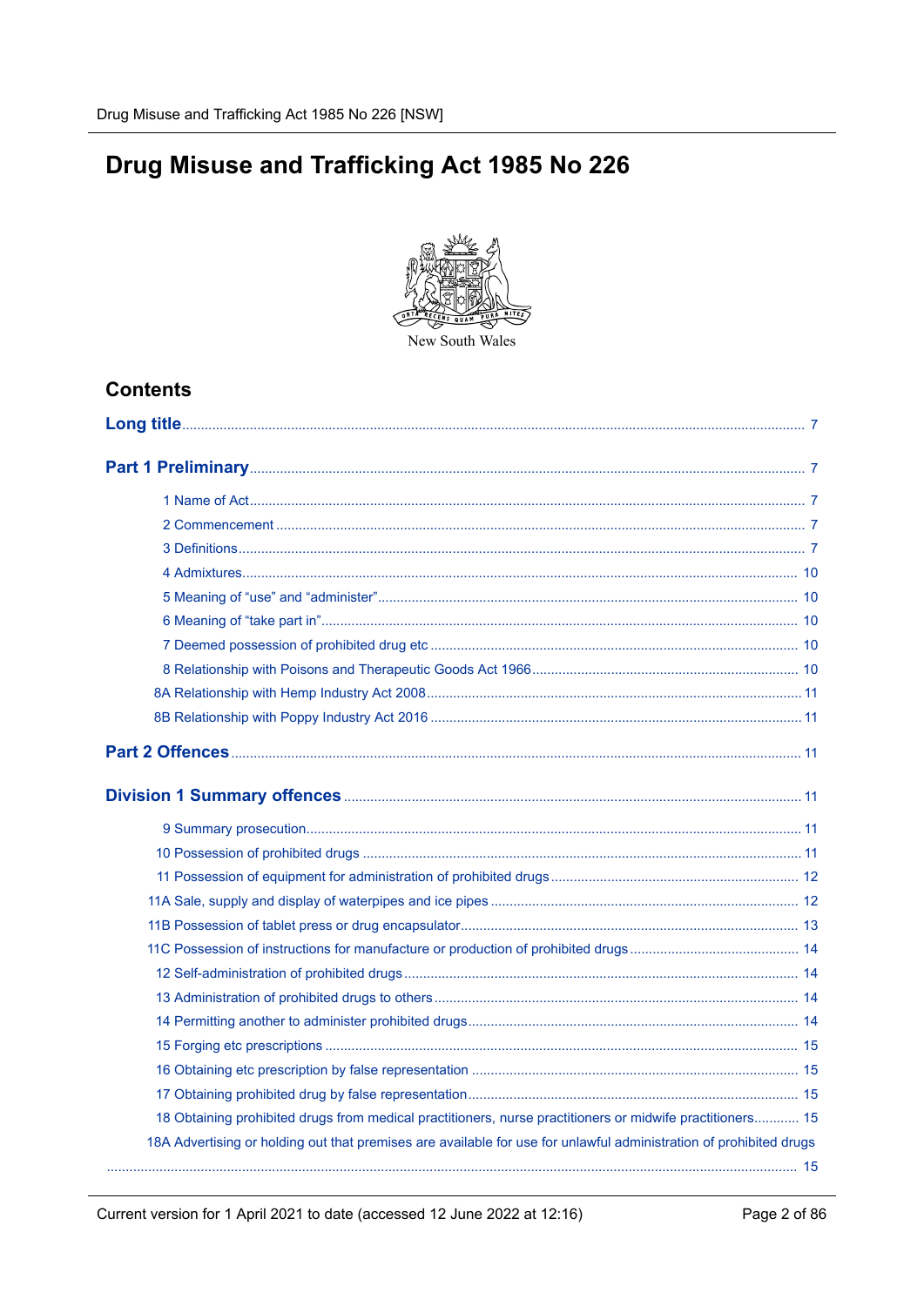# Drug Misuse and Trafficking Act 1985 No 226

New South Wales

## Contents

**Long title** ... 7

**Part 1 Preliminary** ... 7

- 1 Name of Act ... 7
- 2 Commencement ... 7
- 3 Definitions ... 7
- 4 Admixtures ... 10
- 5 Meaning of "use" and "administer" ... 10
- 6 Meaning of "take part in" ... 10
- 7 Deemed possession of prohibited drug etc ... 10
- 8 Relationship with Poisons and Therapeutic Goods Act 1966 ... 10
- 8A Relationship with Hemp Industry Act 2008 ... 11
- 8B Relationship with Poppy Industry Act 2016 ... 11

**Part 2 Offences** ... 11

**Division 1 Summary offences** ... 11

- 9 Summary prosecution ... 11
- 10 Possession of prohibited drugs ... 11
- 11 Possession of equipment for administration of prohibited drugs ... 12
- 11A Sale, supply and display of waterpipes and ice pipes ... 12
- 11B Possession of tablet press or drug encapsulator ... 13
- 11C Possession of instructions for manufacture or production of prohibited drugs ... 14
- 12 Self-administration of prohibited drugs ... 14
- 13 Administration of prohibited drugs to others ... 14
- 14 Permitting another to administer prohibited drugs ... 14
- 15 Forging etc prescriptions ... 15
- 16 Obtaining etc prescription by false representation ... 15
- 17 Obtaining prohibited drug by false representation ... 15
- 18 Obtaining prohibited drugs from medical practitioners, nurse practitioners or midwife practitioners ... 15
- 18A Advertising or holding out that premises are available for use for unlawful administration of prohibited drugs ... 15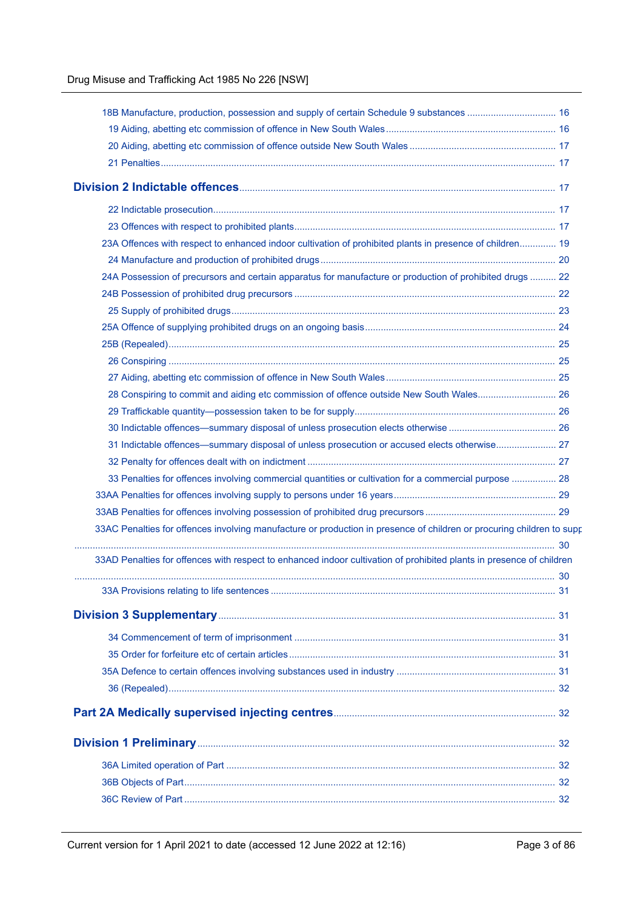18B Manufacture, production, possession and supply of certain Schedule 9 substances .................................. 16

19 Aiding, abetting etc commission of offence in New South Wales ................................................................ 16

20 Aiding, abetting etc commission of offence outside New South Wales ........................................................ 17

21 Penalties ...................................................................................................................................................... 17

**Division 2 Indictable offences** ....................................................................................................................... 17

22 Indictable prosecution .................................................................................................................................. 17

23 Offences with respect to prohibited plants ................................................................................................... 17

23A Offences with respect to enhanced indoor cultivation of prohibited plants in presence of children .............. 19

24 Manufacture and production of prohibited drugs ......................................................................................... 20

24A Possession of precursors and certain apparatus for manufacture or production of prohibited drugs .......... 22

24B Possession of prohibited drug precursors ................................................................................................... 22

25 Supply of prohibited drugs ........................................................................................................................... 23

25A Offence of supplying prohibited drugs on an ongoing basis ........................................................................ 24

25B (Repealed) .................................................................................................................................................. 25

26 Conspiring ................................................................................................................................................... 25

27 Aiding, abetting etc commission of offence in New South Wales ................................................................ 25

28 Conspiring to commit and aiding etc commission of offence outside New South Wales .............................. 26

29 Trafficable quantity—possession taken to be for supply ............................................................................ 26

30 Indictable offences—summary disposal of unless prosecution elects otherwise ......................................... 26

31 Indictable offences—summary disposal of unless prosecution or accused elects otherwise ....................... 27

32 Penalty for offences dealt with on indictment .............................................................................................. 27

33 Penalties for offences involving commercial quantities or cultivation for a commercial purpose ................. 28

33AA Penalties for offences involving supply to persons under 16 years ............................................................. 29

33AB Penalties for offences involving possession of prohibited drug precursors .................................................. 29

33AC Penalties for offences involving manufacture or production in presence of children or procuring children to supp ......................................................................................................................................................... 30

33AD Penalties for offences with respect to enhanced indoor cultivation of prohibited plants in presence of children ......................................................................................................................................................... 30

33A Provisions relating to life sentences ............................................................................................................ 31

**Division 3 Supplementary** ............................................................................................................................. 31

34 Commencement of term of imprisonment ................................................................................................... 31

35 Order for forfeiture etc of certain articles ..................................................................................................... 31

35A Defence to certain offences involving substances used in industry ............................................................. 31

36 (Repealed) .................................................................................................................................................. 32

**Part 2A Medically supervised injecting centres** .......................................................................................... 32

**Division 1 Preliminary** .................................................................................................................................. 32

36A Limited operation of Part ............................................................................................................................ 32

36B Objects of Part ............................................................................................................................................ 32

36C Review of Part ............................................................................................................................................ 32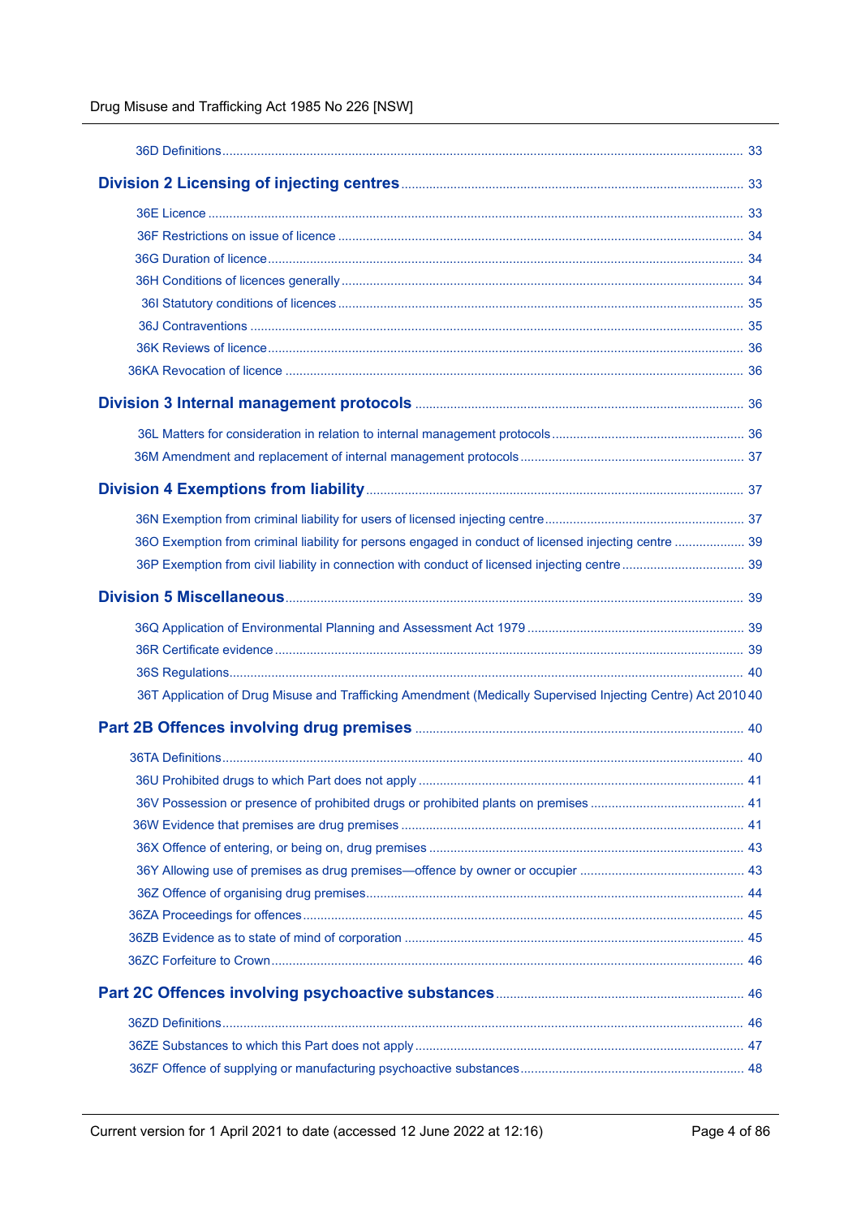36D Definitions 33

## Division 2 Licensing of injecting centres 33

36E Licence 33

36F Restrictions on issue of licence 34

36G Duration of licence 34

36H Conditions of licences generally 34

36I Statutory conditions of licences 35

36J Contraventions 35

36K Reviews of licence 36

36KA Revocation of licence 36

## Division 3 Internal management protocols 36

36L Matters for consideration in relation to internal management protocols 36

36M Amendment and replacement of internal management protocols 37

## Division 4 Exemptions from liability 37

36N Exemption from criminal liability for users of licensed injecting centre 37

36O Exemption from criminal liability for persons engaged in conduct of licensed injecting centre 39

36P Exemption from civil liability in connection with conduct of licensed injecting centre 39

## Division 5 Miscellaneous 39

36Q Application of Environmental Planning and Assessment Act 1979 39

36R Certificate evidence 39

36S Regulations 40

36T Application of Drug Misuse and Trafficking Amendment (Medically Supervised Injecting Centre) Act 2010 40

## Part 2B Offences involving drug premises 40

36TA Definitions 40

36U Prohibited drugs to which Part does not apply 41

36V Possession or presence of prohibited drugs or prohibited plants on premises 41

36W Evidence that premises are drug premises 41

36X Offence of entering, or being on, drug premises 43

36Y Allowing use of premises as drug premises—offence by owner or occupier 43

36Z Offence of organising drug premises 44

36ZA Proceedings for offences 45

36ZB Evidence as to state of mind of corporation 45

36ZC Forfeiture to Crown 46

## Part 2C Offences involving psychoactive substances 46

36ZD Definitions 46

36ZE Substances to which this Part does not apply 47

36ZF Offence of supplying or manufacturing psychoactive substances 48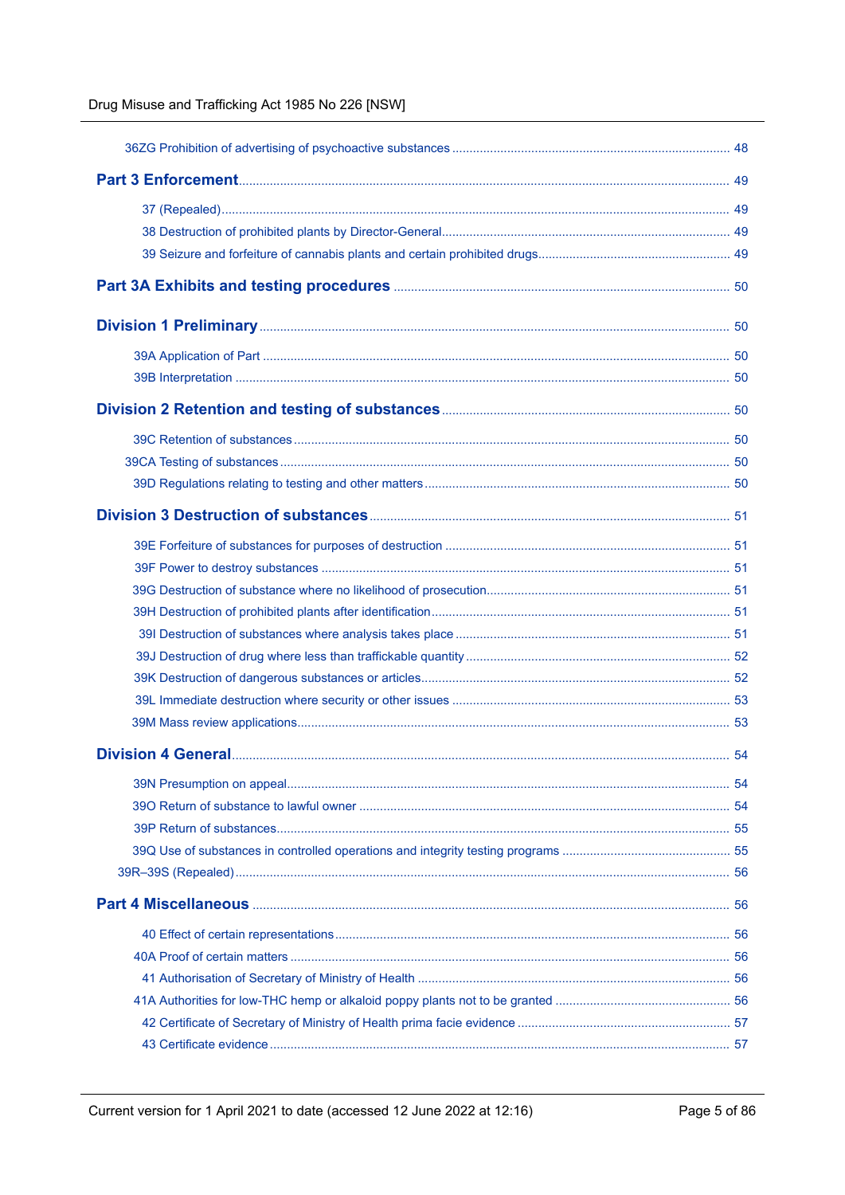36ZG Prohibition of advertising of psychoactive substances ..... 48

## Part 3 Enforcement ..... 49

37 (Repealed) ..... 49

38 Destruction of prohibited plants by Director-General ..... 49

39 Seizure and forfeiture of cannabis plants and certain prohibited drugs ..... 49

## Part 3A Exhibits and testing procedures ..... 50

### Division 1 Preliminary ..... 50

39A Application of Part ..... 50

39B Interpretation ..... 50

### Division 2 Retention and testing of substances ..... 50

39C Retention of substances ..... 50

39CA Testing of substances ..... 50

39D Regulations relating to testing and other matters ..... 50

### Division 3 Destruction of substances ..... 51

39E Forfeiture of substances for purposes of destruction ..... 51

39F Power to destroy substances ..... 51

39G Destruction of substance where no likelihood of prosecution ..... 51

39H Destruction of prohibited plants after identification ..... 51

39I Destruction of substances where analysis takes place ..... 51

39J Destruction of drug where less than traffickable quantity ..... 52

39K Destruction of dangerous substances or articles ..... 52

39L Immediate destruction where security or other issues ..... 53

39M Mass review applications ..... 53

### Division 4 General ..... 54

39N Presumption on appeal ..... 54

39O Return of substance to lawful owner ..... 54

39P Return of substances ..... 55

39Q Use of substances in controlled operations and integrity testing programs ..... 55

39R–39S (Repealed) ..... 56

## Part 4 Miscellaneous ..... 56

40 Effect of certain representations ..... 56

40A Proof of certain matters ..... 56

41 Authorisation of Secretary of Ministry of Health ..... 56

41A Authorities for low-THC hemp or alkaloid poppy plants not to be granted ..... 56

42 Certificate of Secretary of Ministry of Health prima facie evidence ..... 57

43 Certificate evidence ..... 57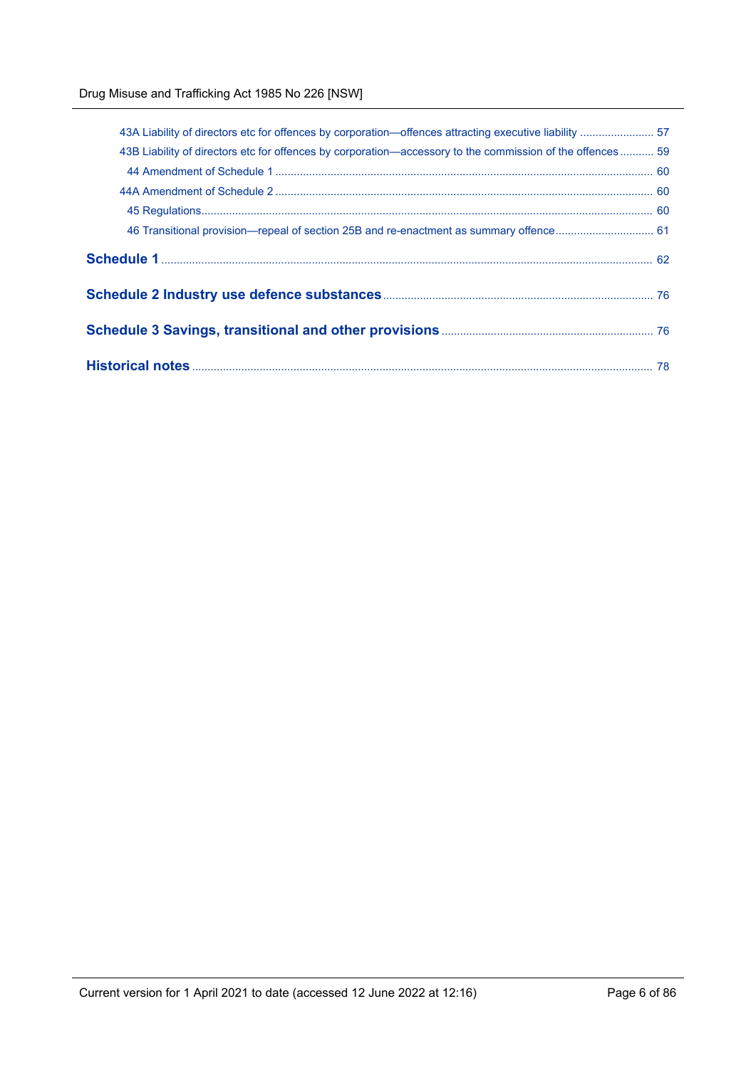43A Liability of directors etc for offences by corporation—offences attracting executive liability ........................ 57

43B Liability of directors etc for offences by corporation—accessory to the commission of the offences ........... 59

44 Amendment of Schedule 1 ........................................................................................................................... 60

44A Amendment of Schedule 2 ......................................................................................................................... 60

45 Regulations................................................................................................................................................... 60

46 Transitional provision—repeal of section 25B and re-enactment as summary offence................................ 61

**Schedule 1** ........................................................................................................................................................ 62

**Schedule 2 Industry use defence substances** ................................................................................................ 76

**Schedule 3 Savings, transitional and other provisions** .................................................................................... 76

**Historical notes** ................................................................................................................................................. 78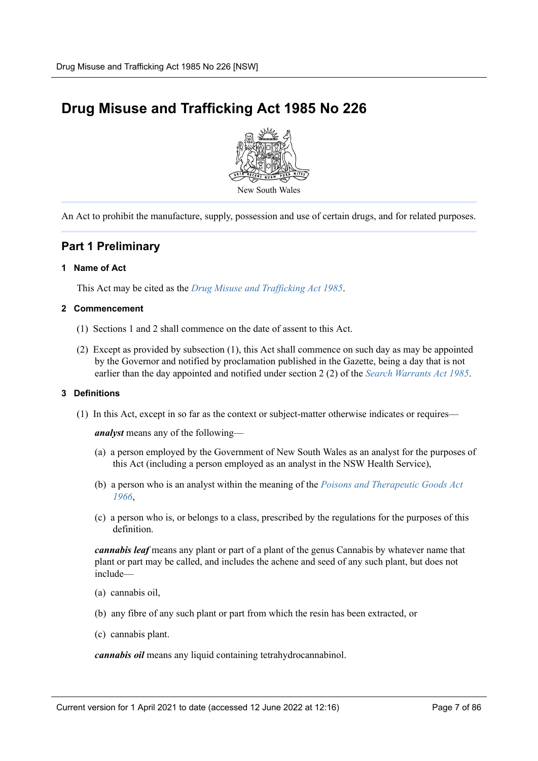# Drug Misuse and Trafficking Act 1985 No 226

New South Wales

An Act to prohibit the manufacture, supply, possession and use of certain drugs, and for related purposes.

## Part 1 Preliminary

### 1 Name of Act

This Act may be cited as the *Drug Misuse and Trafficking Act 1985*.

### 2 Commencement

(1) Sections 1 and 2 shall commence on the date of assent to this Act.

(2) Except as provided by subsection (1), this Act shall commence on such day as may be appointed by the Governor and notified by proclamation published in the Gazette, being a day that is not earlier than the day appointed and notified under section 2 (2) of the *Search Warrants Act 1985*.

### 3 Definitions

(1) In this Act, except in so far as the context or subject-matter otherwise indicates or requires—

***analyst*** means any of the following—

(a) a person employed by the Government of New South Wales as an analyst for the purposes of this Act (including a person employed as an analyst in the NSW Health Service),

(b) a person who is an analyst within the meaning of the *Poisons and Therapeutic Goods Act 1966*,

(c) a person who is, or belongs to a class, prescribed by the regulations for the purposes of this definition.

***cannabis leaf*** means any plant or part of a plant of the genus Cannabis by whatever name that plant or part may be called, and includes the achene and seed of any such plant, but does not include—

(a) cannabis oil,

(b) any fibre of any such plant or part from which the resin has been extracted, or

(c) cannabis plant.

***cannabis oil*** means any liquid containing tetrahydrocannabinol.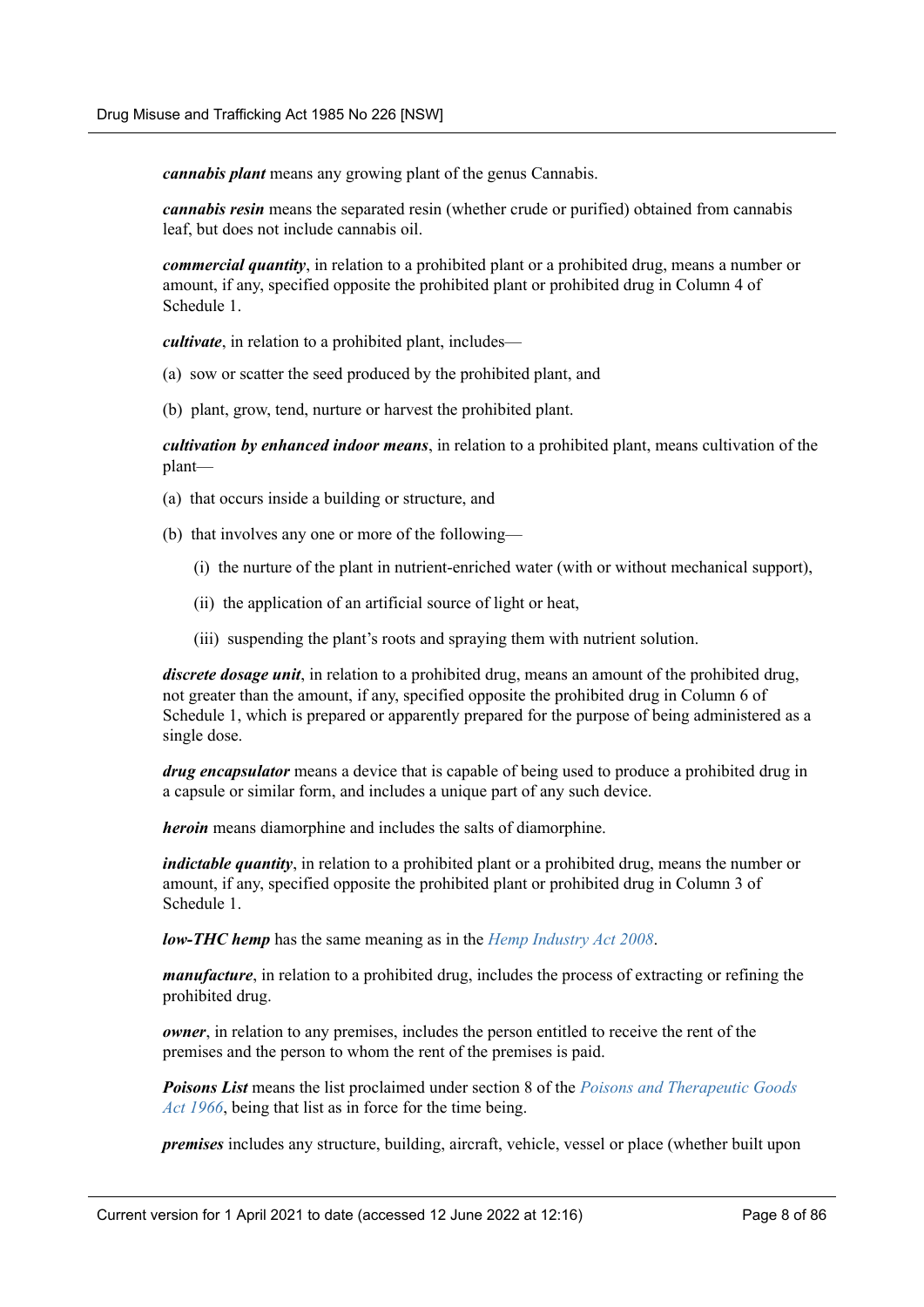***cannabis plant*** means any growing plant of the genus Cannabis.

***cannabis resin*** means the separated resin (whether crude or purified) obtained from cannabis leaf, but does not include cannabis oil.

***commercial quantity***, in relation to a prohibited plant or a prohibited drug, means a number or amount, if any, specified opposite the prohibited plant or prohibited drug in Column 4 of Schedule 1.

***cultivate***, in relation to a prohibited plant, includes—

(a) sow or scatter the seed produced by the prohibited plant, and

(b) plant, grow, tend, nurture or harvest the prohibited plant.

***cultivation by enhanced indoor means***, in relation to a prohibited plant, means cultivation of the plant—

(a) that occurs inside a building or structure, and

(b) that involves any one or more of the following—

(i) the nurture of the plant in nutrient-enriched water (with or without mechanical support),

(ii) the application of an artificial source of light or heat,

(iii) suspending the plant's roots and spraying them with nutrient solution.

***discrete dosage unit***, in relation to a prohibited drug, means an amount of the prohibited drug, not greater than the amount, if any, specified opposite the prohibited drug in Column 6 of Schedule 1, which is prepared or apparently prepared for the purpose of being administered as a single dose.

***drug encapsulator*** means a device that is capable of being used to produce a prohibited drug in a capsule or similar form, and includes a unique part of any such device.

***heroin*** means diamorphine and includes the salts of diamorphine.

***indictable quantity***, in relation to a prohibited plant or a prohibited drug, means the number or amount, if any, specified opposite the prohibited plant or prohibited drug in Column 3 of Schedule 1.

***low-THC hemp*** has the same meaning as in the *Hemp Industry Act 2008*.

***manufacture***, in relation to a prohibited drug, includes the process of extracting or refining the prohibited drug.

***owner***, in relation to any premises, includes the person entitled to receive the rent of the premises and the person to whom the rent of the premises is paid.

***Poisons List*** means the list proclaimed under section 8 of the *Poisons and Therapeutic Goods Act 1966*, being that list as in force for the time being.

***premises*** includes any structure, building, aircraft, vehicle, vessel or place (whether built upon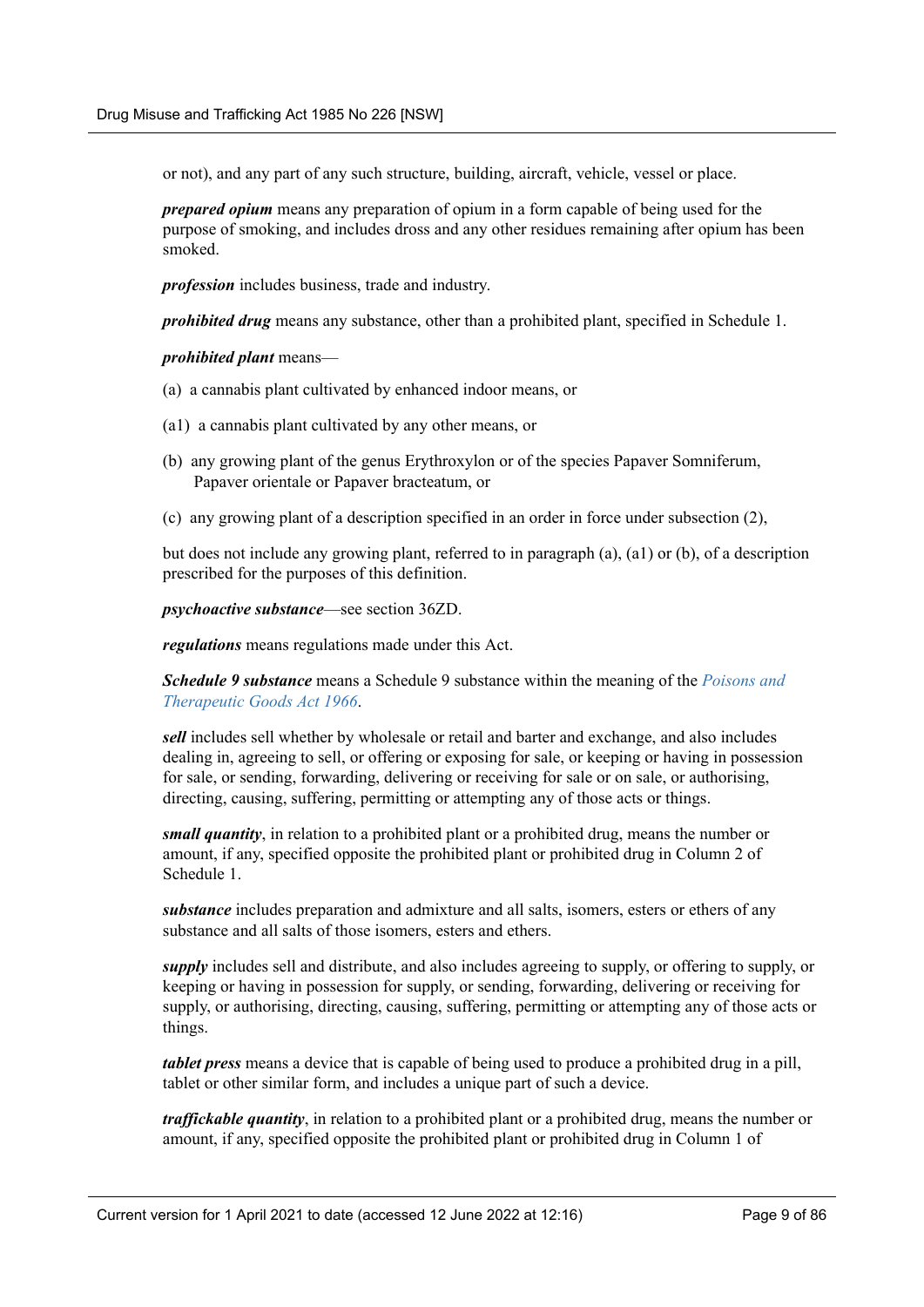or not), and any part of any such structure, building, aircraft, vehicle, vessel or place.

***prepared opium*** means any preparation of opium in a form capable of being used for the purpose of smoking, and includes dross and any other residues remaining after opium has been smoked.

***profession*** includes business, trade and industry.

***prohibited drug*** means any substance, other than a prohibited plant, specified in Schedule 1.

***prohibited plant*** means—

(a) a cannabis plant cultivated by enhanced indoor means, or

(a1) a cannabis plant cultivated by any other means, or

(b) any growing plant of the genus Erythroxylon or of the species Papaver Somniferum, Papaver orientale or Papaver bracteatum, or

(c) any growing plant of a description specified in an order in force under subsection (2),

but does not include any growing plant, referred to in paragraph (a), (a1) or (b), of a description prescribed for the purposes of this definition.

***psychoactive substance***—see section 36ZD.

***regulations*** means regulations made under this Act.

***Schedule 9 substance*** means a Schedule 9 substance within the meaning of the *Poisons and Therapeutic Goods Act 1966*.

***sell*** includes sell whether by wholesale or retail and barter and exchange, and also includes dealing in, agreeing to sell, or offering or exposing for sale, or keeping or having in possession for sale, or sending, forwarding, delivering or receiving for sale or on sale, or authorising, directing, causing, suffering, permitting or attempting any of those acts or things.

***small quantity***, in relation to a prohibited plant or a prohibited drug, means the number or amount, if any, specified opposite the prohibited plant or prohibited drug in Column 2 of Schedule 1.

***substance*** includes preparation and admixture and all salts, isomers, esters or ethers of any substance and all salts of those isomers, esters and ethers.

***supply*** includes sell and distribute, and also includes agreeing to supply, or offering to supply, or keeping or having in possession for supply, or sending, forwarding, delivering or receiving for supply, or authorising, directing, causing, suffering, permitting or attempting any of those acts or things.

***tablet press*** means a device that is capable of being used to produce a prohibited drug in a pill, tablet or other similar form, and includes a unique part of such a device.

***traffickable quantity***, in relation to a prohibited plant or a prohibited drug, means the number or amount, if any, specified opposite the prohibited plant or prohibited drug in Column 1 of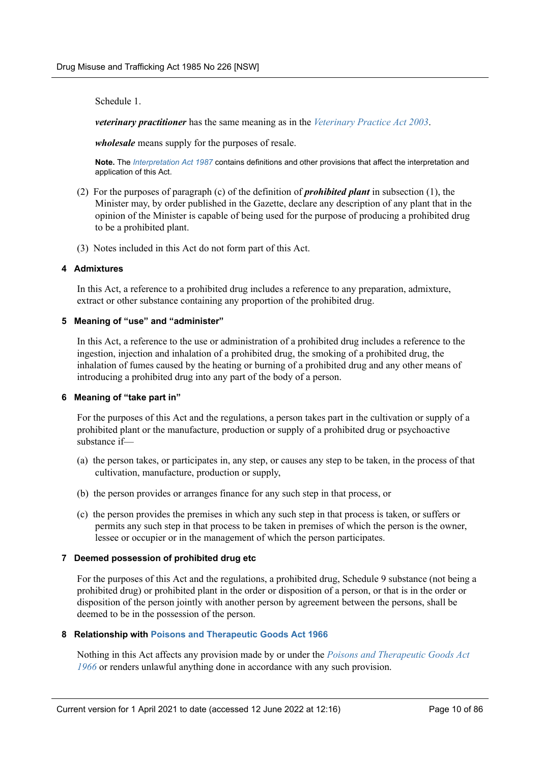Schedule 1.

***veterinary practitioner*** has the same meaning as in the *Veterinary Practice Act 2003*.

***wholesale*** means supply for the purposes of resale.

**Note.** The *Interpretation Act 1987* contains definitions and other provisions that affect the interpretation and application of this Act.

(2) For the purposes of paragraph (c) of the definition of ***prohibited plant*** in subsection (1), the Minister may, by order published in the Gazette, declare any description of any plant that in the opinion of the Minister is capable of being used for the purpose of producing a prohibited drug to be a prohibited plant.

(3) Notes included in this Act do not form part of this Act.

#### 4 Admixtures

In this Act, a reference to a prohibited drug includes a reference to any preparation, admixture, extract or other substance containing any proportion of the prohibited drug.

#### 5 Meaning of "use" and "administer"

In this Act, a reference to the use or administration of a prohibited drug includes a reference to the ingestion, injection and inhalation of a prohibited drug, the smoking of a prohibited drug, the inhalation of fumes caused by the heating or burning of a prohibited drug and any other means of introducing a prohibited drug into any part of the body of a person.

#### 6 Meaning of "take part in"

For the purposes of this Act and the regulations, a person takes part in the cultivation or supply of a prohibited plant or the manufacture, production or supply of a prohibited drug or psychoactive substance if—

(a) the person takes, or participates in, any step, or causes any step to be taken, in the process of that cultivation, manufacture, production or supply,

(b) the person provides or arranges finance for any such step in that process, or

(c) the person provides the premises in which any such step in that process is taken, or suffers or permits any such step in that process to be taken in premises of which the person is the owner, lessee or occupier or in the management of which the person participates.

#### 7 Deemed possession of prohibited drug etc

For the purposes of this Act and the regulations, a prohibited drug, Schedule 9 substance (not being a prohibited drug) or prohibited plant in the order or disposition of a person, or that is in the order or disposition of the person jointly with another person by agreement between the persons, shall be deemed to be in the possession of the person.

#### 8 Relationship with Poisons and Therapeutic Goods Act 1966

Nothing in this Act affects any provision made by or under the *Poisons and Therapeutic Goods Act 1966* or renders unlawful anything done in accordance with any such provision.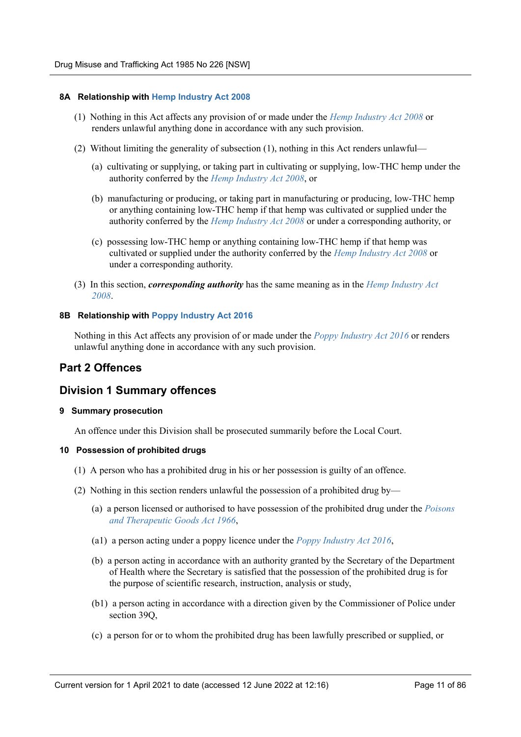#### 8A Relationship with Hemp Industry Act 2008

(1) Nothing in this Act affects any provision of or made under the *Hemp Industry Act 2008* or renders unlawful anything done in accordance with any such provision.

(2) Without limiting the generality of subsection (1), nothing in this Act renders unlawful—

(a) cultivating or supplying, or taking part in cultivating or supplying, low-THC hemp under the authority conferred by the *Hemp Industry Act 2008*, or

(b) manufacturing or producing, or taking part in manufacturing or producing, low-THC hemp or anything containing low-THC hemp if that hemp was cultivated or supplied under the authority conferred by the *Hemp Industry Act 2008* or under a corresponding authority, or

(c) possessing low-THC hemp or anything containing low-THC hemp if that hemp was cultivated or supplied under the authority conferred by the *Hemp Industry Act 2008* or under a corresponding authority.

(3) In this section, ***corresponding authority*** has the same meaning as in the *Hemp Industry Act 2008*.

#### 8B Relationship with Poppy Industry Act 2016

Nothing in this Act affects any provision of or made under the *Poppy Industry Act 2016* or renders unlawful anything done in accordance with any such provision.

## Part 2 Offences

### Division 1 Summary offences

#### 9 Summary prosecution

An offence under this Division shall be prosecuted summarily before the Local Court.

#### 10 Possession of prohibited drugs

(1) A person who has a prohibited drug in his or her possession is guilty of an offence.

(2) Nothing in this section renders unlawful the possession of a prohibited drug by—

(a) a person licensed or authorised to have possession of the prohibited drug under the *Poisons and Therapeutic Goods Act 1966*,

(a1) a person acting under a poppy licence under the *Poppy Industry Act 2016*,

(b) a person acting in accordance with an authority granted by the Secretary of the Department of Health where the Secretary is satisfied that the possession of the prohibited drug is for the purpose of scientific research, instruction, analysis or study,

(b1) a person acting in accordance with a direction given by the Commissioner of Police under section 39Q,

(c) a person for or to whom the prohibited drug has been lawfully prescribed or supplied, or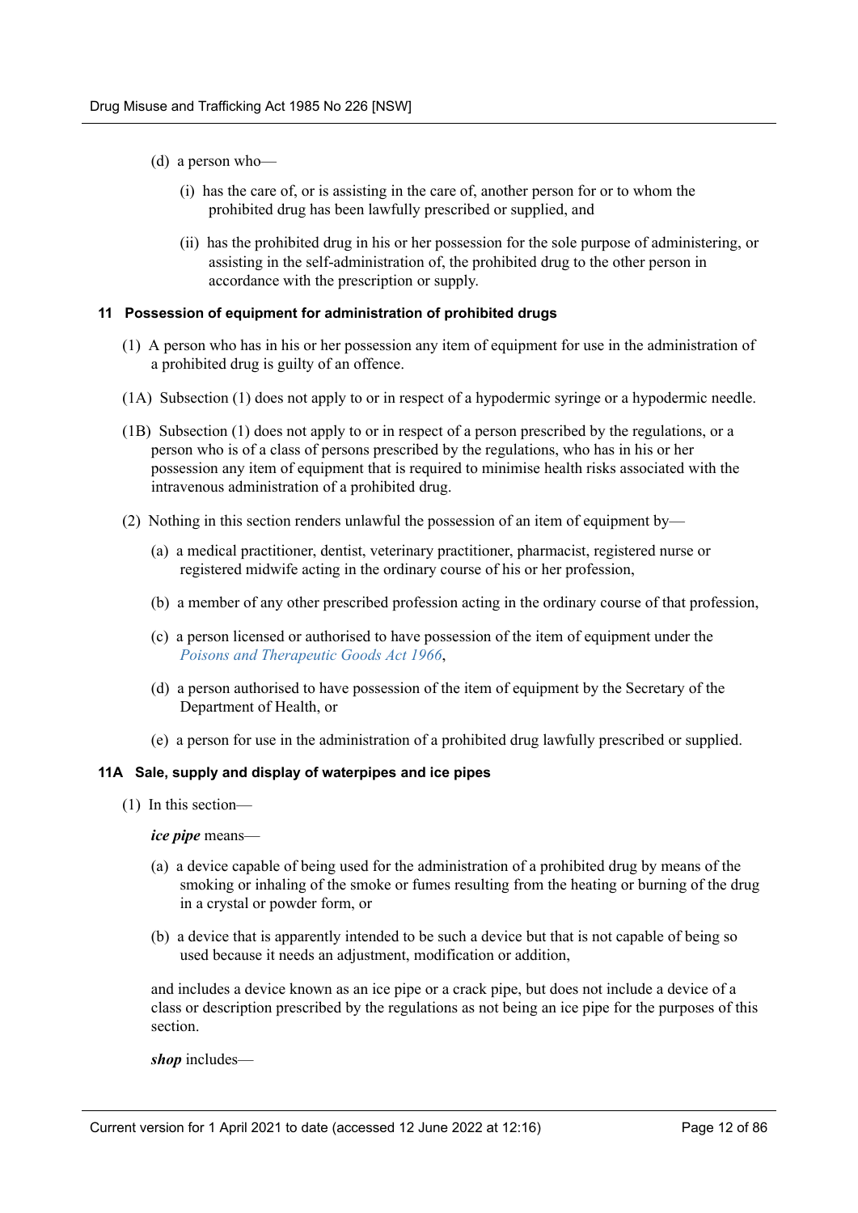(d) a person who—

(i) has the care of, or is assisting in the care of, another person for or to whom the prohibited drug has been lawfully prescribed or supplied, and

(ii) has the prohibited drug in his or her possession for the sole purpose of administering, or assisting in the self-administration of, the prohibited drug to the other person in accordance with the prescription or supply.

### 11 Possession of equipment for administration of prohibited drugs

(1) A person who has in his or her possession any item of equipment for use in the administration of a prohibited drug is guilty of an offence.

(1A) Subsection (1) does not apply to or in respect of a hypodermic syringe or a hypodermic needle.

(1B) Subsection (1) does not apply to or in respect of a person prescribed by the regulations, or a person who is of a class of persons prescribed by the regulations, who has in his or her possession any item of equipment that is required to minimise health risks associated with the intravenous administration of a prohibited drug.

(2) Nothing in this section renders unlawful the possession of an item of equipment by—

(a) a medical practitioner, dentist, veterinary practitioner, pharmacist, registered nurse or registered midwife acting in the ordinary course of his or her profession,

(b) a member of any other prescribed profession acting in the ordinary course of that profession,

(c) a person licensed or authorised to have possession of the item of equipment under the *Poisons and Therapeutic Goods Act 1966*,

(d) a person authorised to have possession of the item of equipment by the Secretary of the Department of Health, or

(e) a person for use in the administration of a prohibited drug lawfully prescribed or supplied.

### 11A Sale, supply and display of waterpipes and ice pipes

(1) In this section—

***ice pipe*** means—

(a) a device capable of being used for the administration of a prohibited drug by means of the smoking or inhaling of the smoke or fumes resulting from the heating or burning of the drug in a crystal or powder form, or

(b) a device that is apparently intended to be such a device but that is not capable of being so used because it needs an adjustment, modification or addition,

and includes a device known as an ice pipe or a crack pipe, but does not include a device of a class or description prescribed by the regulations as not being an ice pipe for the purposes of this section.

***shop*** includes—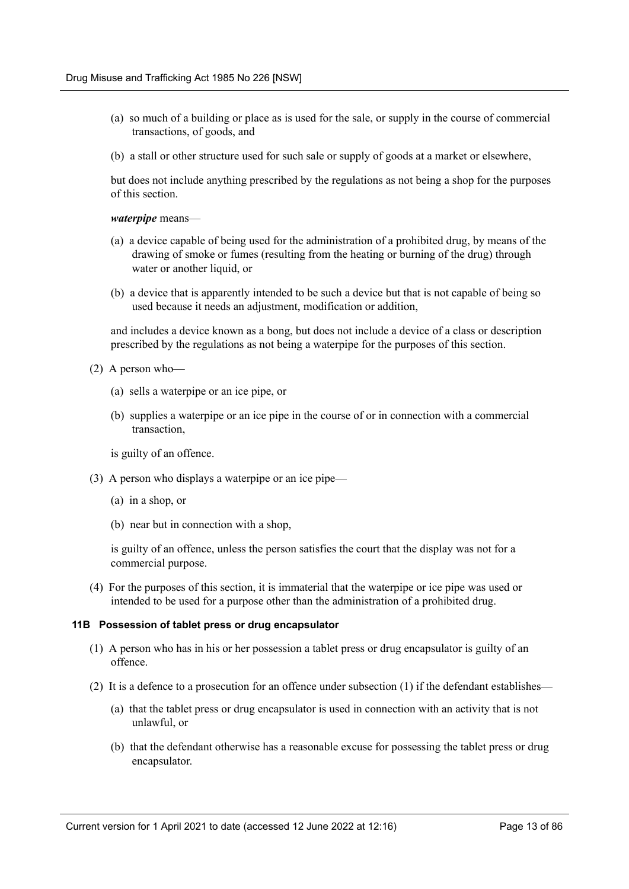(a) so much of a building or place as is used for the sale, or supply in the course of commercial transactions, of goods, and

(b) a stall or other structure used for such sale or supply of goods at a market or elsewhere,

but does not include anything prescribed by the regulations as not being a shop for the purposes of this section.

***waterpipe*** means—

(a) a device capable of being used for the administration of a prohibited drug, by means of the drawing of smoke or fumes (resulting from the heating or burning of the drug) through water or another liquid, or

(b) a device that is apparently intended to be such a device but that is not capable of being so used because it needs an adjustment, modification or addition,

and includes a device known as a bong, but does not include a device of a class or description prescribed by the regulations as not being a waterpipe for the purposes of this section.

(2) A person who—

(a) sells a waterpipe or an ice pipe, or

(b) supplies a waterpipe or an ice pipe in the course of or in connection with a commercial transaction,

is guilty of an offence.

(3) A person who displays a waterpipe or an ice pipe—

(a) in a shop, or

(b) near but in connection with a shop,

is guilty of an offence, unless the person satisfies the court that the display was not for a commercial purpose.

(4) For the purposes of this section, it is immaterial that the waterpipe or ice pipe was used or intended to be used for a purpose other than the administration of a prohibited drug.

#### 11B Possession of tablet press or drug encapsulator

(1) A person who has in his or her possession a tablet press or drug encapsulator is guilty of an offence.

(2) It is a defence to a prosecution for an offence under subsection (1) if the defendant establishes—

(a) that the tablet press or drug encapsulator is used in connection with an activity that is not unlawful, or

(b) that the defendant otherwise has a reasonable excuse for possessing the tablet press or drug encapsulator.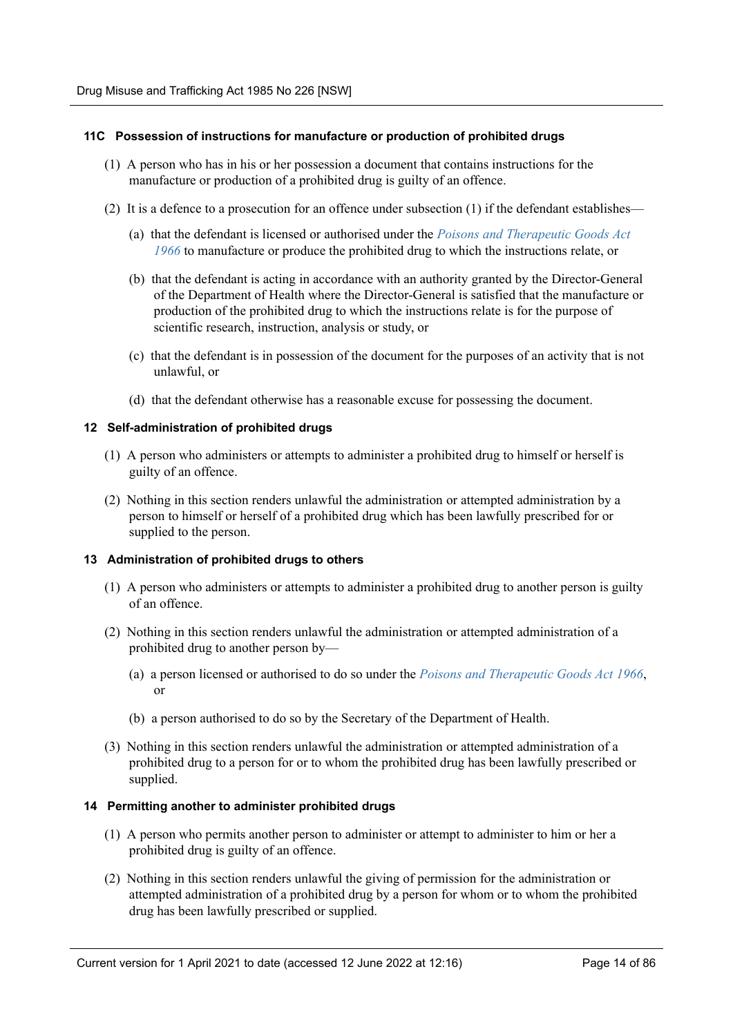#### 11C Possession of instructions for manufacture or production of prohibited drugs

(1) A person who has in his or her possession a document that contains instructions for the manufacture or production of a prohibited drug is guilty of an offence.

(2) It is a defence to a prosecution for an offence under subsection (1) if the defendant establishes—

(a) that the defendant is licensed or authorised under the *Poisons and Therapeutic Goods Act 1966* to manufacture or produce the prohibited drug to which the instructions relate, or

(b) that the defendant is acting in accordance with an authority granted by the Director-General of the Department of Health where the Director-General is satisfied that the manufacture or production of the prohibited drug to which the instructions relate is for the purpose of scientific research, instruction, analysis or study, or

(c) that the defendant is in possession of the document for the purposes of an activity that is not unlawful, or

(d) that the defendant otherwise has a reasonable excuse for possessing the document.

#### 12 Self-administration of prohibited drugs

(1) A person who administers or attempts to administer a prohibited drug to himself or herself is guilty of an offence.

(2) Nothing in this section renders unlawful the administration or attempted administration by a person to himself or herself of a prohibited drug which has been lawfully prescribed for or supplied to the person.

#### 13 Administration of prohibited drugs to others

(1) A person who administers or attempts to administer a prohibited drug to another person is guilty of an offence.

(2) Nothing in this section renders unlawful the administration or attempted administration of a prohibited drug to another person by—

(a) a person licensed or authorised to do so under the *Poisons and Therapeutic Goods Act 1966*, or

(b) a person authorised to do so by the Secretary of the Department of Health.

(3) Nothing in this section renders unlawful the administration or attempted administration of a prohibited drug to a person for or to whom the prohibited drug has been lawfully prescribed or supplied.

#### 14 Permitting another to administer prohibited drugs

(1) A person who permits another person to administer or attempt to administer to him or her a prohibited drug is guilty of an offence.

(2) Nothing in this section renders unlawful the giving of permission for the administration or attempted administration of a prohibited drug by a person for whom or to whom the prohibited drug has been lawfully prescribed or supplied.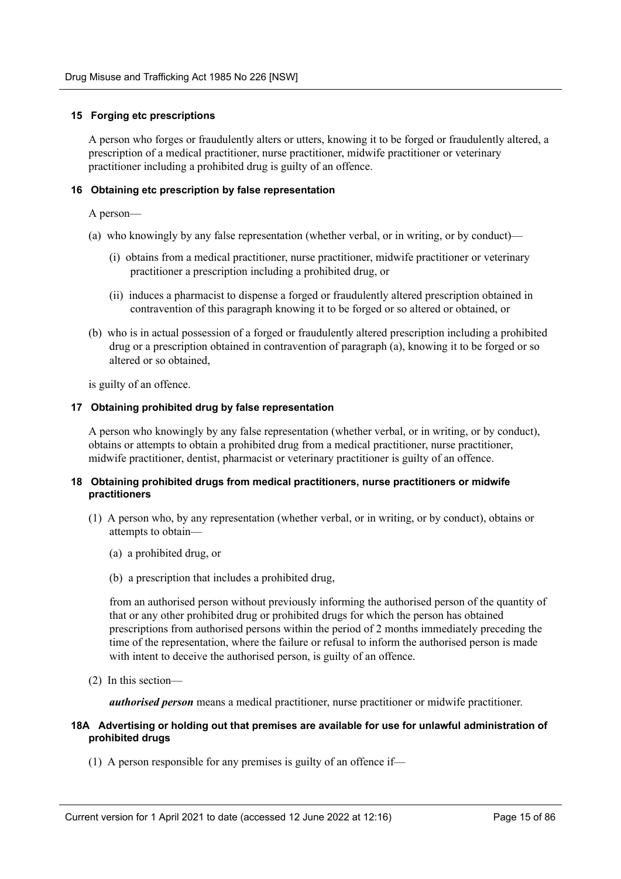### 15 Forging etc prescriptions

A person who forges or fraudulently alters or utters, knowing it to be forged or fraudulently altered, a prescription of a medical practitioner, nurse practitioner, midwife practitioner or veterinary practitioner including a prohibited drug is guilty of an offence.

### 16 Obtaining etc prescription by false representation

A person—

(a) who knowingly by any false representation (whether verbal, or in writing, or by conduct)—

(i) obtains from a medical practitioner, nurse practitioner, midwife practitioner or veterinary practitioner a prescription including a prohibited drug, or

(ii) induces a pharmacist to dispense a forged or fraudulently altered prescription obtained in contravention of this paragraph knowing it to be forged or so altered or obtained, or

(b) who is in actual possession of a forged or fraudulently altered prescription including a prohibited drug or a prescription obtained in contravention of paragraph (a), knowing it to be forged or so altered or so obtained,

is guilty of an offence.

### 17 Obtaining prohibited drug by false representation

A person who knowingly by any false representation (whether verbal, or in writing, or by conduct), obtains or attempts to obtain a prohibited drug from a medical practitioner, nurse practitioner, midwife practitioner, dentist, pharmacist or veterinary practitioner is guilty of an offence.

### 18 Obtaining prohibited drugs from medical practitioners, nurse practitioners or midwife practitioners

(1) A person who, by any representation (whether verbal, or in writing, or by conduct), obtains or attempts to obtain—

(a) a prohibited drug, or

(b) a prescription that includes a prohibited drug,

from an authorised person without previously informing the authorised person of the quantity of that or any other prohibited drug or prohibited drugs for which the person has obtained prescriptions from authorised persons within the period of 2 months immediately preceding the time of the representation, where the failure or refusal to inform the authorised person is made with intent to deceive the authorised person, is guilty of an offence.

(2) In this section—

***authorised person*** means a medical practitioner, nurse practitioner or midwife practitioner.

### 18A Advertising or holding out that premises are available for use for unlawful administration of prohibited drugs

(1) A person responsible for any premises is guilty of an offence if—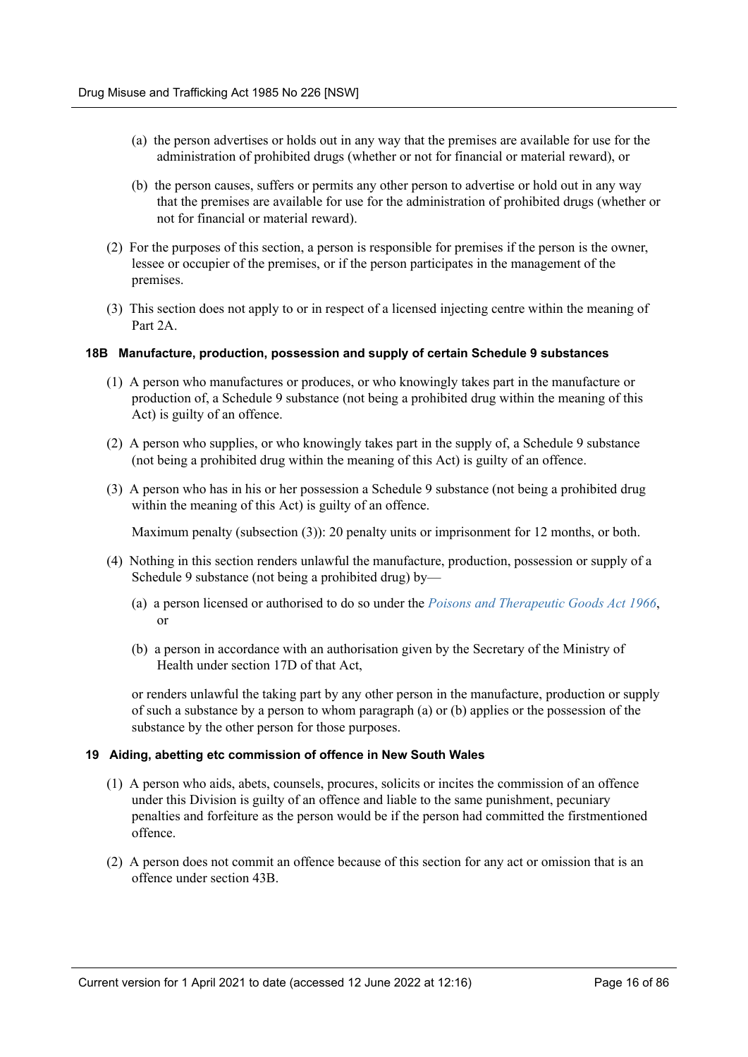(a) the person advertises or holds out in any way that the premises are available for use for the administration of prohibited drugs (whether or not for financial or material reward), or

(b) the person causes, suffers or permits any other person to advertise or hold out in any way that the premises are available for use for the administration of prohibited drugs (whether or not for financial or material reward).

(2) For the purposes of this section, a person is responsible for premises if the person is the owner, lessee or occupier of the premises, or if the person participates in the management of the premises.

(3) This section does not apply to or in respect of a licensed injecting centre within the meaning of Part 2A.

#### 18B Manufacture, production, possession and supply of certain Schedule 9 substances

(1) A person who manufactures or produces, or who knowingly takes part in the manufacture or production of, a Schedule 9 substance (not being a prohibited drug within the meaning of this Act) is guilty of an offence.

(2) A person who supplies, or who knowingly takes part in the supply of, a Schedule 9 substance (not being a prohibited drug within the meaning of this Act) is guilty of an offence.

(3) A person who has in his or her possession a Schedule 9 substance (not being a prohibited drug within the meaning of this Act) is guilty of an offence.

Maximum penalty (subsection (3)): 20 penalty units or imprisonment for 12 months, or both.

(4) Nothing in this section renders unlawful the manufacture, production, possession or supply of a Schedule 9 substance (not being a prohibited drug) by—

(a) a person licensed or authorised to do so under the *Poisons and Therapeutic Goods Act 1966*, or

(b) a person in accordance with an authorisation given by the Secretary of the Ministry of Health under section 17D of that Act,

or renders unlawful the taking part by any other person in the manufacture, production or supply of such a substance by a person to whom paragraph (a) or (b) applies or the possession of the substance by the other person for those purposes.

#### 19 Aiding, abetting etc commission of offence in New South Wales

(1) A person who aids, abets, counsels, procures, solicits or incites the commission of an offence under this Division is guilty of an offence and liable to the same punishment, pecuniary penalties and forfeiture as the person would be if the person had committed the firstmentioned offence.

(2) A person does not commit an offence because of this section for any act or omission that is an offence under section 43B.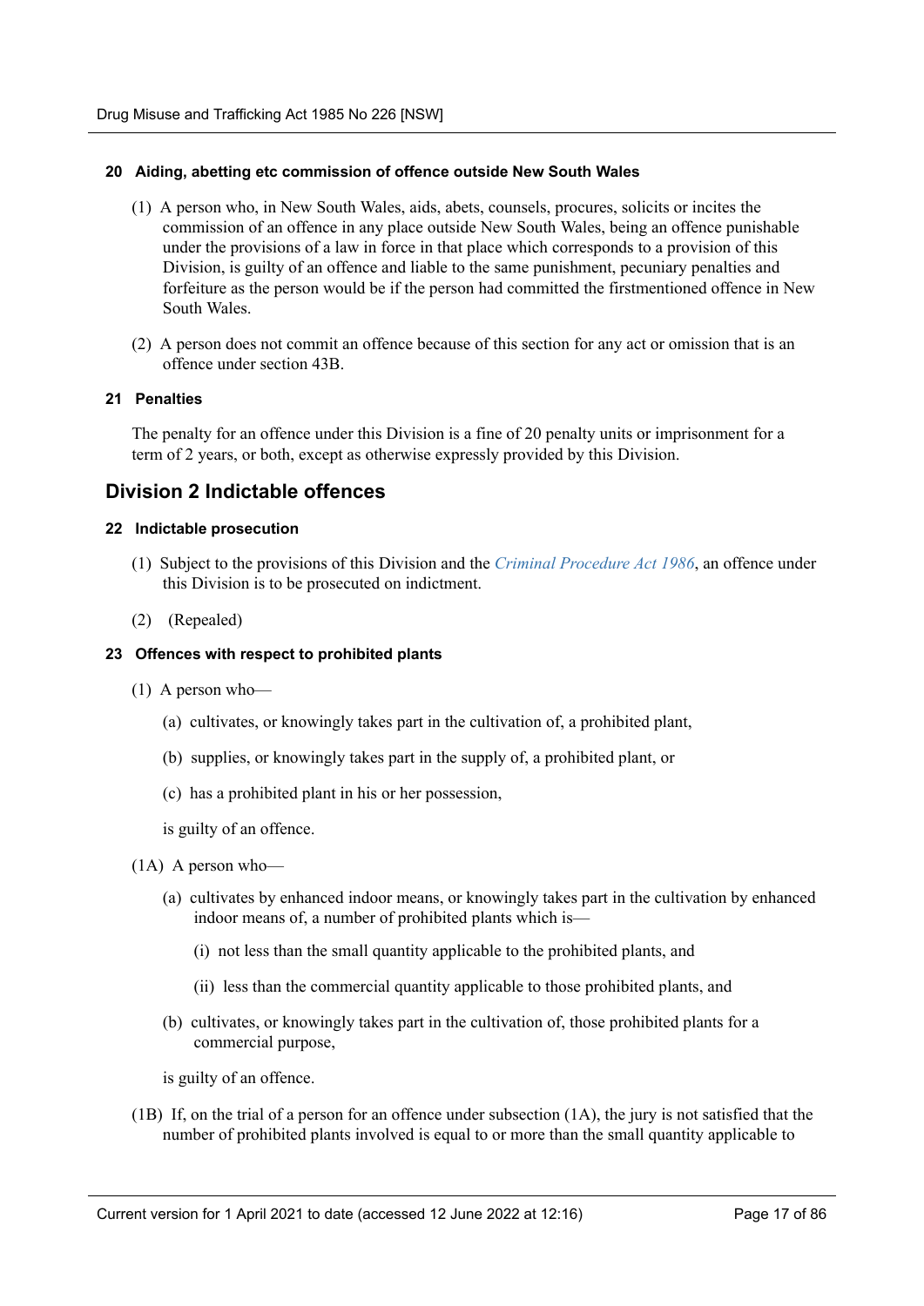#### 20 Aiding, abetting etc commission of offence outside New South Wales

(1) A person who, in New South Wales, aids, abets, counsels, procures, solicits or incites the commission of an offence in any place outside New South Wales, being an offence punishable under the provisions of a law in force in that place which corresponds to a provision of this Division, is guilty of an offence and liable to the same punishment, pecuniary penalties and forfeiture as the person would be if the person had committed the firstmentioned offence in New South Wales.

(2) A person does not commit an offence because of this section for any act or omission that is an offence under section 43B.

#### 21 Penalties

The penalty for an offence under this Division is a fine of 20 penalty units or imprisonment for a term of 2 years, or both, except as otherwise expressly provided by this Division.

## Division 2 Indictable offences

#### 22 Indictable prosecution

(1) Subject to the provisions of this Division and the *Criminal Procedure Act 1986*, an offence under this Division is to be prosecuted on indictment.

(2) (Repealed)

#### 23 Offences with respect to prohibited plants

(1) A person who—

- (a) cultivates, or knowingly takes part in the cultivation of, a prohibited plant,
- (b) supplies, or knowingly takes part in the supply of, a prohibited plant, or
- (c) has a prohibited plant in his or her possession,

is guilty of an offence.

(1A) A person who—

- (a) cultivates by enhanced indoor means, or knowingly takes part in the cultivation by enhanced indoor means of, a number of prohibited plants which is—
  - (i) not less than the small quantity applicable to the prohibited plants, and
  - (ii) less than the commercial quantity applicable to those prohibited plants, and
- (b) cultivates, or knowingly takes part in the cultivation of, those prohibited plants for a commercial purpose,

is guilty of an offence.

(1B) If, on the trial of a person for an offence under subsection (1A), the jury is not satisfied that the number of prohibited plants involved is equal to or more than the small quantity applicable to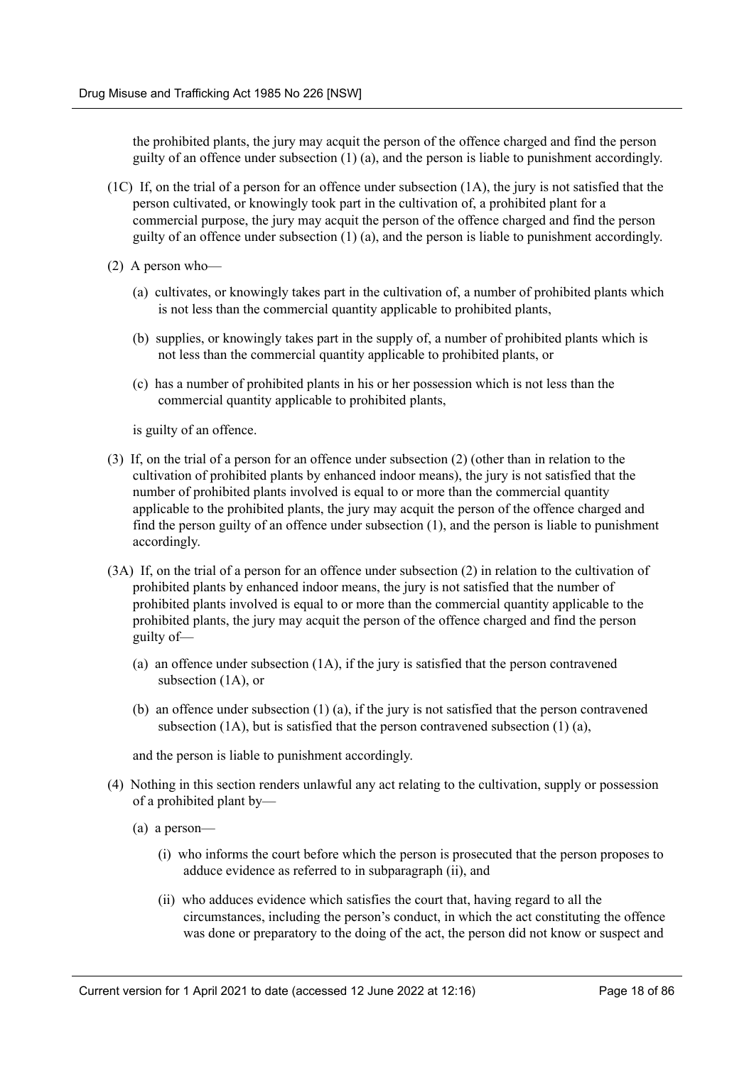the prohibited plants, the jury may acquit the person of the offence charged and find the person guilty of an offence under subsection (1) (a), and the person is liable to punishment accordingly.

(1C) If, on the trial of a person for an offence under subsection (1A), the jury is not satisfied that the person cultivated, or knowingly took part in the cultivation of, a prohibited plant for a commercial purpose, the jury may acquit the person of the offence charged and find the person guilty of an offence under subsection (1) (a), and the person is liable to punishment accordingly.

(2) A person who—

(a) cultivates, or knowingly takes part in the cultivation of, a number of prohibited plants which is not less than the commercial quantity applicable to prohibited plants,

(b) supplies, or knowingly takes part in the supply of, a number of prohibited plants which is not less than the commercial quantity applicable to prohibited plants, or

(c) has a number of prohibited plants in his or her possession which is not less than the commercial quantity applicable to prohibited plants,

is guilty of an offence.

(3) If, on the trial of a person for an offence under subsection (2) (other than in relation to the cultivation of prohibited plants by enhanced indoor means), the jury is not satisfied that the number of prohibited plants involved is equal to or more than the commercial quantity applicable to the prohibited plants, the jury may acquit the person of the offence charged and find the person guilty of an offence under subsection (1), and the person is liable to punishment accordingly.

(3A) If, on the trial of a person for an offence under subsection (2) in relation to the cultivation of prohibited plants by enhanced indoor means, the jury is not satisfied that the number of prohibited plants involved is equal to or more than the commercial quantity applicable to the prohibited plants, the jury may acquit the person of the offence charged and find the person guilty of—

(a) an offence under subsection (1A), if the jury is satisfied that the person contravened subsection (1A), or

(b) an offence under subsection (1) (a), if the jury is not satisfied that the person contravened subsection (1A), but is satisfied that the person contravened subsection (1) (a),

and the person is liable to punishment accordingly.

(4) Nothing in this section renders unlawful any act relating to the cultivation, supply or possession of a prohibited plant by—

(a) a person—

(i) who informs the court before which the person is prosecuted that the person proposes to adduce evidence as referred to in subparagraph (ii), and

(ii) who adduces evidence which satisfies the court that, having regard to all the circumstances, including the person's conduct, in which the act constituting the offence was done or preparatory to the doing of the act, the person did not know or suspect and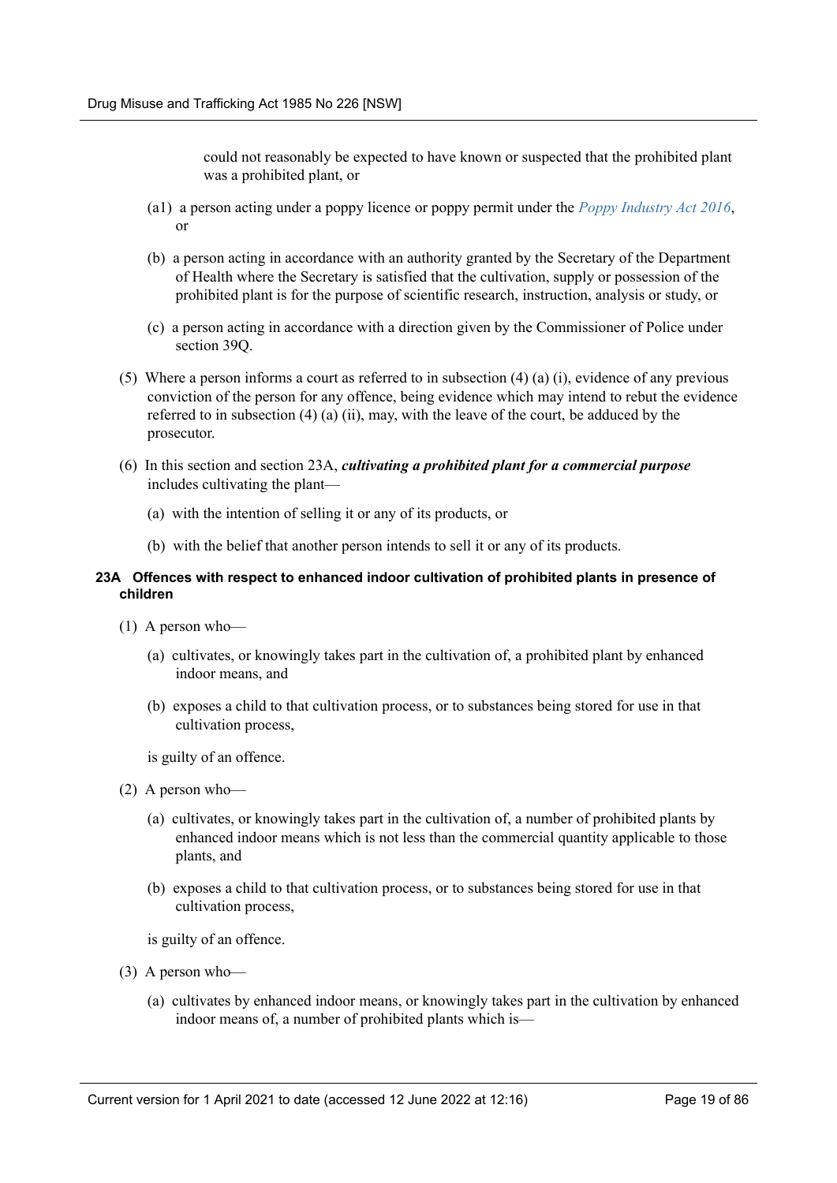could not reasonably be expected to have known or suspected that the prohibited plant was a prohibited plant, or

(a1) a person acting under a poppy licence or poppy permit under the *Poppy Industry Act 2016*, or

(b) a person acting in accordance with an authority granted by the Secretary of the Department of Health where the Secretary is satisfied that the cultivation, supply or possession of the prohibited plant is for the purpose of scientific research, instruction, analysis or study, or

(c) a person acting in accordance with a direction given by the Commissioner of Police under section 39Q.

(5) Where a person informs a court as referred to in subsection (4) (a) (i), evidence of any previous conviction of the person for any offence, being evidence which may intend to rebut the evidence referred to in subsection (4) (a) (ii), may, with the leave of the court, be adduced by the prosecutor.

(6) In this section and section 23A, ***cultivating a prohibited plant for a commercial purpose*** includes cultivating the plant—

(a) with the intention of selling it or any of its products, or

(b) with the belief that another person intends to sell it or any of its products.

#### 23A Offences with respect to enhanced indoor cultivation of prohibited plants in presence of children

(1) A person who—

(a) cultivates, or knowingly takes part in the cultivation of, a prohibited plant by enhanced indoor means, and

(b) exposes a child to that cultivation process, or to substances being stored for use in that cultivation process,

is guilty of an offence.

(2) A person who—

(a) cultivates, or knowingly takes part in the cultivation of, a number of prohibited plants by enhanced indoor means which is not less than the commercial quantity applicable to those plants, and

(b) exposes a child to that cultivation process, or to substances being stored for use in that cultivation process,

is guilty of an offence.

(3) A person who—

(a) cultivates by enhanced indoor means, or knowingly takes part in the cultivation by enhanced indoor means of, a number of prohibited plants which is—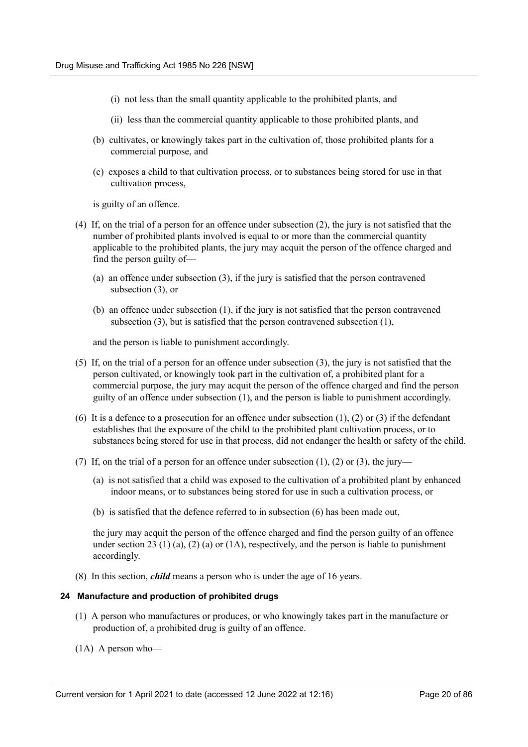(i) not less than the small quantity applicable to the prohibited plants, and

(ii) less than the commercial quantity applicable to those prohibited plants, and

(b) cultivates, or knowingly takes part in the cultivation of, those prohibited plants for a commercial purpose, and

(c) exposes a child to that cultivation process, or to substances being stored for use in that cultivation process,

is guilty of an offence.

(4) If, on the trial of a person for an offence under subsection (2), the jury is not satisfied that the number of prohibited plants involved is equal to or more than the commercial quantity applicable to the prohibited plants, the jury may acquit the person of the offence charged and find the person guilty of—

(a) an offence under subsection (3), if the jury is satisfied that the person contravened subsection (3), or

(b) an offence under subsection (1), if the jury is not satisfied that the person contravened subsection (3), but is satisfied that the person contravened subsection (1),

and the person is liable to punishment accordingly.

(5) If, on the trial of a person for an offence under subsection (3), the jury is not satisfied that the person cultivated, or knowingly took part in the cultivation of, a prohibited plant for a commercial purpose, the jury may acquit the person of the offence charged and find the person guilty of an offence under subsection (1), and the person is liable to punishment accordingly.

(6) It is a defence to a prosecution for an offence under subsection (1), (2) or (3) if the defendant establishes that the exposure of the child to the prohibited plant cultivation process, or to substances being stored for use in that process, did not endanger the health or safety of the child.

(7) If, on the trial of a person for an offence under subsection (1), (2) or (3), the jury—

(a) is not satisfied that a child was exposed to the cultivation of a prohibited plant by enhanced indoor means, or to substances being stored for use in such a cultivation process, or

(b) is satisfied that the defence referred to in subsection (6) has been made out,

the jury may acquit the person of the offence charged and find the person guilty of an offence under section 23 (1) (a), (2) (a) or (1A), respectively, and the person is liable to punishment accordingly.

(8) In this section, ***child*** means a person who is under the age of 16 years.

#### 24 Manufacture and production of prohibited drugs

(1) A person who manufactures or produces, or who knowingly takes part in the manufacture or production of, a prohibited drug is guilty of an offence.

(1A) A person who—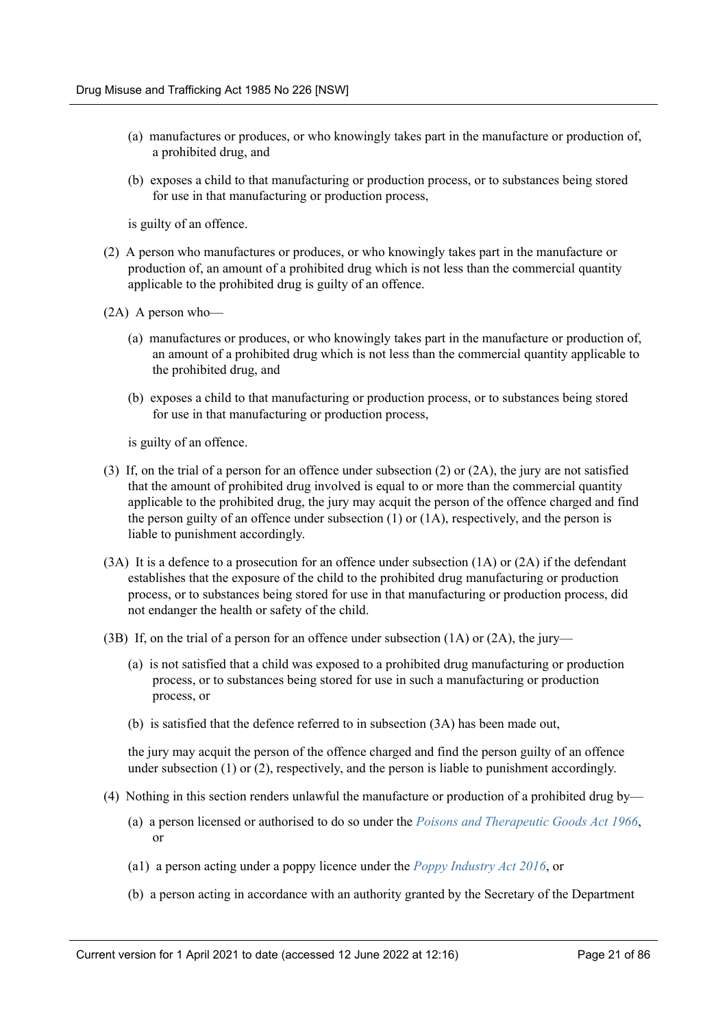(a) manufactures or produces, or who knowingly takes part in the manufacture or production of, a prohibited drug, and

(b) exposes a child to that manufacturing or production process, or to substances being stored for use in that manufacturing or production process,

is guilty of an offence.

(2) A person who manufactures or produces, or who knowingly takes part in the manufacture or production of, an amount of a prohibited drug which is not less than the commercial quantity applicable to the prohibited drug is guilty of an offence.

(2A) A person who—

(a) manufactures or produces, or who knowingly takes part in the manufacture or production of, an amount of a prohibited drug which is not less than the commercial quantity applicable to the prohibited drug, and

(b) exposes a child to that manufacturing or production process, or to substances being stored for use in that manufacturing or production process,

is guilty of an offence.

(3) If, on the trial of a person for an offence under subsection (2) or (2A), the jury are not satisfied that the amount of prohibited drug involved is equal to or more than the commercial quantity applicable to the prohibited drug, the jury may acquit the person of the offence charged and find the person guilty of an offence under subsection (1) or (1A), respectively, and the person is liable to punishment accordingly.

(3A) It is a defence to a prosecution for an offence under subsection (1A) or (2A) if the defendant establishes that the exposure of the child to the prohibited drug manufacturing or production process, or to substances being stored for use in that manufacturing or production process, did not endanger the health or safety of the child.

(3B) If, on the trial of a person for an offence under subsection (1A) or (2A), the jury—

(a) is not satisfied that a child was exposed to a prohibited drug manufacturing or production process, or to substances being stored for use in such a manufacturing or production process, or

(b) is satisfied that the defence referred to in subsection (3A) has been made out,

the jury may acquit the person of the offence charged and find the person guilty of an offence under subsection (1) or (2), respectively, and the person is liable to punishment accordingly.

(4) Nothing in this section renders unlawful the manufacture or production of a prohibited drug by—

(a) a person licensed or authorised to do so under the *Poisons and Therapeutic Goods Act 1966*, or

(a1) a person acting under a poppy licence under the *Poppy Industry Act 2016*, or

(b) a person acting in accordance with an authority granted by the Secretary of the Department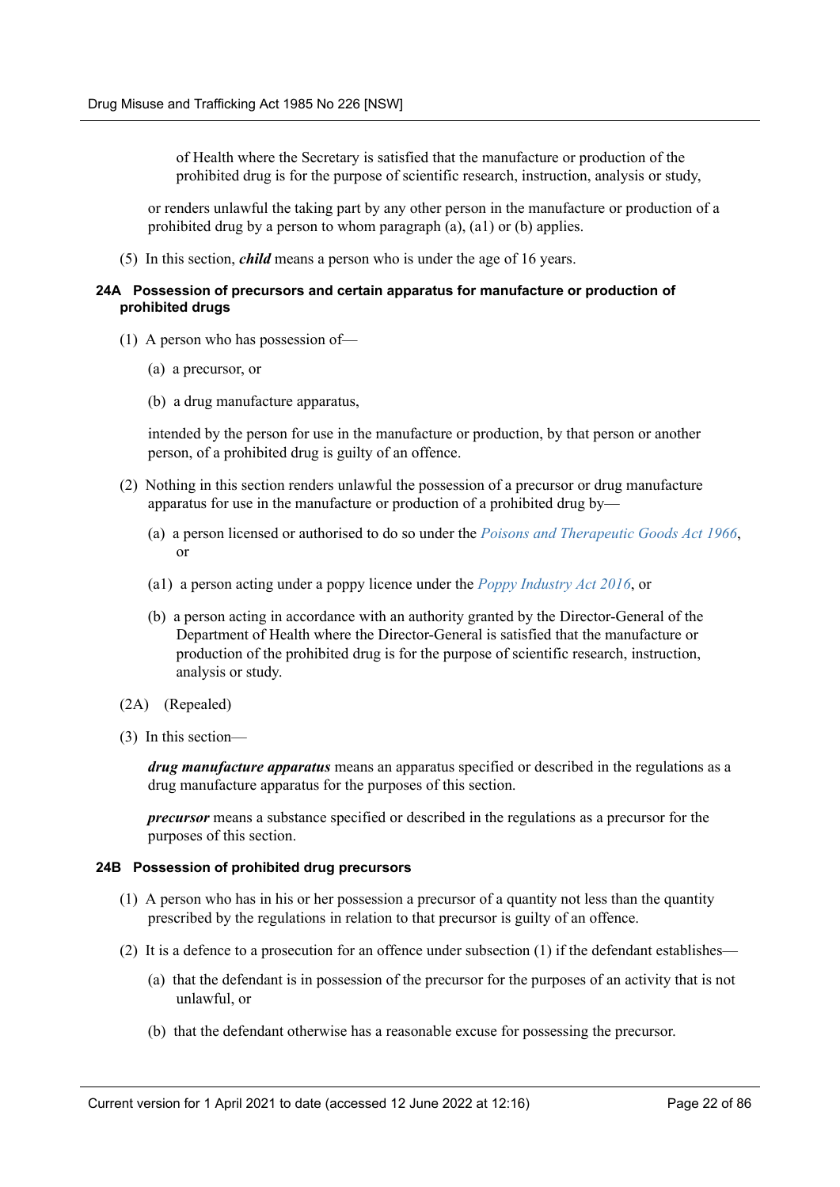of Health where the Secretary is satisfied that the manufacture or production of the prohibited drug is for the purpose of scientific research, instruction, analysis or study,

or renders unlawful the taking part by any other person in the manufacture or production of a prohibited drug by a person to whom paragraph (a), (a1) or (b) applies.

(5) In this section, ***child*** means a person who is under the age of 16 years.

#### 24A Possession of precursors and certain apparatus for manufacture or production of prohibited drugs

(1) A person who has possession of—

(a) a precursor, or

(b) a drug manufacture apparatus,

intended by the person for use in the manufacture or production, by that person or another person, of a prohibited drug is guilty of an offence.

(2) Nothing in this section renders unlawful the possession of a precursor or drug manufacture apparatus for use in the manufacture or production of a prohibited drug by—

(a) a person licensed or authorised to do so under the *Poisons and Therapeutic Goods Act 1966*, or

(a1) a person acting under a poppy licence under the *Poppy Industry Act 2016*, or

(b) a person acting in accordance with an authority granted by the Director-General of the Department of Health where the Director-General is satisfied that the manufacture or production of the prohibited drug is for the purpose of scientific research, instruction, analysis or study.

(2A) (Repealed)

(3) In this section—

***drug manufacture apparatus*** means an apparatus specified or described in the regulations as a drug manufacture apparatus for the purposes of this section.

***precursor*** means a substance specified or described in the regulations as a precursor for the purposes of this section.

#### 24B Possession of prohibited drug precursors

(1) A person who has in his or her possession a precursor of a quantity not less than the quantity prescribed by the regulations in relation to that precursor is guilty of an offence.

(2) It is a defence to a prosecution for an offence under subsection (1) if the defendant establishes—

(a) that the defendant is in possession of the precursor for the purposes of an activity that is not unlawful, or

(b) that the defendant otherwise has a reasonable excuse for possessing the precursor.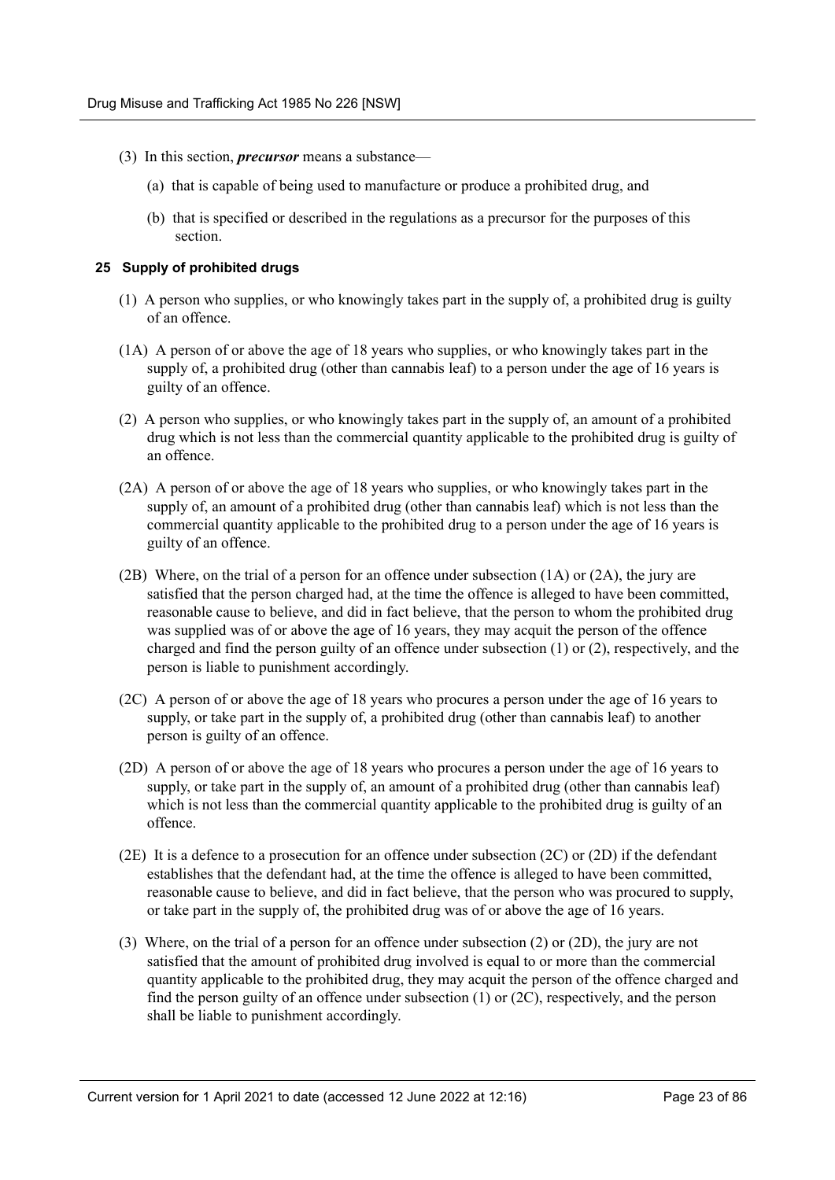(3) In this section, ***precursor*** means a substance—

(a) that is capable of being used to manufacture or produce a prohibited drug, and

(b) that is specified or described in the regulations as a precursor for the purposes of this section.

#### 25 Supply of prohibited drugs

(1) A person who supplies, or who knowingly takes part in the supply of, a prohibited drug is guilty of an offence.

(1A) A person of or above the age of 18 years who supplies, or who knowingly takes part in the supply of, a prohibited drug (other than cannabis leaf) to a person under the age of 16 years is guilty of an offence.

(2) A person who supplies, or who knowingly takes part in the supply of, an amount of a prohibited drug which is not less than the commercial quantity applicable to the prohibited drug is guilty of an offence.

(2A) A person of or above the age of 18 years who supplies, or who knowingly takes part in the supply of, an amount of a prohibited drug (other than cannabis leaf) which is not less than the commercial quantity applicable to the prohibited drug to a person under the age of 16 years is guilty of an offence.

(2B) Where, on the trial of a person for an offence under subsection (1A) or (2A), the jury are satisfied that the person charged had, at the time the offence is alleged to have been committed, reasonable cause to believe, and did in fact believe, that the person to whom the prohibited drug was supplied was of or above the age of 16 years, they may acquit the person of the offence charged and find the person guilty of an offence under subsection (1) or (2), respectively, and the person is liable to punishment accordingly.

(2C) A person of or above the age of 18 years who procures a person under the age of 16 years to supply, or take part in the supply of, a prohibited drug (other than cannabis leaf) to another person is guilty of an offence.

(2D) A person of or above the age of 18 years who procures a person under the age of 16 years to supply, or take part in the supply of, an amount of a prohibited drug (other than cannabis leaf) which is not less than the commercial quantity applicable to the prohibited drug is guilty of an offence.

(2E) It is a defence to a prosecution for an offence under subsection (2C) or (2D) if the defendant establishes that the defendant had, at the time the offence is alleged to have been committed, reasonable cause to believe, and did in fact believe, that the person who was procured to supply, or take part in the supply of, the prohibited drug was of or above the age of 16 years.

(3) Where, on the trial of a person for an offence under subsection (2) or (2D), the jury are not satisfied that the amount of prohibited drug involved is equal to or more than the commercial quantity applicable to the prohibited drug, they may acquit the person of the offence charged and find the person guilty of an offence under subsection (1) or (2C), respectively, and the person shall be liable to punishment accordingly.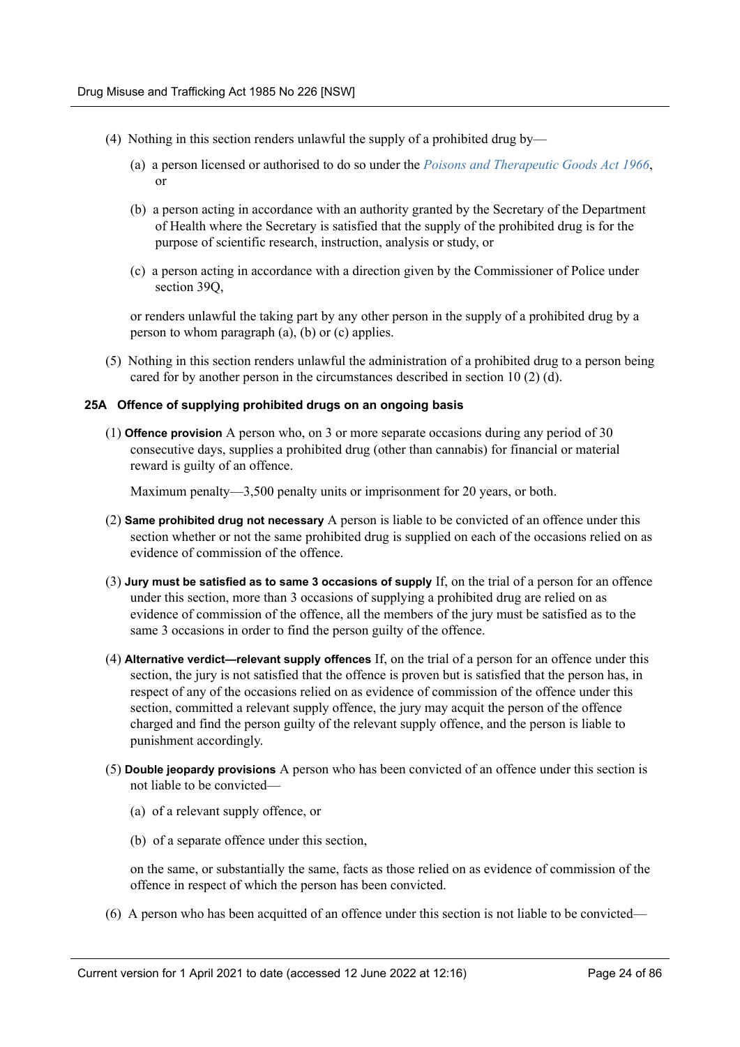(4) Nothing in this section renders unlawful the supply of a prohibited drug by—

(a) a person licensed or authorised to do so under the *Poisons and Therapeutic Goods Act 1966*, or

(b) a person acting in accordance with an authority granted by the Secretary of the Department of Health where the Secretary is satisfied that the supply of the prohibited drug is for the purpose of scientific research, instruction, analysis or study, or

(c) a person acting in accordance with a direction given by the Commissioner of Police under section 39Q,

or renders unlawful the taking part by any other person in the supply of a prohibited drug by a person to whom paragraph (a), (b) or (c) applies.

(5) Nothing in this section renders unlawful the administration of a prohibited drug to a person being cared for by another person in the circumstances described in section 10 (2) (d).

#### 25A Offence of supplying prohibited drugs on an ongoing basis

(1) **Offence provision** A person who, on 3 or more separate occasions during any period of 30 consecutive days, supplies a prohibited drug (other than cannabis) for financial or material reward is guilty of an offence.

Maximum penalty—3,500 penalty units or imprisonment for 20 years, or both.

(2) **Same prohibited drug not necessary** A person is liable to be convicted of an offence under this section whether or not the same prohibited drug is supplied on each of the occasions relied on as evidence of commission of the offence.

(3) **Jury must be satisfied as to same 3 occasions of supply** If, on the trial of a person for an offence under this section, more than 3 occasions of supplying a prohibited drug are relied on as evidence of commission of the offence, all the members of the jury must be satisfied as to the same 3 occasions in order to find the person guilty of the offence.

(4) **Alternative verdict—relevant supply offences** If, on the trial of a person for an offence under this section, the jury is not satisfied that the offence is proven but is satisfied that the person has, in respect of any of the occasions relied on as evidence of commission of the offence under this section, committed a relevant supply offence, the jury may acquit the person of the offence charged and find the person guilty of the relevant supply offence, and the person is liable to punishment accordingly.

(5) **Double jeopardy provisions** A person who has been convicted of an offence under this section is not liable to be convicted—

(a) of a relevant supply offence, or

(b) of a separate offence under this section,

on the same, or substantially the same, facts as those relied on as evidence of commission of the offence in respect of which the person has been convicted.

(6) A person who has been acquitted of an offence under this section is not liable to be convicted—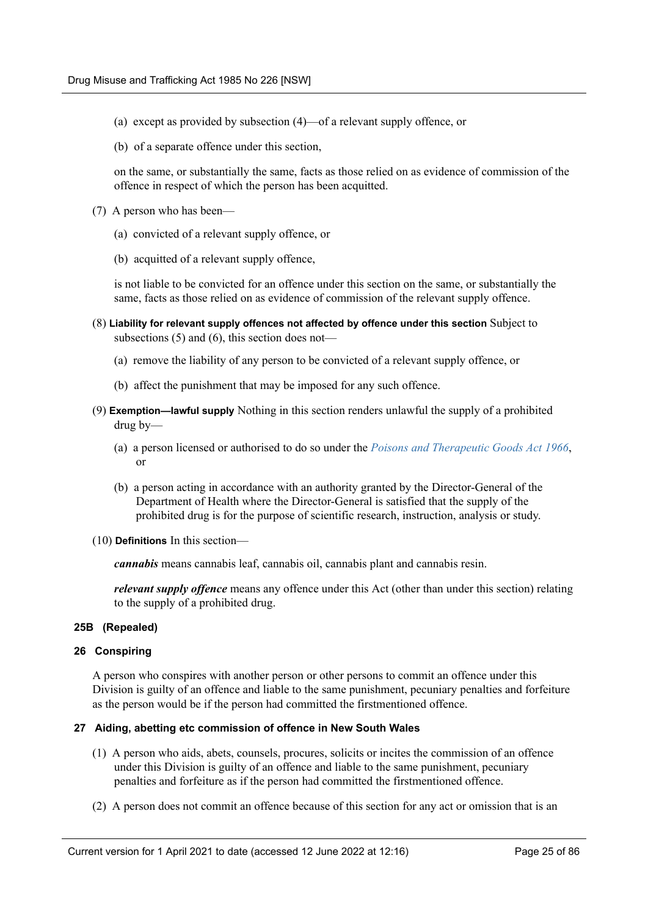(a) except as provided by subsection (4)—of a relevant supply offence, or

(b) of a separate offence under this section,

on the same, or substantially the same, facts as those relied on as evidence of commission of the offence in respect of which the person has been acquitted.

(7) A person who has been—

(a) convicted of a relevant supply offence, or

(b) acquitted of a relevant supply offence,

is not liable to be convicted for an offence under this section on the same, or substantially the same, facts as those relied on as evidence of commission of the relevant supply offence.

(8) **Liability for relevant supply offences not affected by offence under this section** Subject to subsections (5) and (6), this section does not—

(a) remove the liability of any person to be convicted of a relevant supply offence, or

(b) affect the punishment that may be imposed for any such offence.

(9) **Exemption—lawful supply** Nothing in this section renders unlawful the supply of a prohibited drug by—

(a) a person licensed or authorised to do so under the *Poisons and Therapeutic Goods Act 1966*, or

(b) a person acting in accordance with an authority granted by the Director-General of the Department of Health where the Director-General is satisfied that the supply of the prohibited drug is for the purpose of scientific research, instruction, analysis or study.

(10) **Definitions** In this section—

***cannabis*** means cannabis leaf, cannabis oil, cannabis plant and cannabis resin.

***relevant supply offence*** means any offence under this Act (other than under this section) relating to the supply of a prohibited drug.

#### 25B (Repealed)

#### 26 Conspiring

A person who conspires with another person or other persons to commit an offence under this Division is guilty of an offence and liable to the same punishment, pecuniary penalties and forfeiture as the person would be if the person had committed the firstmentioned offence.

#### 27 Aiding, abetting etc commission of offence in New South Wales

(1) A person who aids, abets, counsels, procures, solicits or incites the commission of an offence under this Division is guilty of an offence and liable to the same punishment, pecuniary penalties and forfeiture as if the person had committed the firstmentioned offence.

(2) A person does not commit an offence because of this section for any act or omission that is an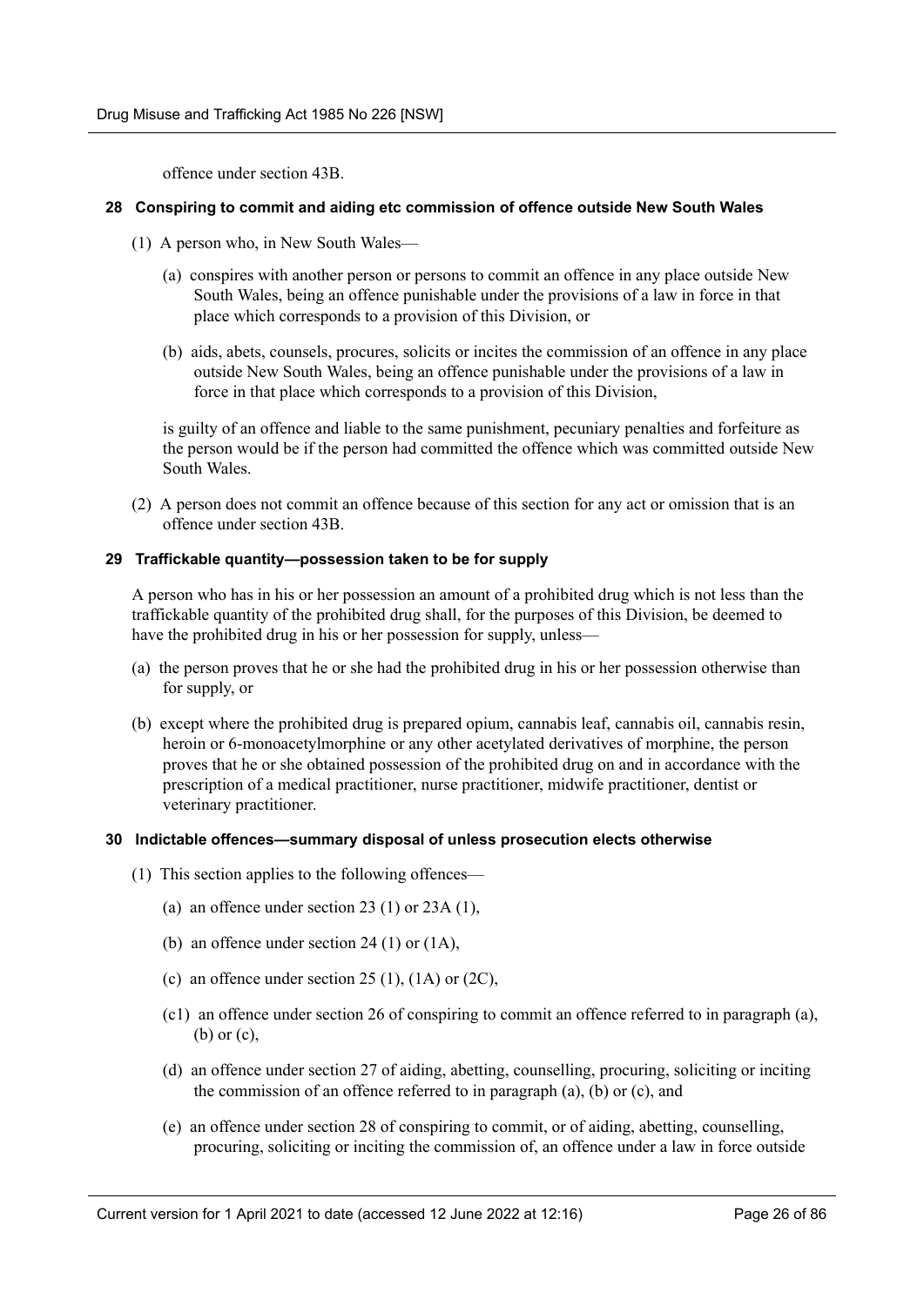offence under section 43B.

#### 28 Conspiring to commit and aiding etc commission of offence outside New South Wales

(1) A person who, in New South Wales—

(a) conspires with another person or persons to commit an offence in any place outside New South Wales, being an offence punishable under the provisions of a law in force in that place which corresponds to a provision of this Division, or

(b) aids, abets, counsels, procures, solicits or incites the commission of an offence in any place outside New South Wales, being an offence punishable under the provisions of a law in force in that place which corresponds to a provision of this Division,

is guilty of an offence and liable to the same punishment, pecuniary penalties and forfeiture as the person would be if the person had committed the offence which was committed outside New South Wales.

(2) A person does not commit an offence because of this section for any act or omission that is an offence under section 43B.

#### 29 Trafficable quantity—possession taken to be for supply

A person who has in his or her possession an amount of a prohibited drug which is not less than the trafficable quantity of the prohibited drug shall, for the purposes of this Division, be deemed to have the prohibited drug in his or her possession for supply, unless—

(a) the person proves that he or she had the prohibited drug in his or her possession otherwise than for supply, or

(b) except where the prohibited drug is prepared opium, cannabis leaf, cannabis oil, cannabis resin, heroin or 6-monoacetylmorphine or any other acetylated derivatives of morphine, the person proves that he or she obtained possession of the prohibited drug on and in accordance with the prescription of a medical practitioner, nurse practitioner, midwife practitioner, dentist or veterinary practitioner.

#### 30 Indictable offences—summary disposal of unless prosecution elects otherwise

(1) This section applies to the following offences—

(a) an offence under section 23 (1) or 23A (1),

(b) an offence under section 24 (1) or (1A),

(c) an offence under section 25 (1), (1A) or (2C),

(c1) an offence under section 26 of conspiring to commit an offence referred to in paragraph (a), (b) or (c),

(d) an offence under section 27 of aiding, abetting, counselling, procuring, soliciting or inciting the commission of an offence referred to in paragraph (a), (b) or (c), and

(e) an offence under section 28 of conspiring to commit, or of aiding, abetting, counselling, procuring, soliciting or inciting the commission of, an offence under a law in force outside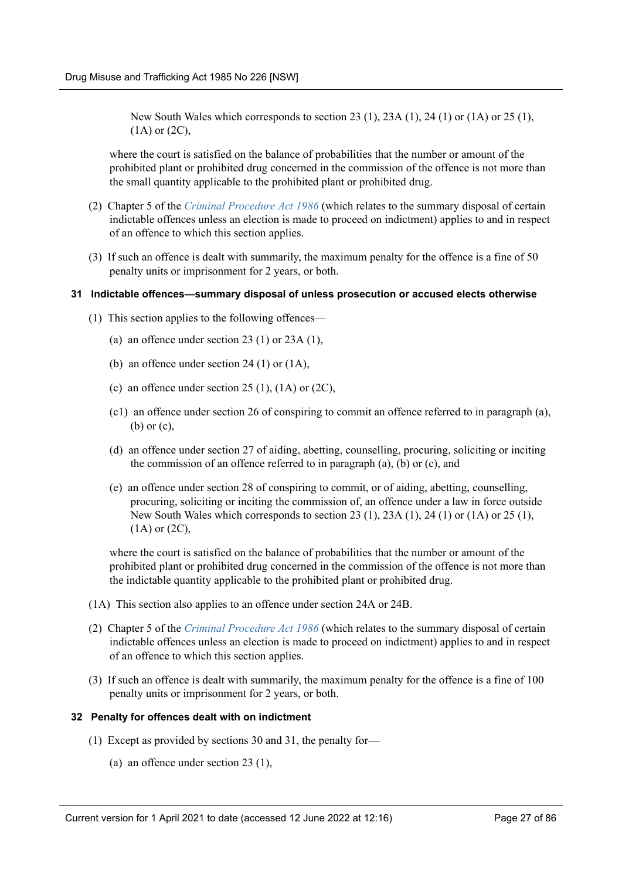New South Wales which corresponds to section 23 (1), 23A (1), 24 (1) or (1A) or 25 (1), (1A) or (2C),

where the court is satisfied on the balance of probabilities that the number or amount of the prohibited plant or prohibited drug concerned in the commission of the offence is not more than the small quantity applicable to the prohibited plant or prohibited drug.

(2) Chapter 5 of the *Criminal Procedure Act 1986* (which relates to the summary disposal of certain indictable offences unless an election is made to proceed on indictment) applies to and in respect of an offence to which this section applies.

(3) If such an offence is dealt with summarily, the maximum penalty for the offence is a fine of 50 penalty units or imprisonment for 2 years, or both.

#### 31 Indictable offences—summary disposal of unless prosecution or accused elects otherwise

(1) This section applies to the following offences—

(a) an offence under section 23 (1) or 23A (1),

(b) an offence under section 24 (1) or (1A),

(c) an offence under section 25 (1), (1A) or (2C),

(c1) an offence under section 26 of conspiring to commit an offence referred to in paragraph (a), (b) or (c),

(d) an offence under section 27 of aiding, abetting, counselling, procuring, soliciting or inciting the commission of an offence referred to in paragraph (a), (b) or (c), and

(e) an offence under section 28 of conspiring to commit, or of aiding, abetting, counselling, procuring, soliciting or inciting the commission of, an offence under a law in force outside New South Wales which corresponds to section 23 (1), 23A (1), 24 (1) or (1A) or 25 (1), (1A) or (2C),

where the court is satisfied on the balance of probabilities that the number or amount of the prohibited plant or prohibited drug concerned in the commission of the offence is not more than the indictable quantity applicable to the prohibited plant or prohibited drug.

(1A) This section also applies to an offence under section 24A or 24B.

(2) Chapter 5 of the *Criminal Procedure Act 1986* (which relates to the summary disposal of certain indictable offences unless an election is made to proceed on indictment) applies to and in respect of an offence to which this section applies.

(3) If such an offence is dealt with summarily, the maximum penalty for the offence is a fine of 100 penalty units or imprisonment for 2 years, or both.

#### 32 Penalty for offences dealt with on indictment

(1) Except as provided by sections 30 and 31, the penalty for—

(a) an offence under section 23 (1),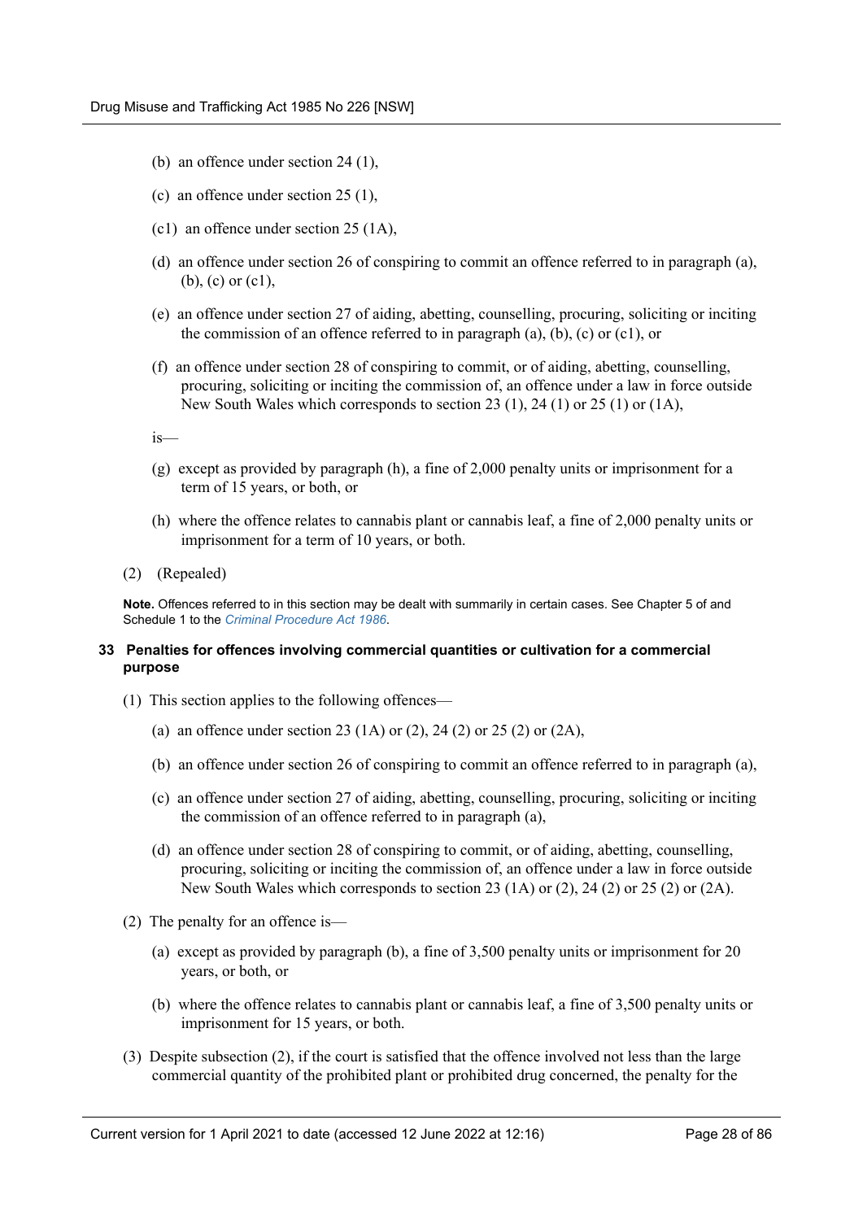(b) an offence under section 24 (1),

(c) an offence under section 25 (1),

(c1) an offence under section 25 (1A),

(d) an offence under section 26 of conspiring to commit an offence referred to in paragraph (a), (b), (c) or (c1),

(e) an offence under section 27 of aiding, abetting, counselling, procuring, soliciting or inciting the commission of an offence referred to in paragraph (a), (b), (c) or (c1), or

(f) an offence under section 28 of conspiring to commit, or of aiding, abetting, counselling, procuring, soliciting or inciting the commission of, an offence under a law in force outside New South Wales which corresponds to section 23 (1), 24 (1) or 25 (1) or (1A),

is—

(g) except as provided by paragraph (h), a fine of 2,000 penalty units or imprisonment for a term of 15 years, or both, or

(h) where the offence relates to cannabis plant or cannabis leaf, a fine of 2,000 penalty units or imprisonment for a term of 10 years, or both.

(2) (Repealed)

**Note.** Offences referred to in this section may be dealt with summarily in certain cases. See Chapter 5 of and Schedule 1 to the *Criminal Procedure Act 1986*.

### 33 Penalties for offences involving commercial quantities or cultivation for a commercial purpose

(1) This section applies to the following offences—

(a) an offence under section 23 (1A) or (2), 24 (2) or 25 (2) or (2A),

(b) an offence under section 26 of conspiring to commit an offence referred to in paragraph (a),

(c) an offence under section 27 of aiding, abetting, counselling, procuring, soliciting or inciting the commission of an offence referred to in paragraph (a),

(d) an offence under section 28 of conspiring to commit, or of aiding, abetting, counselling, procuring, soliciting or inciting the commission of, an offence under a law in force outside New South Wales which corresponds to section 23 (1A) or (2), 24 (2) or 25 (2) or (2A).

(2) The penalty for an offence is—

(a) except as provided by paragraph (b), a fine of 3,500 penalty units or imprisonment for 20 years, or both, or

(b) where the offence relates to cannabis plant or cannabis leaf, a fine of 3,500 penalty units or imprisonment for 15 years, or both.

(3) Despite subsection (2), if the court is satisfied that the offence involved not less than the large commercial quantity of the prohibited plant or prohibited drug concerned, the penalty for the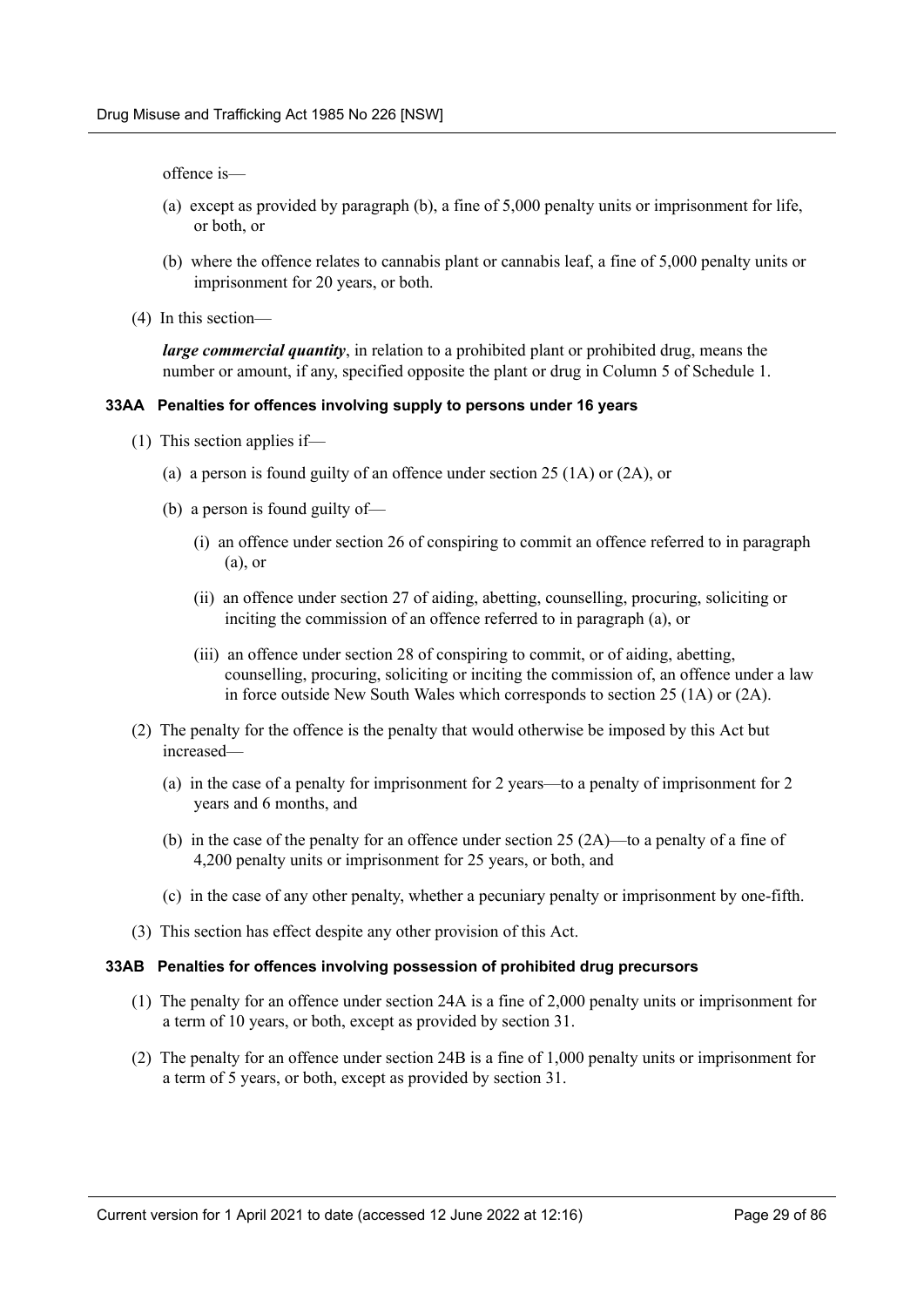offence is—

(a) except as provided by paragraph (b), a fine of 5,000 penalty units or imprisonment for life, or both, or

(b) where the offence relates to cannabis plant or cannabis leaf, a fine of 5,000 penalty units or imprisonment for 20 years, or both.

(4) In this section—

***large commercial quantity***, in relation to a prohibited plant or prohibited drug, means the number or amount, if any, specified opposite the plant or drug in Column 5 of Schedule 1.

#### 33AA Penalties for offences involving supply to persons under 16 years

(1) This section applies if—

(a) a person is found guilty of an offence under section 25 (1A) or (2A), or

(b) a person is found guilty of—

(i) an offence under section 26 of conspiring to commit an offence referred to in paragraph (a), or

(ii) an offence under section 27 of aiding, abetting, counselling, procuring, soliciting or inciting the commission of an offence referred to in paragraph (a), or

(iii) an offence under section 28 of conspiring to commit, or of aiding, abetting, counselling, procuring, soliciting or inciting the commission of, an offence under a law in force outside New South Wales which corresponds to section 25 (1A) or (2A).

(2) The penalty for the offence is the penalty that would otherwise be imposed by this Act but increased—

(a) in the case of a penalty for imprisonment for 2 years—to a penalty of imprisonment for 2 years and 6 months, and

(b) in the case of the penalty for an offence under section 25 (2A)—to a penalty of a fine of 4,200 penalty units or imprisonment for 25 years, or both, and

(c) in the case of any other penalty, whether a pecuniary penalty or imprisonment by one-fifth.

(3) This section has effect despite any other provision of this Act.

#### 33AB Penalties for offences involving possession of prohibited drug precursors

(1) The penalty for an offence under section 24A is a fine of 2,000 penalty units or imprisonment for a term of 10 years, or both, except as provided by section 31.

(2) The penalty for an offence under section 24B is a fine of 1,000 penalty units or imprisonment for a term of 5 years, or both, except as provided by section 31.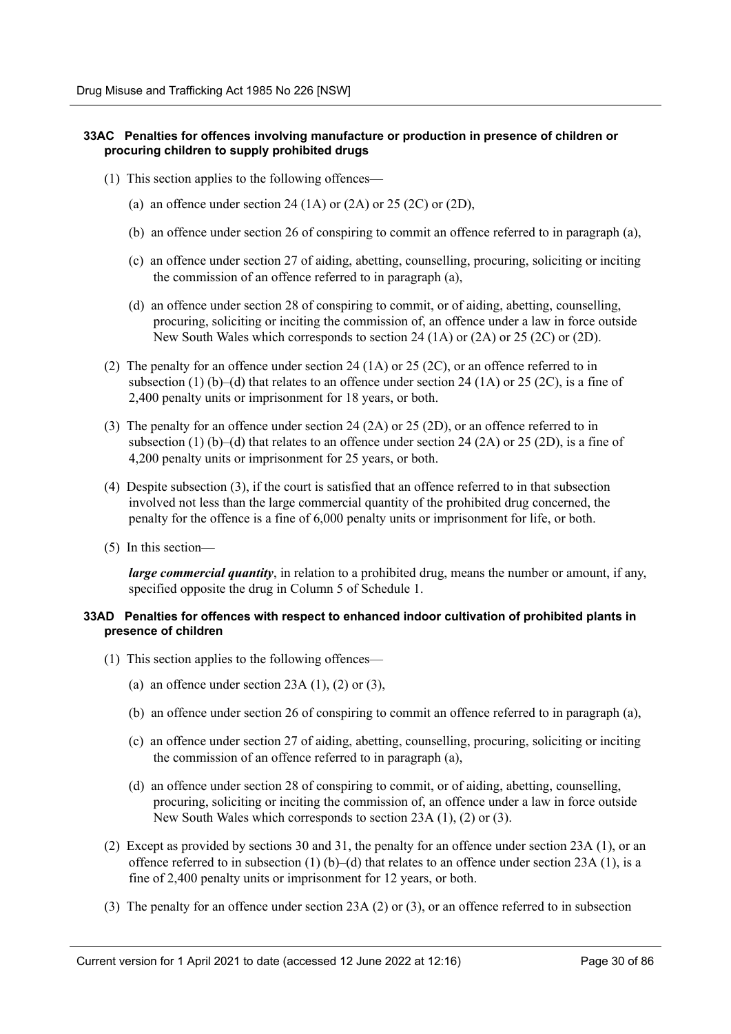#### 33AC Penalties for offences involving manufacture or production in presence of children or procuring children to supply prohibited drugs

(1) This section applies to the following offences—

(a) an offence under section 24 (1A) or (2A) or 25 (2C) or (2D),

(b) an offence under section 26 of conspiring to commit an offence referred to in paragraph (a),

(c) an offence under section 27 of aiding, abetting, counselling, procuring, soliciting or inciting the commission of an offence referred to in paragraph (a),

(d) an offence under section 28 of conspiring to commit, or of aiding, abetting, counselling, procuring, soliciting or inciting the commission of, an offence under a law in force outside New South Wales which corresponds to section 24 (1A) or (2A) or 25 (2C) or (2D).

(2) The penalty for an offence under section 24 (1A) or 25 (2C), or an offence referred to in subsection (1) (b)–(d) that relates to an offence under section 24 (1A) or 25 (2C), is a fine of 2,400 penalty units or imprisonment for 18 years, or both.

(3) The penalty for an offence under section 24 (2A) or 25 (2D), or an offence referred to in subsection (1) (b)–(d) that relates to an offence under section 24 (2A) or 25 (2D), is a fine of 4,200 penalty units or imprisonment for 25 years, or both.

(4) Despite subsection (3), if the court is satisfied that an offence referred to in that subsection involved not less than the large commercial quantity of the prohibited drug concerned, the penalty for the offence is a fine of 6,000 penalty units or imprisonment for life, or both.

(5) In this section—

***large commercial quantity***, in relation to a prohibited drug, means the number or amount, if any, specified opposite the drug in Column 5 of Schedule 1.

#### 33AD Penalties for offences with respect to enhanced indoor cultivation of prohibited plants in presence of children

(1) This section applies to the following offences—

(a) an offence under section 23A (1), (2) or (3),

(b) an offence under section 26 of conspiring to commit an offence referred to in paragraph (a),

(c) an offence under section 27 of aiding, abetting, counselling, procuring, soliciting or inciting the commission of an offence referred to in paragraph (a),

(d) an offence under section 28 of conspiring to commit, or of aiding, abetting, counselling, procuring, soliciting or inciting the commission of, an offence under a law in force outside New South Wales which corresponds to section 23A (1), (2) or (3).

(2) Except as provided by sections 30 and 31, the penalty for an offence under section 23A (1), or an offence referred to in subsection (1) (b)–(d) that relates to an offence under section 23A (1), is a fine of 2,400 penalty units or imprisonment for 12 years, or both.

(3) The penalty for an offence under section 23A (2) or (3), or an offence referred to in subsection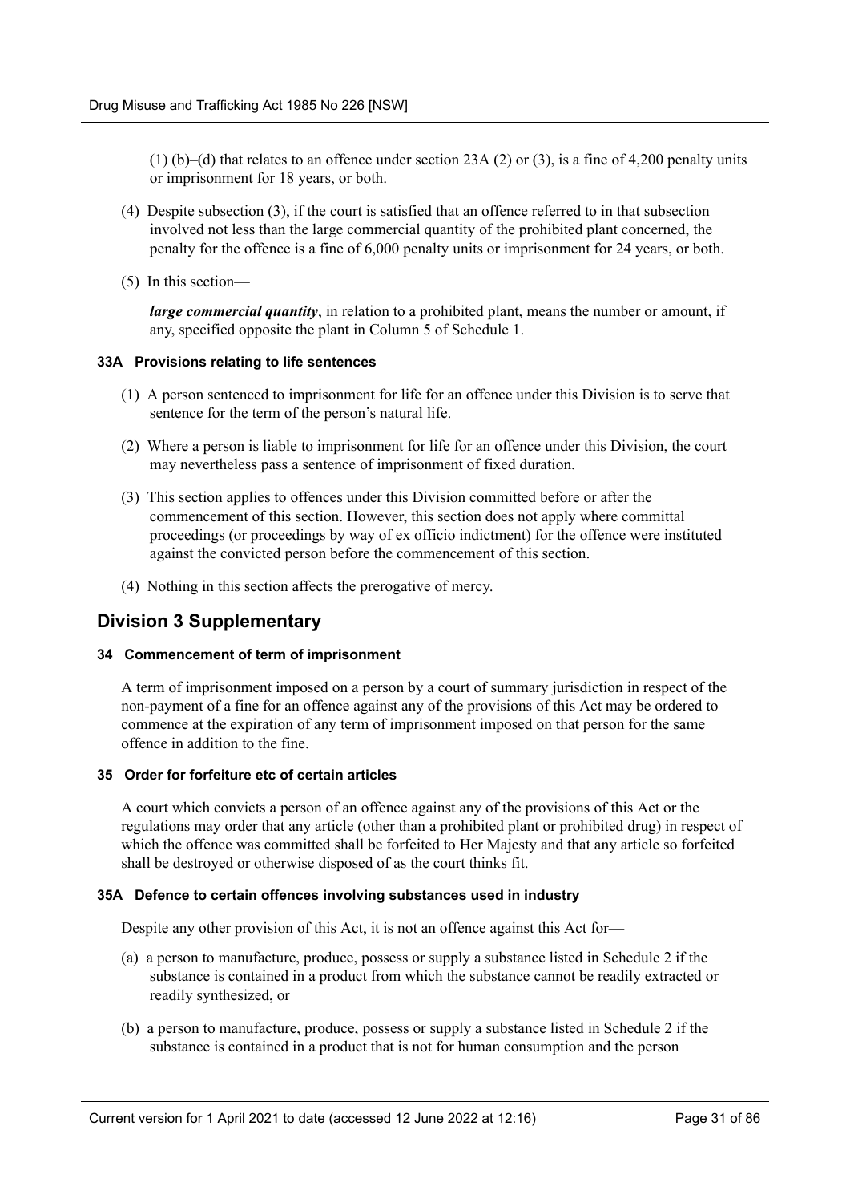(1) (b)–(d) that relates to an offence under section 23A (2) or (3), is a fine of 4,200 penalty units or imprisonment for 18 years, or both.

(4) Despite subsection (3), if the court is satisfied that an offence referred to in that subsection involved not less than the large commercial quantity of the prohibited plant concerned, the penalty for the offence is a fine of 6,000 penalty units or imprisonment for 24 years, or both.

(5) In this section—

***large commercial quantity***, in relation to a prohibited plant, means the number or amount, if any, specified opposite the plant in Column 5 of Schedule 1.

#### 33A Provisions relating to life sentences

(1) A person sentenced to imprisonment for life for an offence under this Division is to serve that sentence for the term of the person's natural life.

(2) Where a person is liable to imprisonment for life for an offence under this Division, the court may nevertheless pass a sentence of imprisonment of fixed duration.

(3) This section applies to offences under this Division committed before or after the commencement of this section. However, this section does not apply where committal proceedings (or proceedings by way of ex officio indictment) for the offence were instituted against the convicted person before the commencement of this section.

(4) Nothing in this section affects the prerogative of mercy.

## Division 3 Supplementary

#### 34 Commencement of term of imprisonment

A term of imprisonment imposed on a person by a court of summary jurisdiction in respect of the non-payment of a fine for an offence against any of the provisions of this Act may be ordered to commence at the expiration of any term of imprisonment imposed on that person for the same offence in addition to the fine.

#### 35 Order for forfeiture etc of certain articles

A court which convicts a person of an offence against any of the provisions of this Act or the regulations may order that any article (other than a prohibited plant or prohibited drug) in respect of which the offence was committed shall be forfeited to Her Majesty and that any article so forfeited shall be destroyed or otherwise disposed of as the court thinks fit.

#### 35A Defence to certain offences involving substances used in industry

Despite any other provision of this Act, it is not an offence against this Act for—

(a) a person to manufacture, produce, possess or supply a substance listed in Schedule 2 if the substance is contained in a product from which the substance cannot be readily extracted or readily synthesized, or

(b) a person to manufacture, produce, possess or supply a substance listed in Schedule 2 if the substance is contained in a product that is not for human consumption and the person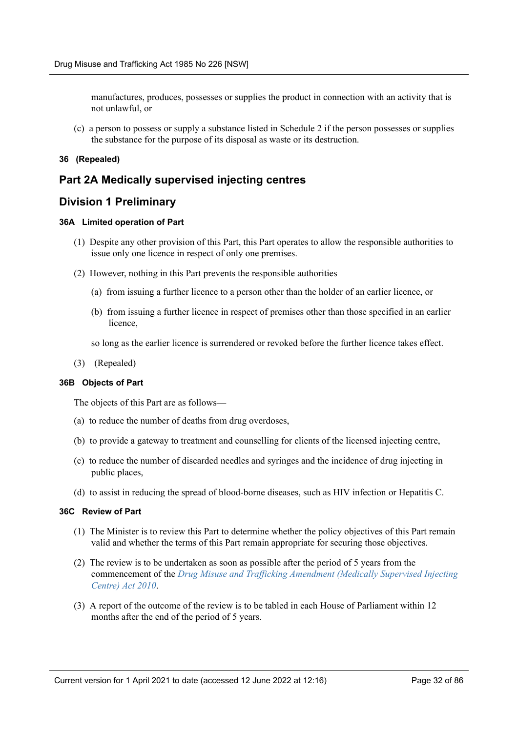manufactures, produces, possesses or supplies the product in connection with an activity that is not unlawful, or

(c) a person to possess or supply a substance listed in Schedule 2 if the person possesses or supplies the substance for the purpose of its disposal as waste or its destruction.

#### 36 (Repealed)

## Part 2A Medically supervised injecting centres

## Division 1 Preliminary

#### 36A Limited operation of Part

(1) Despite any other provision of this Part, this Part operates to allow the responsible authorities to issue only one licence in respect of only one premises.

(2) However, nothing in this Part prevents the responsible authorities—

(a) from issuing a further licence to a person other than the holder of an earlier licence, or

(b) from issuing a further licence in respect of premises other than those specified in an earlier licence,

so long as the earlier licence is surrendered or revoked before the further licence takes effect.

(3) (Repealed)

#### 36B Objects of Part

The objects of this Part are as follows—

(a) to reduce the number of deaths from drug overdoses,

(b) to provide a gateway to treatment and counselling for clients of the licensed injecting centre,

(c) to reduce the number of discarded needles and syringes and the incidence of drug injecting in public places,

(d) to assist in reducing the spread of blood-borne diseases, such as HIV infection or Hepatitis C.

#### 36C Review of Part

(1) The Minister is to review this Part to determine whether the policy objectives of this Part remain valid and whether the terms of this Part remain appropriate for securing those objectives.

(2) The review is to be undertaken as soon as possible after the period of 5 years from the commencement of the *Drug Misuse and Trafficking Amendment (Medically Supervised Injecting Centre) Act 2010*.

(3) A report of the outcome of the review is to be tabled in each House of Parliament within 12 months after the end of the period of 5 years.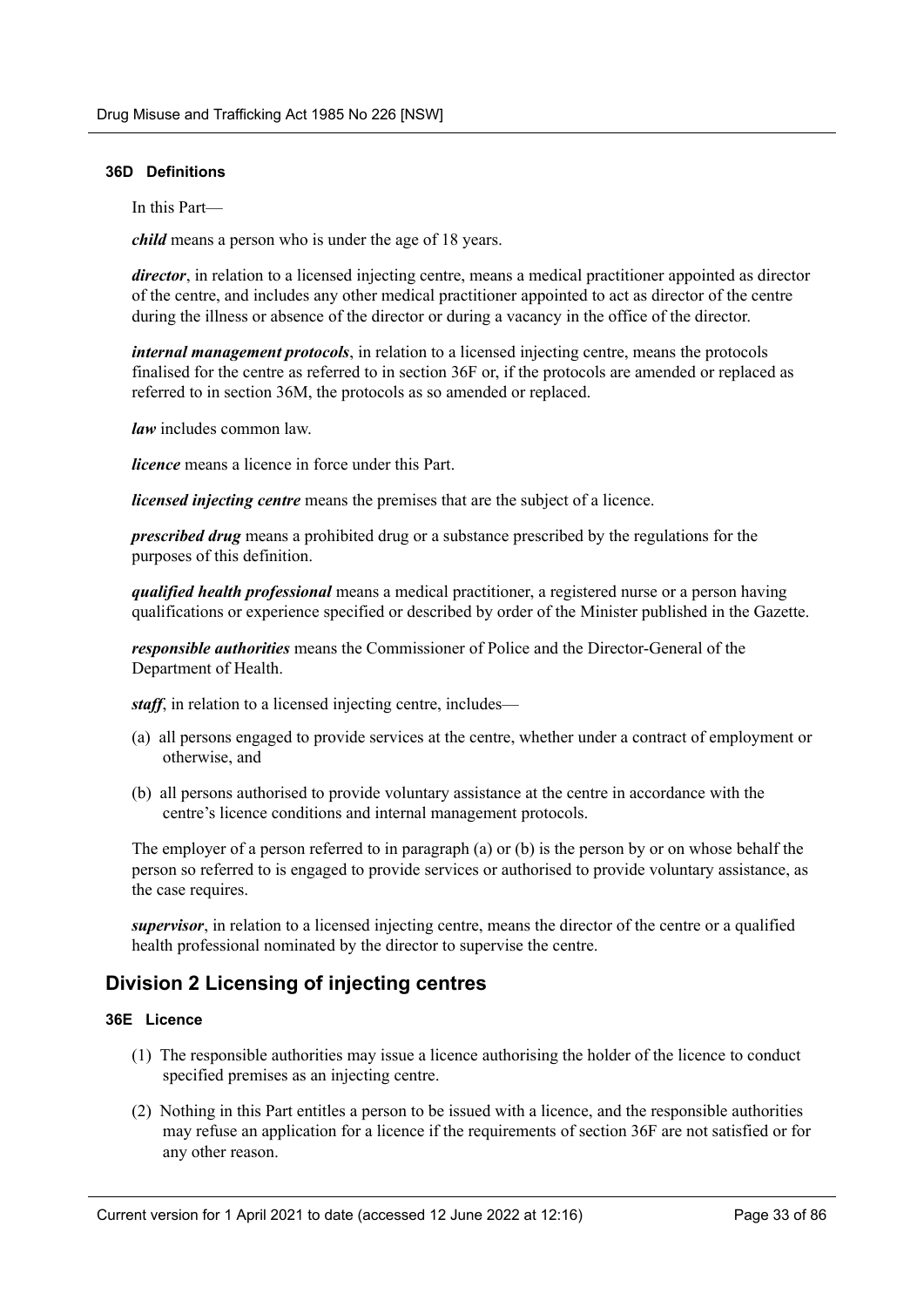#### 36D Definitions

In this Part—

***child*** means a person who is under the age of 18 years.

***director***, in relation to a licensed injecting centre, means a medical practitioner appointed as director of the centre, and includes any other medical practitioner appointed to act as director of the centre during the illness or absence of the director or during a vacancy in the office of the director.

***internal management protocols***, in relation to a licensed injecting centre, means the protocols finalised for the centre as referred to in section 36F or, if the protocols are amended or replaced as referred to in section 36M, the protocols as so amended or replaced.

***law*** includes common law.

***licence*** means a licence in force under this Part.

***licensed injecting centre*** means the premises that are the subject of a licence.

***prescribed drug*** means a prohibited drug or a substance prescribed by the regulations for the purposes of this definition.

***qualified health professional*** means a medical practitioner, a registered nurse or a person having qualifications or experience specified or described by order of the Minister published in the Gazette.

***responsible authorities*** means the Commissioner of Police and the Director-General of the Department of Health.

***staff***, in relation to a licensed injecting centre, includes—

(a) all persons engaged to provide services at the centre, whether under a contract of employment or otherwise, and

(b) all persons authorised to provide voluntary assistance at the centre in accordance with the centre's licence conditions and internal management protocols.

The employer of a person referred to in paragraph (a) or (b) is the person by or on whose behalf the person so referred to is engaged to provide services or authorised to provide voluntary assistance, as the case requires.

***supervisor***, in relation to a licensed injecting centre, means the director of the centre or a qualified health professional nominated by the director to supervise the centre.

## Division 2 Licensing of injecting centres

#### 36E Licence

(1) The responsible authorities may issue a licence authorising the holder of the licence to conduct specified premises as an injecting centre.

(2) Nothing in this Part entitles a person to be issued with a licence, and the responsible authorities may refuse an application for a licence if the requirements of section 36F are not satisfied or for any other reason.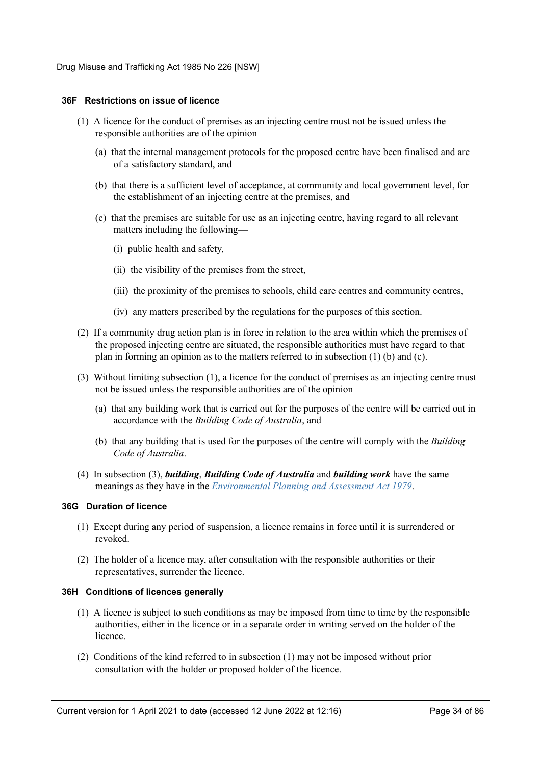### 36F Restrictions on issue of licence

(1) A licence for the conduct of premises as an injecting centre must not be issued unless the responsible authorities are of the opinion—

(a) that the internal management protocols for the proposed centre have been finalised and are of a satisfactory standard, and

(b) that there is a sufficient level of acceptance, at community and local government level, for the establishment of an injecting centre at the premises, and

(c) that the premises are suitable for use as an injecting centre, having regard to all relevant matters including the following—

(i) public health and safety,

(ii) the visibility of the premises from the street,

(iii) the proximity of the premises to schools, child care centres and community centres,

(iv) any matters prescribed by the regulations for the purposes of this section.

(2) If a community drug action plan is in force in relation to the area within which the premises of the proposed injecting centre are situated, the responsible authorities must have regard to that plan in forming an opinion as to the matters referred to in subsection (1) (b) and (c).

(3) Without limiting subsection (1), a licence for the conduct of premises as an injecting centre must not be issued unless the responsible authorities are of the opinion—

(a) that any building work that is carried out for the purposes of the centre will be carried out in accordance with the *Building Code of Australia*, and

(b) that any building that is used for the purposes of the centre will comply with the *Building Code of Australia*.

(4) In subsection (3), ***building***, ***Building Code of Australia*** and ***building work*** have the same meanings as they have in the *Environmental Planning and Assessment Act 1979*.

### 36G Duration of licence

(1) Except during any period of suspension, a licence remains in force until it is surrendered or revoked.

(2) The holder of a licence may, after consultation with the responsible authorities or their representatives, surrender the licence.

### 36H Conditions of licences generally

(1) A licence is subject to such conditions as may be imposed from time to time by the responsible authorities, either in the licence or in a separate order in writing served on the holder of the licence.

(2) Conditions of the kind referred to in subsection (1) may not be imposed without prior consultation with the holder or proposed holder of the licence.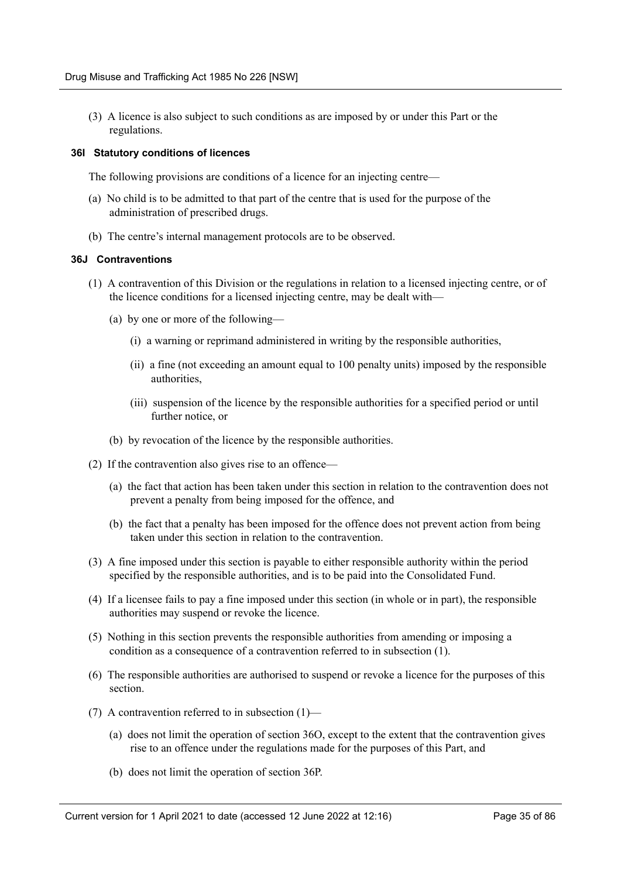(3) A licence is also subject to such conditions as are imposed by or under this Part or the regulations.

#### 36I Statutory conditions of licences

The following provisions are conditions of a licence for an injecting centre—

(a) No child is to be admitted to that part of the centre that is used for the purpose of the administration of prescribed drugs.

(b) The centre's internal management protocols are to be observed.

#### 36J Contraventions

(1) A contravention of this Division or the regulations in relation to a licensed injecting centre, or of the licence conditions for a licensed injecting centre, may be dealt with—

(a) by one or more of the following—

(i) a warning or reprimand administered in writing by the responsible authorities,

(ii) a fine (not exceeding an amount equal to 100 penalty units) imposed by the responsible authorities,

(iii) suspension of the licence by the responsible authorities for a specified period or until further notice, or

(b) by revocation of the licence by the responsible authorities.

(2) If the contravention also gives rise to an offence—

(a) the fact that action has been taken under this section in relation to the contravention does not prevent a penalty from being imposed for the offence, and

(b) the fact that a penalty has been imposed for the offence does not prevent action from being taken under this section in relation to the contravention.

(3) A fine imposed under this section is payable to either responsible authority within the period specified by the responsible authorities, and is to be paid into the Consolidated Fund.

(4) If a licensee fails to pay a fine imposed under this section (in whole or in part), the responsible authorities may suspend or revoke the licence.

(5) Nothing in this section prevents the responsible authorities from amending or imposing a condition as a consequence of a contravention referred to in subsection (1).

(6) The responsible authorities are authorised to suspend or revoke a licence for the purposes of this section.

(7) A contravention referred to in subsection (1)—

(a) does not limit the operation of section 36O, except to the extent that the contravention gives rise to an offence under the regulations made for the purposes of this Part, and

(b) does not limit the operation of section 36P.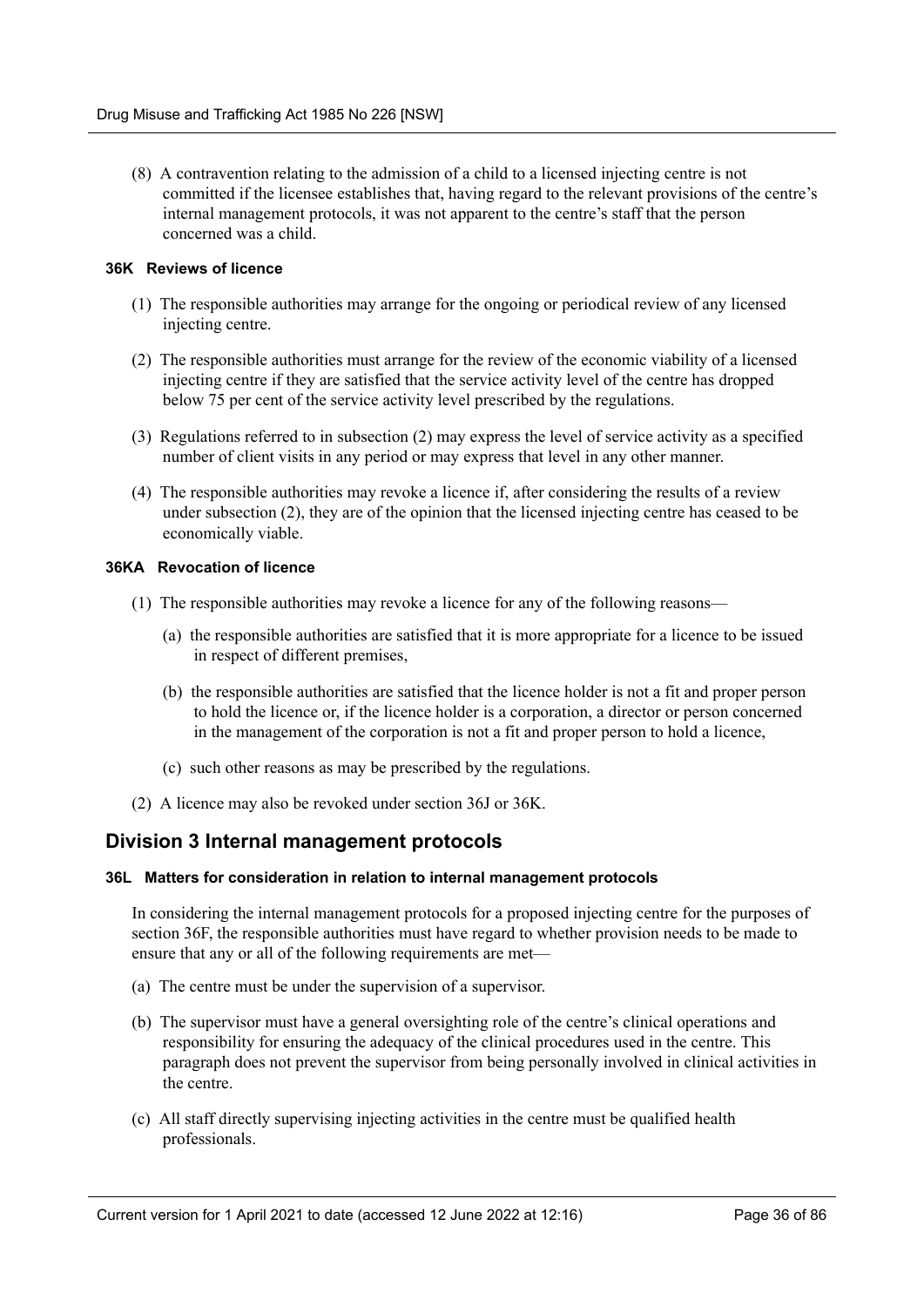(8) A contravention relating to the admission of a child to a licensed injecting centre is not committed if the licensee establishes that, having regard to the relevant provisions of the centre's internal management protocols, it was not apparent to the centre's staff that the person concerned was a child.

#### 36K Reviews of licence

(1) The responsible authorities may arrange for the ongoing or periodical review of any licensed injecting centre.

(2) The responsible authorities must arrange for the review of the economic viability of a licensed injecting centre if they are satisfied that the service activity level of the centre has dropped below 75 per cent of the service activity level prescribed by the regulations.

(3) Regulations referred to in subsection (2) may express the level of service activity as a specified number of client visits in any period or may express that level in any other manner.

(4) The responsible authorities may revoke a licence if, after considering the results of a review under subsection (2), they are of the opinion that the licensed injecting centre has ceased to be economically viable.

#### 36KA Revocation of licence

(1) The responsible authorities may revoke a licence for any of the following reasons—

(a) the responsible authorities are satisfied that it is more appropriate for a licence to be issued in respect of different premises,

(b) the responsible authorities are satisfied that the licence holder is not a fit and proper person to hold the licence or, if the licence holder is a corporation, a director or person concerned in the management of the corporation is not a fit and proper person to hold a licence,

(c) such other reasons as may be prescribed by the regulations.

(2) A licence may also be revoked under section 36J or 36K.

## Division 3 Internal management protocols

#### 36L Matters for consideration in relation to internal management protocols

In considering the internal management protocols for a proposed injecting centre for the purposes of section 36F, the responsible authorities must have regard to whether provision needs to be made to ensure that any or all of the following requirements are met—

(a) The centre must be under the supervision of a supervisor.

(b) The supervisor must have a general oversighting role of the centre's clinical operations and responsibility for ensuring the adequacy of the clinical procedures used in the centre. This paragraph does not prevent the supervisor from being personally involved in clinical activities in the centre.

(c) All staff directly supervising injecting activities in the centre must be qualified health professionals.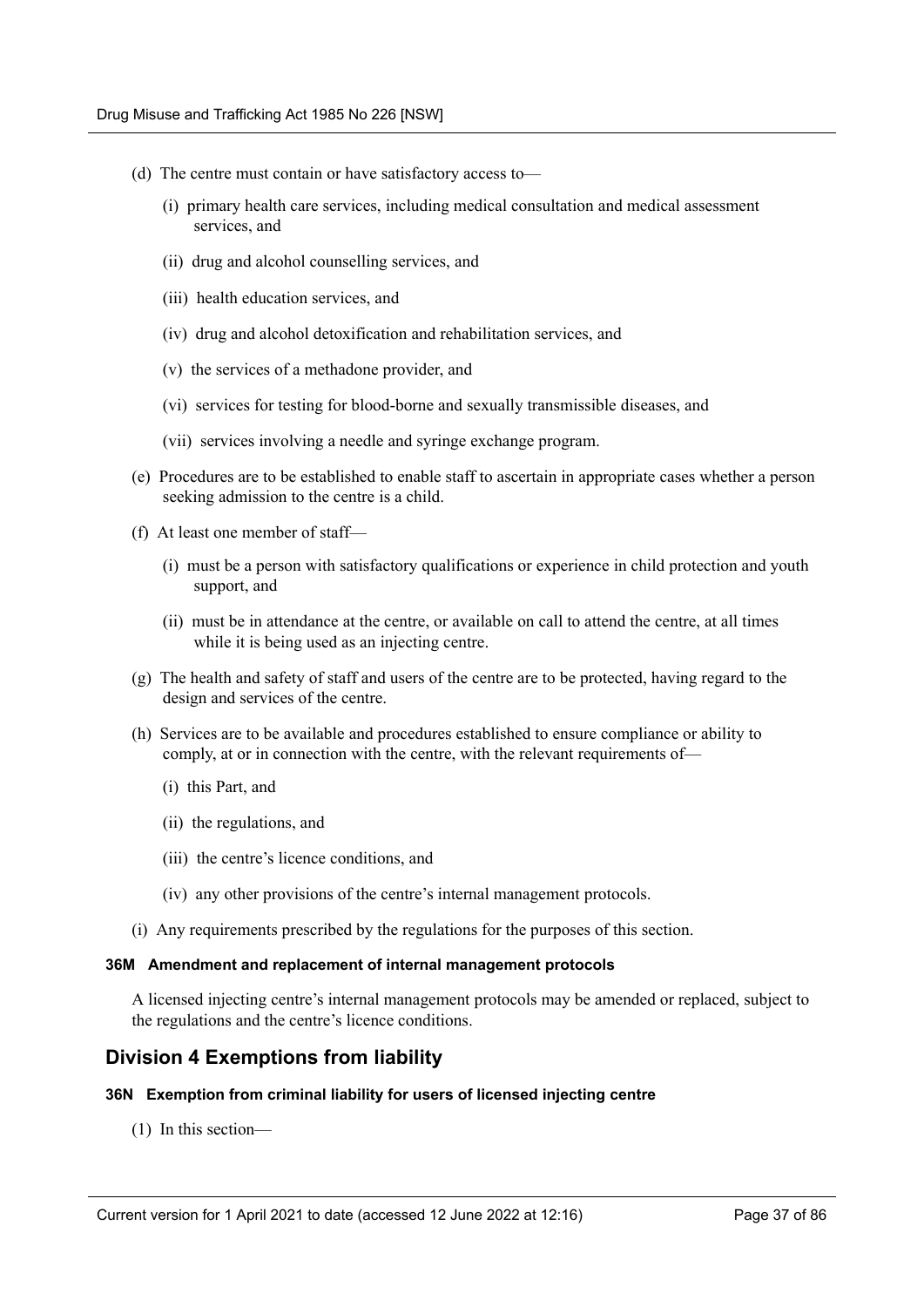(d) The centre must contain or have satisfactory access to—

(i) primary health care services, including medical consultation and medical assessment services, and

(ii) drug and alcohol counselling services, and

(iii) health education services, and

(iv) drug and alcohol detoxification and rehabilitation services, and

(v) the services of a methadone provider, and

(vi) services for testing for blood-borne and sexually transmissible diseases, and

(vii) services involving a needle and syringe exchange program.

(e) Procedures are to be established to enable staff to ascertain in appropriate cases whether a person seeking admission to the centre is a child.

(f) At least one member of staff—

(i) must be a person with satisfactory qualifications or experience in child protection and youth support, and

(ii) must be in attendance at the centre, or available on call to attend the centre, at all times while it is being used as an injecting centre.

(g) The health and safety of staff and users of the centre are to be protected, having regard to the design and services of the centre.

(h) Services are to be available and procedures established to ensure compliance or ability to comply, at or in connection with the centre, with the relevant requirements of—

(i) this Part, and

(ii) the regulations, and

(iii) the centre's licence conditions, and

(iv) any other provisions of the centre's internal management protocols.

(i) Any requirements prescribed by the regulations for the purposes of this section.

#### 36M Amendment and replacement of internal management protocols

A licensed injecting centre's internal management protocols may be amended or replaced, subject to the regulations and the centre's licence conditions.

## Division 4 Exemptions from liability

#### 36N Exemption from criminal liability for users of licensed injecting centre

(1) In this section—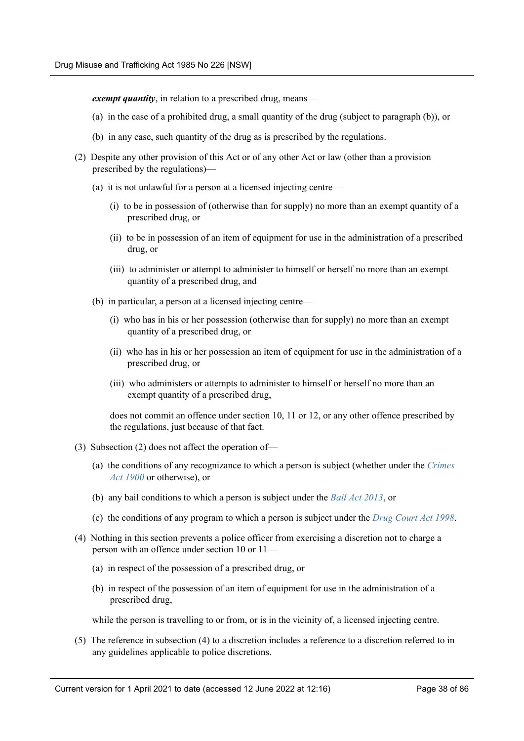***exempt quantity***, in relation to a prescribed drug, means—

(a) in the case of a prohibited drug, a small quantity of the drug (subject to paragraph (b)), or

(b) in any case, such quantity of the drug as is prescribed by the regulations.

(2) Despite any other provision of this Act or of any other Act or law (other than a provision prescribed by the regulations)—

(a) it is not unlawful for a person at a licensed injecting centre—

(i) to be in possession of (otherwise than for supply) no more than an exempt quantity of a prescribed drug, or

(ii) to be in possession of an item of equipment for use in the administration of a prescribed drug, or

(iii) to administer or attempt to administer to himself or herself no more than an exempt quantity of a prescribed drug, and

(b) in particular, a person at a licensed injecting centre—

(i) who has in his or her possession (otherwise than for supply) no more than an exempt quantity of a prescribed drug, or

(ii) who has in his or her possession an item of equipment for use in the administration of a prescribed drug, or

(iii) who administers or attempts to administer to himself or herself no more than an exempt quantity of a prescribed drug,

does not commit an offence under section 10, 11 or 12, or any other offence prescribed by the regulations, just because of that fact.

(3) Subsection (2) does not affect the operation of—

(a) the conditions of any recognizance to which a person is subject (whether under the *Crimes Act 1900* or otherwise), or

(b) any bail conditions to which a person is subject under the *Bail Act 2013*, or

(c) the conditions of any program to which a person is subject under the *Drug Court Act 1998*.

(4) Nothing in this section prevents a police officer from exercising a discretion not to charge a person with an offence under section 10 or 11—

(a) in respect of the possession of a prescribed drug, or

(b) in respect of the possession of an item of equipment for use in the administration of a prescribed drug,

while the person is travelling to or from, or is in the vicinity of, a licensed injecting centre.

(5) The reference in subsection (4) to a discretion includes a reference to a discretion referred to in any guidelines applicable to police discretions.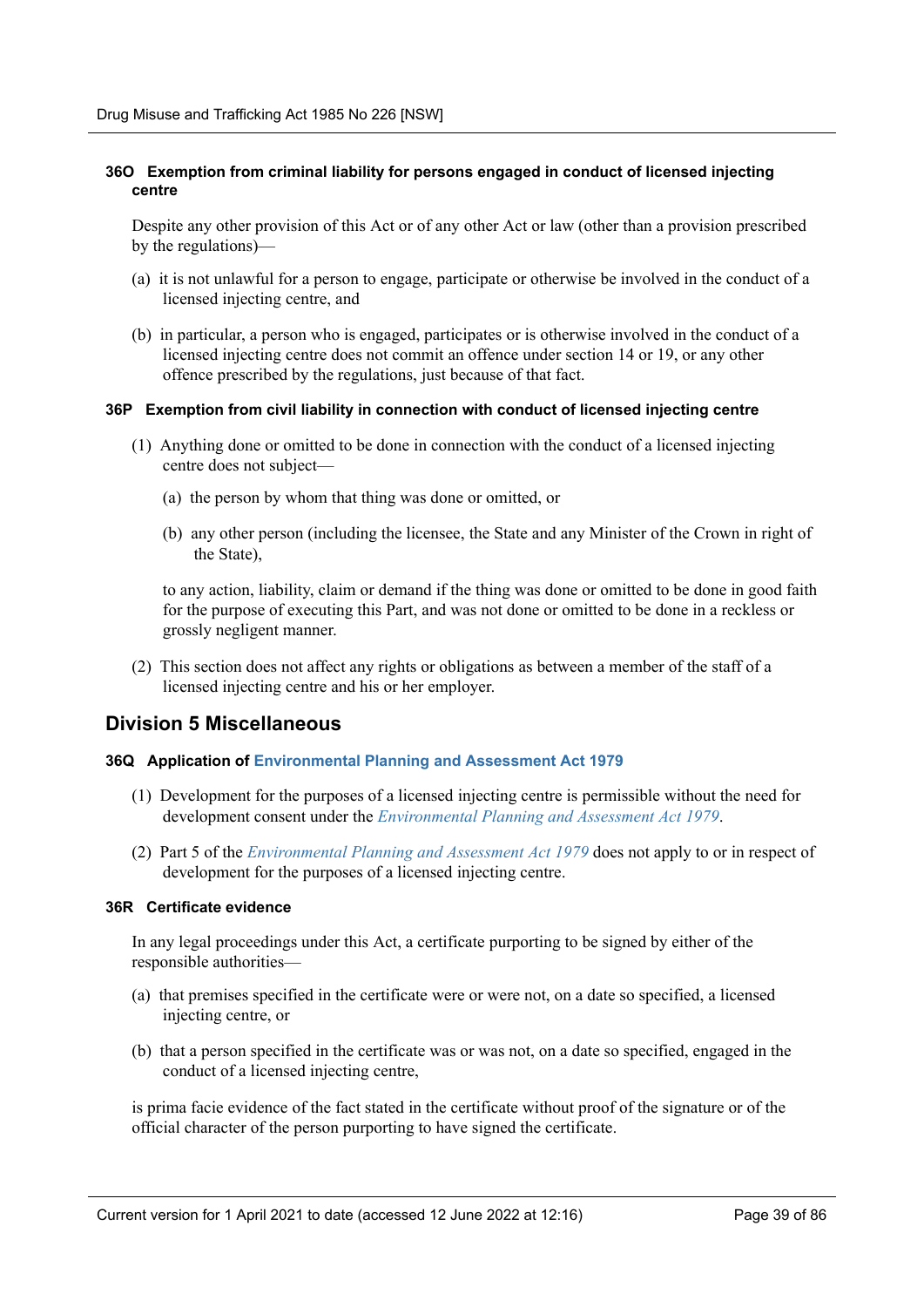#### 36O Exemption from criminal liability for persons engaged in conduct of licensed injecting centre

Despite any other provision of this Act or of any other Act or law (other than a provision prescribed by the regulations)—

(a) it is not unlawful for a person to engage, participate or otherwise be involved in the conduct of a licensed injecting centre, and

(b) in particular, a person who is engaged, participates or is otherwise involved in the conduct of a licensed injecting centre does not commit an offence under section 14 or 19, or any other offence prescribed by the regulations, just because of that fact.

#### 36P Exemption from civil liability in connection with conduct of licensed injecting centre

(1) Anything done or omitted to be done in connection with the conduct of a licensed injecting centre does not subject—

(a) the person by whom that thing was done or omitted, or

(b) any other person (including the licensee, the State and any Minister of the Crown in right of the State),

to any action, liability, claim or demand if the thing was done or omitted to be done in good faith for the purpose of executing this Part, and was not done or omitted to be done in a reckless or grossly negligent manner.

(2) This section does not affect any rights or obligations as between a member of the staff of a licensed injecting centre and his or her employer.

## Division 5 Miscellaneous

#### 36Q Application of Environmental Planning and Assessment Act 1979

(1) Development for the purposes of a licensed injecting centre is permissible without the need for development consent under the *Environmental Planning and Assessment Act 1979*.

(2) Part 5 of the *Environmental Planning and Assessment Act 1979* does not apply to or in respect of development for the purposes of a licensed injecting centre.

#### 36R Certificate evidence

In any legal proceedings under this Act, a certificate purporting to be signed by either of the responsible authorities—

(a) that premises specified in the certificate were or were not, on a date so specified, a licensed injecting centre, or

(b) that a person specified in the certificate was or was not, on a date so specified, engaged in the conduct of a licensed injecting centre,

is prima facie evidence of the fact stated in the certificate without proof of the signature or of the official character of the person purporting to have signed the certificate.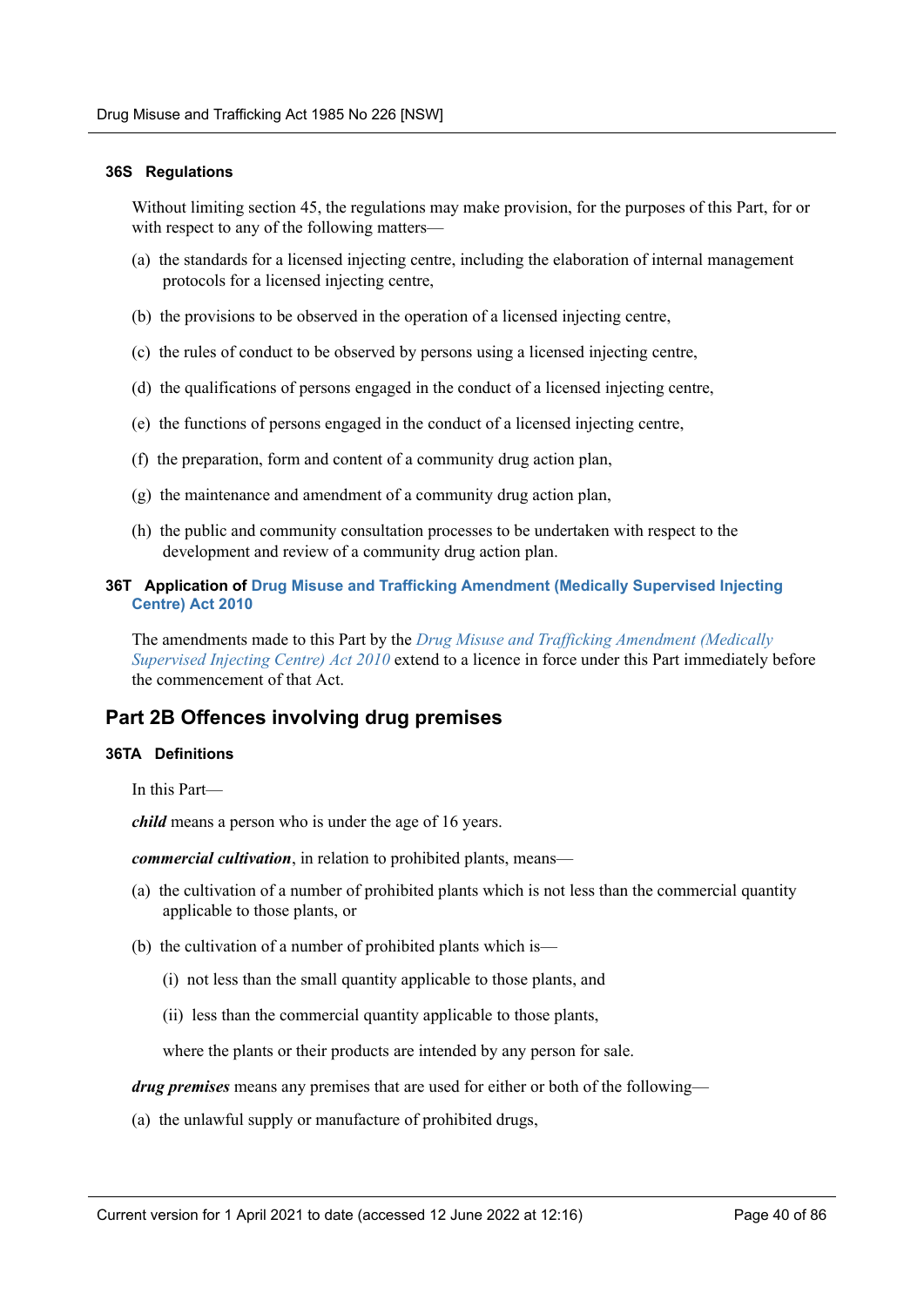#### 36S Regulations

Without limiting section 45, the regulations may make provision, for the purposes of this Part, for or with respect to any of the following matters—

(a) the standards for a licensed injecting centre, including the elaboration of internal management protocols for a licensed injecting centre,

(b) the provisions to be observed in the operation of a licensed injecting centre,

(c) the rules of conduct to be observed by persons using a licensed injecting centre,

(d) the qualifications of persons engaged in the conduct of a licensed injecting centre,

(e) the functions of persons engaged in the conduct of a licensed injecting centre,

(f) the preparation, form and content of a community drug action plan,

(g) the maintenance and amendment of a community drug action plan,

(h) the public and community consultation processes to be undertaken with respect to the development and review of a community drug action plan.

#### 36T Application of Drug Misuse and Trafficking Amendment (Medically Supervised Injecting Centre) Act 2010

The amendments made to this Part by the *Drug Misuse and Trafficking Amendment (Medically Supervised Injecting Centre) Act 2010* extend to a licence in force under this Part immediately before the commencement of that Act.

## Part 2B Offences involving drug premises

#### 36TA Definitions

In this Part—

***child*** means a person who is under the age of 16 years.

***commercial cultivation***, in relation to prohibited plants, means—

(a) the cultivation of a number of prohibited plants which is not less than the commercial quantity applicable to those plants, or

(b) the cultivation of a number of prohibited plants which is—

(i) not less than the small quantity applicable to those plants, and

(ii) less than the commercial quantity applicable to those plants,

where the plants or their products are intended by any person for sale.

***drug premises*** means any premises that are used for either or both of the following—

(a) the unlawful supply or manufacture of prohibited drugs,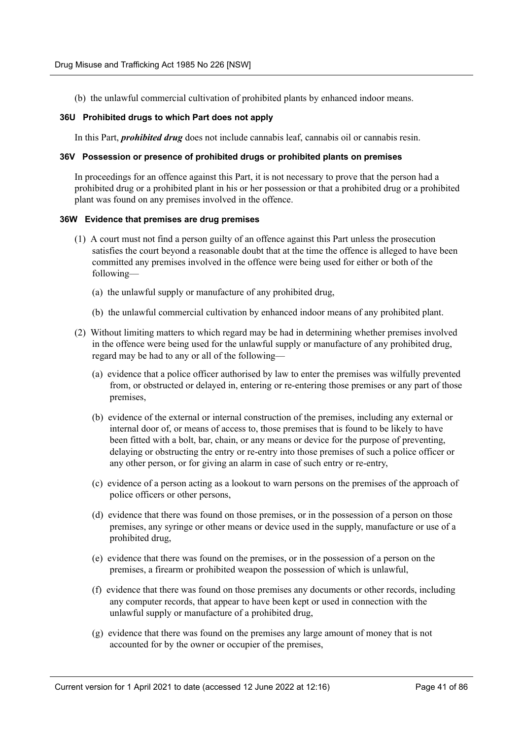(b) the unlawful commercial cultivation of prohibited plants by enhanced indoor means.

#### 36U Prohibited drugs to which Part does not apply

In this Part, ***prohibited drug*** does not include cannabis leaf, cannabis oil or cannabis resin.

#### 36V Possession or presence of prohibited drugs or prohibited plants on premises

In proceedings for an offence against this Part, it is not necessary to prove that the person had a prohibited drug or a prohibited plant in his or her possession or that a prohibited drug or a prohibited plant was found on any premises involved in the offence.

#### 36W Evidence that premises are drug premises

(1) A court must not find a person guilty of an offence against this Part unless the prosecution satisfies the court beyond a reasonable doubt that at the time the offence is alleged to have been committed any premises involved in the offence were being used for either or both of the following—

(a) the unlawful supply or manufacture of any prohibited drug,

(b) the unlawful commercial cultivation by enhanced indoor means of any prohibited plant.

(2) Without limiting matters to which regard may be had in determining whether premises involved in the offence were being used for the unlawful supply or manufacture of any prohibited drug, regard may be had to any or all of the following—

(a) evidence that a police officer authorised by law to enter the premises was wilfully prevented from, or obstructed or delayed in, entering or re-entering those premises or any part of those premises,

(b) evidence of the external or internal construction of the premises, including any external or internal door of, or means of access to, those premises that is found to be likely to have been fitted with a bolt, bar, chain, or any means or device for the purpose of preventing, delaying or obstructing the entry or re-entry into those premises of such a police officer or any other person, or for giving an alarm in case of such entry or re-entry,

(c) evidence of a person acting as a lookout to warn persons on the premises of the approach of police officers or other persons,

(d) evidence that there was found on those premises, or in the possession of a person on those premises, any syringe or other means or device used in the supply, manufacture or use of a prohibited drug,

(e) evidence that there was found on the premises, or in the possession of a person on the premises, a firearm or prohibited weapon the possession of which is unlawful,

(f) evidence that there was found on those premises any documents or other records, including any computer records, that appear to have been kept or used in connection with the unlawful supply or manufacture of a prohibited drug,

(g) evidence that there was found on the premises any large amount of money that is not accounted for by the owner or occupier of the premises,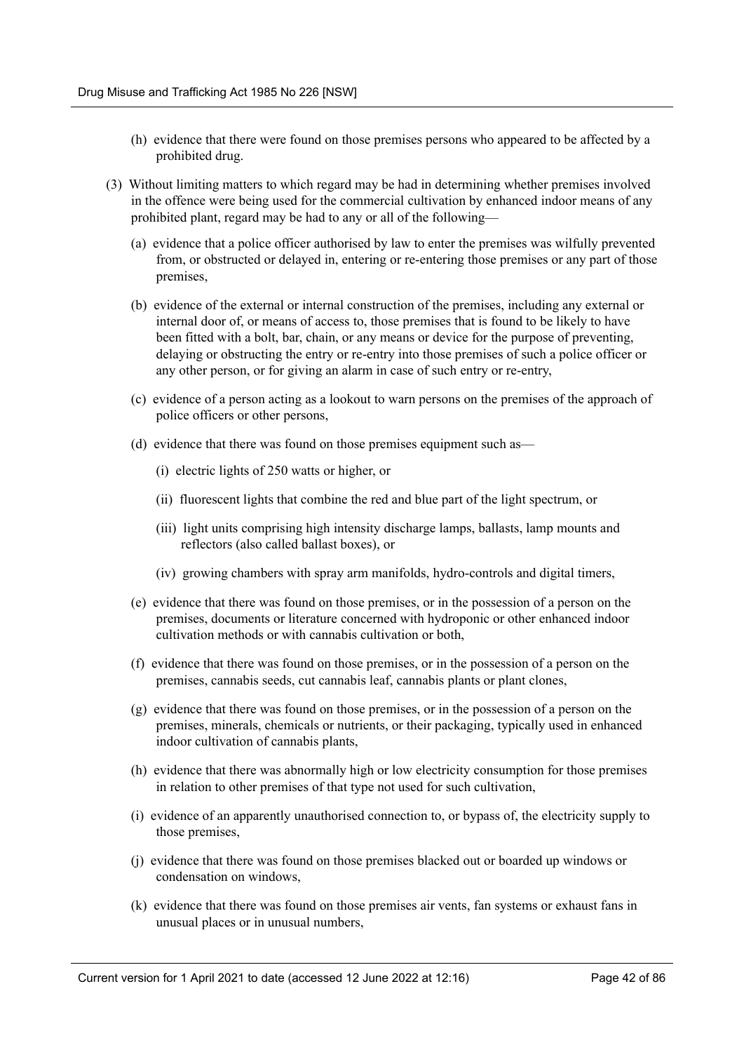(h) evidence that there were found on those premises persons who appeared to be affected by a prohibited drug.

(3) Without limiting matters to which regard may be had in determining whether premises involved in the offence were being used for the commercial cultivation by enhanced indoor means of any prohibited plant, regard may be had to any or all of the following—

(a) evidence that a police officer authorised by law to enter the premises was wilfully prevented from, or obstructed or delayed in, entering or re-entering those premises or any part of those premises,

(b) evidence of the external or internal construction of the premises, including any external or internal door of, or means of access to, those premises that is found to be likely to have been fitted with a bolt, bar, chain, or any means or device for the purpose of preventing, delaying or obstructing the entry or re-entry into those premises of such a police officer or any other person, or for giving an alarm in case of such entry or re-entry,

(c) evidence of a person acting as a lookout to warn persons on the premises of the approach of police officers or other persons,

(d) evidence that there was found on those premises equipment such as—

(i) electric lights of 250 watts or higher, or

(ii) fluorescent lights that combine the red and blue part of the light spectrum, or

(iii) light units comprising high intensity discharge lamps, ballasts, lamp mounts and reflectors (also called ballast boxes), or

(iv) growing chambers with spray arm manifolds, hydro-controls and digital timers,

(e) evidence that there was found on those premises, or in the possession of a person on the premises, documents or literature concerned with hydroponic or other enhanced indoor cultivation methods or with cannabis cultivation or both,

(f) evidence that there was found on those premises, or in the possession of a person on the premises, cannabis seeds, cut cannabis leaf, cannabis plants or plant clones,

(g) evidence that there was found on those premises, or in the possession of a person on the premises, minerals, chemicals or nutrients, or their packaging, typically used in enhanced indoor cultivation of cannabis plants,

(h) evidence that there was abnormally high or low electricity consumption for those premises in relation to other premises of that type not used for such cultivation,

(i) evidence of an apparently unauthorised connection to, or bypass of, the electricity supply to those premises,

(j) evidence that there was found on those premises blacked out or boarded up windows or condensation on windows,

(k) evidence that there was found on those premises air vents, fan systems or exhaust fans in unusual places or in unusual numbers,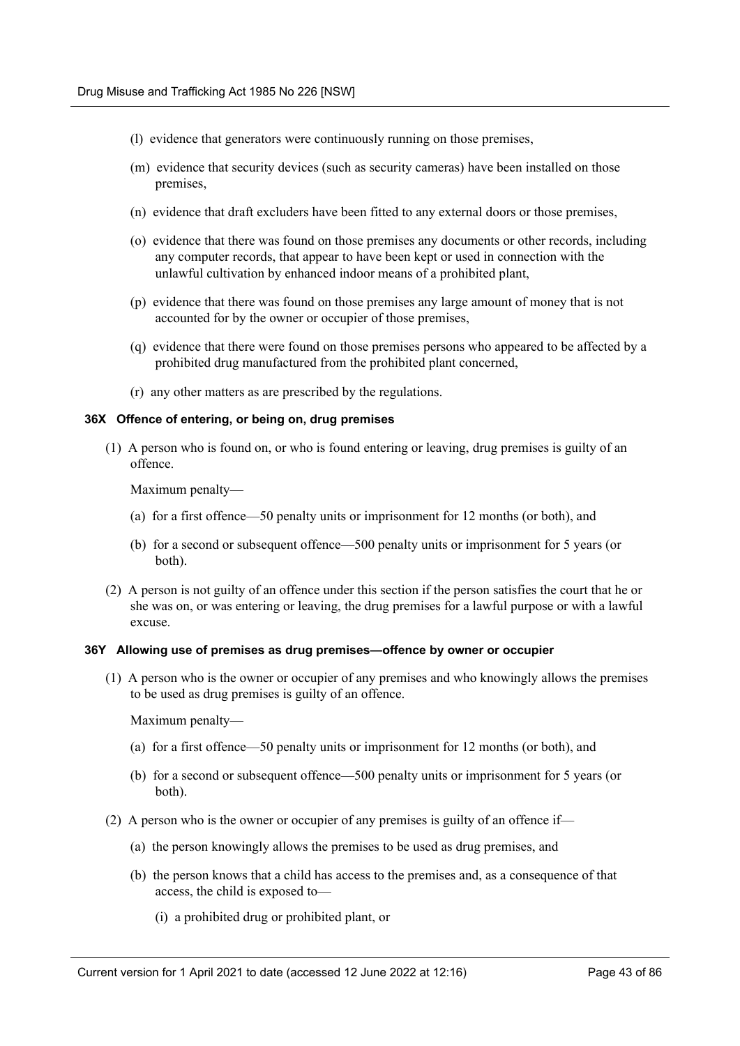(l) evidence that generators were continuously running on those premises,

(m) evidence that security devices (such as security cameras) have been installed on those premises,

(n) evidence that draft excluders have been fitted to any external doors or those premises,

(o) evidence that there was found on those premises any documents or other records, including any computer records, that appear to have been kept or used in connection with the unlawful cultivation by enhanced indoor means of a prohibited plant,

(p) evidence that there was found on those premises any large amount of money that is not accounted for by the owner or occupier of those premises,

(q) evidence that there were found on those premises persons who appeared to be affected by a prohibited drug manufactured from the prohibited plant concerned,

(r) any other matters as are prescribed by the regulations.

#### 36X Offence of entering, or being on, drug premises

(1) A person who is found on, or who is found entering or leaving, drug premises is guilty of an offence.

Maximum penalty—

(a) for a first offence—50 penalty units or imprisonment for 12 months (or both), and

(b) for a second or subsequent offence—500 penalty units or imprisonment for 5 years (or both).

(2) A person is not guilty of an offence under this section if the person satisfies the court that he or she was on, or was entering or leaving, the drug premises for a lawful purpose or with a lawful excuse.

#### 36Y Allowing use of premises as drug premises—offence by owner or occupier

(1) A person who is the owner or occupier of any premises and who knowingly allows the premises to be used as drug premises is guilty of an offence.

Maximum penalty—

(a) for a first offence—50 penalty units or imprisonment for 12 months (or both), and

(b) for a second or subsequent offence—500 penalty units or imprisonment for 5 years (or both).

(2) A person who is the owner or occupier of any premises is guilty of an offence if—

(a) the person knowingly allows the premises to be used as drug premises, and

(b) the person knows that a child has access to the premises and, as a consequence of that access, the child is exposed to—

(i) a prohibited drug or prohibited plant, or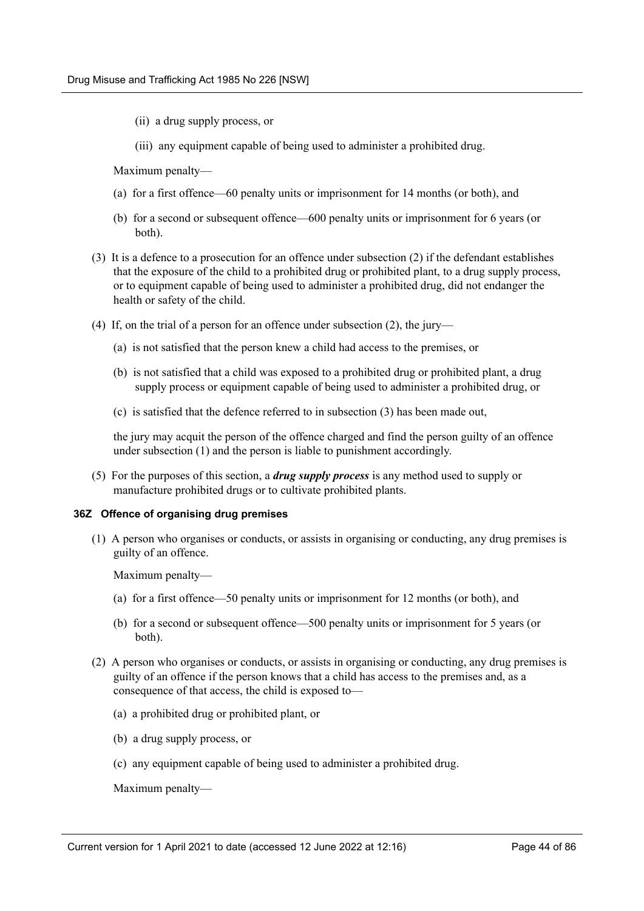(ii) a drug supply process, or

(iii) any equipment capable of being used to administer a prohibited drug.

Maximum penalty—

(a) for a first offence—60 penalty units or imprisonment for 14 months (or both), and

(b) for a second or subsequent offence—600 penalty units or imprisonment for 6 years (or both).

(3) It is a defence to a prosecution for an offence under subsection (2) if the defendant establishes that the exposure of the child to a prohibited drug or prohibited plant, to a drug supply process, or to equipment capable of being used to administer a prohibited drug, did not endanger the health or safety of the child.

(4) If, on the trial of a person for an offence under subsection (2), the jury—

(a) is not satisfied that the person knew a child had access to the premises, or

(b) is not satisfied that a child was exposed to a prohibited drug or prohibited plant, a drug supply process or equipment capable of being used to administer a prohibited drug, or

(c) is satisfied that the defence referred to in subsection (3) has been made out,

the jury may acquit the person of the offence charged and find the person guilty of an offence under subsection (1) and the person is liable to punishment accordingly.

(5) For the purposes of this section, a ***drug supply process*** is any method used to supply or manufacture prohibited drugs or to cultivate prohibited plants.

#### 36Z Offence of organising drug premises

(1) A person who organises or conducts, or assists in organising or conducting, any drug premises is guilty of an offence.

Maximum penalty—

(a) for a first offence—50 penalty units or imprisonment for 12 months (or both), and

(b) for a second or subsequent offence—500 penalty units or imprisonment for 5 years (or both).

(2) A person who organises or conducts, or assists in organising or conducting, any drug premises is guilty of an offence if the person knows that a child has access to the premises and, as a consequence of that access, the child is exposed to—

(a) a prohibited drug or prohibited plant, or

(b) a drug supply process, or

(c) any equipment capable of being used to administer a prohibited drug.

Maximum penalty—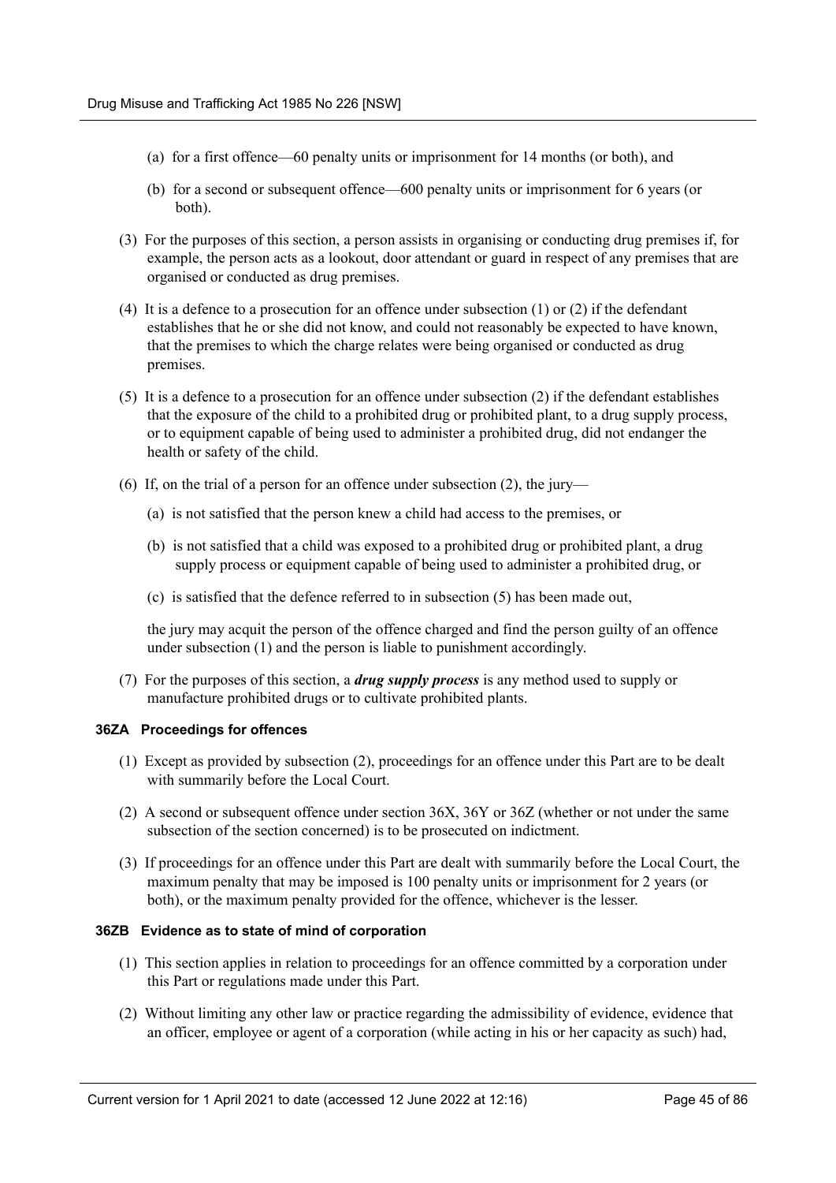(a) for a first offence—60 penalty units or imprisonment for 14 months (or both), and

(b) for a second or subsequent offence—600 penalty units or imprisonment for 6 years (or both).

(3) For the purposes of this section, a person assists in organising or conducting drug premises if, for example, the person acts as a lookout, door attendant or guard in respect of any premises that are organised or conducted as drug premises.

(4) It is a defence to a prosecution for an offence under subsection (1) or (2) if the defendant establishes that he or she did not know, and could not reasonably be expected to have known, that the premises to which the charge relates were being organised or conducted as drug premises.

(5) It is a defence to a prosecution for an offence under subsection (2) if the defendant establishes that the exposure of the child to a prohibited drug or prohibited plant, to a drug supply process, or to equipment capable of being used to administer a prohibited drug, did not endanger the health or safety of the child.

(6) If, on the trial of a person for an offence under subsection (2), the jury—

(a) is not satisfied that the person knew a child had access to the premises, or

(b) is not satisfied that a child was exposed to a prohibited drug or prohibited plant, a drug supply process or equipment capable of being used to administer a prohibited drug, or

(c) is satisfied that the defence referred to in subsection (5) has been made out,

the jury may acquit the person of the offence charged and find the person guilty of an offence under subsection (1) and the person is liable to punishment accordingly.

(7) For the purposes of this section, a ***drug supply process*** is any method used to supply or manufacture prohibited drugs or to cultivate prohibited plants.

#### 36ZA Proceedings for offences

(1) Except as provided by subsection (2), proceedings for an offence under this Part are to be dealt with summarily before the Local Court.

(2) A second or subsequent offence under section 36X, 36Y or 36Z (whether or not under the same subsection of the section concerned) is to be prosecuted on indictment.

(3) If proceedings for an offence under this Part are dealt with summarily before the Local Court, the maximum penalty that may be imposed is 100 penalty units or imprisonment for 2 years (or both), or the maximum penalty provided for the offence, whichever is the lesser.

#### 36ZB Evidence as to state of mind of corporation

(1) This section applies in relation to proceedings for an offence committed by a corporation under this Part or regulations made under this Part.

(2) Without limiting any other law or practice regarding the admissibility of evidence, evidence that an officer, employee or agent of a corporation (while acting in his or her capacity as such) had,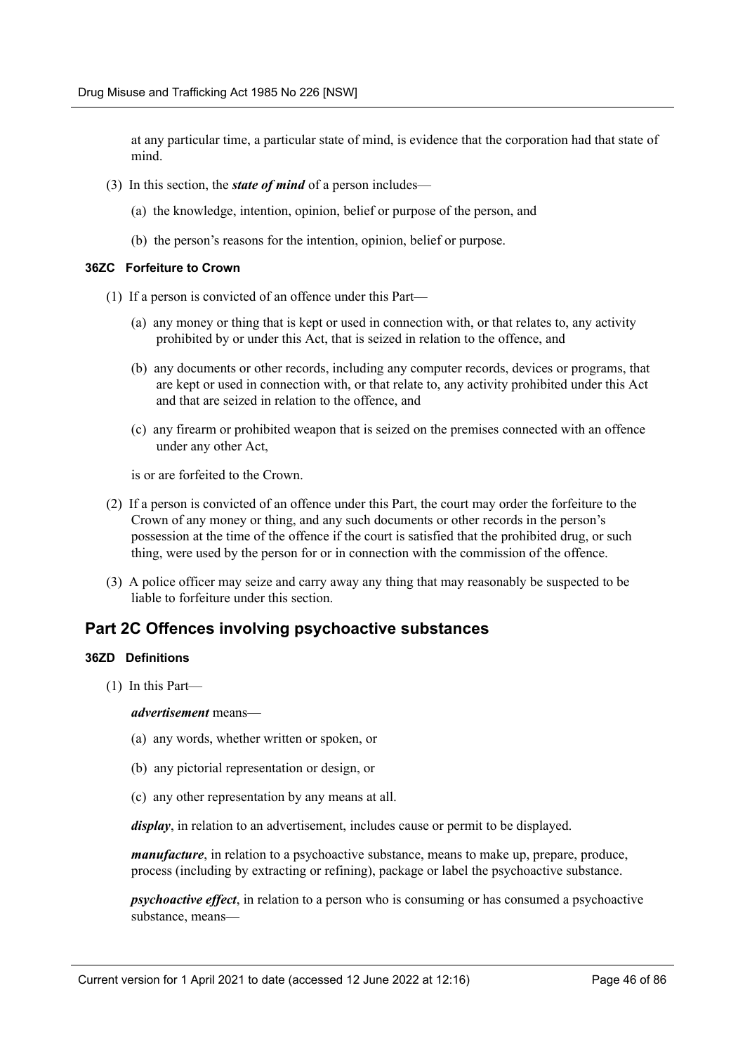at any particular time, a particular state of mind, is evidence that the corporation had that state of mind.

(3) In this section, the ***state of mind*** of a person includes—

(a) the knowledge, intention, opinion, belief or purpose of the person, and

(b) the person's reasons for the intention, opinion, belief or purpose.

#### 36ZC Forfeiture to Crown

(1) If a person is convicted of an offence under this Part—

(a) any money or thing that is kept or used in connection with, or that relates to, any activity prohibited by or under this Act, that is seized in relation to the offence, and

(b) any documents or other records, including any computer records, devices or programs, that are kept or used in connection with, or that relate to, any activity prohibited under this Act and that are seized in relation to the offence, and

(c) any firearm or prohibited weapon that is seized on the premises connected with an offence under any other Act,

is or are forfeited to the Crown.

(2) If a person is convicted of an offence under this Part, the court may order the forfeiture to the Crown of any money or thing, and any such documents or other records in the person's possession at the time of the offence if the court is satisfied that the prohibited drug, or such thing, were used by the person for or in connection with the commission of the offence.

(3) A police officer may seize and carry away any thing that may reasonably be suspected to be liable to forfeiture under this section.

## Part 2C Offences involving psychoactive substances

#### 36ZD Definitions

(1) In this Part—

***advertisement*** means—

(a) any words, whether written or spoken, or

(b) any pictorial representation or design, or

(c) any other representation by any means at all.

***display***, in relation to an advertisement, includes cause or permit to be displayed.

***manufacture***, in relation to a psychoactive substance, means to make up, prepare, produce, process (including by extracting or refining), package or label the psychoactive substance.

***psychoactive effect***, in relation to a person who is consuming or has consumed a psychoactive substance, means—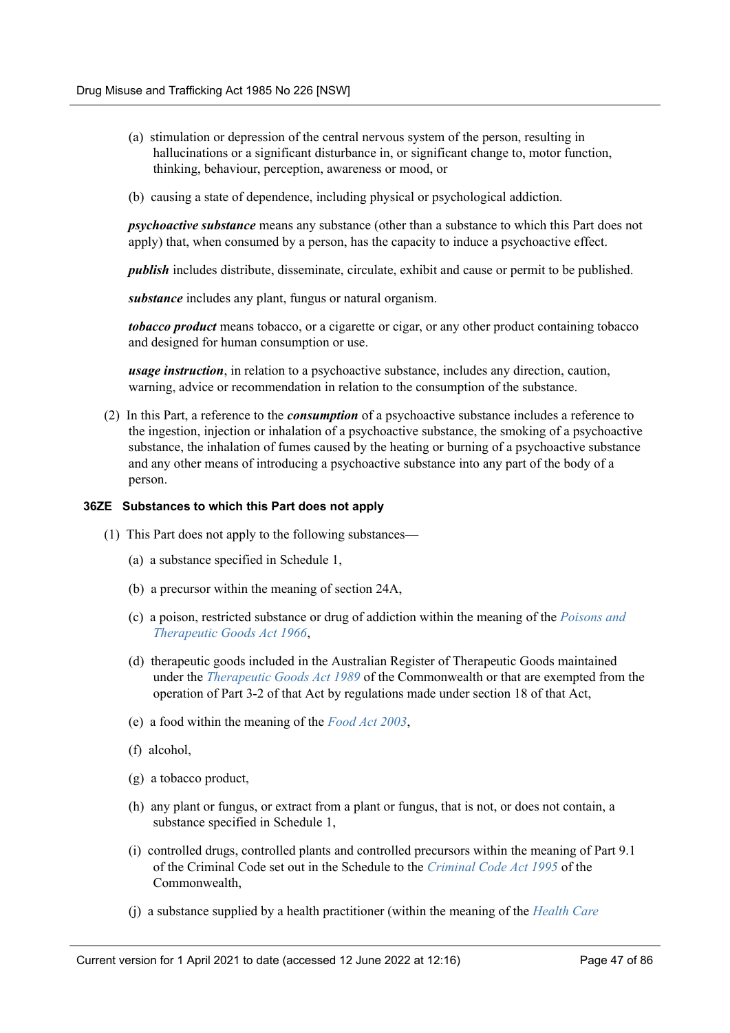(a) stimulation or depression of the central nervous system of the person, resulting in hallucinations or a significant disturbance in, or significant change to, motor function, thinking, behaviour, perception, awareness or mood, or

(b) causing a state of dependence, including physical or psychological addiction.

***psychoactive substance*** means any substance (other than a substance to which this Part does not apply) that, when consumed by a person, has the capacity to induce a psychoactive effect.

***publish*** includes distribute, disseminate, circulate, exhibit and cause or permit to be published.

***substance*** includes any plant, fungus or natural organism.

***tobacco product*** means tobacco, or a cigarette or cigar, or any other product containing tobacco and designed for human consumption or use.

***usage instruction***, in relation to a psychoactive substance, includes any direction, caution, warning, advice or recommendation in relation to the consumption of the substance.

(2) In this Part, a reference to the ***consumption*** of a psychoactive substance includes a reference to the ingestion, injection or inhalation of a psychoactive substance, the smoking of a psychoactive substance, the inhalation of fumes caused by the heating or burning of a psychoactive substance and any other means of introducing a psychoactive substance into any part of the body of a person.

**36ZE Substances to which this Part does not apply**

(1) This Part does not apply to the following substances—

(a) a substance specified in Schedule 1,

(b) a precursor within the meaning of section 24A,

(c) a poison, restricted substance or drug of addiction within the meaning of the *Poisons and Therapeutic Goods Act 1966*,

(d) therapeutic goods included in the Australian Register of Therapeutic Goods maintained under the *Therapeutic Goods Act 1989* of the Commonwealth or that are exempted from the operation of Part 3-2 of that Act by regulations made under section 18 of that Act,

(e) a food within the meaning of the *Food Act 2003*,

(f) alcohol,

(g) a tobacco product,

(h) any plant or fungus, or extract from a plant or fungus, that is not, or does not contain, a substance specified in Schedule 1,

(i) controlled drugs, controlled plants and controlled precursors within the meaning of Part 9.1 of the Criminal Code set out in the Schedule to the *Criminal Code Act 1995* of the Commonwealth,

(j) a substance supplied by a health practitioner (within the meaning of the *Health Care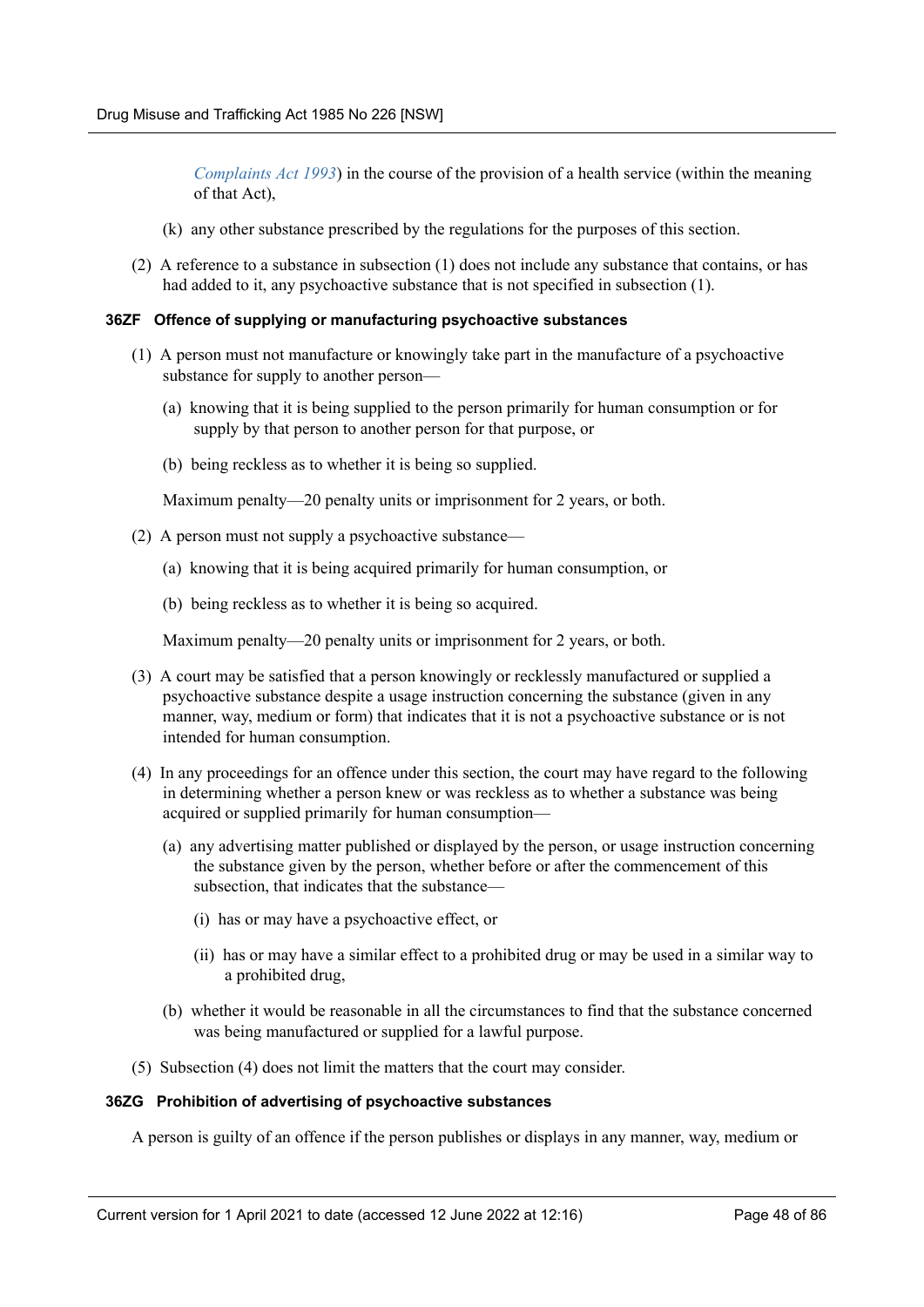*Complaints Act 1993*) in the course of the provision of a health service (within the meaning of that Act),

(k) any other substance prescribed by the regulations for the purposes of this section.

(2) A reference to a substance in subsection (1) does not include any substance that contains, or has had added to it, any psychoactive substance that is not specified in subsection (1).

### 36ZF Offence of supplying or manufacturing psychoactive substances

(1) A person must not manufacture or knowingly take part in the manufacture of a psychoactive substance for supply to another person—

(a) knowing that it is being supplied to the person primarily for human consumption or for supply by that person to another person for that purpose, or

(b) being reckless as to whether it is being so supplied.

Maximum penalty—20 penalty units or imprisonment for 2 years, or both.

(2) A person must not supply a psychoactive substance—

(a) knowing that it is being acquired primarily for human consumption, or

(b) being reckless as to whether it is being so acquired.

Maximum penalty—20 penalty units or imprisonment for 2 years, or both.

(3) A court may be satisfied that a person knowingly or recklessly manufactured or supplied a psychoactive substance despite a usage instruction concerning the substance (given in any manner, way, medium or form) that indicates that it is not a psychoactive substance or is not intended for human consumption.

(4) In any proceedings for an offence under this section, the court may have regard to the following in determining whether a person knew or was reckless as to whether a substance was being acquired or supplied primarily for human consumption—

(a) any advertising matter published or displayed by the person, or usage instruction concerning the substance given by the person, whether before or after the commencement of this subsection, that indicates that the substance—

(i) has or may have a psychoactive effect, or

(ii) has or may have a similar effect to a prohibited drug or may be used in a similar way to a prohibited drug,

(b) whether it would be reasonable in all the circumstances to find that the substance concerned was being manufactured or supplied for a lawful purpose.

(5) Subsection (4) does not limit the matters that the court may consider.

### 36ZG Prohibition of advertising of psychoactive substances

A person is guilty of an offence if the person publishes or displays in any manner, way, medium or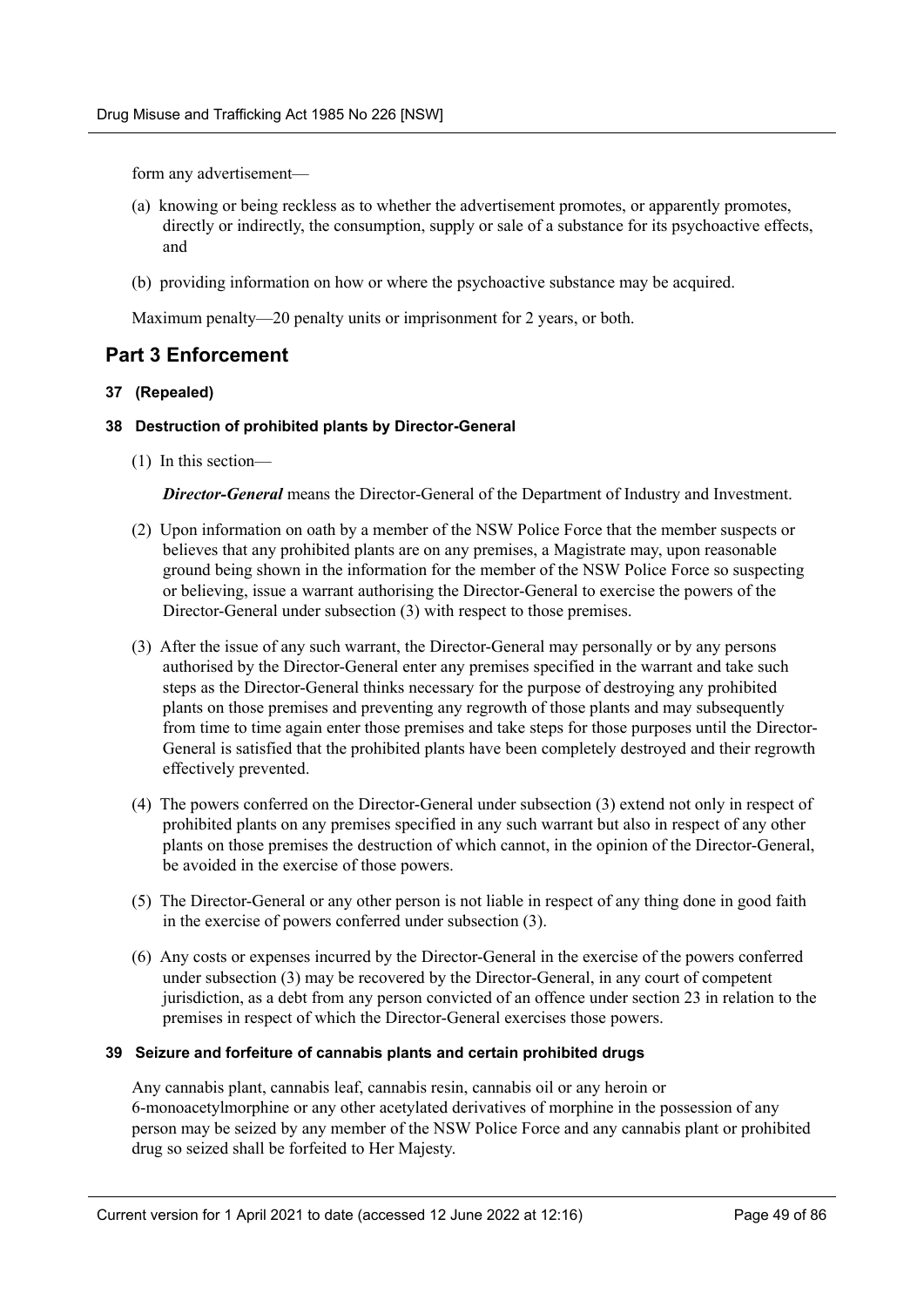form any advertisement—

(a) knowing or being reckless as to whether the advertisement promotes, or apparently promotes, directly or indirectly, the consumption, supply or sale of a substance for its psychoactive effects, and

(b) providing information on how or where the psychoactive substance may be acquired.

Maximum penalty—20 penalty units or imprisonment for 2 years, or both.

## Part 3 Enforcement

#### 37 (Repealed)

#### 38 Destruction of prohibited plants by Director-General

(1) In this section—

***Director-General*** means the Director-General of the Department of Industry and Investment.

(2) Upon information on oath by a member of the NSW Police Force that the member suspects or believes that any prohibited plants are on any premises, a Magistrate may, upon reasonable ground being shown in the information for the member of the NSW Police Force so suspecting or believing, issue a warrant authorising the Director-General to exercise the powers of the Director-General under subsection (3) with respect to those premises.

(3) After the issue of any such warrant, the Director-General may personally or by any persons authorised by the Director-General enter any premises specified in the warrant and take such steps as the Director-General thinks necessary for the purpose of destroying any prohibited plants on those premises and preventing any regrowth of those plants and may subsequently from time to time again enter those premises and take steps for those purposes until the Director-General is satisfied that the prohibited plants have been completely destroyed and their regrowth effectively prevented.

(4) The powers conferred on the Director-General under subsection (3) extend not only in respect of prohibited plants on any premises specified in any such warrant but also in respect of any other plants on those premises the destruction of which cannot, in the opinion of the Director-General, be avoided in the exercise of those powers.

(5) The Director-General or any other person is not liable in respect of any thing done in good faith in the exercise of powers conferred under subsection (3).

(6) Any costs or expenses incurred by the Director-General in the exercise of the powers conferred under subsection (3) may be recovered by the Director-General, in any court of competent jurisdiction, as a debt from any person convicted of an offence under section 23 in relation to the premises in respect of which the Director-General exercises those powers.

#### 39 Seizure and forfeiture of cannabis plants and certain prohibited drugs

Any cannabis plant, cannabis leaf, cannabis resin, cannabis oil or any heroin or 6-monoacetylmorphine or any other acetylated derivatives of morphine in the possession of any person may be seized by any member of the NSW Police Force and any cannabis plant or prohibited drug so seized shall be forfeited to Her Majesty.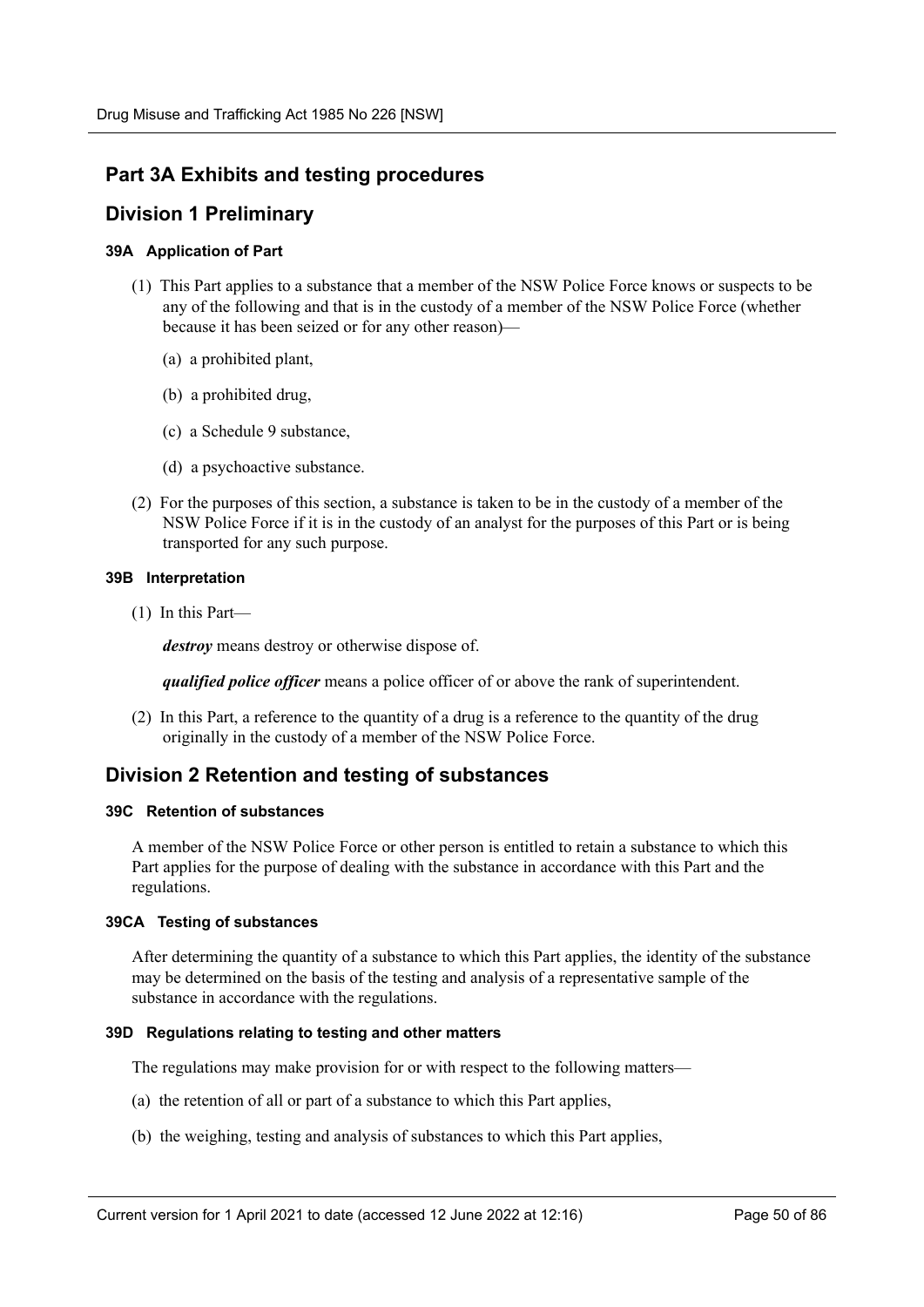## Part 3A Exhibits and testing procedures

## Division 1 Preliminary

#### 39A Application of Part

(1) This Part applies to a substance that a member of the NSW Police Force knows or suspects to be any of the following and that is in the custody of a member of the NSW Police Force (whether because it has been seized or for any other reason)—

(a) a prohibited plant,

(b) a prohibited drug,

(c) a Schedule 9 substance,

(d) a psychoactive substance.

(2) For the purposes of this section, a substance is taken to be in the custody of a member of the NSW Police Force if it is in the custody of an analyst for the purposes of this Part or is being transported for any such purpose.

#### 39B Interpretation

(1) In this Part—

***destroy*** means destroy or otherwise dispose of.

***qualified police officer*** means a police officer of or above the rank of superintendent.

(2) In this Part, a reference to the quantity of a drug is a reference to the quantity of the drug originally in the custody of a member of the NSW Police Force.

## Division 2 Retention and testing of substances

#### 39C Retention of substances

A member of the NSW Police Force or other person is entitled to retain a substance to which this Part applies for the purpose of dealing with the substance in accordance with this Part and the regulations.

#### 39CA Testing of substances

After determining the quantity of a substance to which this Part applies, the identity of the substance may be determined on the basis of the testing and analysis of a representative sample of the substance in accordance with the regulations.

#### 39D Regulations relating to testing and other matters

The regulations may make provision for or with respect to the following matters—

(a) the retention of all or part of a substance to which this Part applies,

(b) the weighing, testing and analysis of substances to which this Part applies,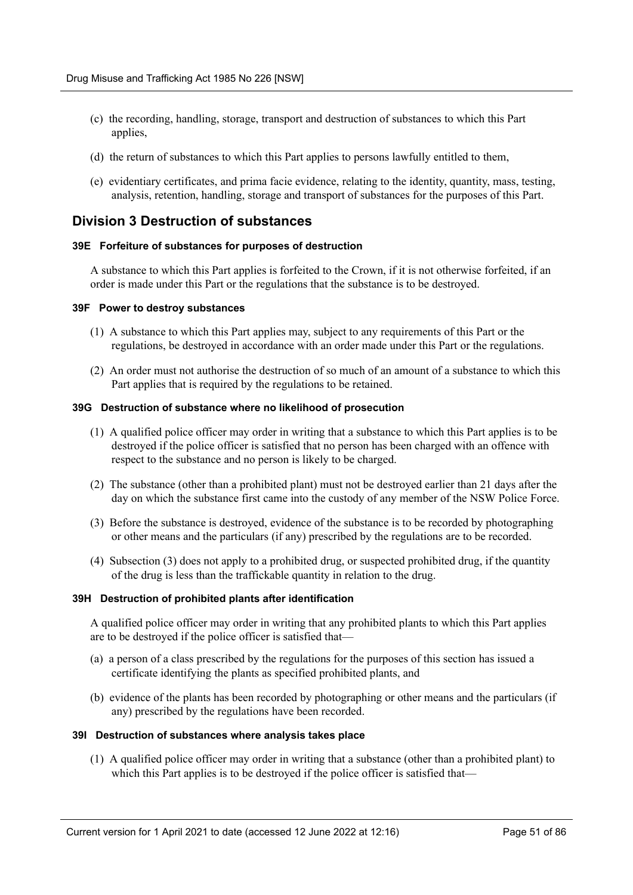(c) the recording, handling, storage, transport and destruction of substances to which this Part applies,

(d) the return of substances to which this Part applies to persons lawfully entitled to them,

(e) evidentiary certificates, and prima facie evidence, relating to the identity, quantity, mass, testing, analysis, retention, handling, storage and transport of substances for the purposes of this Part.

## Division 3 Destruction of substances

#### 39E Forfeiture of substances for purposes of destruction

A substance to which this Part applies is forfeited to the Crown, if it is not otherwise forfeited, if an order is made under this Part or the regulations that the substance is to be destroyed.

#### 39F Power to destroy substances

(1) A substance to which this Part applies may, subject to any requirements of this Part or the regulations, be destroyed in accordance with an order made under this Part or the regulations.

(2) An order must not authorise the destruction of so much of an amount of a substance to which this Part applies that is required by the regulations to be retained.

#### 39G Destruction of substance where no likelihood of prosecution

(1) A qualified police officer may order in writing that a substance to which this Part applies is to be destroyed if the police officer is satisfied that no person has been charged with an offence with respect to the substance and no person is likely to be charged.

(2) The substance (other than a prohibited plant) must not be destroyed earlier than 21 days after the day on which the substance first came into the custody of any member of the NSW Police Force.

(3) Before the substance is destroyed, evidence of the substance is to be recorded by photographing or other means and the particulars (if any) prescribed by the regulations are to be recorded.

(4) Subsection (3) does not apply to a prohibited drug, or suspected prohibited drug, if the quantity of the drug is less than the traffickable quantity in relation to the drug.

#### 39H Destruction of prohibited plants after identification

A qualified police officer may order in writing that any prohibited plants to which this Part applies are to be destroyed if the police officer is satisfied that—

(a) a person of a class prescribed by the regulations for the purposes of this section has issued a certificate identifying the plants as specified prohibited plants, and

(b) evidence of the plants has been recorded by photographing or other means and the particulars (if any) prescribed by the regulations have been recorded.

#### 39I Destruction of substances where analysis takes place

(1) A qualified police officer may order in writing that a substance (other than a prohibited plant) to which this Part applies is to be destroyed if the police officer is satisfied that—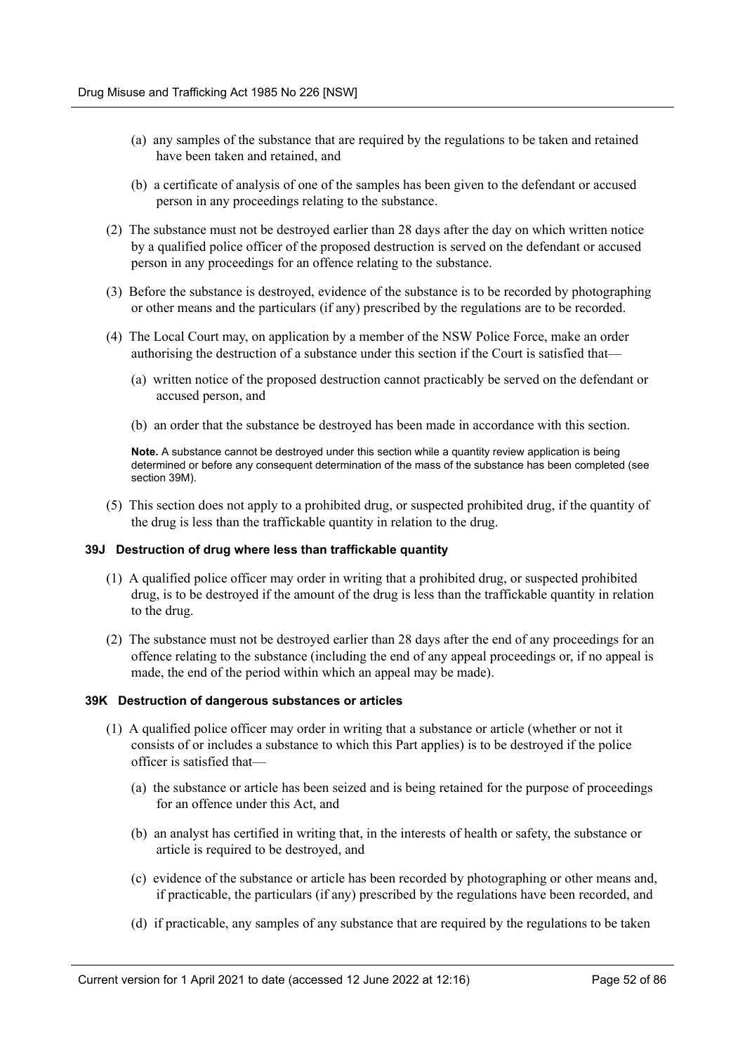(a) any samples of the substance that are required by the regulations to be taken and retained have been taken and retained, and

(b) a certificate of analysis of one of the samples has been given to the defendant or accused person in any proceedings relating to the substance.

(2) The substance must not be destroyed earlier than 28 days after the day on which written notice by a qualified police officer of the proposed destruction is served on the defendant or accused person in any proceedings for an offence relating to the substance.

(3) Before the substance is destroyed, evidence of the substance is to be recorded by photographing or other means and the particulars (if any) prescribed by the regulations are to be recorded.

(4) The Local Court may, on application by a member of the NSW Police Force, make an order authorising the destruction of a substance under this section if the Court is satisfied that—

(a) written notice of the proposed destruction cannot practicably be served on the defendant or accused person, and

(b) an order that the substance be destroyed has been made in accordance with this section.

**Note.** A substance cannot be destroyed under this section while a quantity review application is being determined or before any consequent determination of the mass of the substance has been completed (see section 39M).

(5) This section does not apply to a prohibited drug, or suspected prohibited drug, if the quantity of the drug is less than the traffickable quantity in relation to the drug.

#### 39J Destruction of drug where less than traffickable quantity

(1) A qualified police officer may order in writing that a prohibited drug, or suspected prohibited drug, is to be destroyed if the amount of the drug is less than the traffickable quantity in relation to the drug.

(2) The substance must not be destroyed earlier than 28 days after the end of any proceedings for an offence relating to the substance (including the end of any appeal proceedings or, if no appeal is made, the end of the period within which an appeal may be made).

#### 39K Destruction of dangerous substances or articles

(1) A qualified police officer may order in writing that a substance or article (whether or not it consists of or includes a substance to which this Part applies) is to be destroyed if the police officer is satisfied that—

(a) the substance or article has been seized and is being retained for the purpose of proceedings for an offence under this Act, and

(b) an analyst has certified in writing that, in the interests of health or safety, the substance or article is required to be destroyed, and

(c) evidence of the substance or article has been recorded by photographing or other means and, if practicable, the particulars (if any) prescribed by the regulations have been recorded, and

(d) if practicable, any samples of any substance that are required by the regulations to be taken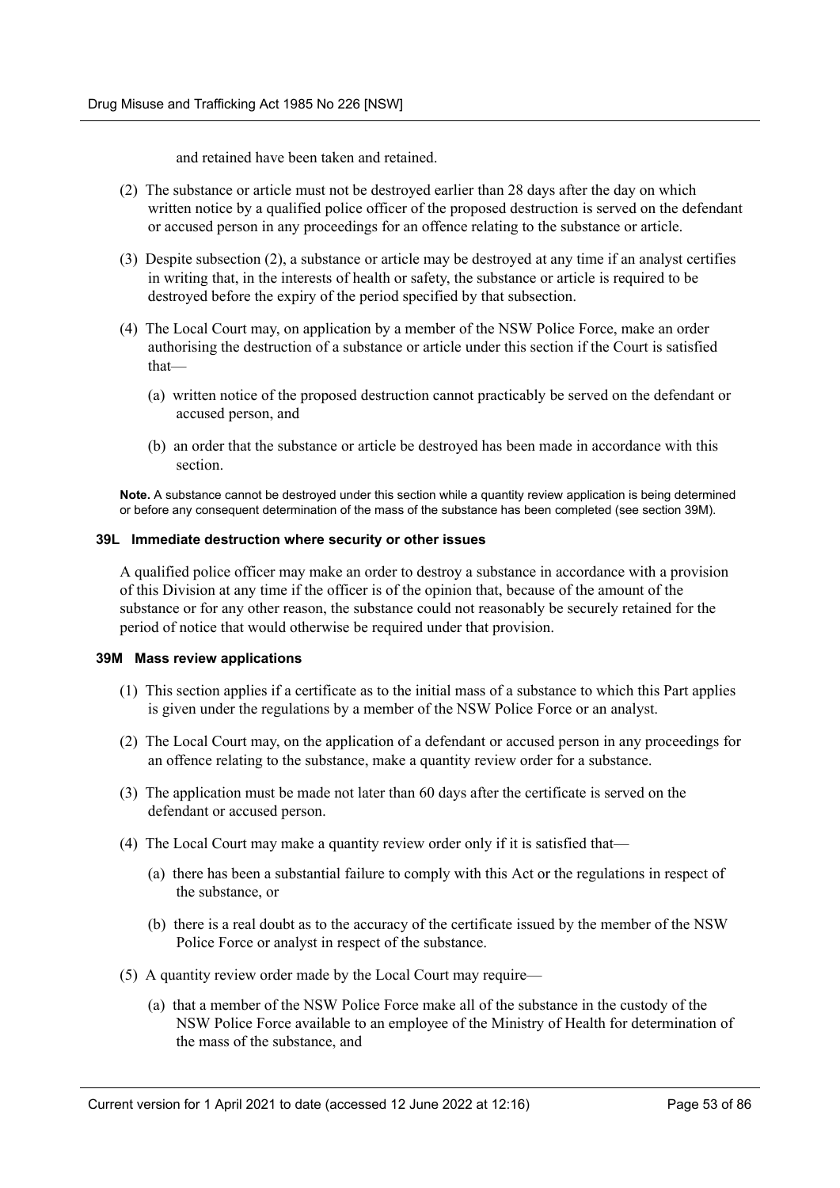and retained have been taken and retained.

(2) The substance or article must not be destroyed earlier than 28 days after the day on which written notice by a qualified police officer of the proposed destruction is served on the defendant or accused person in any proceedings for an offence relating to the substance or article.

(3) Despite subsection (2), a substance or article may be destroyed at any time if an analyst certifies in writing that, in the interests of health or safety, the substance or article is required to be destroyed before the expiry of the period specified by that subsection.

(4) The Local Court may, on application by a member of the NSW Police Force, make an order authorising the destruction of a substance or article under this section if the Court is satisfied that—

(a) written notice of the proposed destruction cannot practicably be served on the defendant or accused person, and

(b) an order that the substance or article be destroyed has been made in accordance with this section.

**Note.** A substance cannot be destroyed under this section while a quantity review application is being determined or before any consequent determination of the mass of the substance has been completed (see section 39M).

#### 39L Immediate destruction where security or other issues

A qualified police officer may make an order to destroy a substance in accordance with a provision of this Division at any time if the officer is of the opinion that, because of the amount of the substance or for any other reason, the substance could not reasonably be securely retained for the period of notice that would otherwise be required under that provision.

#### 39M Mass review applications

(1) This section applies if a certificate as to the initial mass of a substance to which this Part applies is given under the regulations by a member of the NSW Police Force or an analyst.

(2) The Local Court may, on the application of a defendant or accused person in any proceedings for an offence relating to the substance, make a quantity review order for a substance.

(3) The application must be made not later than 60 days after the certificate is served on the defendant or accused person.

(4) The Local Court may make a quantity review order only if it is satisfied that—

(a) there has been a substantial failure to comply with this Act or the regulations in respect of the substance, or

(b) there is a real doubt as to the accuracy of the certificate issued by the member of the NSW Police Force or analyst in respect of the substance.

(5) A quantity review order made by the Local Court may require—

(a) that a member of the NSW Police Force make all of the substance in the custody of the NSW Police Force available to an employee of the Ministry of Health for determination of the mass of the substance, and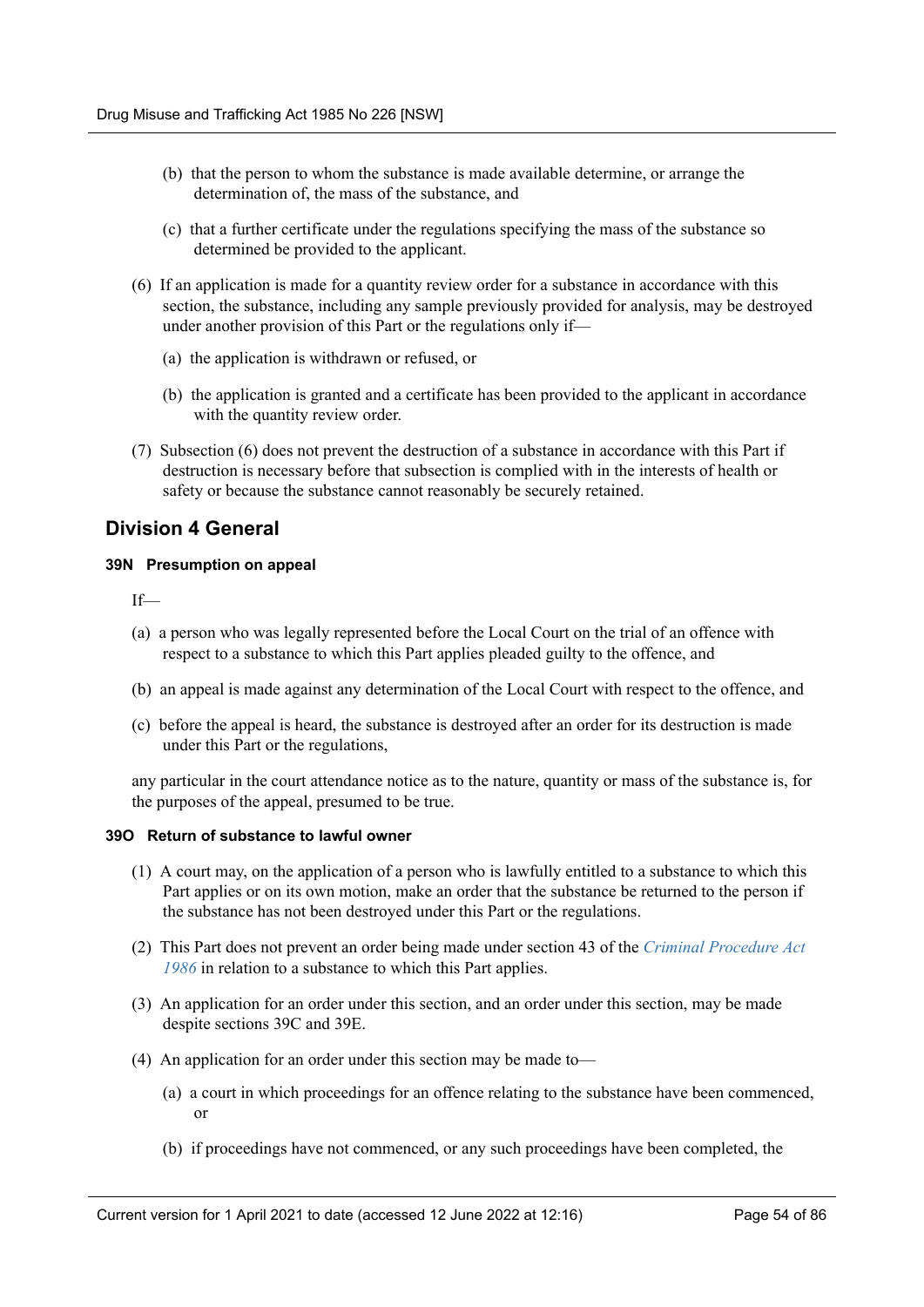(b) that the person to whom the substance is made available determine, or arrange the determination of, the mass of the substance, and

(c) that a further certificate under the regulations specifying the mass of the substance so determined be provided to the applicant.

(6) If an application is made for a quantity review order for a substance in accordance with this section, the substance, including any sample previously provided for analysis, may be destroyed under another provision of this Part or the regulations only if—

(a) the application is withdrawn or refused, or

(b) the application is granted and a certificate has been provided to the applicant in accordance with the quantity review order.

(7) Subsection (6) does not prevent the destruction of a substance in accordance with this Part if destruction is necessary before that subsection is complied with in the interests of health or safety or because the substance cannot reasonably be securely retained.

## Division 4 General

#### 39N Presumption on appeal

If—

(a) a person who was legally represented before the Local Court on the trial of an offence with respect to a substance to which this Part applies pleaded guilty to the offence, and

(b) an appeal is made against any determination of the Local Court with respect to the offence, and

(c) before the appeal is heard, the substance is destroyed after an order for its destruction is made under this Part or the regulations,

any particular in the court attendance notice as to the nature, quantity or mass of the substance is, for the purposes of the appeal, presumed to be true.

#### 39O Return of substance to lawful owner

(1) A court may, on the application of a person who is lawfully entitled to a substance to which this Part applies or on its own motion, make an order that the substance be returned to the person if the substance has not been destroyed under this Part or the regulations.

(2) This Part does not prevent an order being made under section 43 of the *Criminal Procedure Act 1986* in relation to a substance to which this Part applies.

(3) An application for an order under this section, and an order under this section, may be made despite sections 39C and 39E.

(4) An application for an order under this section may be made to—

(a) a court in which proceedings for an offence relating to the substance have been commenced, or

(b) if proceedings have not commenced, or any such proceedings have been completed, the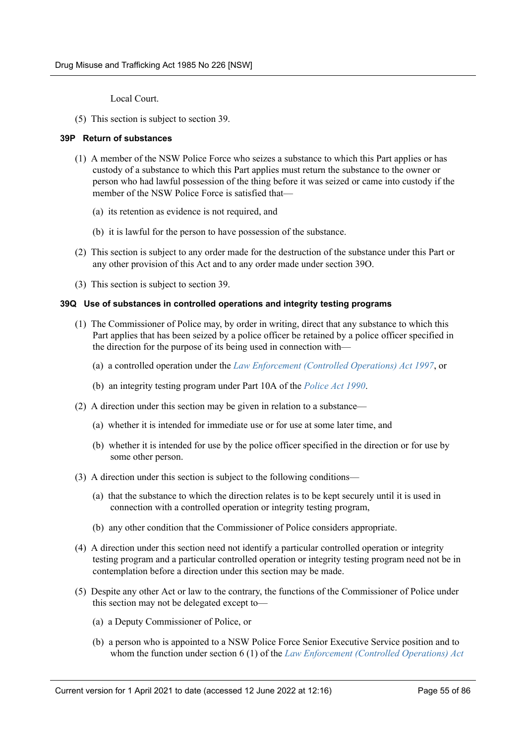Local Court.

(5) This section is subject to section 39.

#### 39P Return of substances

(1) A member of the NSW Police Force who seizes a substance to which this Part applies or has custody of a substance to which this Part applies must return the substance to the owner or person who had lawful possession of the thing before it was seized or came into custody if the member of the NSW Police Force is satisfied that—

(a) its retention as evidence is not required, and

(b) it is lawful for the person to have possession of the substance.

(2) This section is subject to any order made for the destruction of the substance under this Part or any other provision of this Act and to any order made under section 39O.

(3) This section is subject to section 39.

#### 39Q Use of substances in controlled operations and integrity testing programs

(1) The Commissioner of Police may, by order in writing, direct that any substance to which this Part applies that has been seized by a police officer be retained by a police officer specified in the direction for the purpose of its being used in connection with—

(a) a controlled operation under the *Law Enforcement (Controlled Operations) Act 1997*, or

(b) an integrity testing program under Part 10A of the *Police Act 1990*.

(2) A direction under this section may be given in relation to a substance—

(a) whether it is intended for immediate use or for use at some later time, and

(b) whether it is intended for use by the police officer specified in the direction or for use by some other person.

(3) A direction under this section is subject to the following conditions—

(a) that the substance to which the direction relates is to be kept securely until it is used in connection with a controlled operation or integrity testing program,

(b) any other condition that the Commissioner of Police considers appropriate.

(4) A direction under this section need not identify a particular controlled operation or integrity testing program and a particular controlled operation or integrity testing program need not be in contemplation before a direction under this section may be made.

(5) Despite any other Act or law to the contrary, the functions of the Commissioner of Police under this section may not be delegated except to—

(a) a Deputy Commissioner of Police, or

(b) a person who is appointed to a NSW Police Force Senior Executive Service position and to whom the function under section 6 (1) of the *Law Enforcement (Controlled Operations) Act*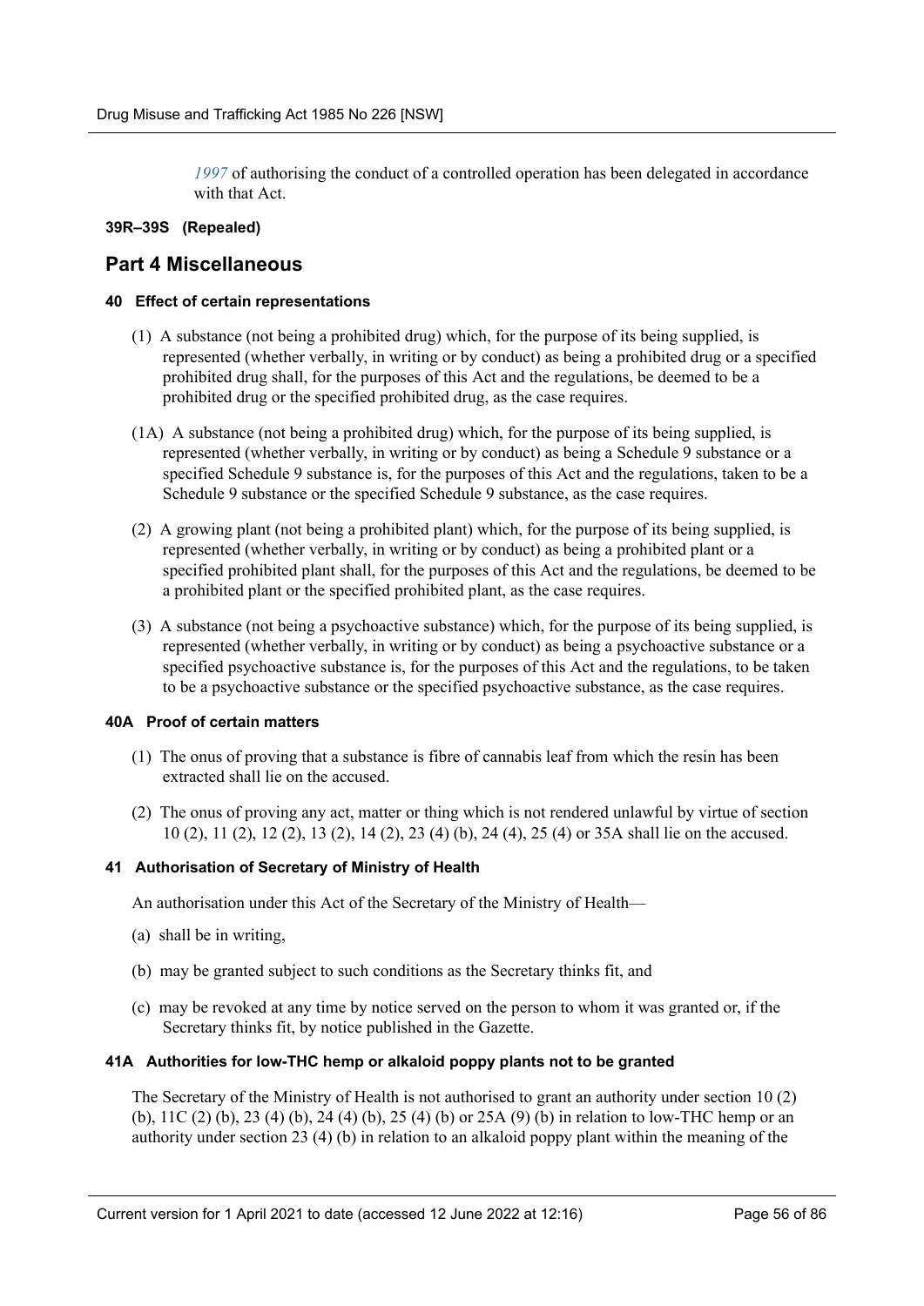*1997* of authorising the conduct of a controlled operation has been delegated in accordance with that Act.

#### 39R–39S (Repealed)

## Part 4 Miscellaneous

#### 40 Effect of certain representations

(1) A substance (not being a prohibited drug) which, for the purpose of its being supplied, is represented (whether verbally, in writing or by conduct) as being a prohibited drug or a specified prohibited drug shall, for the purposes of this Act and the regulations, be deemed to be a prohibited drug or the specified prohibited drug, as the case requires.

(1A) A substance (not being a prohibited drug) which, for the purpose of its being supplied, is represented (whether verbally, in writing or by conduct) as being a Schedule 9 substance or a specified Schedule 9 substance is, for the purposes of this Act and the regulations, taken to be a Schedule 9 substance or the specified Schedule 9 substance, as the case requires.

(2) A growing plant (not being a prohibited plant) which, for the purpose of its being supplied, is represented (whether verbally, in writing or by conduct) as being a prohibited plant or a specified prohibited plant shall, for the purposes of this Act and the regulations, be deemed to be a prohibited plant or the specified prohibited plant, as the case requires.

(3) A substance (not being a psychoactive substance) which, for the purpose of its being supplied, is represented (whether verbally, in writing or by conduct) as being a psychoactive substance or a specified psychoactive substance is, for the purposes of this Act and the regulations, to be taken to be a psychoactive substance or the specified psychoactive substance, as the case requires.

#### 40A Proof of certain matters

(1) The onus of proving that a substance is fibre of cannabis leaf from which the resin has been extracted shall lie on the accused.

(2) The onus of proving any act, matter or thing which is not rendered unlawful by virtue of section 10 (2), 11 (2), 12 (2), 13 (2), 14 (2), 23 (4) (b), 24 (4), 25 (4) or 35A shall lie on the accused.

#### 41 Authorisation of Secretary of Ministry of Health

An authorisation under this Act of the Secretary of the Ministry of Health—

(a) shall be in writing,

(b) may be granted subject to such conditions as the Secretary thinks fit, and

(c) may be revoked at any time by notice served on the person to whom it was granted or, if the Secretary thinks fit, by notice published in the Gazette.

#### 41A Authorities for low-THC hemp or alkaloid poppy plants not to be granted

The Secretary of the Ministry of Health is not authorised to grant an authority under section 10 (2) (b), 11C (2) (b), 23 (4) (b), 24 (4) (b), 25 (4) (b) or 25A (9) (b) in relation to low-THC hemp or an authority under section 23 (4) (b) in relation to an alkaloid poppy plant within the meaning of the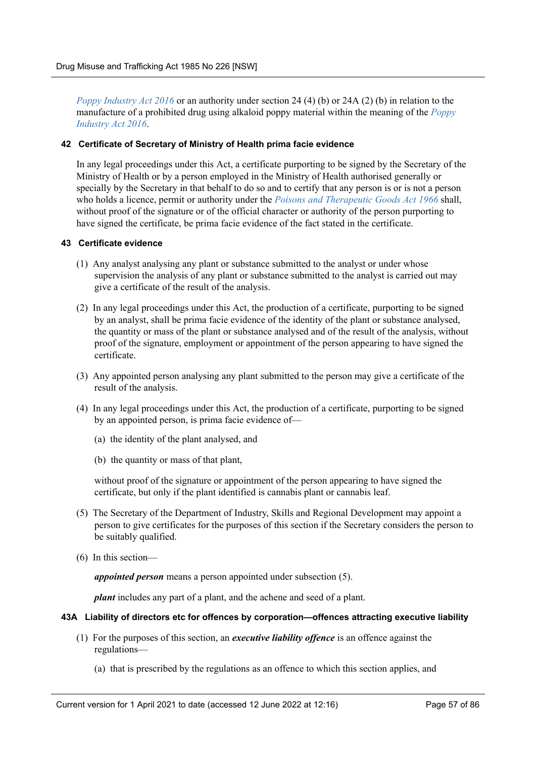*Poppy Industry Act 2016* or an authority under section 24 (4) (b) or 24A (2) (b) in relation to the manufacture of a prohibited drug using alkaloid poppy material within the meaning of the *Poppy Industry Act 2016*.

### 42 Certificate of Secretary of Ministry of Health prima facie evidence

In any legal proceedings under this Act, a certificate purporting to be signed by the Secretary of the Ministry of Health or by a person employed in the Ministry of Health authorised generally or specially by the Secretary in that behalf to do so and to certify that any person is or is not a person who holds a licence, permit or authority under the *Poisons and Therapeutic Goods Act 1966* shall, without proof of the signature or of the official character or authority of the person purporting to have signed the certificate, be prima facie evidence of the fact stated in the certificate.

### 43 Certificate evidence

(1) Any analyst analysing any plant or substance submitted to the analyst or under whose supervision the analysis of any plant or substance submitted to the analyst is carried out may give a certificate of the result of the analysis.

(2) In any legal proceedings under this Act, the production of a certificate, purporting to be signed by an analyst, shall be prima facie evidence of the identity of the plant or substance analysed, the quantity or mass of the plant or substance analysed and of the result of the analysis, without proof of the signature, employment or appointment of the person appearing to have signed the certificate.

(3) Any appointed person analysing any plant submitted to the person may give a certificate of the result of the analysis.

(4) In any legal proceedings under this Act, the production of a certificate, purporting to be signed by an appointed person, is prima facie evidence of—

(a) the identity of the plant analysed, and

(b) the quantity or mass of that plant,

without proof of the signature or appointment of the person appearing to have signed the certificate, but only if the plant identified is cannabis plant or cannabis leaf.

(5) The Secretary of the Department of Industry, Skills and Regional Development may appoint a person to give certificates for the purposes of this section if the Secretary considers the person to be suitably qualified.

(6) In this section—

***appointed person*** means a person appointed under subsection (5).

***plant*** includes any part of a plant, and the achene and seed of a plant.

### 43A Liability of directors etc for offences by corporation—offences attracting executive liability

(1) For the purposes of this section, an ***executive liability offence*** is an offence against the regulations—

(a) that is prescribed by the regulations as an offence to which this section applies, and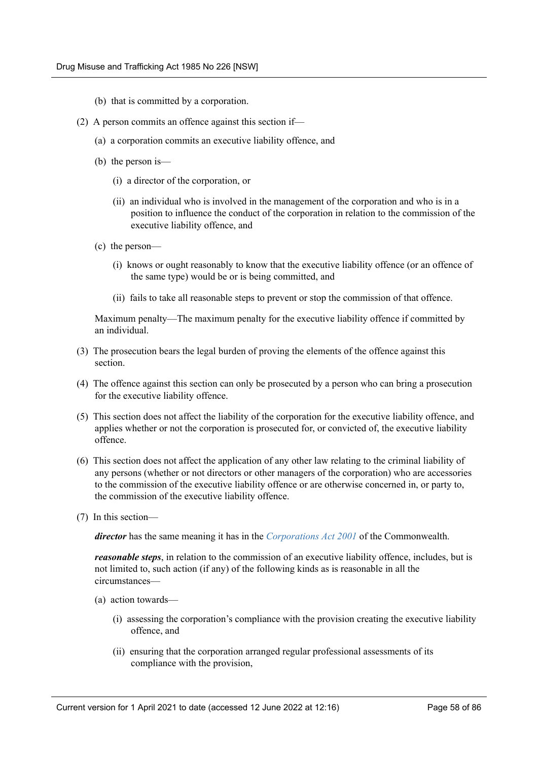(b) that is committed by a corporation.

(2) A person commits an offence against this section if—

(a) a corporation commits an executive liability offence, and

(b) the person is—

(i) a director of the corporation, or

(ii) an individual who is involved in the management of the corporation and who is in a position to influence the conduct of the corporation in relation to the commission of the executive liability offence, and

(c) the person—

(i) knows or ought reasonably to know that the executive liability offence (or an offence of the same type) would be or is being committed, and

(ii) fails to take all reasonable steps to prevent or stop the commission of that offence.

Maximum penalty—The maximum penalty for the executive liability offence if committed by an individual.

(3) The prosecution bears the legal burden of proving the elements of the offence against this section.

(4) The offence against this section can only be prosecuted by a person who can bring a prosecution for the executive liability offence.

(5) This section does not affect the liability of the corporation for the executive liability offence, and applies whether or not the corporation is prosecuted for, or convicted of, the executive liability offence.

(6) This section does not affect the application of any other law relating to the criminal liability of any persons (whether or not directors or other managers of the corporation) who are accessories to the commission of the executive liability offence or are otherwise concerned in, or party to, the commission of the executive liability offence.

(7) In this section—

***director*** has the same meaning it has in the *Corporations Act 2001* of the Commonwealth.

***reasonable steps***, in relation to the commission of an executive liability offence, includes, but is not limited to, such action (if any) of the following kinds as is reasonable in all the circumstances—

(a) action towards—

(i) assessing the corporation's compliance with the provision creating the executive liability offence, and

(ii) ensuring that the corporation arranged regular professional assessments of its compliance with the provision,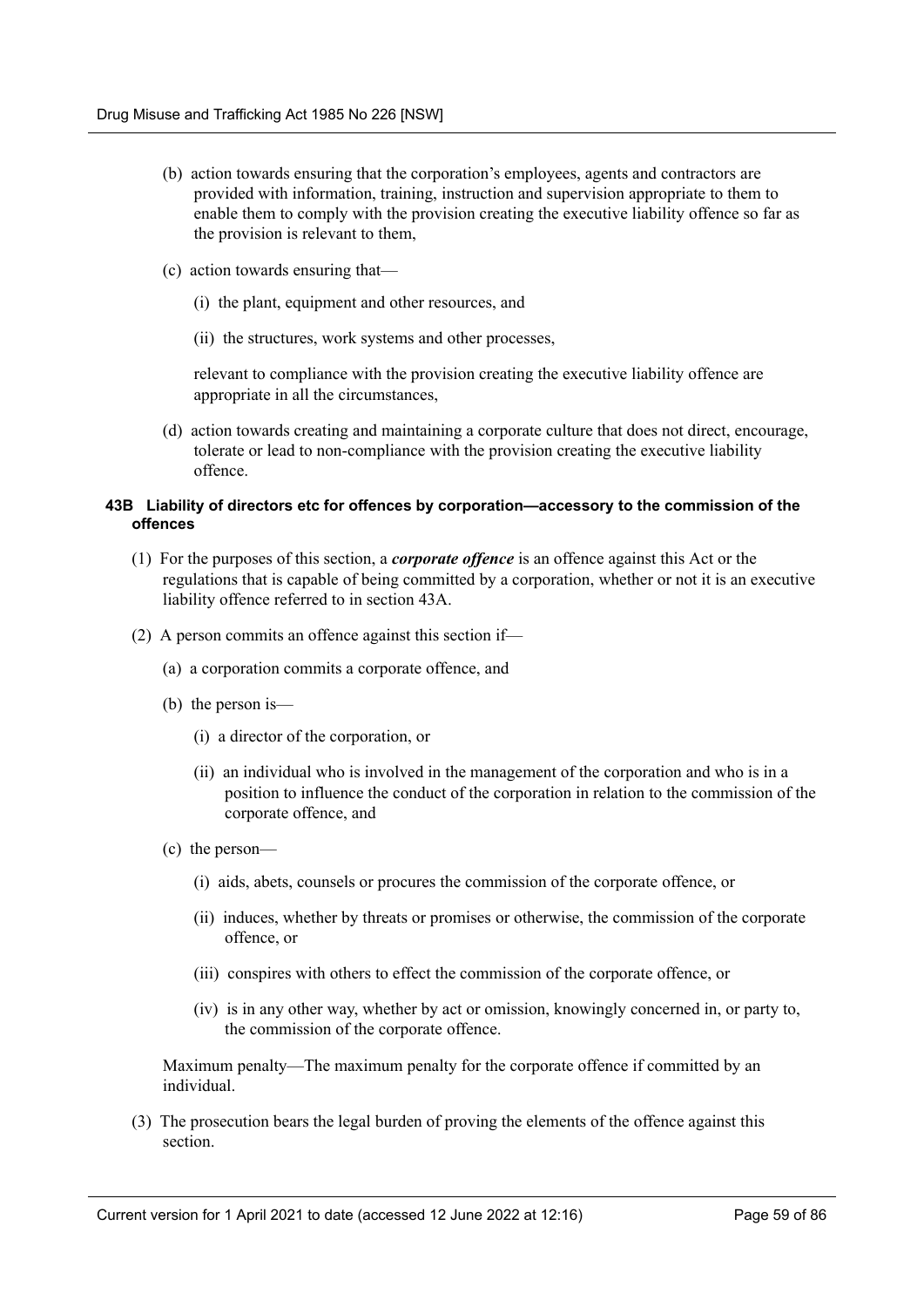(b) action towards ensuring that the corporation's employees, agents and contractors are provided with information, training, instruction and supervision appropriate to them to enable them to comply with the provision creating the executive liability offence so far as the provision is relevant to them,

(c) action towards ensuring that—

(i) the plant, equipment and other resources, and

(ii) the structures, work systems and other processes,

relevant to compliance with the provision creating the executive liability offence are appropriate in all the circumstances,

(d) action towards creating and maintaining a corporate culture that does not direct, encourage, tolerate or lead to non-compliance with the provision creating the executive liability offence.

#### 43B Liability of directors etc for offences by corporation—accessory to the commission of the offences

(1) For the purposes of this section, a ***corporate offence*** is an offence against this Act or the regulations that is capable of being committed by a corporation, whether or not it is an executive liability offence referred to in section 43A.

(2) A person commits an offence against this section if—

(a) a corporation commits a corporate offence, and

(b) the person is—

(i) a director of the corporation, or

(ii) an individual who is involved in the management of the corporation and who is in a position to influence the conduct of the corporation in relation to the commission of the corporate offence, and

(c) the person—

(i) aids, abets, counsels or procures the commission of the corporate offence, or

(ii) induces, whether by threats or promises or otherwise, the commission of the corporate offence, or

(iii) conspires with others to effect the commission of the corporate offence, or

(iv) is in any other way, whether by act or omission, knowingly concerned in, or party to, the commission of the corporate offence.

Maximum penalty—The maximum penalty for the corporate offence if committed by an individual.

(3) The prosecution bears the legal burden of proving the elements of the offence against this section.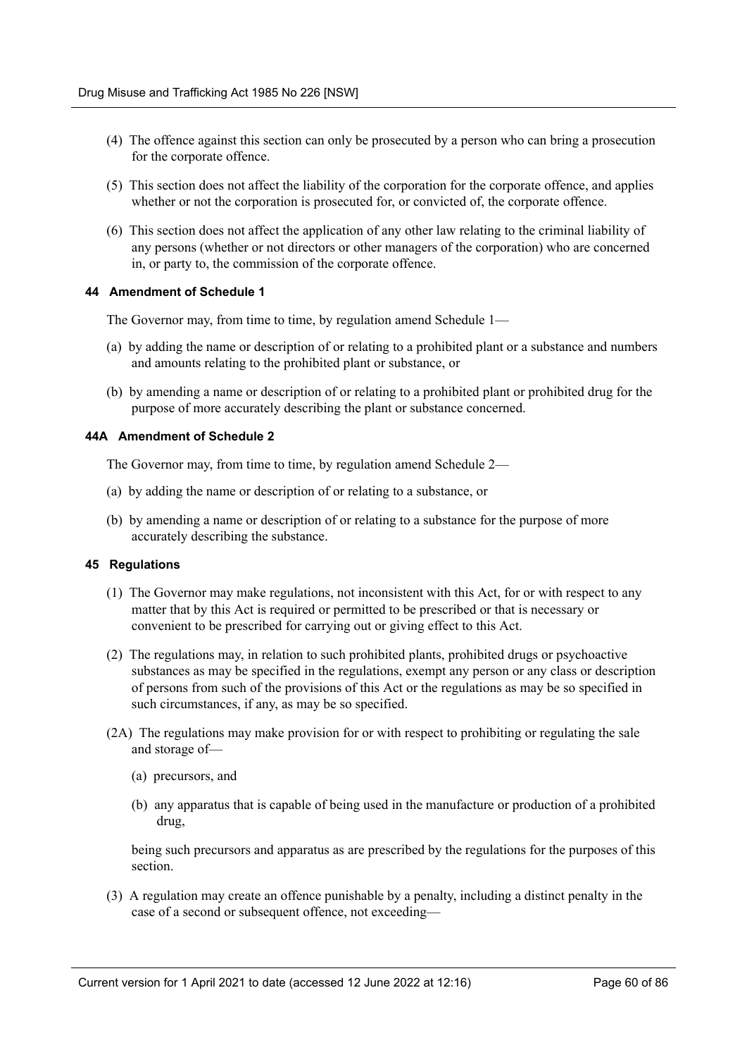(4) The offence against this section can only be prosecuted by a person who can bring a prosecution for the corporate offence.

(5) This section does not affect the liability of the corporation for the corporate offence, and applies whether or not the corporation is prosecuted for, or convicted of, the corporate offence.

(6) This section does not affect the application of any other law relating to the criminal liability of any persons (whether or not directors or other managers of the corporation) who are concerned in, or party to, the commission of the corporate offence.

#### 44 Amendment of Schedule 1

The Governor may, from time to time, by regulation amend Schedule 1—

(a) by adding the name or description of or relating to a prohibited plant or a substance and numbers and amounts relating to the prohibited plant or substance, or

(b) by amending a name or description of or relating to a prohibited plant or prohibited drug for the purpose of more accurately describing the plant or substance concerned.

#### 44A Amendment of Schedule 2

The Governor may, from time to time, by regulation amend Schedule 2—

(a) by adding the name or description of or relating to a substance, or

(b) by amending a name or description of or relating to a substance for the purpose of more accurately describing the substance.

#### 45 Regulations

(1) The Governor may make regulations, not inconsistent with this Act, for or with respect to any matter that by this Act is required or permitted to be prescribed or that is necessary or convenient to be prescribed for carrying out or giving effect to this Act.

(2) The regulations may, in relation to such prohibited plants, prohibited drugs or psychoactive substances as may be specified in the regulations, exempt any person or any class or description of persons from such of the provisions of this Act or the regulations as may be so specified in such circumstances, if any, as may be so specified.

(2A) The regulations may make provision for or with respect to prohibiting or regulating the sale and storage of—

(a) precursors, and

(b) any apparatus that is capable of being used in the manufacture or production of a prohibited drug,

being such precursors and apparatus as are prescribed by the regulations for the purposes of this section.

(3) A regulation may create an offence punishable by a penalty, including a distinct penalty in the case of a second or subsequent offence, not exceeding—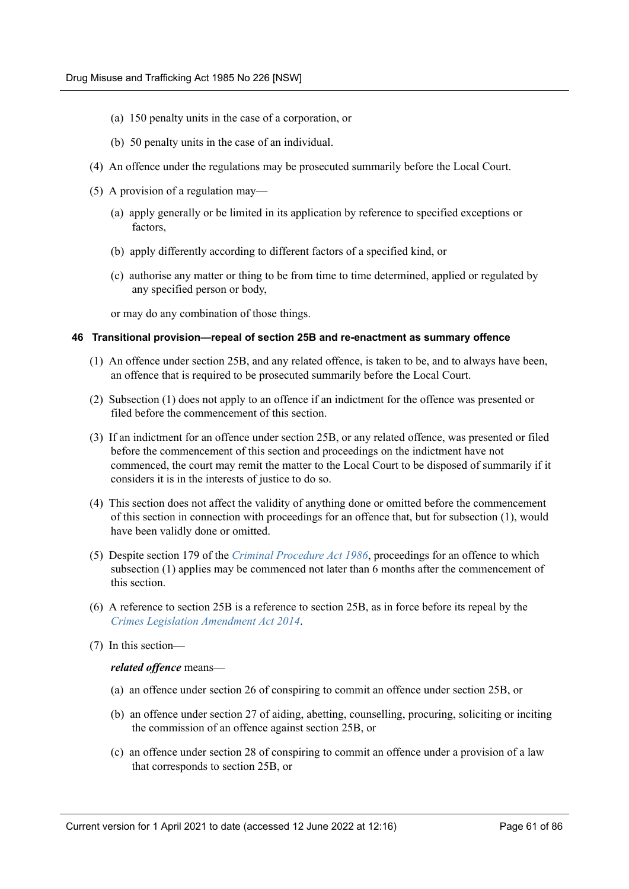(a) 150 penalty units in the case of a corporation, or

(b) 50 penalty units in the case of an individual.

(4) An offence under the regulations may be prosecuted summarily before the Local Court.

(5) A provision of a regulation may—

(a) apply generally or be limited in its application by reference to specified exceptions or factors,

(b) apply differently according to different factors of a specified kind, or

(c) authorise any matter or thing to be from time to time determined, applied or regulated by any specified person or body,

or may do any combination of those things.

#### 46 Transitional provision—repeal of section 25B and re-enactment as summary offence

(1) An offence under section 25B, and any related offence, is taken to be, and to always have been, an offence that is required to be prosecuted summarily before the Local Court.

(2) Subsection (1) does not apply to an offence if an indictment for the offence was presented or filed before the commencement of this section.

(3) If an indictment for an offence under section 25B, or any related offence, was presented or filed before the commencement of this section and proceedings on the indictment have not commenced, the court may remit the matter to the Local Court to be disposed of summarily if it considers it is in the interests of justice to do so.

(4) This section does not affect the validity of anything done or omitted before the commencement of this section in connection with proceedings for an offence that, but for subsection (1), would have been validly done or omitted.

(5) Despite section 179 of the *Criminal Procedure Act 1986*, proceedings for an offence to which subsection (1) applies may be commenced not later than 6 months after the commencement of this section.

(6) A reference to section 25B is a reference to section 25B, as in force before its repeal by the *Crimes Legislation Amendment Act 2014*.

(7) In this section—

***related offence*** means—

(a) an offence under section 26 of conspiring to commit an offence under section 25B, or

(b) an offence under section 27 of aiding, abetting, counselling, procuring, soliciting or inciting the commission of an offence against section 25B, or

(c) an offence under section 28 of conspiring to commit an offence under a provision of a law that corresponds to section 25B, or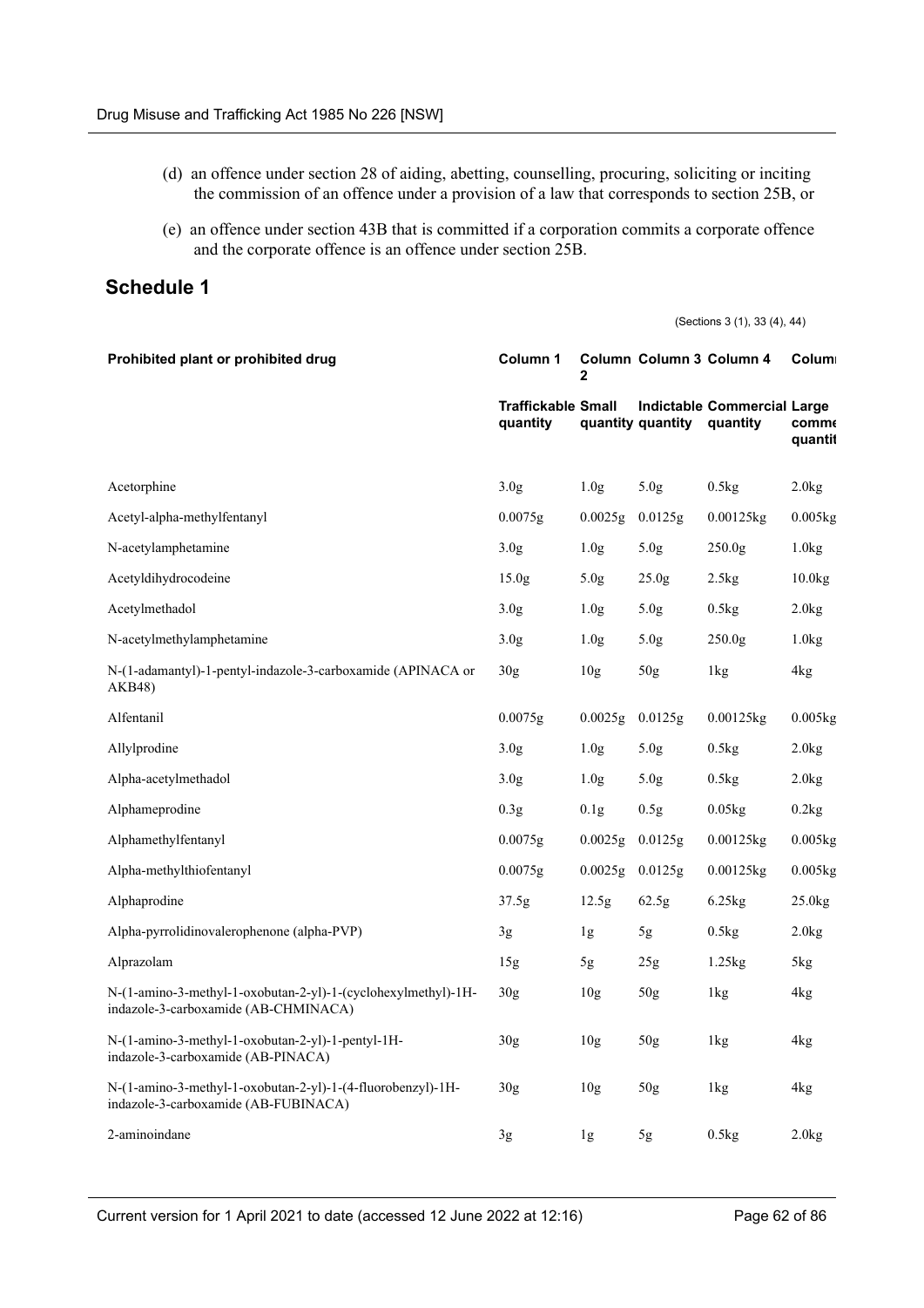(d) an offence under section 28 of aiding, abetting, counselling, procuring, soliciting or inciting the commission of an offence under a provision of a law that corresponds to section 25B, or

(e) an offence under section 43B that is committed if a corporation commits a corporate offence and the corporate offence is an offence under section 25B.

## Schedule 1

(Sections 3 (1), 33 (4), 44)

| Prohibited plant or prohibited drug | Column 1 | Column 2 | Column 3 | Column 4 | Column 5 |
|---|---|---|---|---|---|
| | Traffickable quantity | Small quantity | Indictable quantity | Commercial quantity | Large commercial quantity |
| Acetorphine | 3.0g | 1.0g | 5.0g | 0.5kg | 2.0kg |
| Acetyl-alpha-methylfentanyl | 0.0075g | 0.0025g | 0.0125g | 0.00125kg | 0.005kg |
| N-acetylamphetamine | 3.0g | 1.0g | 5.0g | 250.0g | 1.0kg |
| Acetyldihydrocodeine | 15.0g | 5.0g | 25.0g | 2.5kg | 10.0kg |
| Acetylmethadol | 3.0g | 1.0g | 5.0g | 0.5kg | 2.0kg |
| N-acetylmethylamphetamine | 3.0g | 1.0g | 5.0g | 250.0g | 1.0kg |
| N-(1-adamantyl)-1-pentyl-indazole-3-carboxamide (APINACA or AKB48) | 30g | 10g | 50g | 1kg | 4kg |
| Alfentanil | 0.0075g | 0.0025g | 0.0125g | 0.00125kg | 0.005kg |
| Allylprodine | 3.0g | 1.0g | 5.0g | 0.5kg | 2.0kg |
| Alpha-acetylmethadol | 3.0g | 1.0g | 5.0g | 0.5kg | 2.0kg |
| Alphameprodine | 0.3g | 0.1g | 0.5g | 0.05kg | 0.2kg |
| Alphamethylfentanyl | 0.0075g | 0.0025g | 0.0125g | 0.00125kg | 0.005kg |
| Alpha-methylthiofentanyl | 0.0075g | 0.0025g | 0.0125g | 0.00125kg | 0.005kg |
| Alphaprodine | 37.5g | 12.5g | 62.5g | 6.25kg | 25.0kg |
| Alpha-pyrrolidinovalerophenone (alpha-PVP) | 3g | 1g | 5g | 0.5kg | 2.0kg |
| Alprazolam | 15g | 5g | 25g | 1.25kg | 5kg |
| N-(1-amino-3-methyl-1-oxobutan-2-yl)-1-(cyclohexylmethyl)-1H-indazole-3-carboxamide (AB-CHMINACA) | 30g | 10g | 50g | 1kg | 4kg |
| N-(1-amino-3-methyl-1-oxobutan-2-yl)-1-pentyl-1H-indazole-3-carboxamide (AB-PINACA) | 30g | 10g | 50g | 1kg | 4kg |
| N-(1-amino-3-methyl-1-oxobutan-2-yl)-1-(4-fluorobenzyl)-1H-indazole-3-carboxamide (AB-FUBINACA) | 30g | 10g | 50g | 1kg | 4kg |
| 2-aminoindane | 3g | 1g | 5g | 0.5kg | 2.0kg |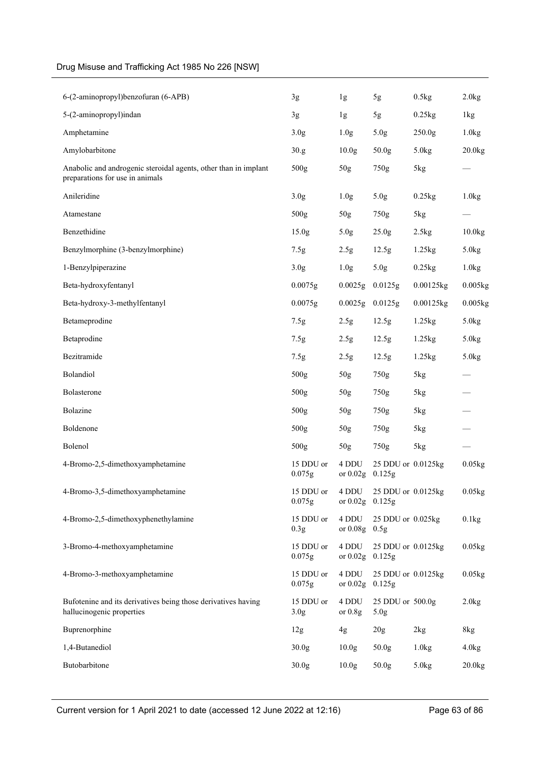| | | | | | |
|---|---|---|---|---|---|
| 6-(2-aminopropyl)benzofuran (6-APB) | 3g | 1g | 5g | 0.5kg | 2.0kg |
| 5-(2-aminopropyl)indan | 3g | 1g | 5g | 0.25kg | 1kg |
| Amphetamine | 3.0g | 1.0g | 5.0g | 250.0g | 1.0kg |
| Amylobarbitone | 30.g | 10.0g | 50.0g | 5.0kg | 20.0kg |
| Anabolic and androgenic steroidal agents, other than in implant preparations for use in animals | 500g | 50g | 750g | 5kg | — |
| Anileridine | 3.0g | 1.0g | 5.0g | 0.25kg | 1.0kg |
| Atamestane | 500g | 50g | 750g | 5kg | — |
| Benzethidine | 15.0g | 5.0g | 25.0g | 2.5kg | 10.0kg |
| Benzylmorphine (3-benzylmorphine) | 7.5g | 2.5g | 12.5g | 1.25kg | 5.0kg |
| 1-Benzylpiperazine | 3.0g | 1.0g | 5.0g | 0.25kg | 1.0kg |
| Beta-hydroxyfentanyl | 0.0075g | 0.0025g | 0.0125g | 0.00125kg | 0.005kg |
| Beta-hydroxy-3-methylfentanyl | 0.0075g | 0.0025g | 0.0125g | 0.00125kg | 0.005kg |
| Betameprodine | 7.5g | 2.5g | 12.5g | 1.25kg | 5.0kg |
| Betaprodine | 7.5g | 2.5g | 12.5g | 1.25kg | 5.0kg |
| Bezitramide | 7.5g | 2.5g | 12.5g | 1.25kg | 5.0kg |
| Bolandiol | 500g | 50g | 750g | 5kg | — |
| Bolasterone | 500g | 50g | 750g | 5kg | — |
| Bolazine | 500g | 50g | 750g | 5kg | — |
| Boldenone | 500g | 50g | 750g | 5kg | — |
| Bolenol | 500g | 50g | 750g | 5kg | — |
| 4-Bromo-2,5-dimethoxyamphetamine | 15 DDU or 0.075g | 4 DDU or 0.02g | 25 DDU or 0.125g | 0.0125kg | 0.05kg |
| 4-Bromo-3,5-dimethoxyamphetamine | 15 DDU or 0.075g | 4 DDU or 0.02g | 25 DDU or 0.125g | 0.0125kg | 0.05kg |
| 4-Bromo-2,5-dimethoxyphenethylamine | 15 DDU or 0.3g | 4 DDU or 0.08g | 25 DDU or 0.5g | 0.025kg | 0.1kg |
| 3-Bromo-4-methoxyamphetamine | 15 DDU or 0.075g | 4 DDU or 0.02g | 25 DDU or 0.125g | 0.0125kg | 0.05kg |
| 4-Bromo-3-methoxyamphetamine | 15 DDU or 0.075g | 4 DDU or 0.02g | 25 DDU or 0.125g | 0.0125kg | 0.05kg |
| Bufotenine and its derivatives being those derivatives having hallucinogenic properties | 15 DDU or 3.0g | 4 DDU or 0.8g | 25 DDU or 5.0g | 500.0g | 2.0kg |
| Buprenorphine | 12g | 4g | 20g | 2kg | 8kg |
| 1,4-Butanediol | 30.0g | 10.0g | 50.0g | 1.0kg | 4.0kg |
| Butobarbitone | 30.0g | 10.0g | 50.0g | 5.0kg | 20.0kg |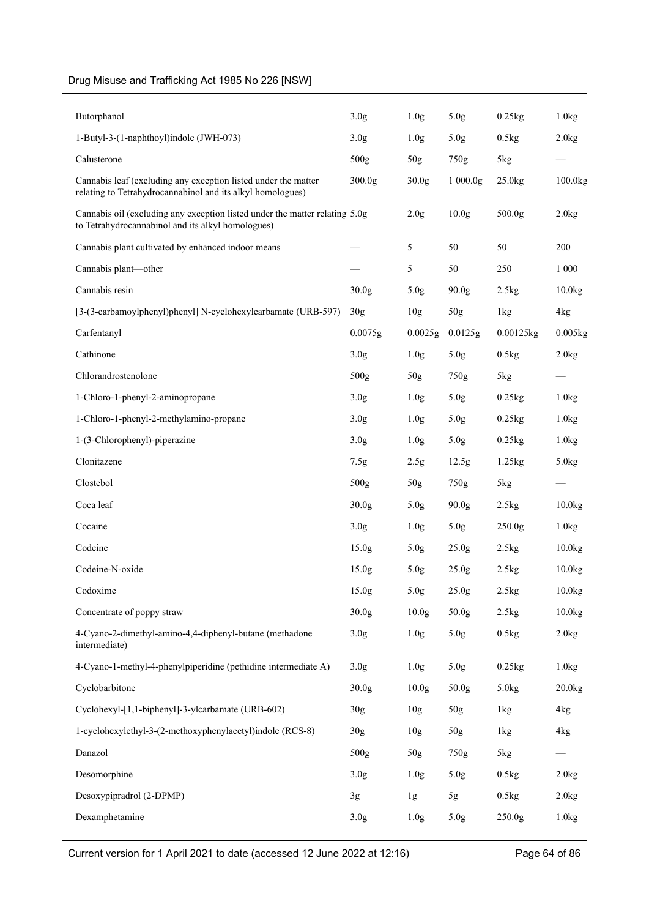| | | | | | |
|---|---|---|---|---|---|
| Butorphanol | 3.0g | 1.0g | 5.0g | 0.25kg | 1.0kg |
| 1-Butyl-3-(1-naphthoyl)indole (JWH-073) | 3.0g | 1.0g | 5.0g | 0.5kg | 2.0kg |
| Calusterone | 500g | 50g | 750g | 5kg | — |
| Cannabis leaf (excluding any exception listed under the matter relating to Tetrahydrocannabinol and its alkyl homologues) | 300.0g | 30.0g | 1 000.0g | 25.0kg | 100.0kg |
| Cannabis oil (excluding any exception listed under the matter relating to Tetrahydrocannabinol and its alkyl homologues) | 5.0g | 2.0g | 10.0g | 500.0g | 2.0kg |
| Cannabis plant cultivated by enhanced indoor means | — | 5 | 50 | 50 | 200 |
| Cannabis plant—other | — | 5 | 50 | 250 | 1 000 |
| Cannabis resin | 30.0g | 5.0g | 90.0g | 2.5kg | 10.0kg |
| [3-(3-carbamoylphenyl)phenyl] N-cyclohexylcarbamate (URB-597) | 30g | 10g | 50g | 1kg | 4kg |
| Carfentanyl | 0.0075g | 0.0025g | 0.0125g | 0.00125kg | 0.005kg |
| Cathinone | 3.0g | 1.0g | 5.0g | 0.5kg | 2.0kg |
| Chlorandrostenolone | 500g | 50g | 750g | 5kg | — |
| 1-Chloro-1-phenyl-2-aminopropane | 3.0g | 1.0g | 5.0g | 0.25kg | 1.0kg |
| 1-Chloro-1-phenyl-2-methylamino-propane | 3.0g | 1.0g | 5.0g | 0.25kg | 1.0kg |
| 1-(3-Chlorophenyl)-piperazine | 3.0g | 1.0g | 5.0g | 0.25kg | 1.0kg |
| Clonitazene | 7.5g | 2.5g | 12.5g | 1.25kg | 5.0kg |
| Clostebol | 500g | 50g | 750g | 5kg | — |
| Coca leaf | 30.0g | 5.0g | 90.0g | 2.5kg | 10.0kg |
| Cocaine | 3.0g | 1.0g | 5.0g | 250.0g | 1.0kg |
| Codeine | 15.0g | 5.0g | 25.0g | 2.5kg | 10.0kg |
| Codeine-N-oxide | 15.0g | 5.0g | 25.0g | 2.5kg | 10.0kg |
| Codoxime | 15.0g | 5.0g | 25.0g | 2.5kg | 10.0kg |
| Concentrate of poppy straw | 30.0g | 10.0g | 50.0g | 2.5kg | 10.0kg |
| 4-Cyano-2-dimethyl-amino-4,4-diphenyl-butane (methadone intermediate) | 3.0g | 1.0g | 5.0g | 0.5kg | 2.0kg |
| 4-Cyano-1-methyl-4-phenylpiperidine (pethidine intermediate A) | 3.0g | 1.0g | 5.0g | 0.25kg | 1.0kg |
| Cyclobarbitone | 30.0g | 10.0g | 50.0g | 5.0kg | 20.0kg |
| Cyclohexyl-[1,1-biphenyl]-3-ylcarbamate (URB-602) | 30g | 10g | 50g | 1kg | 4kg |
| 1-cyclohexylethyl-3-(2-methoxyphenylacetyl)indole (RCS-8) | 30g | 10g | 50g | 1kg | 4kg |
| Danazol | 500g | 50g | 750g | 5kg | — |
| Desomorphine | 3.0g | 1.0g | 5.0g | 0.5kg | 2.0kg |
| Desoxypipradrol (2-DPMP) | 3g | 1g | 5g | 0.5kg | 2.0kg |
| Dexamphetamine | 3.0g | 1.0g | 5.0g | 250.0g | 1.0kg |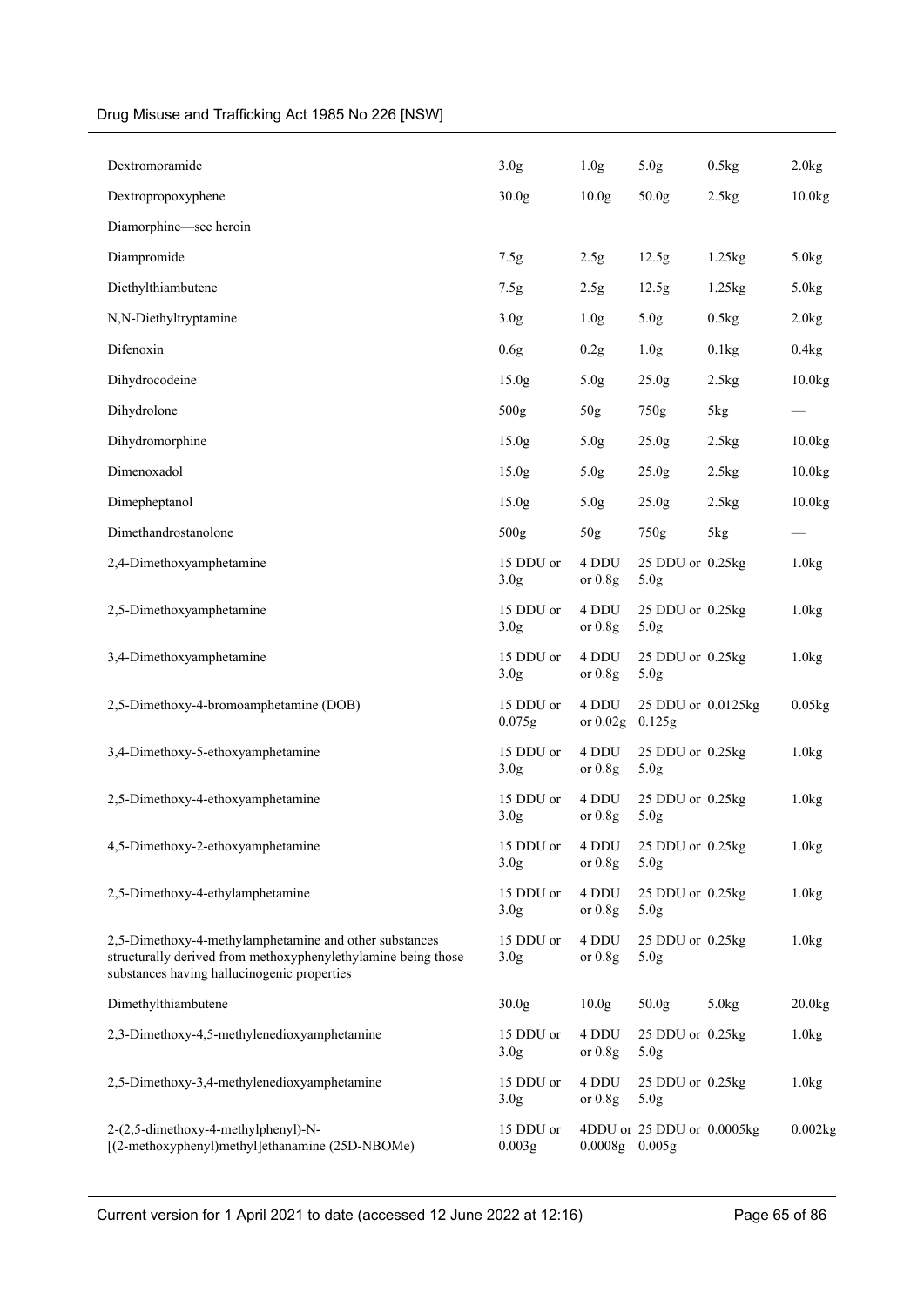| | | | | | |
|---|---|---|---|---|---|
| Dextromoramide | 3.0g | 1.0g | 5.0g | 0.5kg | 2.0kg |
| Dextropropoxyphene | 30.0g | 10.0g | 50.0g | 2.5kg | 10.0kg |
| Diamorphine—see heroin | | | | | |
| Diampromide | 7.5g | 2.5g | 12.5g | 1.25kg | 5.0kg |
| Diethylthiambutene | 7.5g | 2.5g | 12.5g | 1.25kg | 5.0kg |
| N,N-Diethyltryptamine | 3.0g | 1.0g | 5.0g | 0.5kg | 2.0kg |
| Difenoxin | 0.6g | 0.2g | 1.0g | 0.1kg | 0.4kg |
| Dihydrocodeine | 15.0g | 5.0g | 25.0g | 2.5kg | 10.0kg |
| Dihydrolone | 500g | 50g | 750g | 5kg | — |
| Dihydromorphine | 15.0g | 5.0g | 25.0g | 2.5kg | 10.0kg |
| Dimenoxadol | 15.0g | 5.0g | 25.0g | 2.5kg | 10.0kg |
| Dimepheptanol | 15.0g | 5.0g | 25.0g | 2.5kg | 10.0kg |
| Dimethandrostanolone | 500g | 50g | 750g | 5kg | — |
| 2,4-Dimethoxyamphetamine | 15 DDU or 3.0g | 4 DDU or 0.8g | 25 DDU or 5.0g | 0.25kg | 1.0kg |
| 2,5-Dimethoxyamphetamine | 15 DDU or 3.0g | 4 DDU or 0.8g | 25 DDU or 5.0g | 0.25kg | 1.0kg |
| 3,4-Dimethoxyamphetamine | 15 DDU or 3.0g | 4 DDU or 0.8g | 25 DDU or 5.0g | 0.25kg | 1.0kg |
| 2,5-Dimethoxy-4-bromoamphetamine (DOB) | 15 DDU or 0.075g | 4 DDU or 0.02g | 25 DDU or 0.125g | 0.0125kg | 0.05kg |
| 3,4-Dimethoxy-5-ethoxyamphetamine | 15 DDU or 3.0g | 4 DDU or 0.8g | 25 DDU or 5.0g | 0.25kg | 1.0kg |
| 2,5-Dimethoxy-4-ethoxyamphetamine | 15 DDU or 3.0g | 4 DDU or 0.8g | 25 DDU or 5.0g | 0.25kg | 1.0kg |
| 4,5-Dimethoxy-2-ethoxyamphetamine | 15 DDU or 3.0g | 4 DDU or 0.8g | 25 DDU or 5.0g | 0.25kg | 1.0kg |
| 2,5-Dimethoxy-4-ethylamphetamine | 15 DDU or 3.0g | 4 DDU or 0.8g | 25 DDU or 5.0g | 0.25kg | 1.0kg |
| 2,5-Dimethoxy-4-methylamphetamine and other substances structurally derived from methoxyphenylethylamine being those substances having hallucinogenic properties | 15 DDU or 3.0g | 4 DDU or 0.8g | 25 DDU or 5.0g | 0.25kg | 1.0kg |
| Dimethylthiambutene | 30.0g | 10.0g | 50.0g | 5.0kg | 20.0kg |
| 2,3-Dimethoxy-4,5-methylenedioxyamphetamine | 15 DDU or 3.0g | 4 DDU or 0.8g | 25 DDU or 5.0g | 0.25kg | 1.0kg |
| 2,5-Dimethoxy-3,4-methylenedioxyamphetamine | 15 DDU or 3.0g | 4 DDU or 0.8g | 25 DDU or 5.0g | 0.25kg | 1.0kg |
| 2-(2,5-dimethoxy-4-methylphenyl)-N-[(2-methoxyphenyl)methyl]ethanamine (25D-NBOMe) | 15 DDU or 0.003g | 4DDU or 0.0008g | 25 DDU or 0.005g | 0.0005kg | 0.002kg |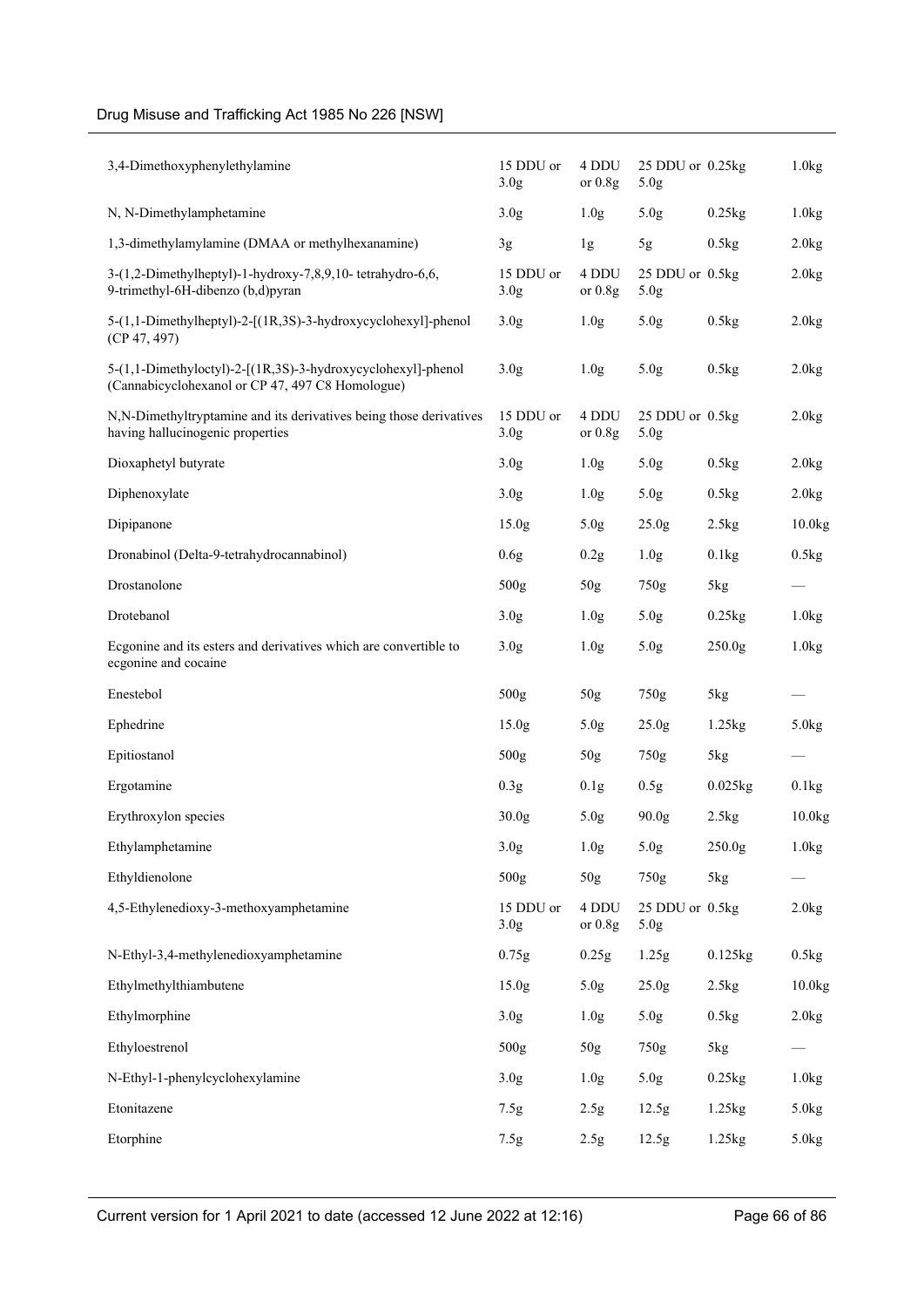| | | | | | |
|---|---|---|---|---|---|
| 3,4-Dimethoxyphenylethylamine | 15 DDU or 3.0g | 4 DDU or 0.8g | 25 DDU or 5.0g | 0.25kg | 1.0kg |
| N, N-Dimethylamphetamine | 3.0g | 1.0g | 5.0g | 0.25kg | 1.0kg |
| 1,3-dimethylamylamine (DMAA or methylhexanamine) | 3g | 1g | 5g | 0.5kg | 2.0kg |
| 3-(1,2-Dimethylheptyl)-1-hydroxy-7,8,9,10- tetrahydro-6,6, 9-trimethyl-6H-dibenzo (b,d)pyran | 15 DDU or 3.0g | 4 DDU or 0.8g | 25 DDU or 5.0g | 0.5kg | 2.0kg |
| 5-(1,1-Dimethylheptyl)-2-[(1R,3S)-3-hydroxycyclohexyl]-phenol (CP 47, 497) | 3.0g | 1.0g | 5.0g | 0.5kg | 2.0kg |
| 5-(1,1-Dimethyloctyl)-2-[(1R,3S)-3-hydroxycyclohexyl]-phenol (Cannabicyclohexanol or CP 47, 497 C8 Homologue) | 3.0g | 1.0g | 5.0g | 0.5kg | 2.0kg |
| N,N-Dimethyltryptamine and its derivatives being those derivatives having hallucinogenic properties | 15 DDU or 3.0g | 4 DDU or 0.8g | 25 DDU or 5.0g | 0.5kg | 2.0kg |
| Dioxaphetyl butyrate | 3.0g | 1.0g | 5.0g | 0.5kg | 2.0kg |
| Diphenoxylate | 3.0g | 1.0g | 5.0g | 0.5kg | 2.0kg |
| Dipipanone | 15.0g | 5.0g | 25.0g | 2.5kg | 10.0kg |
| Dronabinol (Delta-9-tetrahydrocannabinol) | 0.6g | 0.2g | 1.0g | 0.1kg | 0.5kg |
| Drostanolone | 500g | 50g | 750g | 5kg | — |
| Drotebanol | 3.0g | 1.0g | 5.0g | 0.25kg | 1.0kg |
| Ecgonine and its esters and derivatives which are convertible to ecgonine and cocaine | 3.0g | 1.0g | 5.0g | 250.0g | 1.0kg |
| Enestebol | 500g | 50g | 750g | 5kg | — |
| Ephedrine | 15.0g | 5.0g | 25.0g | 1.25kg | 5.0kg |
| Epitiostanol | 500g | 50g | 750g | 5kg | — |
| Ergotamine | 0.3g | 0.1g | 0.5g | 0.025kg | 0.1kg |
| Erythroxylon species | 30.0g | 5.0g | 90.0g | 2.5kg | 10.0kg |
| Ethylamphetamine | 3.0g | 1.0g | 5.0g | 250.0g | 1.0kg |
| Ethyldienolone | 500g | 50g | 750g | 5kg | — |
| 4,5-Ethylenedioxy-3-methoxyamphetamine | 15 DDU or 3.0g | 4 DDU or 0.8g | 25 DDU or 5.0g | 0.5kg | 2.0kg |
| N-Ethyl-3,4-methylenedioxyamphetamine | 0.75g | 0.25g | 1.25g | 0.125kg | 0.5kg |
| Ethylmethylthiambutene | 15.0g | 5.0g | 25.0g | 2.5kg | 10.0kg |
| Ethylmorphine | 3.0g | 1.0g | 5.0g | 0.5kg | 2.0kg |
| Ethyloestrenol | 500g | 50g | 750g | 5kg | — |
| N-Ethyl-1-phenylcyclohexylamine | 3.0g | 1.0g | 5.0g | 0.25kg | 1.0kg |
| Etonitazene | 7.5g | 2.5g | 12.5g | 1.25kg | 5.0kg |
| Etorphine | 7.5g | 2.5g | 12.5g | 1.25kg | 5.0kg |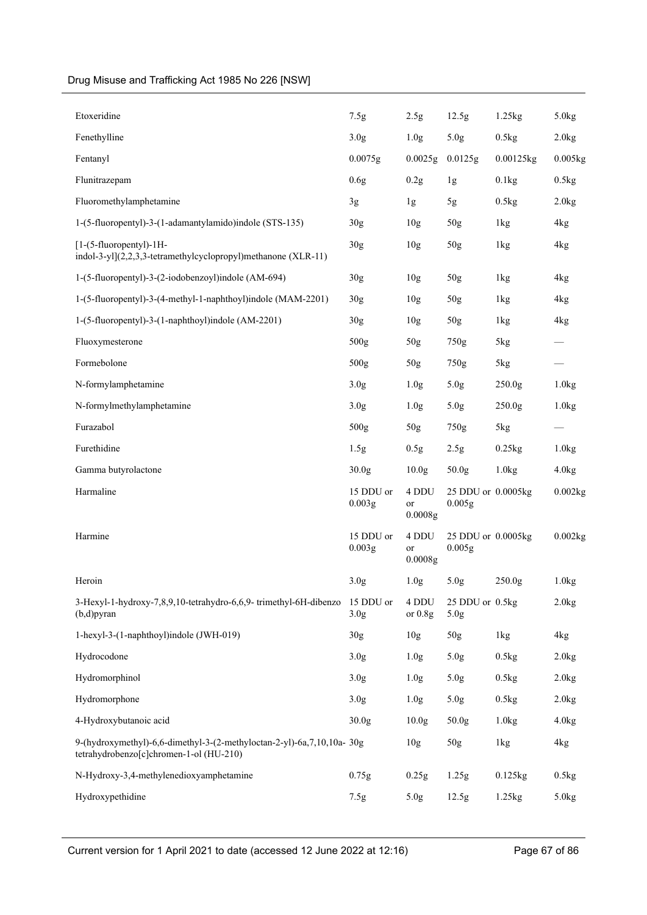| | | | | | |
|---|---|---|---|---|---|
| Etoxeridine | 7.5g | 2.5g | 12.5g | 1.25kg | 5.0kg |
| Fenethylline | 3.0g | 1.0g | 5.0g | 0.5kg | 2.0kg |
| Fentanyl | 0.0075g | 0.0025g | 0.0125g | 0.00125kg | 0.005kg |
| Flunitrazepam | 0.6g | 0.2g | 1g | 0.1kg | 0.5kg |
| Fluoromethylamphetamine | 3g | 1g | 5g | 0.5kg | 2.0kg |
| 1-(5-fluoropentyl)-3-(1-adamantylamido)indole (STS-135) | 30g | 10g | 50g | 1kg | 4kg |
| [1-(5-fluoropentyl)-1H-indol-3-yl](2,2,3,3-tetramethylcyclopropyl)methanone (XLR-11) | 30g | 10g | 50g | 1kg | 4kg |
| 1-(5-fluoropentyl)-3-(2-iodobenzoyl)indole (AM-694) | 30g | 10g | 50g | 1kg | 4kg |
| 1-(5-fluoropentyl)-3-(4-methyl-1-naphthoyl)indole (MAM-2201) | 30g | 10g | 50g | 1kg | 4kg |
| 1-(5-fluoropentyl)-3-(1-naphthoyl)indole (AM-2201) | 30g | 10g | 50g | 1kg | 4kg |
| Fluoxymesterone | 500g | 50g | 750g | 5kg | — |
| Formebolone | 500g | 50g | 750g | 5kg | — |
| N-formylamphetamine | 3.0g | 1.0g | 5.0g | 250.0g | 1.0kg |
| N-formylmethylamphetamine | 3.0g | 1.0g | 5.0g | 250.0g | 1.0kg |
| Furazabol | 500g | 50g | 750g | 5kg | — |
| Furethidine | 1.5g | 0.5g | 2.5g | 0.25kg | 1.0kg |
| Gamma butyrolactone | 30.0g | 10.0g | 50.0g | 1.0kg | 4.0kg |
| Harmaline | 15 DDU or 0.003g | 4 DDU or 0.0008g | 25 DDU or 0.005g | 0.0005kg | 0.002kg |
| Harmine | 15 DDU or 0.003g | 4 DDU or 0.0008g | 25 DDU or 0.005g | 0.0005kg | 0.002kg |
| Heroin | 3.0g | 1.0g | 5.0g | 250.0g | 1.0kg |
| 3-Hexyl-1-hydroxy-7,8,9,10-tetrahydro-6,6,9- trimethyl-6H-dibenzo (b,d)pyran | 15 DDU or 3.0g | 4 DDU or 0.8g | 25 DDU or 5.0g | 0.5kg | 2.0kg |
| 1-hexyl-3-(1-naphthoyl)indole (JWH-019) | 30g | 10g | 50g | 1kg | 4kg |
| Hydrocodone | 3.0g | 1.0g | 5.0g | 0.5kg | 2.0kg |
| Hydromorphinol | 3.0g | 1.0g | 5.0g | 0.5kg | 2.0kg |
| Hydromorphone | 3.0g | 1.0g | 5.0g | 0.5kg | 2.0kg |
| 4-Hydroxybutanoic acid | 30.0g | 10.0g | 50.0g | 1.0kg | 4.0kg |
| 9-(hydroxymethyl)-6,6-dimethyl-3-(2-methyloctan-2-yl)-6a,7,10,10a-tetrahydrobenzo[c]chromen-1-ol (HU-210) | 30g | 10g | 50g | 1kg | 4kg |
| N-Hydroxy-3,4-methylenedioxyamphetamine | 0.75g | 0.25g | 1.25g | 0.125kg | 0.5kg |
| Hydroxypethidine | 7.5g | 5.0g | 12.5g | 1.25kg | 5.0kg |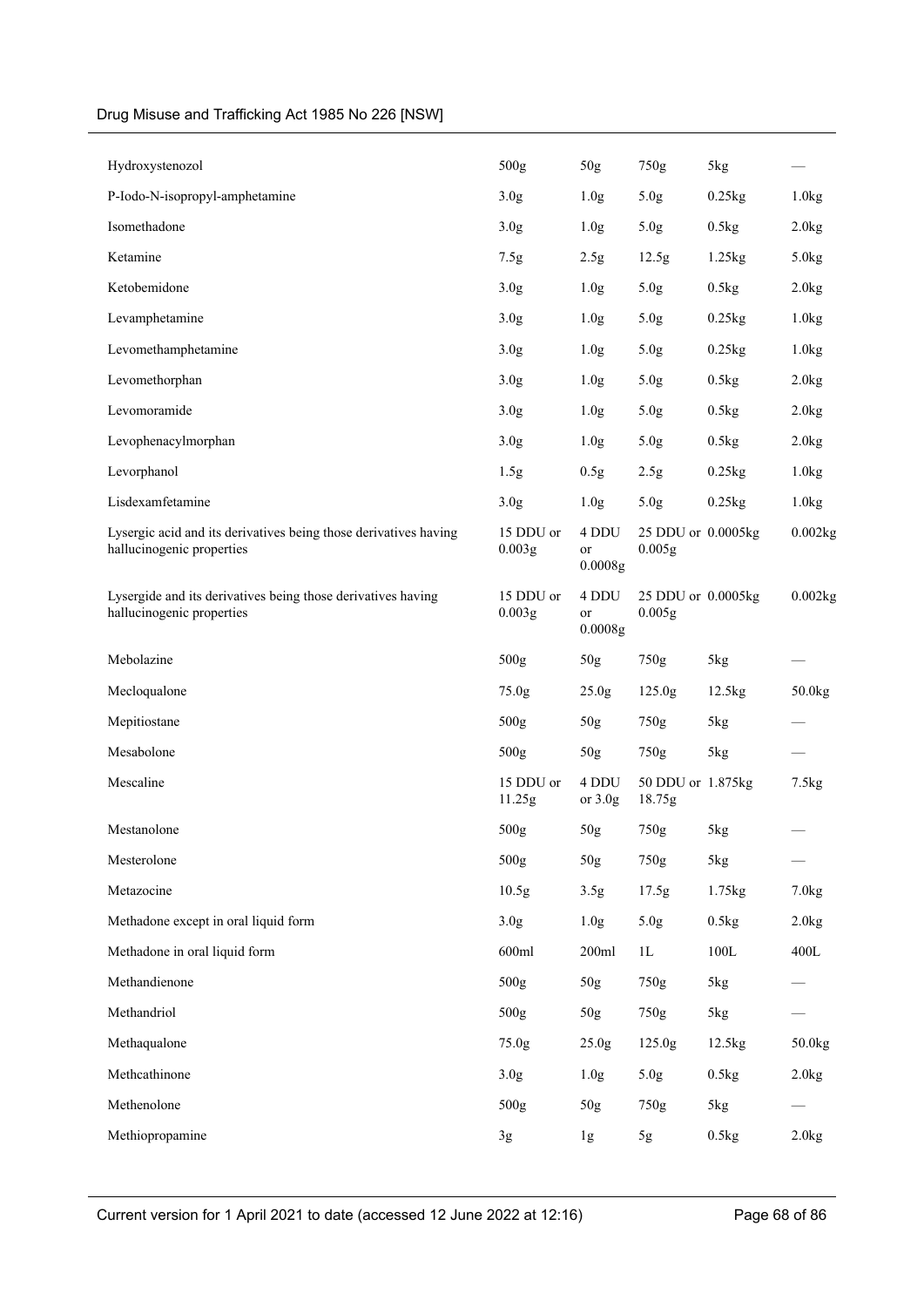| | | | | | |
|---|---|---|---|---|---|
| Hydroxystenozol | 500g | 50g | 750g | 5kg | — |
| P-Iodo-N-isopropyl-amphetamine | 3.0g | 1.0g | 5.0g | 0.25kg | 1.0kg |
| Isomethadone | 3.0g | 1.0g | 5.0g | 0.5kg | 2.0kg |
| Ketamine | 7.5g | 2.5g | 12.5g | 1.25kg | 5.0kg |
| Ketobemidone | 3.0g | 1.0g | 5.0g | 0.5kg | 2.0kg |
| Levamphetamine | 3.0g | 1.0g | 5.0g | 0.25kg | 1.0kg |
| Levomethamphetamine | 3.0g | 1.0g | 5.0g | 0.25kg | 1.0kg |
| Levomethorphan | 3.0g | 1.0g | 5.0g | 0.5kg | 2.0kg |
| Levomoramide | 3.0g | 1.0g | 5.0g | 0.5kg | 2.0kg |
| Levophenacylmorphan | 3.0g | 1.0g | 5.0g | 0.5kg | 2.0kg |
| Levorphanol | 1.5g | 0.5g | 2.5g | 0.25kg | 1.0kg |
| Lisdexamfetamine | 3.0g | 1.0g | 5.0g | 0.25kg | 1.0kg |
| Lysergic acid and its derivatives being those derivatives having hallucinogenic properties | 15 DDU or 0.003g | 4 DDU or 0.0008g | 25 DDU or 0.005g | 0.0005kg | 0.002kg |
| Lysergide and its derivatives being those derivatives having hallucinogenic properties | 15 DDU or 0.003g | 4 DDU or 0.0008g | 25 DDU or 0.005g | 0.0005kg | 0.002kg |
| Mebolazine | 500g | 50g | 750g | 5kg | — |
| Mecloqualone | 75.0g | 25.0g | 125.0g | 12.5kg | 50.0kg |
| Mepitiostane | 500g | 50g | 750g | 5kg | — |
| Mesabolone | 500g | 50g | 750g | 5kg | — |
| Mescaline | 15 DDU or 11.25g | 4 DDU or 3.0g | 50 DDU or 18.75g | 1.875kg | 7.5kg |
| Mestanolone | 500g | 50g | 750g | 5kg | — |
| Mesterolone | 500g | 50g | 750g | 5kg | — |
| Metazocine | 10.5g | 3.5g | 17.5g | 1.75kg | 7.0kg |
| Methadone except in oral liquid form | 3.0g | 1.0g | 5.0g | 0.5kg | 2.0kg |
| Methadone in oral liquid form | 600ml | 200ml | 1L | 100L | 400L |
| Methandienone | 500g | 50g | 750g | 5kg | — |
| Methandriol | 500g | 50g | 750g | 5kg | — |
| Methaqualone | 75.0g | 25.0g | 125.0g | 12.5kg | 50.0kg |
| Methcathinone | 3.0g | 1.0g | 5.0g | 0.5kg | 2.0kg |
| Methenolone | 500g | 50g | 750g | 5kg | — |
| Methiopropamine | 3g | 1g | 5g | 0.5kg | 2.0kg |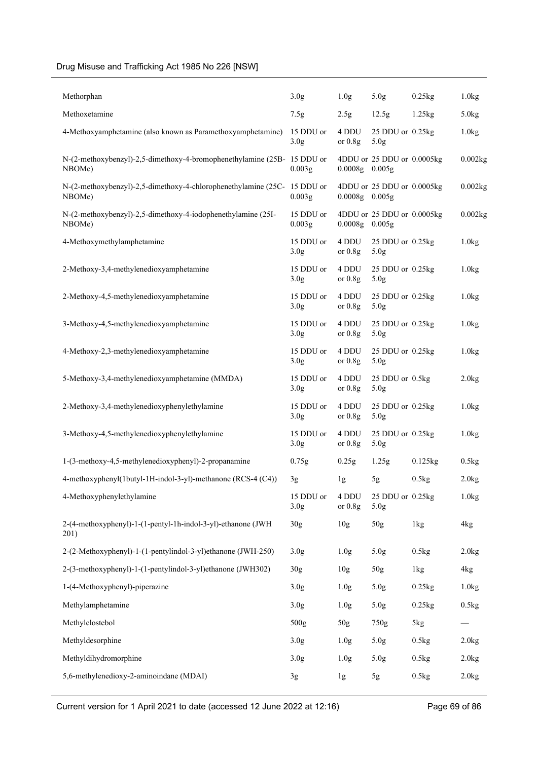| | | | | | |
|---|---|---|---|---|---|
| Methorphan | 3.0g | 1.0g | 5.0g | 0.25kg | 1.0kg |
| Methoxetamine | 7.5g | 2.5g | 12.5g | 1.25kg | 5.0kg |
| 4-Methoxyamphetamine (also known as Paramethoxyamphetamine) | 15 DDU or 3.0g | 4 DDU or 0.8g | 25 DDU or 5.0g | 0.25kg | 1.0kg |
| N-(2-methoxybenzyl)-2,5-dimethoxy-4-bromophenethylamine (25B-NBOMe) | 15 DDU or 0.003g | 4DDU or 0.0008g | 25 DDU or 0.005g | 0.0005kg | 0.002kg |
| N-(2-methoxybenzyl)-2,5-dimethoxy-4-chlorophenethylamine (25C-NBOMe) | 15 DDU or 0.003g | 4DDU or 0.0008g | 25 DDU or 0.005g | 0.0005kg | 0.002kg |
| N-(2-methoxybenzyl)-2,5-dimethoxy-4-iodophenethylamine (25I-NBOMe) | 15 DDU or 0.003g | 4DDU or 0.0008g | 25 DDU or 0.005g | 0.0005kg | 0.002kg |
| 4-Methoxymethylamphetamine | 15 DDU or 3.0g | 4 DDU or 0.8g | 25 DDU or 5.0g | 0.25kg | 1.0kg |
| 2-Methoxy-3,4-methylenedioxyamphetamine | 15 DDU or 3.0g | 4 DDU or 0.8g | 25 DDU or 5.0g | 0.25kg | 1.0kg |
| 2-Methoxy-4,5-methylenedioxyamphetamine | 15 DDU or 3.0g | 4 DDU or 0.8g | 25 DDU or 5.0g | 0.25kg | 1.0kg |
| 3-Methoxy-4,5-methylenedioxyamphetamine | 15 DDU or 3.0g | 4 DDU or 0.8g | 25 DDU or 5.0g | 0.25kg | 1.0kg |
| 4-Methoxy-2,3-methylenedioxyamphetamine | 15 DDU or 3.0g | 4 DDU or 0.8g | 25 DDU or 5.0g | 0.25kg | 1.0kg |
| 5-Methoxy-3,4-methylenedioxyamphetamine (MMDA) | 15 DDU or 3.0g | 4 DDU or 0.8g | 25 DDU or 5.0g | 0.5kg | 2.0kg |
| 2-Methoxy-3,4-methylenedioxyphenylethylamine | 15 DDU or 3.0g | 4 DDU or 0.8g | 25 DDU or 5.0g | 0.25kg | 1.0kg |
| 3-Methoxy-4,5-methylenedioxyphenylethylamine | 15 DDU or 3.0g | 4 DDU or 0.8g | 25 DDU or 5.0g | 0.25kg | 1.0kg |
| 1-(3-methoxy-4,5-methylenedioxyphenyl)-2-propanamine | 0.75g | 0.25g | 1.25g | 0.125kg | 0.5kg |
| 4-methoxyphenyl(1butyl-1H-indol-3-yl)-methanone (RCS-4 (C4)) | 3g | 1g | 5g | 0.5kg | 2.0kg |
| 4-Methoxyphenylethylamine | 15 DDU or 3.0g | 4 DDU or 0.8g | 25 DDU or 5.0g | 0.25kg | 1.0kg |
| 2-(4-methoxyphenyl)-1-(1-pentyl-1h-indol-3-yl)-ethanone (JWH 201) | 30g | 10g | 50g | 1kg | 4kg |
| 2-(2-Methoxyphenyl)-1-(1-pentylindol-3-yl)ethanone (JWH-250) | 3.0g | 1.0g | 5.0g | 0.5kg | 2.0kg |
| 2-(3-methoxyphenyl)-1-(1-pentylindol-3-yl)ethanone (JWH302) | 30g | 10g | 50g | 1kg | 4kg |
| 1-(4-Methoxyphenyl)-piperazine | 3.0g | 1.0g | 5.0g | 0.25kg | 1.0kg |
| Methylamphetamine | 3.0g | 1.0g | 5.0g | 0.25kg | 0.5kg |
| Methylclostebol | 500g | 50g | 750g | 5kg | — |
| Methyldesorphine | 3.0g | 1.0g | 5.0g | 0.5kg | 2.0kg |
| Methyldihydromorphine | 3.0g | 1.0g | 5.0g | 0.5kg | 2.0kg |
| 5,6-methylenedioxy-2-aminoindane (MDAI) | 3g | 1g | 5g | 0.5kg | 2.0kg |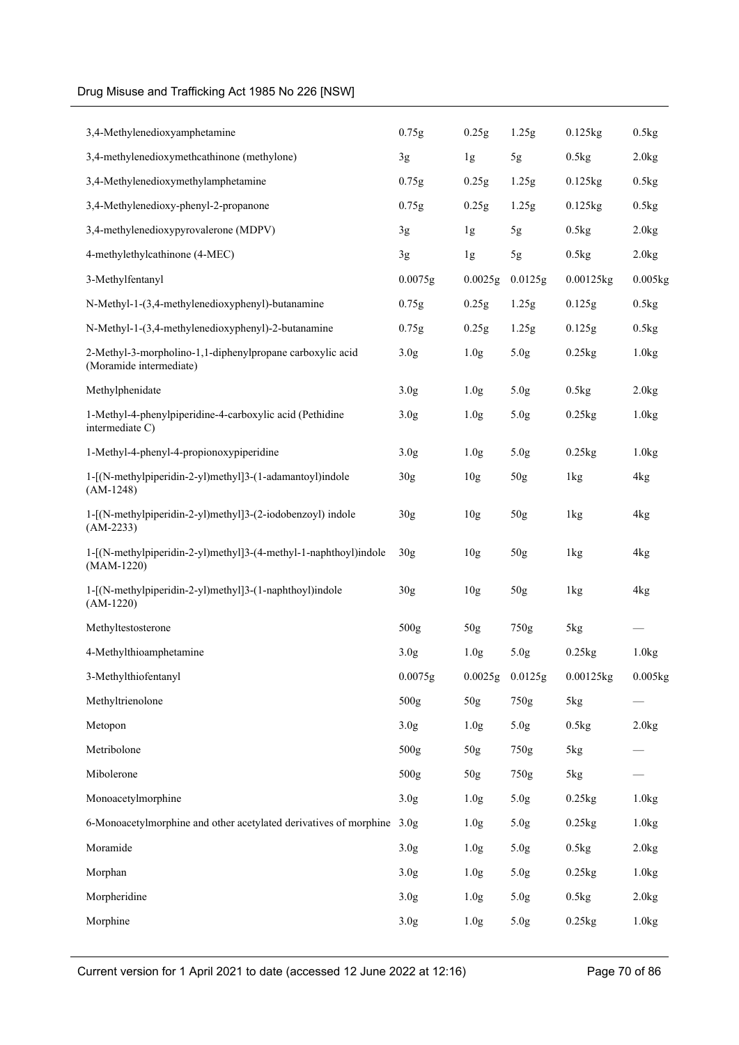| | | | | | |
|---|---|---|---|---|---|
| 3,4-Methylenedioxyamphetamine | 0.75g | 0.25g | 1.25g | 0.125kg | 0.5kg |
| 3,4-methylenedioxymethcathinone (methylone) | 3g | 1g | 5g | 0.5kg | 2.0kg |
| 3,4-Methylenedioxymethylamphetamine | 0.75g | 0.25g | 1.25g | 0.125kg | 0.5kg |
| 3,4-Methylenedioxy-phenyl-2-propanone | 0.75g | 0.25g | 1.25g | 0.125kg | 0.5kg |
| 3,4-methylenedioxypyrovalerone (MDPV) | 3g | 1g | 5g | 0.5kg | 2.0kg |
| 4-methylethylcathinone (4-MEC) | 3g | 1g | 5g | 0.5kg | 2.0kg |
| 3-Methylfentanyl | 0.0075g | 0.0025g | 0.0125g | 0.00125kg | 0.005kg |
| N-Methyl-1-(3,4-methylenedioxyphenyl)-butanamine | 0.75g | 0.25g | 1.25g | 0.125g | 0.5kg |
| N-Methyl-1-(3,4-methylenedioxyphenyl)-2-butanamine | 0.75g | 0.25g | 1.25g | 0.125g | 0.5kg |
| 2-Methyl-3-morpholino-1,1-diphenylpropane carboxylic acid (Moramide intermediate) | 3.0g | 1.0g | 5.0g | 0.25kg | 1.0kg |
| Methylphenidate | 3.0g | 1.0g | 5.0g | 0.5kg | 2.0kg |
| 1-Methyl-4-phenylpiperidine-4-carboxylic acid (Pethidine intermediate C) | 3.0g | 1.0g | 5.0g | 0.25kg | 1.0kg |
| 1-Methyl-4-phenyl-4-propionoxypiperidine | 3.0g | 1.0g | 5.0g | 0.25kg | 1.0kg |
| 1-[(N-methylpiperidin-2-yl)methyl]3-(1-adamantoyl)indole (AM-1248) | 30g | 10g | 50g | 1kg | 4kg |
| 1-[(N-methylpiperidin-2-yl)methyl]3-(2-iodobenzoyl) indole (AM-2233) | 30g | 10g | 50g | 1kg | 4kg |
| 1-[(N-methylpiperidin-2-yl)methyl]3-(4-methyl-1-naphthoyl)indole (MAM-1220) | 30g | 10g | 50g | 1kg | 4kg |
| 1-[(N-methylpiperidin-2-yl)methyl]3-(1-naphthoyl)indole (AM-1220) | 30g | 10g | 50g | 1kg | 4kg |
| Methyltestosterone | 500g | 50g | 750g | 5kg | — |
| 4-Methylthioamphetamine | 3.0g | 1.0g | 5.0g | 0.25kg | 1.0kg |
| 3-Methylthiofentanyl | 0.0075g | 0.0025g | 0.0125g | 0.00125kg | 0.005kg |
| Methyltrienolone | 500g | 50g | 750g | 5kg | — |
| Metopon | 3.0g | 1.0g | 5.0g | 0.5kg | 2.0kg |
| Metribolone | 500g | 50g | 750g | 5kg | — |
| Mibolerone | 500g | 50g | 750g | 5kg | — |
| Monoacetylmorphine | 3.0g | 1.0g | 5.0g | 0.25kg | 1.0kg |
| 6-Monoacetylmorphine and other acetylated derivatives of morphine | 3.0g | 1.0g | 5.0g | 0.25kg | 1.0kg |
| Moramide | 3.0g | 1.0g | 5.0g | 0.5kg | 2.0kg |
| Morphan | 3.0g | 1.0g | 5.0g | 0.25kg | 1.0kg |
| Morpheridine | 3.0g | 1.0g | 5.0g | 0.5kg | 2.0kg |
| Morphine | 3.0g | 1.0g | 5.0g | 0.25kg | 1.0kg |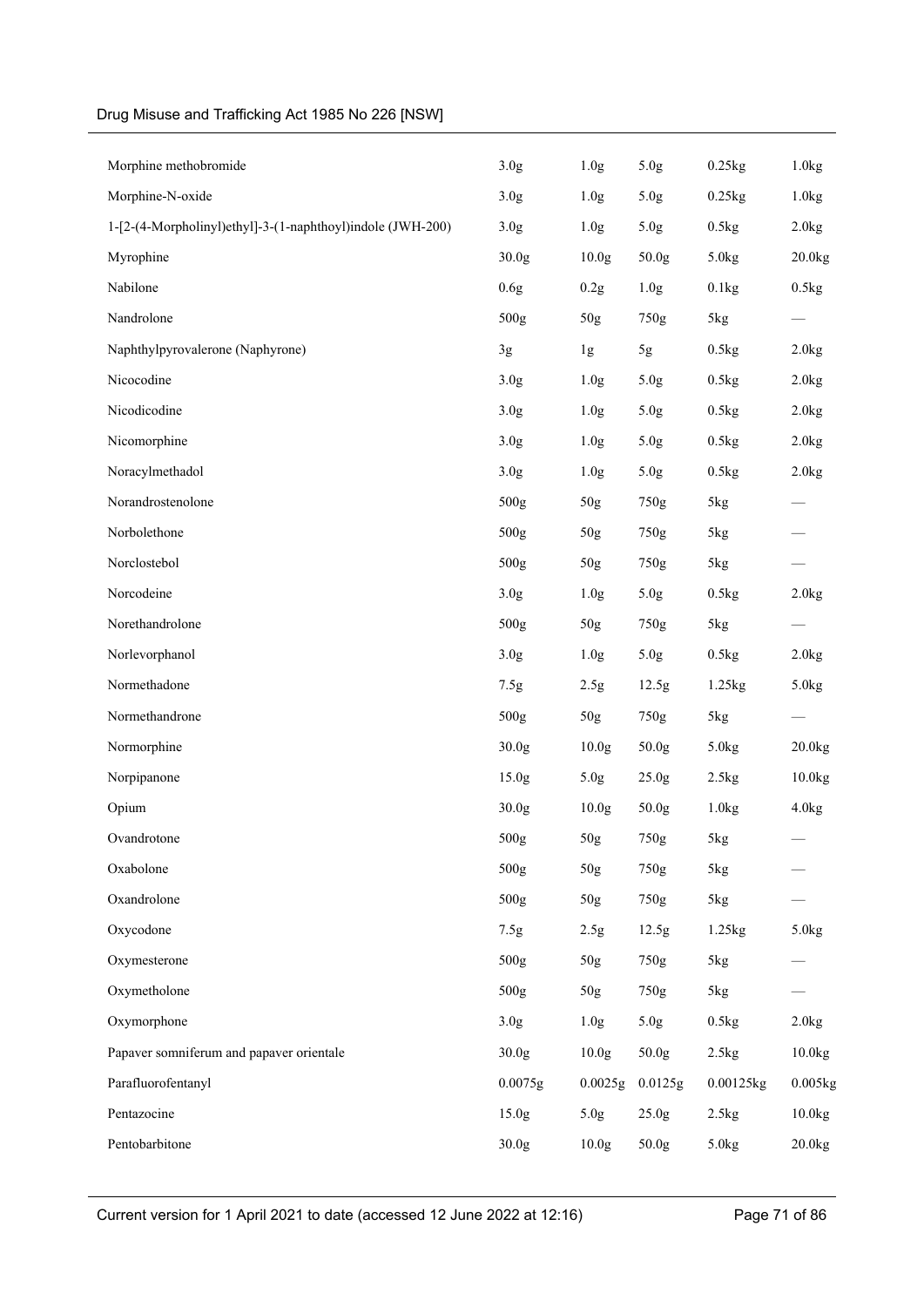| | | | | | |
|---|---|---|---|---|---|
| Morphine methobromide | 3.0g | 1.0g | 5.0g | 0.25kg | 1.0kg |
| Morphine-N-oxide | 3.0g | 1.0g | 5.0g | 0.25kg | 1.0kg |
| 1-[2-(4-Morpholinyl)ethyl]-3-(1-naphthoyl)indole (JWH-200) | 3.0g | 1.0g | 5.0g | 0.5kg | 2.0kg |
| Myrophine | 30.0g | 10.0g | 50.0g | 5.0kg | 20.0kg |
| Nabilone | 0.6g | 0.2g | 1.0g | 0.1kg | 0.5kg |
| Nandrolone | 500g | 50g | 750g | 5kg | — |
| Naphthylpyrovalerone (Naphyrone) | 3g | 1g | 5g | 0.5kg | 2.0kg |
| Nicocodine | 3.0g | 1.0g | 5.0g | 0.5kg | 2.0kg |
| Nicodicodine | 3.0g | 1.0g | 5.0g | 0.5kg | 2.0kg |
| Nicomorphine | 3.0g | 1.0g | 5.0g | 0.5kg | 2.0kg |
| Noracylmethadol | 3.0g | 1.0g | 5.0g | 0.5kg | 2.0kg |
| Norandrostenolone | 500g | 50g | 750g | 5kg | — |
| Norbolethone | 500g | 50g | 750g | 5kg | — |
| Norclostebol | 500g | 50g | 750g | 5kg | — |
| Norcodeine | 3.0g | 1.0g | 5.0g | 0.5kg | 2.0kg |
| Norethandrolone | 500g | 50g | 750g | 5kg | — |
| Norlevorphanol | 3.0g | 1.0g | 5.0g | 0.5kg | 2.0kg |
| Normethadone | 7.5g | 2.5g | 12.5g | 1.25kg | 5.0kg |
| Normethandrone | 500g | 50g | 750g | 5kg | — |
| Normorphine | 30.0g | 10.0g | 50.0g | 5.0kg | 20.0kg |
| Norpipanone | 15.0g | 5.0g | 25.0g | 2.5kg | 10.0kg |
| Opium | 30.0g | 10.0g | 50.0g | 1.0kg | 4.0kg |
| Ovandrotone | 500g | 50g | 750g | 5kg | — |
| Oxabolone | 500g | 50g | 750g | 5kg | — |
| Oxandrolone | 500g | 50g | 750g | 5kg | — |
| Oxycodone | 7.5g | 2.5g | 12.5g | 1.25kg | 5.0kg |
| Oxymesterone | 500g | 50g | 750g | 5kg | — |
| Oxymetholone | 500g | 50g | 750g | 5kg | — |
| Oxymorphone | 3.0g | 1.0g | 5.0g | 0.5kg | 2.0kg |
| Papaver somniferum and papaver orientale | 30.0g | 10.0g | 50.0g | 2.5kg | 10.0kg |
| Parafluorofentanyl | 0.0075g | 0.0025g | 0.0125g | 0.00125kg | 0.005kg |
| Pentazocine | 15.0g | 5.0g | 25.0g | 2.5kg | 10.0kg |
| Pentobarbitone | 30.0g | 10.0g | 50.0g | 5.0kg | 20.0kg |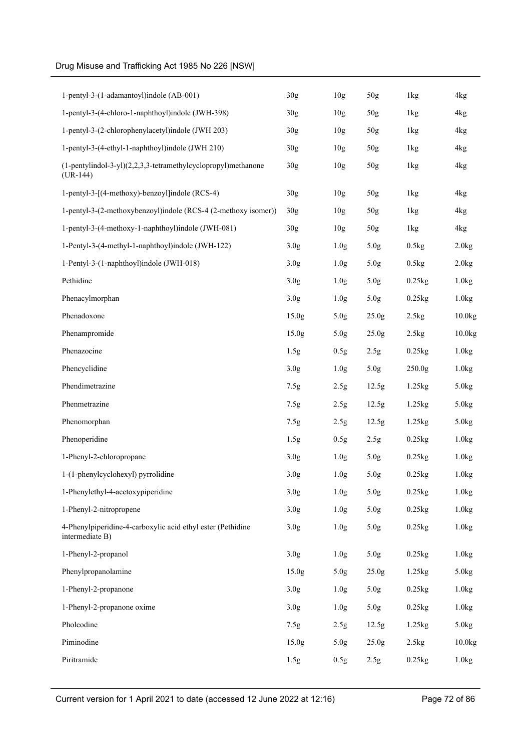| | | | | | |
|---|---|---|---|---|---|
| 1-pentyl-3-(1-adamantoyl)indole (AB-001) | 30g | 10g | 50g | 1kg | 4kg |
| 1-pentyl-3-(4-chloro-1-naphthoyl)indole (JWH-398) | 30g | 10g | 50g | 1kg | 4kg |
| 1-pentyl-3-(2-chlorophenylacetyl)indole (JWH 203) | 30g | 10g | 50g | 1kg | 4kg |
| 1-pentyl-3-(4-ethyl-1-naphthoyl)indole (JWH 210) | 30g | 10g | 50g | 1kg | 4kg |
| (1-pentylindol-3-yl)(2,2,3,3-tetramethylcyclopropyl)methanone (UR-144) | 30g | 10g | 50g | 1kg | 4kg |
| 1-pentyl-3-[(4-methoxy)-benzoyl]indole (RCS-4) | 30g | 10g | 50g | 1kg | 4kg |
| 1-pentyl-3-(2-methoxybenzoyl)indole (RCS-4 (2-methoxy isomer)) | 30g | 10g | 50g | 1kg | 4kg |
| 1-pentyl-3-(4-methoxy-1-naphthoyl)indole (JWH-081) | 30g | 10g | 50g | 1kg | 4kg |
| 1-Pentyl-3-(4-methyl-1-naphthoyl)indole (JWH-122) | 3.0g | 1.0g | 5.0g | 0.5kg | 2.0kg |
| 1-Pentyl-3-(1-naphthoyl)indole (JWH-018) | 3.0g | 1.0g | 5.0g | 0.5kg | 2.0kg |
| Pethidine | 3.0g | 1.0g | 5.0g | 0.25kg | 1.0kg |
| Phenacylmorphan | 3.0g | 1.0g | 5.0g | 0.25kg | 1.0kg |
| Phenadoxone | 15.0g | 5.0g | 25.0g | 2.5kg | 10.0kg |
| Phenampromide | 15.0g | 5.0g | 25.0g | 2.5kg | 10.0kg |
| Phenazocine | 1.5g | 0.5g | 2.5g | 0.25kg | 1.0kg |
| Phencyclidine | 3.0g | 1.0g | 5.0g | 250.0g | 1.0kg |
| Phendimetrazine | 7.5g | 2.5g | 12.5g | 1.25kg | 5.0kg |
| Phenmetrazine | 7.5g | 2.5g | 12.5g | 1.25kg | 5.0kg |
| Phenomorphan | 7.5g | 2.5g | 12.5g | 1.25kg | 5.0kg |
| Phenoperidine | 1.5g | 0.5g | 2.5g | 0.25kg | 1.0kg |
| 1-Phenyl-2-chloropropane | 3.0g | 1.0g | 5.0g | 0.25kg | 1.0kg |
| 1-(1-phenylcyclohexyl) pyrrolidine | 3.0g | 1.0g | 5.0g | 0.25kg | 1.0kg |
| 1-Phenylethyl-4-acetoxypiperidine | 3.0g | 1.0g | 5.0g | 0.25kg | 1.0kg |
| 1-Phenyl-2-nitropropene | 3.0g | 1.0g | 5.0g | 0.25kg | 1.0kg |
| 4-Phenylpiperidine-4-carboxylic acid ethyl ester (Pethidine intermediate B) | 3.0g | 1.0g | 5.0g | 0.25kg | 1.0kg |
| 1-Phenyl-2-propanol | 3.0g | 1.0g | 5.0g | 0.25kg | 1.0kg |
| Phenylpropanolamine | 15.0g | 5.0g | 25.0g | 1.25kg | 5.0kg |
| 1-Phenyl-2-propanone | 3.0g | 1.0g | 5.0g | 0.25kg | 1.0kg |
| 1-Phenyl-2-propanone oxime | 3.0g | 1.0g | 5.0g | 0.25kg | 1.0kg |
| Pholcodine | 7.5g | 2.5g | 12.5g | 1.25kg | 5.0kg |
| Piminodine | 15.0g | 5.0g | 25.0g | 2.5kg | 10.0kg |
| Piritramide | 1.5g | 0.5g | 2.5g | 0.25kg | 1.0kg |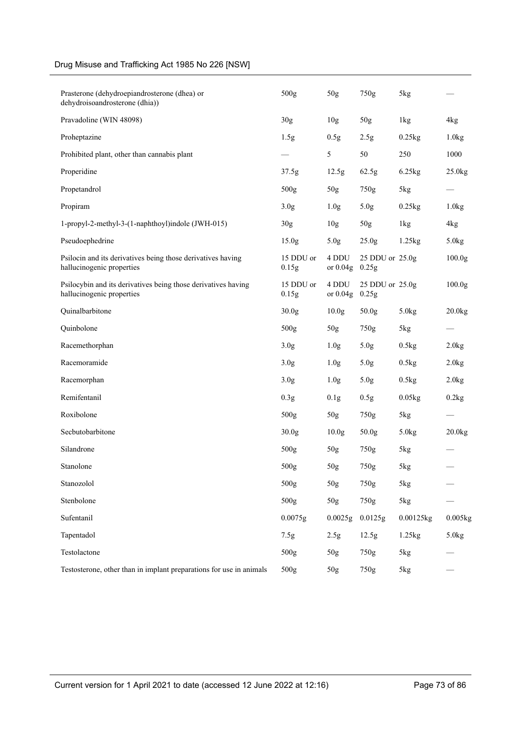| | | | | | |
|---|---|---|---|---|---|
| Prasterone (dehydroepiandrosterone (dhea) or dehydroisoandrosterone (dhia)) | 500g | 50g | 750g | 5kg | — |
| Pravadoline (WIN 48098) | 30g | 10g | 50g | 1kg | 4kg |
| Proheptazine | 1.5g | 0.5g | 2.5g | 0.25kg | 1.0kg |
| Prohibited plant, other than cannabis plant | — | 5 | 50 | 250 | 1000 |
| Properidine | 37.5g | 12.5g | 62.5g | 6.25kg | 25.0kg |
| Propetandrol | 500g | 50g | 750g | 5kg | — |
| Propiram | 3.0g | 1.0g | 5.0g | 0.25kg | 1.0kg |
| 1-propyl-2-methyl-3-(1-naphthoyl)indole (JWH-015) | 30g | 10g | 50g | 1kg | 4kg |
| Pseudoephedrine | 15.0g | 5.0g | 25.0g | 1.25kg | 5.0kg |
| Psilocin and its derivatives being those derivatives having hallucinogenic properties | 15 DDU or 0.15g | 4 DDU or 0.04g | 25 DDU or 0.25g | 25.0g | 100.0g |
| Psilocybin and its derivatives being those derivatives having hallucinogenic properties | 15 DDU or 0.15g | 4 DDU or 0.04g | 25 DDU or 0.25g | 25.0g | 100.0g |
| Quinalbarbitone | 30.0g | 10.0g | 50.0g | 5.0kg | 20.0kg |
| Quinbolone | 500g | 50g | 750g | 5kg | — |
| Racemethorphan | 3.0g | 1.0g | 5.0g | 0.5kg | 2.0kg |
| Racemoramide | 3.0g | 1.0g | 5.0g | 0.5kg | 2.0kg |
| Racemorphan | 3.0g | 1.0g | 5.0g | 0.5kg | 2.0kg |
| Remifentanil | 0.3g | 0.1g | 0.5g | 0.05kg | 0.2kg |
| Roxibolone | 500g | 50g | 750g | 5kg | — |
| Secbutobarbitone | 30.0g | 10.0g | 50.0g | 5.0kg | 20.0kg |
| Silandrone | 500g | 50g | 750g | 5kg | — |
| Stanolone | 500g | 50g | 750g | 5kg | — |
| Stanozolol | 500g | 50g | 750g | 5kg | — |
| Stenbolone | 500g | 50g | 750g | 5kg | — |
| Sufentanil | 0.0075g | 0.0025g | 0.0125g | 0.00125kg | 0.005kg |
| Tapentadol | 7.5g | 2.5g | 12.5g | 1.25kg | 5.0kg |
| Testolactone | 500g | 50g | 750g | 5kg | — |
| Testosterone, other than in implant preparations for use in animals | 500g | 50g | 750g | 5kg | — |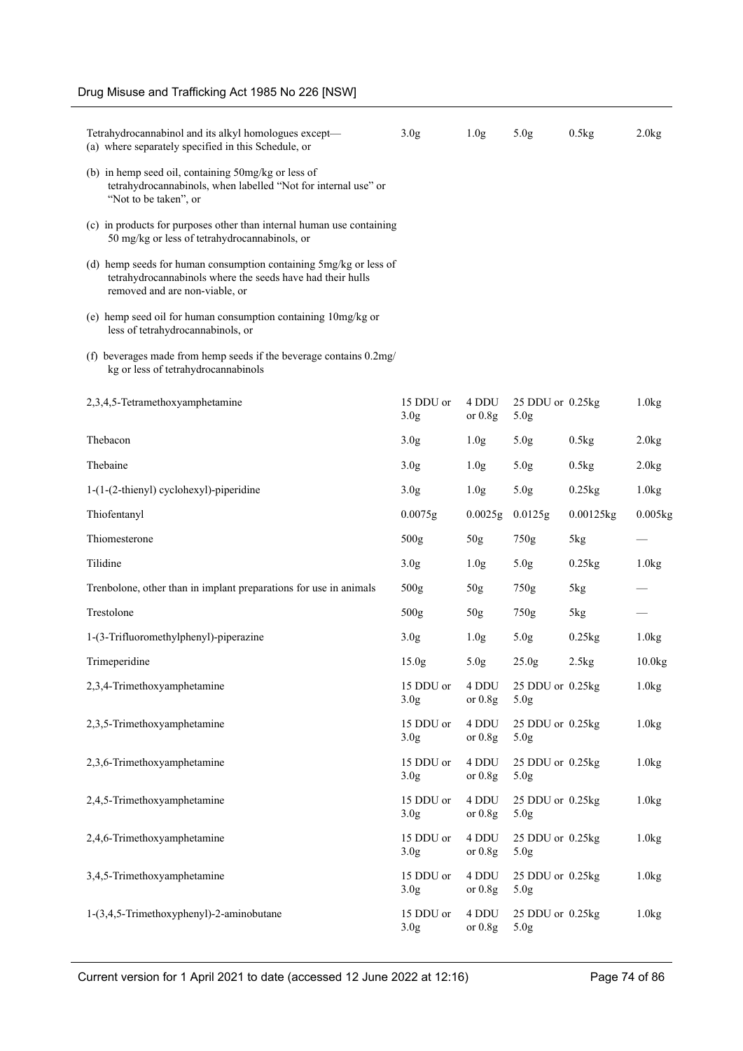| | | | | | |
|---|---|---|---|---|---|
| Tetrahydrocannabinol and its alkyl homologues except—<br>(a) where separately specified in this Schedule, or<br>(b) in hemp seed oil, containing 50mg/kg or less of tetrahydrocannabinols, when labelled "Not for internal use" or "Not to be taken", or<br>(c) in products for purposes other than internal human use containing 50 mg/kg or less of tetrahydrocannabinols, or<br>(d) hemp seeds for human consumption containing 5mg/kg or less of tetrahydrocannabinols where the seeds have had their hulls removed and are non-viable, or<br>(e) hemp seed oil for human consumption containing 10mg/kg or less of tetrahydrocannabinols, or<br>(f) beverages made from hemp seeds if the beverage contains 0.2mg/kg or less of tetrahydrocannabinols | 3.0g | 1.0g | 5.0g | 0.5kg | 2.0kg |
| 2,3,4,5-Tetramethoxyamphetamine | 15 DDU or 3.0g | 4 DDU or 0.8g | 25 DDU or 5.0g | 0.25kg | 1.0kg |
| Thebacon | 3.0g | 1.0g | 5.0g | 0.5kg | 2.0kg |
| Thebaine | 3.0g | 1.0g | 5.0g | 0.5kg | 2.0kg |
| 1-(1-(2-thienyl) cyclohexyl)-piperidine | 3.0g | 1.0g | 5.0g | 0.25kg | 1.0kg |
| Thiofentanyl | 0.0075g | 0.0025g | 0.0125g | 0.00125kg | 0.005kg |
| Thiomesterone | 500g | 50g | 750g | 5kg | — |
| Tilidine | 3.0g | 1.0g | 5.0g | 0.25kg | 1.0kg |
| Trenbolone, other than in implant preparations for use in animals | 500g | 50g | 750g | 5kg | — |
| Trestolone | 500g | 50g | 750g | 5kg | — |
| 1-(3-Trifluoromethylphenyl)-piperazine | 3.0g | 1.0g | 5.0g | 0.25kg | 1.0kg |
| Trimeperidine | 15.0g | 5.0g | 25.0g | 2.5kg | 10.0kg |
| 2,3,4-Trimethoxyamphetamine | 15 DDU or 3.0g | 4 DDU or 0.8g | 25 DDU or 5.0g | 0.25kg | 1.0kg |
| 2,3,5-Trimethoxyamphetamine | 15 DDU or 3.0g | 4 DDU or 0.8g | 25 DDU or 5.0g | 0.25kg | 1.0kg |
| 2,3,6-Trimethoxyamphetamine | 15 DDU or 3.0g | 4 DDU or 0.8g | 25 DDU or 5.0g | 0.25kg | 1.0kg |
| 2,4,5-Trimethoxyamphetamine | 15 DDU or 3.0g | 4 DDU or 0.8g | 25 DDU or 5.0g | 0.25kg | 1.0kg |
| 2,4,6-Trimethoxyamphetamine | 15 DDU or 3.0g | 4 DDU or 0.8g | 25 DDU or 5.0g | 0.25kg | 1.0kg |
| 3,4,5-Trimethoxyamphetamine | 15 DDU or 3.0g | 4 DDU or 0.8g | 25 DDU or 5.0g | 0.25kg | 1.0kg |
| 1-(3,4,5-Trimethoxyphenyl)-2-aminobutane | 15 DDU or 3.0g | 4 DDU or 0.8g | 25 DDU or 5.0g | 0.25kg | 1.0kg |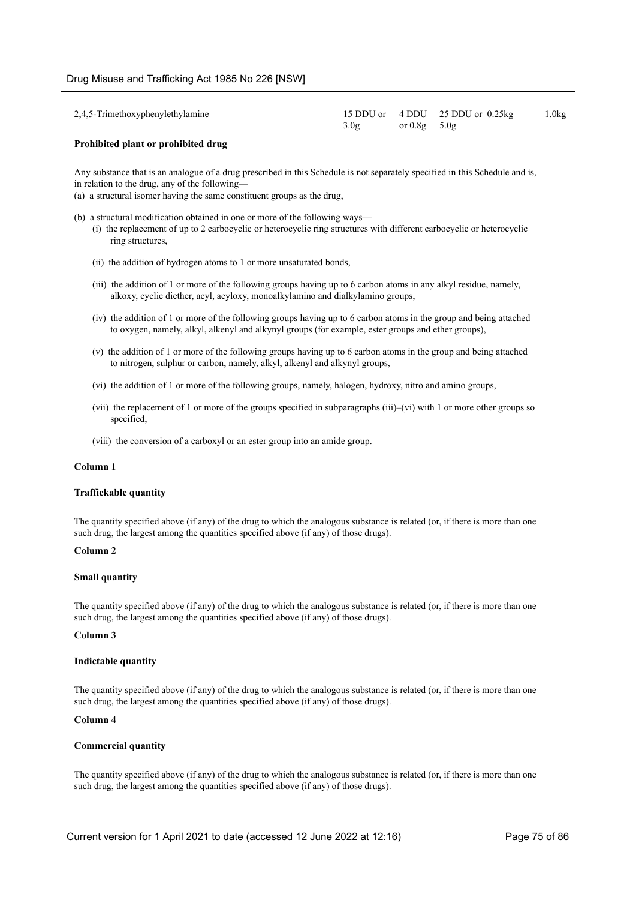| | | | | |
|---|---|---|---|---|
| 2,4,5-Trimethoxyphenylethylamine | 15 DDU or 3.0g | 4 DDU or 0.8g | 25 DDU or 5.0g | 0.25kg | 1.0kg |

**Prohibited plant or prohibited drug**

Any substance that is an analogue of a drug prescribed in this Schedule is not separately specified in this Schedule and is, in relation to the drug, any of the following—

(a) a structural isomer having the same constituent groups as the drug,

(b) a structural modification obtained in one or more of the following ways—

(i) the replacement of up to 2 carbocyclic or heterocyclic ring structures with different carbocyclic or heterocyclic ring structures,

(ii) the addition of hydrogen atoms to 1 or more unsaturated bonds,

(iii) the addition of 1 or more of the following groups having up to 6 carbon atoms in any alkyl residue, namely, alkoxy, cyclic diether, acyl, acyloxy, monoalkylamino and dialkylamino groups,

(iv) the addition of 1 or more of the following groups having up to 6 carbon atoms in the group and being attached to oxygen, namely, alkyl, alkenyl and alkynyl groups (for example, ester groups and ether groups),

(v) the addition of 1 or more of the following groups having up to 6 carbon atoms in the group and being attached to nitrogen, sulphur or carbon, namely, alkyl, alkenyl and alkynyl groups,

(vi) the addition of 1 or more of the following groups, namely, halogen, hydroxy, nitro and amino groups,

(vii) the replacement of 1 or more of the groups specified in subparagraphs (iii)–(vi) with 1 or more other groups so specified,

(viii) the conversion of a carboxyl or an ester group into an amide group.

**Column 1**

**Traffickable quantity**

The quantity specified above (if any) of the drug to which the analogous substance is related (or, if there is more than one such drug, the largest among the quantities specified above (if any) of those drugs).

**Column 2**

**Small quantity**

The quantity specified above (if any) of the drug to which the analogous substance is related (or, if there is more than one such drug, the largest among the quantities specified above (if any) of those drugs).

**Column 3**

**Indictable quantity**

The quantity specified above (if any) of the drug to which the analogous substance is related (or, if there is more than one such drug, the largest among the quantities specified above (if any) of those drugs).

**Column 4**

**Commercial quantity**

The quantity specified above (if any) of the drug to which the analogous substance is related (or, if there is more than one such drug, the largest among the quantities specified above (if any) of those drugs).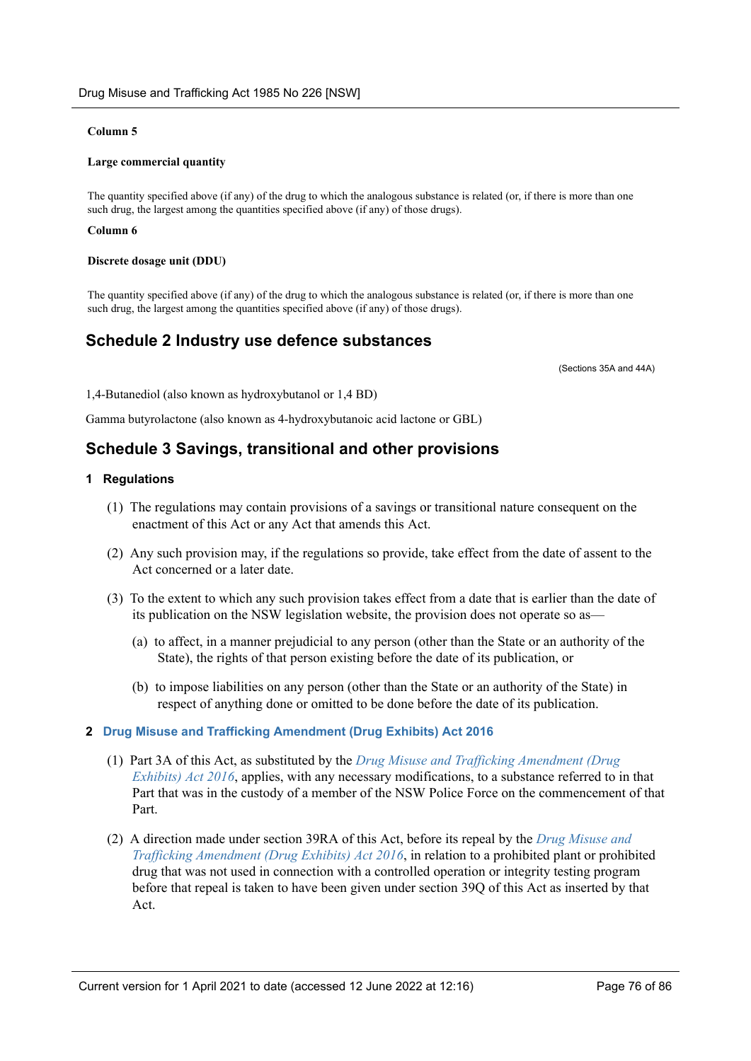**Column 5**

**Large commercial quantity**

The quantity specified above (if any) of the drug to which the analogous substance is related (or, if there is more than one such drug, the largest among the quantities specified above (if any) of those drugs).

**Column 6**

**Discrete dosage unit (DDU)**

The quantity specified above (if any) of the drug to which the analogous substance is related (or, if there is more than one such drug, the largest among the quantities specified above (if any) of those drugs).

## Schedule 2 Industry use defence substances

(Sections 35A and 44A)

1,4-Butanediol (also known as hydroxybutanol or 1,4 BD)

Gamma butyrolactone (also known as 4-hydroxybutanoic acid lactone or GBL)

## Schedule 3 Savings, transitional and other provisions

### 1 Regulations

(1) The regulations may contain provisions of a savings or transitional nature consequent on the enactment of this Act or any Act that amends this Act.

(2) Any such provision may, if the regulations so provide, take effect from the date of assent to the Act concerned or a later date.

(3) To the extent to which any such provision takes effect from a date that is earlier than the date of its publication on the NSW legislation website, the provision does not operate so as—

(a) to affect, in a manner prejudicial to any person (other than the State or an authority of the State), the rights of that person existing before the date of its publication, or

(b) to impose liabilities on any person (other than the State or an authority of the State) in respect of anything done or omitted to be done before the date of its publication.

### 2 Drug Misuse and Trafficking Amendment (Drug Exhibits) Act 2016

(1) Part 3A of this Act, as substituted by the *Drug Misuse and Trafficking Amendment (Drug Exhibits) Act 2016*, applies, with any necessary modifications, to a substance referred to in that Part that was in the custody of a member of the NSW Police Force on the commencement of that Part.

(2) A direction made under section 39RA of this Act, before its repeal by the *Drug Misuse and Trafficking Amendment (Drug Exhibits) Act 2016*, in relation to a prohibited plant or prohibited drug that was not used in connection with a controlled operation or integrity testing program before that repeal is taken to have been given under section 39Q of this Act as inserted by that Act.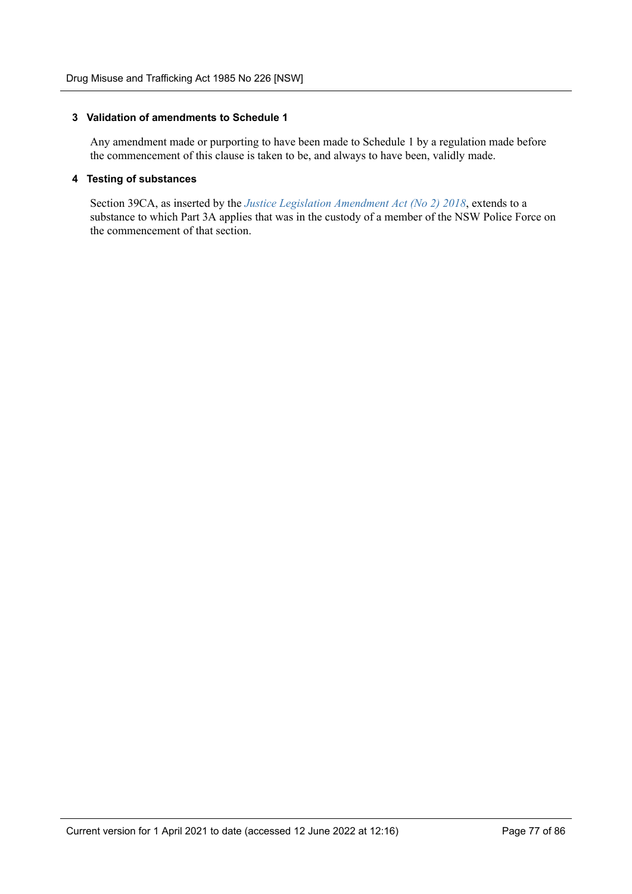### 3 Validation of amendments to Schedule 1

Any amendment made or purporting to have been made to Schedule 1 by a regulation made before the commencement of this clause is taken to be, and always to have been, validly made.

### 4 Testing of substances

Section 39CA, as inserted by the *Justice Legislation Amendment Act (No 2) 2018*, extends to a substance to which Part 3A applies that was in the custody of a member of the NSW Police Force on the commencement of that section.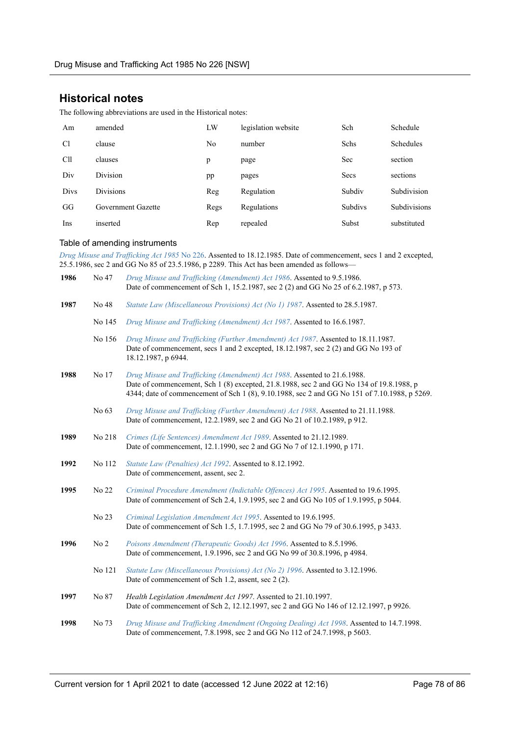## Historical notes

The following abbreviations are used in the Historical notes:

| | | | | | |
|---|---|---|---|---|---|
| Am | amended | LW | legislation website | Sch | Schedule |
| Cl | clause | No | number | Schs | Schedules |
| Cll | clauses | p | page | Sec | section |
| Div | Division | pp | pages | Secs | sections |
| Divs | Divisions | Reg | Regulation | Subdiv | Subdivision |
| GG | Government Gazette | Regs | Regulations | Subdivs | Subdivisions |
| Ins | inserted | Rep | repealed | Subst | substituted |

### Table of amending instruments

*Drug Misuse and Trafficking Act 1985* No 226. Assented to 18.12.1985. Date of commencement, secs 1 and 2 excepted, 25.5.1986, sec 2 and GG No 85 of 23.5.1986, p 2289. This Act has been amended as follows—

| | | |
|---|---|---|
| **1986** | No 47 | *Drug Misuse and Trafficking (Amendment) Act 1986*. Assented to 9.5.1986. Date of commencement of Sch 1, 15.2.1987, sec 2 (2) and GG No 25 of 6.2.1987, p 573. |
| **1987** | No 48 | *Statute Law (Miscellaneous Provisions) Act (No 1) 1987*. Assented to 28.5.1987. |
| | No 145 | *Drug Misuse and Trafficking (Amendment) Act 1987*. Assented to 16.6.1987. |
| | No 156 | *Drug Misuse and Trafficking (Further Amendment) Act 1987*. Assented to 18.11.1987. Date of commencement, secs 1 and 2 excepted, 18.12.1987, sec 2 (2) and GG No 193 of 18.12.1987, p 6944. |
| **1988** | No 17 | *Drug Misuse and Trafficking (Amendment) Act 1988*. Assented to 21.6.1988. Date of commencement, Sch 1 (8) excepted, 21.8.1988, sec 2 and GG No 134 of 19.8.1988, p 4344; date of commencement of Sch 1 (8), 9.10.1988, sec 2 and GG No 151 of 7.10.1988, p 5269. |
| | No 63 | *Drug Misuse and Trafficking (Further Amendment) Act 1988*. Assented to 21.11.1988. Date of commencement, 12.2.1989, sec 2 and GG No 21 of 10.2.1989, p 912. |
| **1989** | No 218 | *Crimes (Life Sentences) Amendment Act 1989*. Assented to 21.12.1989. Date of commencement, 12.1.1990, sec 2 and GG No 7 of 12.1.1990, p 171. |
| **1992** | No 112 | *Statute Law (Penalties) Act 1992*. Assented to 8.12.1992. Date of commencement, assent, sec 2. |
| **1995** | No 22 | *Criminal Procedure Amendment (Indictable Offences) Act 1995*. Assented to 19.6.1995. Date of commencement of Sch 2.4, 1.9.1995, sec 2 and GG No 105 of 1.9.1995, p 5044. |
| | No 23 | *Criminal Legislation Amendment Act 1995*. Assented to 19.6.1995. Date of commencement of Sch 1.5, 1.7.1995, sec 2 and GG No 79 of 30.6.1995, p 3433. |
| **1996** | No 2 | *Poisons Amendment (Therapeutic Goods) Act 1996*. Assented to 8.5.1996. Date of commencement, 1.9.1996, sec 2 and GG No 99 of 30.8.1996, p 4984. |
| | No 121 | *Statute Law (Miscellaneous Provisions) Act (No 2) 1996*. Assented to 3.12.1996. Date of commencement of Sch 1.2, assent, sec 2 (2). |
| **1997** | No 87 | *Health Legislation Amendment Act 1997*. Assented to 21.10.1997. Date of commencement of Sch 2, 12.12.1997, sec 2 and GG No 146 of 12.12.1997, p 9926. |
| **1998** | No 73 | *Drug Misuse and Trafficking Amendment (Ongoing Dealing) Act 1998*. Assented to 14.7.1998. Date of commencement, 7.8.1998, sec 2 and GG No 112 of 24.7.1998, p 5603. |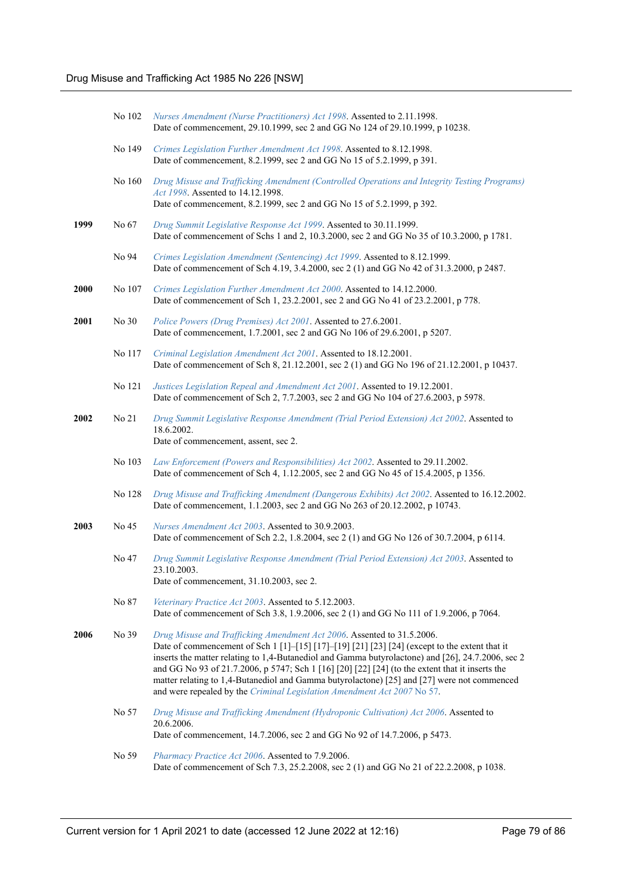| | | |
|---|---|---|
| | No 102 | *Nurses Amendment (Nurse Practitioners) Act 1998*. Assented to 2.11.1998. Date of commencement, 29.10.1999, sec 2 and GG No 124 of 29.10.1999, p 10238. |
| | No 149 | *Crimes Legislation Further Amendment Act 1998*. Assented to 8.12.1998. Date of commencement, 8.2.1999, sec 2 and GG No 15 of 5.2.1999, p 391. |
| | No 160 | *Drug Misuse and Trafficking Amendment (Controlled Operations and Integrity Testing Programs) Act 1998*. Assented to 14.12.1998. Date of commencement, 8.2.1999, sec 2 and GG No 15 of 5.2.1999, p 392. |
| **1999** | No 67 | *Drug Summit Legislative Response Act 1999*. Assented to 30.11.1999. Date of commencement of Schs 1 and 2, 10.3.2000, sec 2 and GG No 35 of 10.3.2000, p 1781. |
| | No 94 | *Crimes Legislation Amendment (Sentencing) Act 1999*. Assented to 8.12.1999. Date of commencement of Sch 4.19, 3.4.2000, sec 2 (1) and GG No 42 of 31.3.2000, p 2487. |
| **2000** | No 107 | *Crimes Legislation Further Amendment Act 2000*. Assented to 14.12.2000. Date of commencement of Sch 1, 23.2.2001, sec 2 and GG No 41 of 23.2.2001, p 778. |
| **2001** | No 30 | *Police Powers (Drug Premises) Act 2001*. Assented to 27.6.2001. Date of commencement, 1.7.2001, sec 2 and GG No 106 of 29.6.2001, p 5207. |
| | No 117 | *Criminal Legislation Amendment Act 2001*. Assented to 18.12.2001. Date of commencement of Sch 8, 21.12.2001, sec 2 (1) and GG No 196 of 21.12.2001, p 10437. |
| | No 121 | *Justices Legislation Repeal and Amendment Act 2001*. Assented to 19.12.2001. Date of commencement of Sch 2, 7.7.2003, sec 2 and GG No 104 of 27.6.2003, p 5978. |
| **2002** | No 21 | *Drug Summit Legislative Response Amendment (Trial Period Extension) Act 2002*. Assented to 18.6.2002. Date of commencement, assent, sec 2. |
| | No 103 | *Law Enforcement (Powers and Responsibilities) Act 2002*. Assented to 29.11.2002. Date of commencement of Sch 4, 1.12.2005, sec 2 and GG No 45 of 15.4.2005, p 1356. |
| | No 128 | *Drug Misuse and Trafficking Amendment (Dangerous Exhibits) Act 2002*. Assented to 16.12.2002. Date of commencement, 1.1.2003, sec 2 and GG No 263 of 20.12.2002, p 10743. |
| **2003** | No 45 | *Nurses Amendment Act 2003*. Assented to 30.9.2003. Date of commencement of Sch 2.2, 1.8.2004, sec 2 (1) and GG No 126 of 30.7.2004, p 6114. |
| | No 47 | *Drug Summit Legislative Response Amendment (Trial Period Extension) Act 2003*. Assented to 23.10.2003. Date of commencement, 31.10.2003, sec 2. |
| | No 87 | *Veterinary Practice Act 2003*. Assented to 5.12.2003. Date of commencement of Sch 3.8, 1.9.2006, sec 2 (1) and GG No 111 of 1.9.2006, p 7064. |
| **2006** | No 39 | *Drug Misuse and Trafficking Amendment Act 2006*. Assented to 31.5.2006. Date of commencement of Sch 1 [1]–[15] [17]–[19] [21] [23] [24] (except to the extent that it inserts the matter relating to 1,4-Butanediol and Gamma butyrolactone) and [26], 24.7.2006, sec 2 and GG No 93 of 21.7.2006, p 5747; Sch 1 [16] [20] [22] [24] (to the extent that it inserts the matter relating to 1,4-Butanediol and Gamma butyrolactone) [25] and [27] were not commenced and were repealed by the *Criminal Legislation Amendment Act 2007* No 57. |
| | No 57 | *Drug Misuse and Trafficking Amendment (Hydroponic Cultivation) Act 2006*. Assented to 20.6.2006. Date of commencement, 14.7.2006, sec 2 and GG No 92 of 14.7.2006, p 5473. |
| | No 59 | *Pharmacy Practice Act 2006*. Assented to 7.9.2006. Date of commencement of Sch 7.3, 25.2.2008, sec 2 (1) and GG No 21 of 22.2.2008, p 1038. |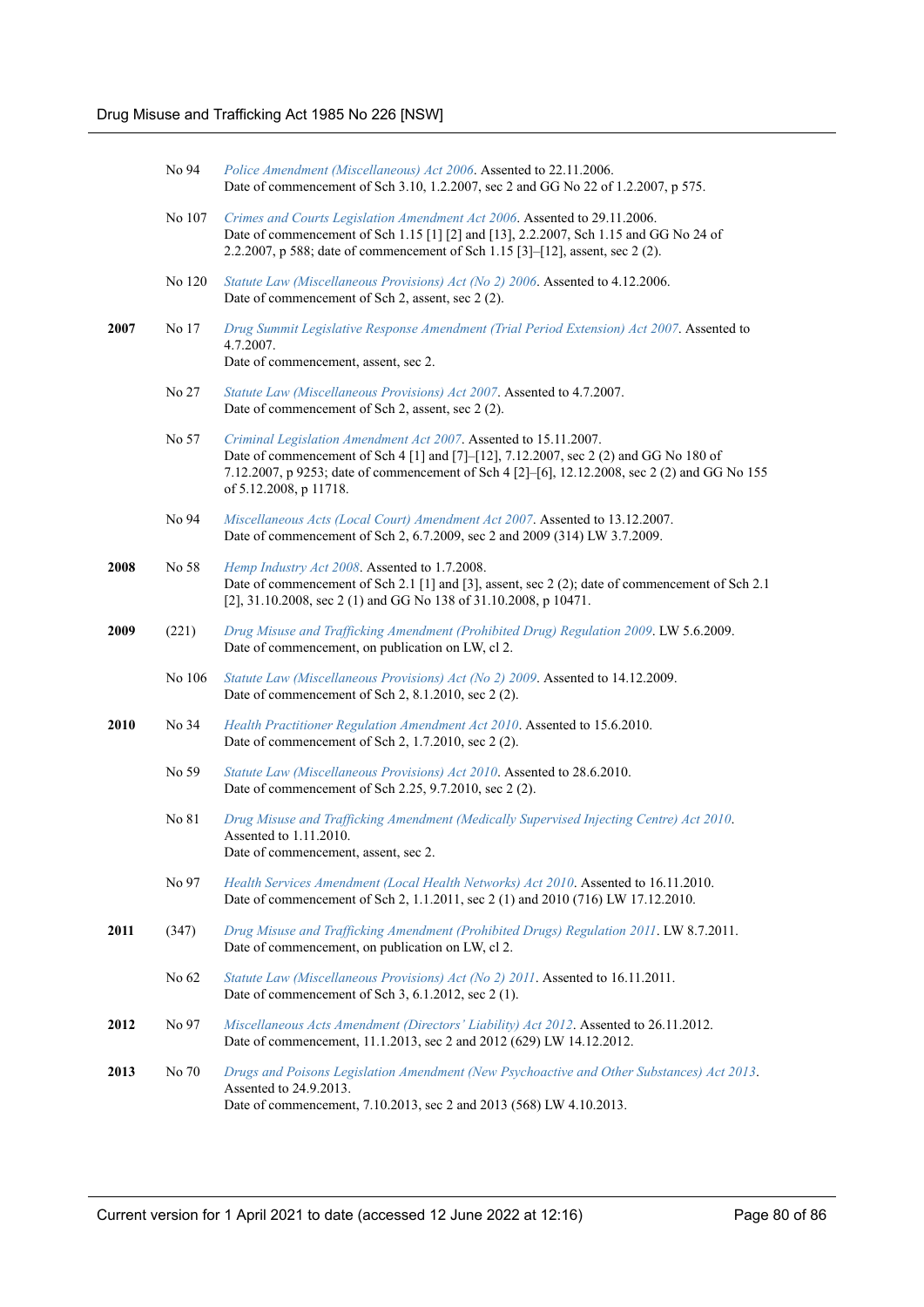| | | |
|---|---|---|
| | No 94 | *Police Amendment (Miscellaneous) Act 2006*. Assented to 22.11.2006.<br>Date of commencement of Sch 3.10, 1.2.2007, sec 2 and GG No 22 of 1.2.2007, p 575. |
| | No 107 | *Crimes and Courts Legislation Amendment Act 2006*. Assented to 29.11.2006.<br>Date of commencement of Sch 1.15 [1] [2] and [13], 2.2.2007, Sch 1.15 and GG No 24 of 2.2.2007, p 588; date of commencement of Sch 1.15 [3]–[12], assent, sec 2 (2). |
| | No 120 | *Statute Law (Miscellaneous Provisions) Act (No 2) 2006*. Assented to 4.12.2006.<br>Date of commencement of Sch 2, assent, sec 2 (2). |
| **2007** | No 17 | *Drug Summit Legislative Response Amendment (Trial Period Extension) Act 2007*. Assented to 4.7.2007.<br>Date of commencement, assent, sec 2. |
| | No 27 | *Statute Law (Miscellaneous Provisions) Act 2007*. Assented to 4.7.2007.<br>Date of commencement of Sch 2, assent, sec 2 (2). |
| | No 57 | *Criminal Legislation Amendment Act 2007*. Assented to 15.11.2007.<br>Date of commencement of Sch 4 [1] and [7]–[12], 7.12.2007, sec 2 (2) and GG No 180 of 7.12.2007, p 9253; date of commencement of Sch 4 [2]–[6], 12.12.2008, sec 2 (2) and GG No 155 of 5.12.2008, p 11718. |
| | No 94 | *Miscellaneous Acts (Local Court) Amendment Act 2007*. Assented to 13.12.2007.<br>Date of commencement of Sch 2, 6.7.2009, sec 2 and 2009 (314) LW 3.7.2009. |
| **2008** | No 58 | *Hemp Industry Act 2008*. Assented to 1.7.2008.<br>Date of commencement of Sch 2.1 [1] and [3], assent, sec 2 (2); date of commencement of Sch 2.1 [2], 31.10.2008, sec 2 (1) and GG No 138 of 31.10.2008, p 10471. |
| **2009** | (221) | *Drug Misuse and Trafficking Amendment (Prohibited Drug) Regulation 2009*. LW 5.6.2009.<br>Date of commencement, on publication on LW, cl 2. |
| | No 106 | *Statute Law (Miscellaneous Provisions) Act (No 2) 2009*. Assented to 14.12.2009.<br>Date of commencement of Sch 2, 8.1.2010, sec 2 (2). |
| **2010** | No 34 | *Health Practitioner Regulation Amendment Act 2010*. Assented to 15.6.2010.<br>Date of commencement of Sch 2, 1.7.2010, sec 2 (2). |
| | No 59 | *Statute Law (Miscellaneous Provisions) Act 2010*. Assented to 28.6.2010.<br>Date of commencement of Sch 2.25, 9.7.2010, sec 2 (2). |
| | No 81 | *Drug Misuse and Trafficking Amendment (Medically Supervised Injecting Centre) Act 2010*. Assented to 1.11.2010.<br>Date of commencement, assent, sec 2. |
| | No 97 | *Health Services Amendment (Local Health Networks) Act 2010*. Assented to 16.11.2010.<br>Date of commencement of Sch 2, 1.1.2011, sec 2 (1) and 2010 (716) LW 17.12.2010. |
| **2011** | (347) | *Drug Misuse and Trafficking Amendment (Prohibited Drugs) Regulation 2011*. LW 8.7.2011.<br>Date of commencement, on publication on LW, cl 2. |
| | No 62 | *Statute Law (Miscellaneous Provisions) Act (No 2) 2011*. Assented to 16.11.2011.<br>Date of commencement of Sch 3, 6.1.2012, sec 2 (1). |
| **2012** | No 97 | *Miscellaneous Acts Amendment (Directors' Liability) Act 2012*. Assented to 26.11.2012.<br>Date of commencement, 11.1.2013, sec 2 and 2012 (629) LW 14.12.2012. |
| **2013** | No 70 | *Drugs and Poisons Legislation Amendment (New Psychoactive and Other Substances) Act 2013*. Assented to 24.9.2013.<br>Date of commencement, 7.10.2013, sec 2 and 2013 (568) LW 4.10.2013. |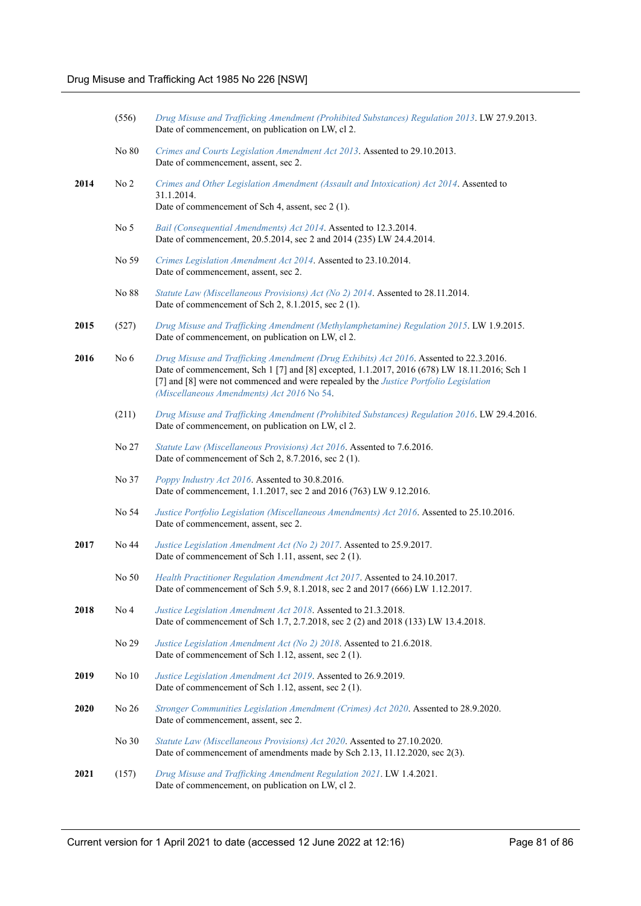| Year | No | Details |
|---|---|---|
| | (556) | *Drug Misuse and Trafficking Amendment (Prohibited Substances) Regulation 2013*. LW 27.9.2013. Date of commencement, on publication on LW, cl 2. |
| | No 80 | *Crimes and Courts Legislation Amendment Act 2013*. Assented to 29.10.2013. Date of commencement, assent, sec 2. |
| **2014** | No 2 | *Crimes and Other Legislation Amendment (Assault and Intoxication) Act 2014*. Assented to 31.1.2014. Date of commencement of Sch 4, assent, sec 2 (1). |
| | No 5 | *Bail (Consequential Amendments) Act 2014*. Assented to 12.3.2014. Date of commencement, 20.5.2014, sec 2 and 2014 (235) LW 24.4.2014. |
| | No 59 | *Crimes Legislation Amendment Act 2014*. Assented to 23.10.2014. Date of commencement, assent, sec 2. |
| | No 88 | *Statute Law (Miscellaneous Provisions) Act (No 2) 2014*. Assented to 28.11.2014. Date of commencement of Sch 2, 8.1.2015, sec 2 (1). |
| **2015** | (527) | *Drug Misuse and Trafficking Amendment (Methylamphetamine) Regulation 2015*. LW 1.9.2015. Date of commencement, on publication on LW, cl 2. |
| **2016** | No 6 | *Drug Misuse and Trafficking Amendment (Drug Exhibits) Act 2016*. Assented to 22.3.2016. Date of commencement, Sch 1 [7] and [8] excepted, 1.1.2017, 2016 (678) LW 18.11.2016; Sch 1 [7] and [8] were not commenced and were repealed by the *Justice Portfolio Legislation (Miscellaneous Amendments) Act 2016* No 54. |
| | (211) | *Drug Misuse and Trafficking Amendment (Prohibited Substances) Regulation 2016*. LW 29.4.2016. Date of commencement, on publication on LW, cl 2. |
| | No 27 | *Statute Law (Miscellaneous Provisions) Act 2016*. Assented to 7.6.2016. Date of commencement of Sch 2, 8.7.2016, sec 2 (1). |
| | No 37 | *Poppy Industry Act 2016*. Assented to 30.8.2016. Date of commencement, 1.1.2017, sec 2 and 2016 (763) LW 9.12.2016. |
| | No 54 | *Justice Portfolio Legislation (Miscellaneous Amendments) Act 2016*. Assented to 25.10.2016. Date of commencement, assent, sec 2. |
| **2017** | No 44 | *Justice Legislation Amendment Act (No 2) 2017*. Assented to 25.9.2017. Date of commencement of Sch 1.11, assent, sec 2 (1). |
| | No 50 | *Health Practitioner Regulation Amendment Act 2017*. Assented to 24.10.2017. Date of commencement of Sch 5.9, 8.1.2018, sec 2 and 2017 (666) LW 1.12.2017. |
| **2018** | No 4 | *Justice Legislation Amendment Act 2018*. Assented to 21.3.2018. Date of commencement of Sch 1.7, 2.7.2018, sec 2 (2) and 2018 (133) LW 13.4.2018. |
| | No 29 | *Justice Legislation Amendment Act (No 2) 2018*. Assented to 21.6.2018. Date of commencement of Sch 1.12, assent, sec 2 (1). |
| **2019** | No 10 | *Justice Legislation Amendment Act 2019*. Assented to 26.9.2019. Date of commencement of Sch 1.12, assent, sec 2 (1). |
| **2020** | No 26 | *Stronger Communities Legislation Amendment (Crimes) Act 2020*. Assented to 28.9.2020. Date of commencement, assent, sec 2. |
| | No 30 | *Statute Law (Miscellaneous Provisions) Act 2020*. Assented to 27.10.2020. Date of commencement of amendments made by Sch 2.13, 11.12.2020, sec 2(3). |
| **2021** | (157) | *Drug Misuse and Trafficking Amendment Regulation 2021*. LW 1.4.2021. Date of commencement, on publication on LW, cl 2. |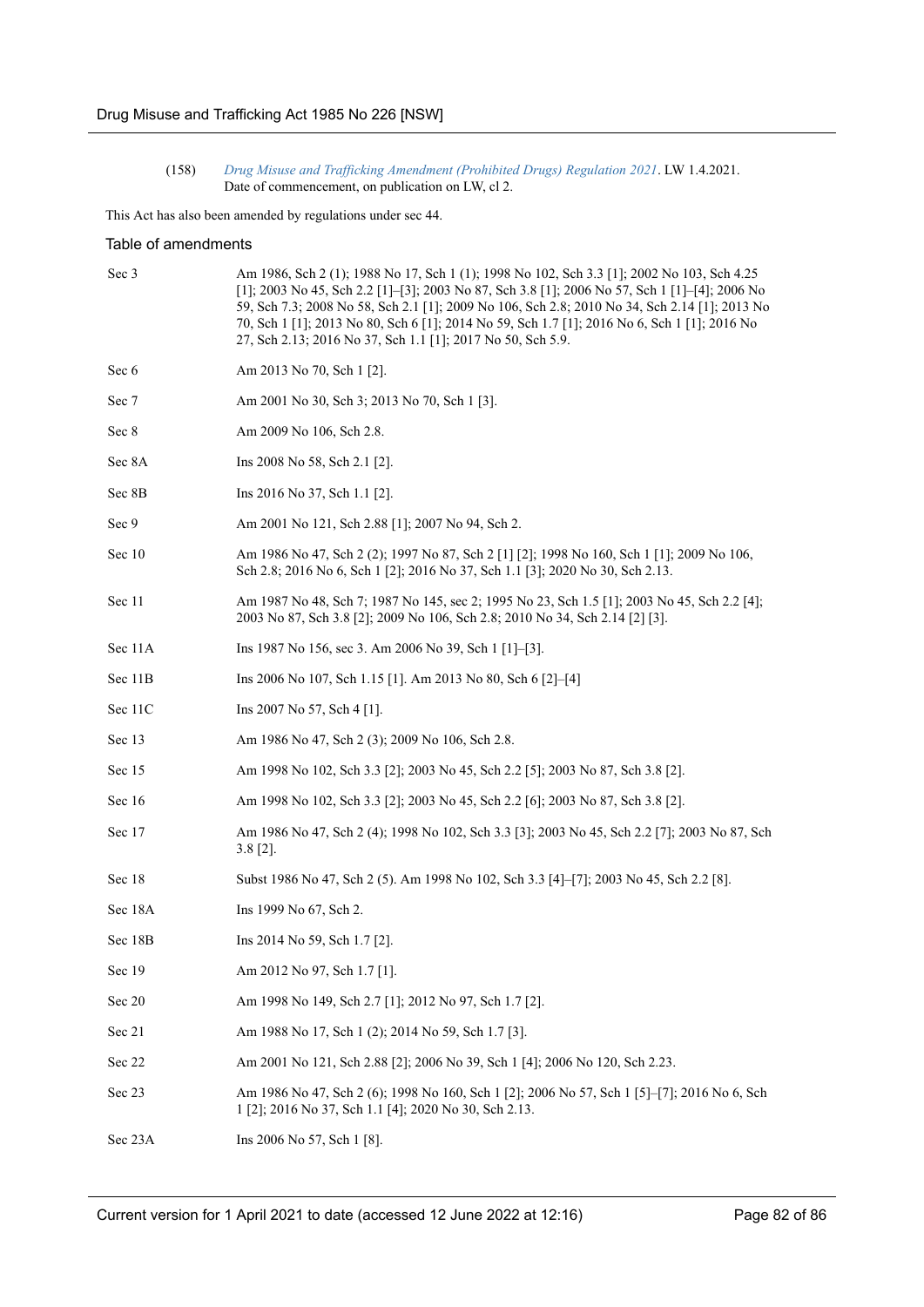(158) *Drug Misuse and Trafficking Amendment (Prohibited Drugs) Regulation 2021*. LW 1.4.2021. Date of commencement, on publication on LW, cl 2.

This Act has also been amended by regulations under sec 44.

## Table of amendments

| | |
|---|---|
| Sec 3 | Am 1986, Sch 2 (1); 1988 No 17, Sch 1 (1); 1998 No 102, Sch 3.3 [1]; 2002 No 103, Sch 4.25 [1]; 2003 No 45, Sch 2.2 [1]–[3]; 2003 No 87, Sch 3.8 [1]; 2006 No 57, Sch 1 [1]–[4]; 2006 No 59, Sch 7.3; 2008 No 58, Sch 2.1 [1]; 2009 No 106, Sch 2.8; 2010 No 34, Sch 2.14 [1]; 2013 No 70, Sch 1 [1]; 2013 No 80, Sch 6 [1]; 2014 No 59, Sch 1.7 [1]; 2016 No 6, Sch 1 [1]; 2016 No 27, Sch 2.13; 2016 No 37, Sch 1.1 [1]; 2017 No 50, Sch 5.9. |
| Sec 6 | Am 2013 No 70, Sch 1 [2]. |
| Sec 7 | Am 2001 No 30, Sch 3; 2013 No 70, Sch 1 [3]. |
| Sec 8 | Am 2009 No 106, Sch 2.8. |
| Sec 8A | Ins 2008 No 58, Sch 2.1 [2]. |
| Sec 8B | Ins 2016 No 37, Sch 1.1 [2]. |
| Sec 9 | Am 2001 No 121, Sch 2.88 [1]; 2007 No 94, Sch 2. |
| Sec 10 | Am 1986 No 47, Sch 2 (2); 1997 No 87, Sch 2 [1] [2]; 1998 No 160, Sch 1 [1]; 2009 No 106, Sch 2.8; 2016 No 6, Sch 1 [2]; 2016 No 37, Sch 1.1 [3]; 2020 No 30, Sch 2.13. |
| Sec 11 | Am 1987 No 48, Sch 7; 1987 No 145, sec 2; 1995 No 23, Sch 1.5 [1]; 2003 No 45, Sch 2.2 [4]; 2003 No 87, Sch 3.8 [2]; 2009 No 106, Sch 2.8; 2010 No 34, Sch 2.14 [2] [3]. |
| Sec 11A | Ins 1987 No 156, sec 3. Am 2006 No 39, Sch 1 [1]–[3]. |
| Sec 11B | Ins 2006 No 107, Sch 1.15 [1]. Am 2013 No 80, Sch 6 [2]–[4] |
| Sec 11C | Ins 2007 No 57, Sch 4 [1]. |
| Sec 13 | Am 1986 No 47, Sch 2 (3); 2009 No 106, Sch 2.8. |
| Sec 15 | Am 1998 No 102, Sch 3.3 [2]; 2003 No 45, Sch 2.2 [5]; 2003 No 87, Sch 3.8 [2]. |
| Sec 16 | Am 1998 No 102, Sch 3.3 [2]; 2003 No 45, Sch 2.2 [6]; 2003 No 87, Sch 3.8 [2]. |
| Sec 17 | Am 1986 No 47, Sch 2 (4); 1998 No 102, Sch 3.3 [3]; 2003 No 45, Sch 2.2 [7]; 2003 No 87, Sch 3.8 [2]. |
| Sec 18 | Subst 1986 No 47, Sch 2 (5). Am 1998 No 102, Sch 3.3 [4]–[7]; 2003 No 45, Sch 2.2 [8]. |
| Sec 18A | Ins 1999 No 67, Sch 2. |
| Sec 18B | Ins 2014 No 59, Sch 1.7 [2]. |
| Sec 19 | Am 2012 No 97, Sch 1.7 [1]. |
| Sec 20 | Am 1998 No 149, Sch 2.7 [1]; 2012 No 97, Sch 1.7 [2]. |
| Sec 21 | Am 1988 No 17, Sch 1 (2); 2014 No 59, Sch 1.7 [3]. |
| Sec 22 | Am 2001 No 121, Sch 2.88 [2]; 2006 No 39, Sch 1 [4]; 2006 No 120, Sch 2.23. |
| Sec 23 | Am 1986 No 47, Sch 2 (6); 1998 No 160, Sch 1 [2]; 2006 No 57, Sch 1 [5]–[7]; 2016 No 6, Sch 1 [2]; 2016 No 37, Sch 1.1 [4]; 2020 No 30, Sch 2.13. |
| Sec 23A | Ins 2006 No 57, Sch 1 [8]. |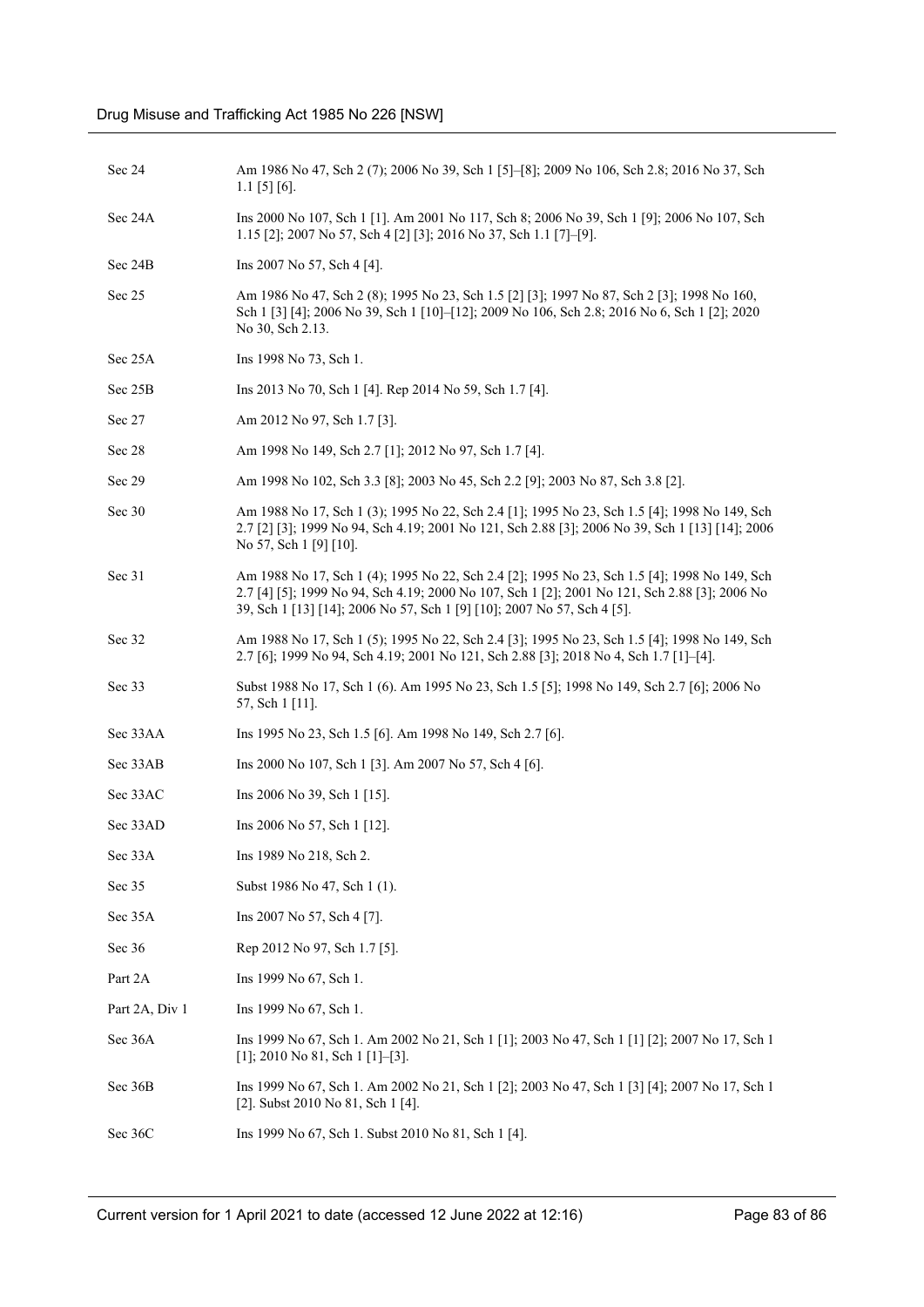| | |
|---|---|
| Sec 24 | Am 1986 No 47, Sch 2 (7); 2006 No 39, Sch 1 [5]–[8]; 2009 No 106, Sch 2.8; 2016 No 37, Sch 1.1 [5] [6]. |
| Sec 24A | Ins 2000 No 107, Sch 1 [1]. Am 2001 No 117, Sch 8; 2006 No 39, Sch 1 [9]; 2006 No 107, Sch 1.15 [2]; 2007 No 57, Sch 4 [2] [3]; 2016 No 37, Sch 1.1 [7]–[9]. |
| Sec 24B | Ins 2007 No 57, Sch 4 [4]. |
| Sec 25 | Am 1986 No 47, Sch 2 (8); 1995 No 23, Sch 1.5 [2] [3]; 1997 No 87, Sch 2 [3]; 1998 No 160, Sch 1 [3] [4]; 2006 No 39, Sch 1 [10]–[12]; 2009 No 106, Sch 2.8; 2016 No 6, Sch 1 [2]; 2020 No 30, Sch 2.13. |
| Sec 25A | Ins 1998 No 73, Sch 1. |
| Sec 25B | Ins 2013 No 70, Sch 1 [4]. Rep 2014 No 59, Sch 1.7 [4]. |
| Sec 27 | Am 2012 No 97, Sch 1.7 [3]. |
| Sec 28 | Am 1998 No 149, Sch 2.7 [1]; 2012 No 97, Sch 1.7 [4]. |
| Sec 29 | Am 1998 No 102, Sch 3.3 [8]; 2003 No 45, Sch 2.2 [9]; 2003 No 87, Sch 3.8 [2]. |
| Sec 30 | Am 1988 No 17, Sch 1 (3); 1995 No 22, Sch 2.4 [1]; 1995 No 23, Sch 1.5 [4]; 1998 No 149, Sch 2.7 [2] [3]; 1999 No 94, Sch 4.19; 2001 No 121, Sch 2.88 [3]; 2006 No 39, Sch 1 [13] [14]; 2006 No 57, Sch 1 [9] [10]. |
| Sec 31 | Am 1988 No 17, Sch 1 (4); 1995 No 22, Sch 2.4 [2]; 1995 No 23, Sch 1.5 [4]; 1998 No 149, Sch 2.7 [4] [5]; 1999 No 94, Sch 4.19; 2000 No 107, Sch 1 [2]; 2001 No 121, Sch 2.88 [3]; 2006 No 39, Sch 1 [13] [14]; 2006 No 57, Sch 1 [9] [10]; 2007 No 57, Sch 4 [5]. |
| Sec 32 | Am 1988 No 17, Sch 1 (5); 1995 No 22, Sch 2.4 [3]; 1995 No 23, Sch 1.5 [4]; 1998 No 149, Sch 2.7 [6]; 1999 No 94, Sch 4.19; 2001 No 121, Sch 2.88 [3]; 2018 No 4, Sch 1.7 [1]–[4]. |
| Sec 33 | Subst 1988 No 17, Sch 1 (6). Am 1995 No 23, Sch 1.5 [5]; 1998 No 149, Sch 2.7 [6]; 2006 No 57, Sch 1 [11]. |
| Sec 33AA | Ins 1995 No 23, Sch 1.5 [6]. Am 1998 No 149, Sch 2.7 [6]. |
| Sec 33AB | Ins 2000 No 107, Sch 1 [3]. Am 2007 No 57, Sch 4 [6]. |
| Sec 33AC | Ins 2006 No 39, Sch 1 [15]. |
| Sec 33AD | Ins 2006 No 57, Sch 1 [12]. |
| Sec 33A | Ins 1989 No 218, Sch 2. |
| Sec 35 | Subst 1986 No 47, Sch 1 (1). |
| Sec 35A | Ins 2007 No 57, Sch 4 [7]. |
| Sec 36 | Rep 2012 No 97, Sch 1.7 [5]. |
| Part 2A | Ins 1999 No 67, Sch 1. |
| Part 2A, Div 1 | Ins 1999 No 67, Sch 1. |
| Sec 36A | Ins 1999 No 67, Sch 1. Am 2002 No 21, Sch 1 [1]; 2003 No 47, Sch 1 [1] [2]; 2007 No 17, Sch 1 [1]; 2010 No 81, Sch 1 [1]–[3]. |
| Sec 36B | Ins 1999 No 67, Sch 1. Am 2002 No 21, Sch 1 [2]; 2003 No 47, Sch 1 [3] [4]; 2007 No 17, Sch 1 [2]. Subst 2010 No 81, Sch 1 [4]. |
| Sec 36C | Ins 1999 No 67, Sch 1. Subst 2010 No 81, Sch 1 [4]. |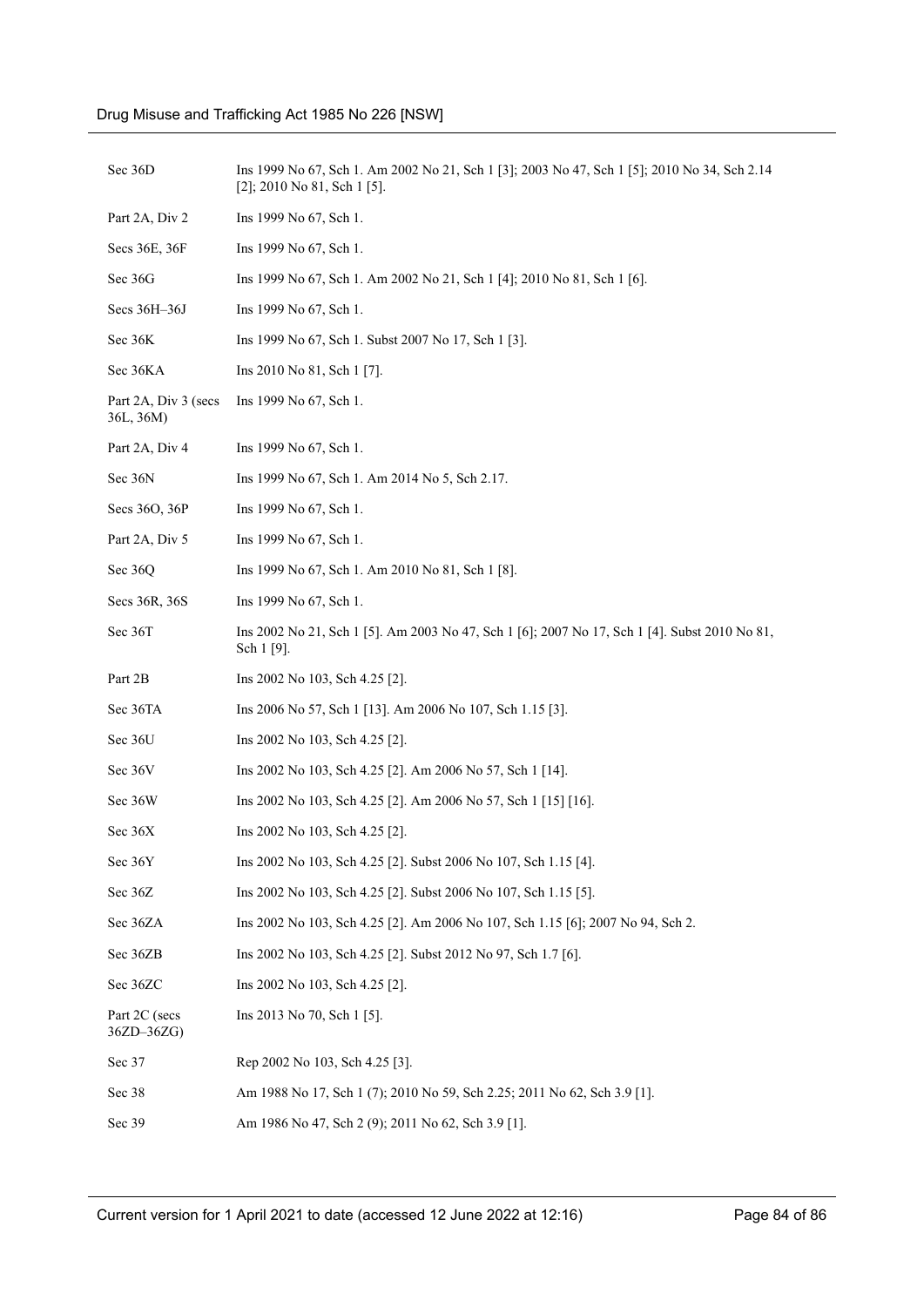| | |
|---|---|
| Sec 36D | Ins 1999 No 67, Sch 1. Am 2002 No 21, Sch 1 [3]; 2003 No 47, Sch 1 [5]; 2010 No 34, Sch 2.14 [2]; 2010 No 81, Sch 1 [5]. |
| Part 2A, Div 2 | Ins 1999 No 67, Sch 1. |
| Secs 36E, 36F | Ins 1999 No 67, Sch 1. |
| Sec 36G | Ins 1999 No 67, Sch 1. Am 2002 No 21, Sch 1 [4]; 2010 No 81, Sch 1 [6]. |
| Secs 36H–36J | Ins 1999 No 67, Sch 1. |
| Sec 36K | Ins 1999 No 67, Sch 1. Subst 2007 No 17, Sch 1 [3]. |
| Sec 36KA | Ins 2010 No 81, Sch 1 [7]. |
| Part 2A, Div 3 (secs 36L, 36M) | Ins 1999 No 67, Sch 1. |
| Part 2A, Div 4 | Ins 1999 No 67, Sch 1. |
| Sec 36N | Ins 1999 No 67, Sch 1. Am 2014 No 5, Sch 2.17. |
| Secs 36O, 36P | Ins 1999 No 67, Sch 1. |
| Part 2A, Div 5 | Ins 1999 No 67, Sch 1. |
| Sec 36Q | Ins 1999 No 67, Sch 1. Am 2010 No 81, Sch 1 [8]. |
| Secs 36R, 36S | Ins 1999 No 67, Sch 1. |
| Sec 36T | Ins 2002 No 21, Sch 1 [5]. Am 2003 No 47, Sch 1 [6]; 2007 No 17, Sch 1 [4]. Subst 2010 No 81, Sch 1 [9]. |
| Part 2B | Ins 2002 No 103, Sch 4.25 [2]. |
| Sec 36TA | Ins 2006 No 57, Sch 1 [13]. Am 2006 No 107, Sch 1.15 [3]. |
| Sec 36U | Ins 2002 No 103, Sch 4.25 [2]. |
| Sec 36V | Ins 2002 No 103, Sch 4.25 [2]. Am 2006 No 57, Sch 1 [14]. |
| Sec 36W | Ins 2002 No 103, Sch 4.25 [2]. Am 2006 No 57, Sch 1 [15] [16]. |
| Sec 36X | Ins 2002 No 103, Sch 4.25 [2]. |
| Sec 36Y | Ins 2002 No 103, Sch 4.25 [2]. Subst 2006 No 107, Sch 1.15 [4]. |
| Sec 36Z | Ins 2002 No 103, Sch 4.25 [2]. Subst 2006 No 107, Sch 1.15 [5]. |
| Sec 36ZA | Ins 2002 No 103, Sch 4.25 [2]. Am 2006 No 107, Sch 1.15 [6]; 2007 No 94, Sch 2. |
| Sec 36ZB | Ins 2002 No 103, Sch 4.25 [2]. Subst 2012 No 97, Sch 1.7 [6]. |
| Sec 36ZC | Ins 2002 No 103, Sch 4.25 [2]. |
| Part 2C (secs 36ZD–36ZG) | Ins 2013 No 70, Sch 1 [5]. |
| Sec 37 | Rep 2002 No 103, Sch 4.25 [3]. |
| Sec 38 | Am 1988 No 17, Sch 1 (7); 2010 No 59, Sch 2.25; 2011 No 62, Sch 3.9 [1]. |
| Sec 39 | Am 1986 No 47, Sch 2 (9); 2011 No 62, Sch 3.9 [1]. |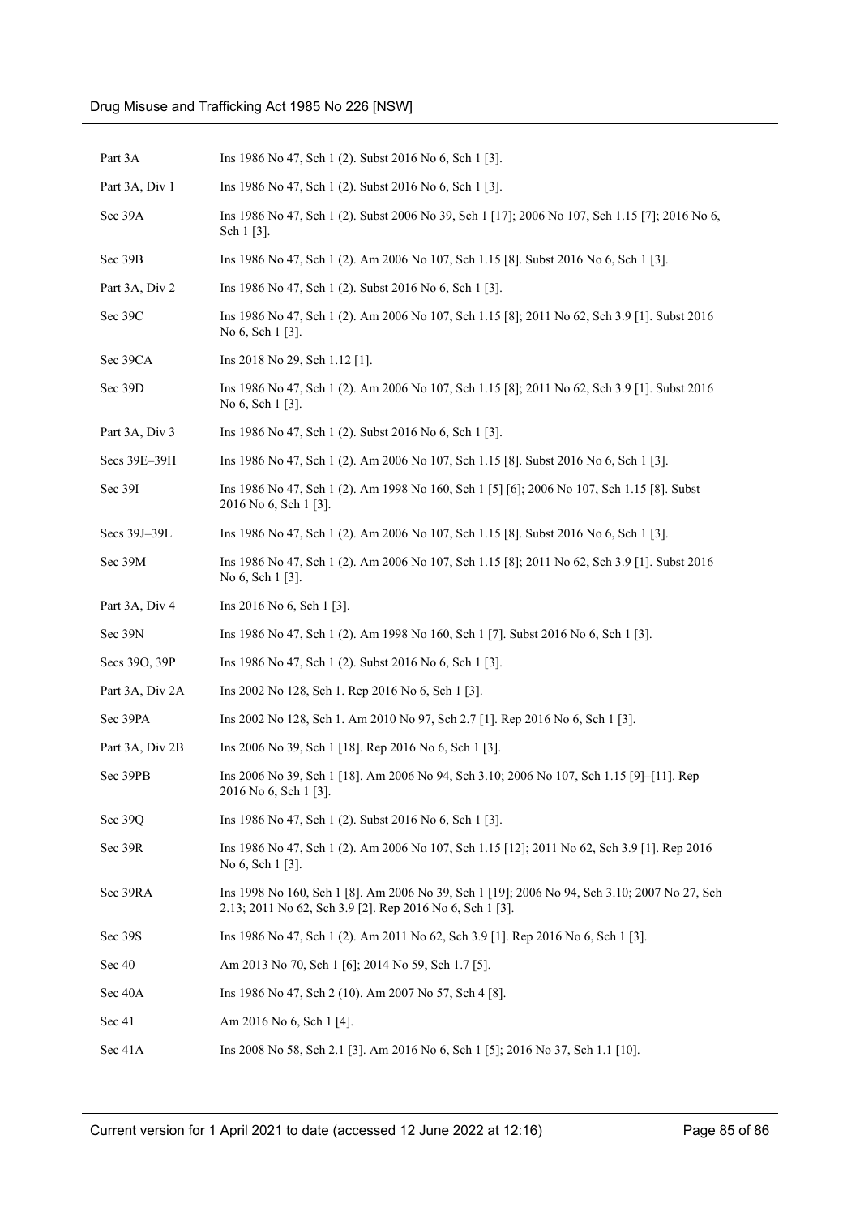| | |
|---|---|
| Part 3A | Ins 1986 No 47, Sch 1 (2). Subst 2016 No 6, Sch 1 [3]. |
| Part 3A, Div 1 | Ins 1986 No 47, Sch 1 (2). Subst 2016 No 6, Sch 1 [3]. |
| Sec 39A | Ins 1986 No 47, Sch 1 (2). Subst 2006 No 39, Sch 1 [17]; 2006 No 107, Sch 1.15 [7]; 2016 No 6, Sch 1 [3]. |
| Sec 39B | Ins 1986 No 47, Sch 1 (2). Am 2006 No 107, Sch 1.15 [8]. Subst 2016 No 6, Sch 1 [3]. |
| Part 3A, Div 2 | Ins 1986 No 47, Sch 1 (2). Subst 2016 No 6, Sch 1 [3]. |
| Sec 39C | Ins 1986 No 47, Sch 1 (2). Am 2006 No 107, Sch 1.15 [8]; 2011 No 62, Sch 3.9 [1]. Subst 2016 No 6, Sch 1 [3]. |
| Sec 39CA | Ins 2018 No 29, Sch 1.12 [1]. |
| Sec 39D | Ins 1986 No 47, Sch 1 (2). Am 2006 No 107, Sch 1.15 [8]; 2011 No 62, Sch 3.9 [1]. Subst 2016 No 6, Sch 1 [3]. |
| Part 3A, Div 3 | Ins 1986 No 47, Sch 1 (2). Subst 2016 No 6, Sch 1 [3]. |
| Secs 39E–39H | Ins 1986 No 47, Sch 1 (2). Am 2006 No 107, Sch 1.15 [8]. Subst 2016 No 6, Sch 1 [3]. |
| Sec 39I | Ins 1986 No 47, Sch 1 (2). Am 1998 No 160, Sch 1 [5] [6]; 2006 No 107, Sch 1.15 [8]. Subst 2016 No 6, Sch 1 [3]. |
| Secs 39J–39L | Ins 1986 No 47, Sch 1 (2). Am 2006 No 107, Sch 1.15 [8]. Subst 2016 No 6, Sch 1 [3]. |
| Sec 39M | Ins 1986 No 47, Sch 1 (2). Am 2006 No 107, Sch 1.15 [8]; 2011 No 62, Sch 3.9 [1]. Subst 2016 No 6, Sch 1 [3]. |
| Part 3A, Div 4 | Ins 2016 No 6, Sch 1 [3]. |
| Sec 39N | Ins 1986 No 47, Sch 1 (2). Am 1998 No 160, Sch 1 [7]. Subst 2016 No 6, Sch 1 [3]. |
| Secs 39O, 39P | Ins 1986 No 47, Sch 1 (2). Subst 2016 No 6, Sch 1 [3]. |
| Part 3A, Div 2A | Ins 2002 No 128, Sch 1. Rep 2016 No 6, Sch 1 [3]. |
| Sec 39PA | Ins 2002 No 128, Sch 1. Am 2010 No 97, Sch 2.7 [1]. Rep 2016 No 6, Sch 1 [3]. |
| Part 3A, Div 2B | Ins 2006 No 39, Sch 1 [18]. Rep 2016 No 6, Sch 1 [3]. |
| Sec 39PB | Ins 2006 No 39, Sch 1 [18]. Am 2006 No 94, Sch 3.10; 2006 No 107, Sch 1.15 [9]–[11]. Rep 2016 No 6, Sch 1 [3]. |
| Sec 39Q | Ins 1986 No 47, Sch 1 (2). Subst 2016 No 6, Sch 1 [3]. |
| Sec 39R | Ins 1986 No 47, Sch 1 (2). Am 2006 No 107, Sch 1.15 [12]; 2011 No 62, Sch 3.9 [1]. Rep 2016 No 6, Sch 1 [3]. |
| Sec 39RA | Ins 1998 No 160, Sch 1 [8]. Am 2006 No 39, Sch 1 [19]; 2006 No 94, Sch 3.10; 2007 No 27, Sch 2.13; 2011 No 62, Sch 3.9 [2]. Rep 2016 No 6, Sch 1 [3]. |
| Sec 39S | Ins 1986 No 47, Sch 1 (2). Am 2011 No 62, Sch 3.9 [1]. Rep 2016 No 6, Sch 1 [3]. |
| Sec 40 | Am 2013 No 70, Sch 1 [6]; 2014 No 59, Sch 1.7 [5]. |
| Sec 40A | Ins 1986 No 47, Sch 2 (10). Am 2007 No 57, Sch 4 [8]. |
| Sec 41 | Am 2016 No 6, Sch 1 [4]. |
| Sec 41A | Ins 2008 No 58, Sch 2.1 [3]. Am 2016 No 6, Sch 1 [5]; 2016 No 37, Sch 1.1 [10]. |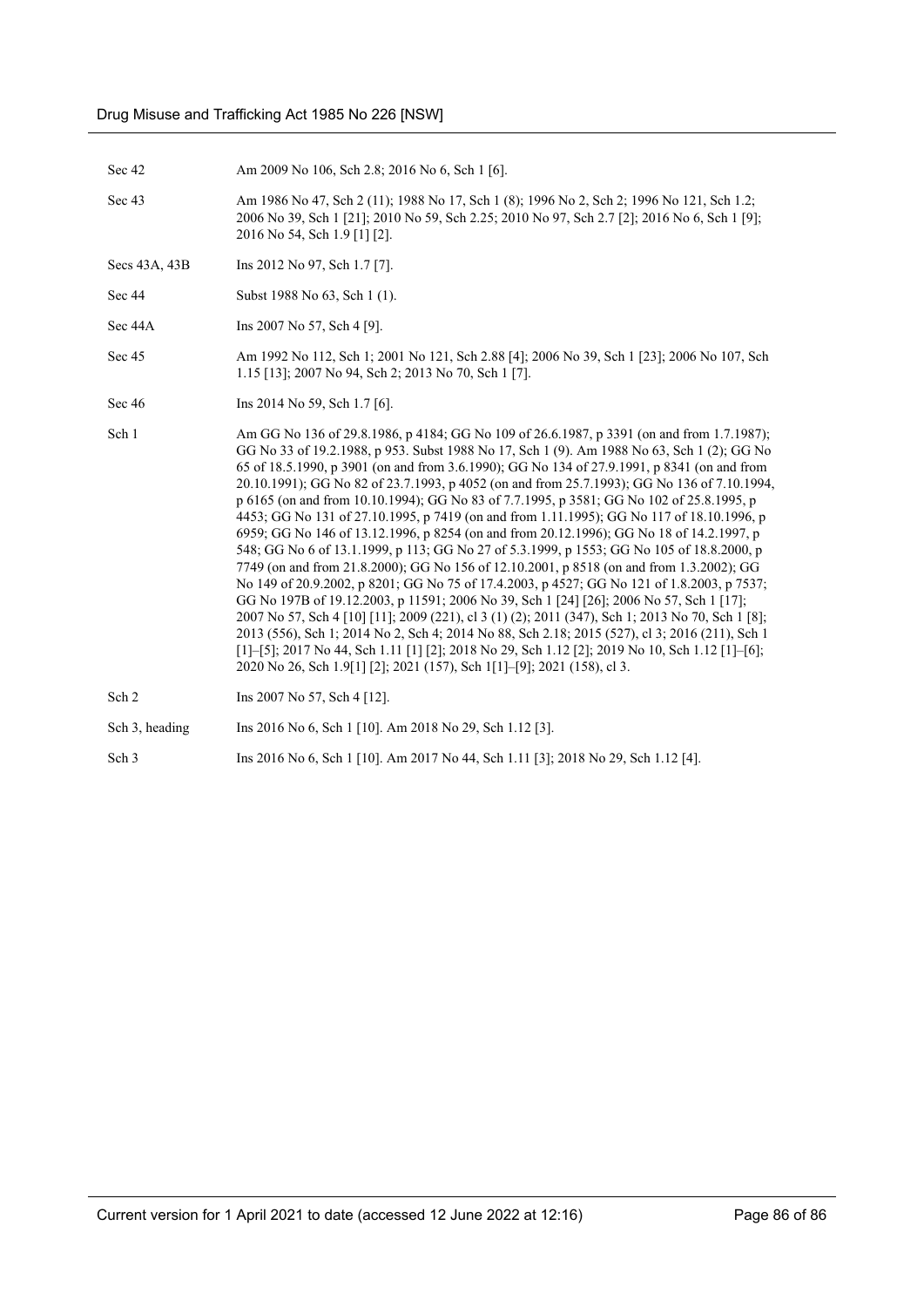| | |
|---|---|
| Sec 42 | Am 2009 No 106, Sch 2.8; 2016 No 6, Sch 1 [6]. |
| Sec 43 | Am 1986 No 47, Sch 2 (11); 1988 No 17, Sch 1 (8); 1996 No 2, Sch 2; 1996 No 121, Sch 1.2; 2006 No 39, Sch 1 [21]; 2010 No 59, Sch 2.25; 2010 No 97, Sch 2.7 [2]; 2016 No 6, Sch 1 [9]; 2016 No 54, Sch 1.9 [1] [2]. |
| Secs 43A, 43B | Ins 2012 No 97, Sch 1.7 [7]. |
| Sec 44 | Subst 1988 No 63, Sch 1 (1). |
| Sec 44A | Ins 2007 No 57, Sch 4 [9]. |
| Sec 45 | Am 1992 No 112, Sch 1; 2001 No 121, Sch 2.88 [4]; 2006 No 39, Sch 1 [23]; 2006 No 107, Sch 1.15 [13]; 2007 No 94, Sch 2; 2013 No 70, Sch 1 [7]. |
| Sec 46 | Ins 2014 No 59, Sch 1.7 [6]. |
| Sch 1 | Am GG No 136 of 29.8.1986, p 4184; GG No 109 of 26.6.1987, p 3391 (on and from 1.7.1987); GG No 33 of 19.2.1988, p 953. Subst 1988 No 17, Sch 1 (9). Am 1988 No 63, Sch 1 (2); GG No 65 of 18.5.1990, p 3901 (on and from 3.6.1990); GG No 134 of 27.9.1991, p 8341 (on and from 20.10.1991); GG No 82 of 23.7.1993, p 4052 (on and from 25.7.1993); GG No 136 of 7.10.1994, p 6165 (on and from 10.10.1994); GG No 83 of 7.7.1995, p 3581; GG No 102 of 25.8.1995, p 4453; GG No 131 of 27.10.1995, p 7419 (on and from 1.11.1995); GG No 117 of 18.10.1996, p 6959; GG No 146 of 13.12.1996, p 8254 (on and from 20.12.1996); GG No 18 of 14.2.1997, p 548; GG No 6 of 13.1.1999, p 113; GG No 27 of 5.3.1999, p 1553; GG No 105 of 18.8.2000, p 7749 (on and from 21.8.2000); GG No 156 of 12.10.2001, p 8518 (on and from 1.3.2002); GG No 149 of 20.9.2002, p 8201; GG No 75 of 17.4.2003, p 4527; GG No 121 of 1.8.2003, p 7537; GG No 197B of 19.12.2003, p 11591; 2006 No 39, Sch 1 [24] [26]; 2006 No 57, Sch 1 [17]; 2007 No 57, Sch 4 [10] [11]; 2009 (221), cl 3 (1) (2); 2011 (347), Sch 1; 2013 No 70, Sch 1 [8]; 2013 (556), Sch 1; 2014 No 2, Sch 4; 2014 No 88, Sch 2.18; 2015 (527), cl 3; 2016 (211), Sch 1 [1]–[5]; 2017 No 44, Sch 1.11 [1] [2]; 2018 No 29, Sch 1.12 [2]; 2019 No 10, Sch 1.12 [1]–[6]; 2020 No 26, Sch 1.9[1] [2]; 2021 (157), Sch 1[1]–[9]; 2021 (158), cl 3. |
| Sch 2 | Ins 2007 No 57, Sch 4 [12]. |
| Sch 3, heading | Ins 2016 No 6, Sch 1 [10]. Am 2018 No 29, Sch 1.12 [3]. |
| Sch 3 | Ins 2016 No 6, Sch 1 [10]. Am 2017 No 44, Sch 1.11 [3]; 2018 No 29, Sch 1.12 [4]. |